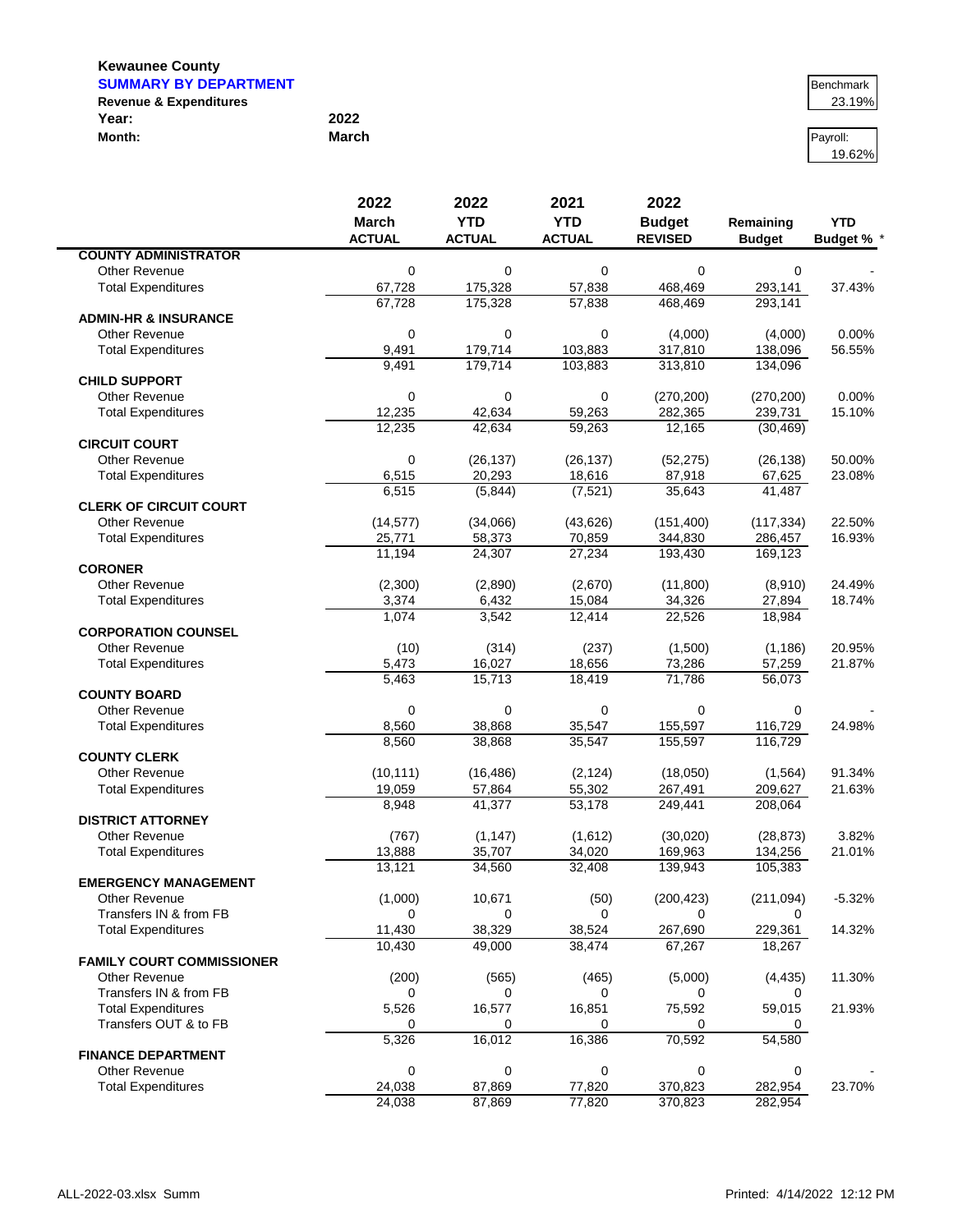**Kewaunee County**
**SUMMARY BY DEPARTMENT**
**Revenue & Expenditures**

**Year:** 2022
**Month:** March

| Benchmark |
|---|
| 23.19% |

| Payroll: |
|---|
| 19.62% |

| | 2022 March ACTUAL | 2022 YTD ACTUAL | 2021 YTD ACTUAL | 2022 Budget REVISED | Remaining Budget | YTD Budget % * |
|---|---|---|---|---|---|---|
| **COUNTY ADMINISTRATOR** | | | | | | |
| Other Revenue | 0 | 0 | 0 | 0 | 0 | - |
| Total Expenditures | 67,728 | 175,328 | 57,838 | 468,469 | 293,141 | 37.43% |
| | 67,728 | 175,328 | 57,838 | 468,469 | 293,141 | |
| **ADMIN-HR & INSURANCE** | | | | | | |
| Other Revenue | 0 | 0 | 0 | (4,000) | (4,000) | 0.00% |
| Total Expenditures | 9,491 | 179,714 | 103,883 | 317,810 | 138,096 | 56.55% |
| | 9,491 | 179,714 | 103,883 | 313,810 | 134,096 | |
| **CHILD SUPPORT** | | | | | | |
| Other Revenue | 0 | 0 | 0 | (270,200) | (270,200) | 0.00% |
| Total Expenditures | 12,235 | 42,634 | 59,263 | 282,365 | 239,731 | 15.10% |
| | 12,235 | 42,634 | 59,263 | 12,165 | (30,469) | |
| **CIRCUIT COURT** | | | | | | |
| Other Revenue | 0 | (26,137) | (26,137) | (52,275) | (26,138) | 50.00% |
| Total Expenditures | 6,515 | 20,293 | 18,616 | 87,918 | 67,625 | 23.08% |
| | 6,515 | (5,844) | (7,521) | 35,643 | 41,487 | |
| **CLERK OF CIRCUIT COURT** | | | | | | |
| Other Revenue | (14,577) | (34,066) | (43,626) | (151,400) | (117,334) | 22.50% |
| Total Expenditures | 25,771 | 58,373 | 70,859 | 344,830 | 286,457 | 16.93% |
| | 11,194 | 24,307 | 27,234 | 193,430 | 169,123 | |
| **CORONER** | | | | | | |
| Other Revenue | (2,300) | (2,890) | (2,670) | (11,800) | (8,910) | 24.49% |
| Total Expenditures | 3,374 | 6,432 | 15,084 | 34,326 | 27,894 | 18.74% |
| | 1,074 | 3,542 | 12,414 | 22,526 | 18,984 | |
| **CORPORATION COUNSEL** | | | | | | |
| Other Revenue | (10) | (314) | (237) | (1,500) | (1,186) | 20.95% |
| Total Expenditures | 5,473 | 16,027 | 18,656 | 73,286 | 57,259 | 21.87% |
| | 5,463 | 15,713 | 18,419 | 71,786 | 56,073 | |
| **COUNTY BOARD** | | | | | | |
| Other Revenue | 0 | 0 | 0 | 0 | 0 | - |
| Total Expenditures | 8,560 | 38,868 | 35,547 | 155,597 | 116,729 | 24.98% |
| | 8,560 | 38,868 | 35,547 | 155,597 | 116,729 | |
| **COUNTY CLERK** | | | | | | |
| Other Revenue | (10,111) | (16,486) | (2,124) | (18,050) | (1,564) | 91.34% |
| Total Expenditures | 19,059 | 57,864 | 55,302 | 267,491 | 209,627 | 21.63% |
| | 8,948 | 41,377 | 53,178 | 249,441 | 208,064 | |
| **DISTRICT ATTORNEY** | | | | | | |
| Other Revenue | (767) | (1,147) | (1,612) | (30,020) | (28,873) | 3.82% |
| Total Expenditures | 13,888 | 35,707 | 34,020 | 169,963 | 134,256 | 21.01% |
| | 13,121 | 34,560 | 32,408 | 139,943 | 105,383 | |
| **EMERGENCY MANAGEMENT** | | | | | | |
| Other Revenue | (1,000) | 10,671 | (50) | (200,423) | (211,094) | -5.32% |
| Transfers IN & from FB | 0 | 0 | 0 | 0 | 0 | |
| Total Expenditures | 11,430 | 38,329 | 38,524 | 267,690 | 229,361 | 14.32% |
| | 10,430 | 49,000 | 38,474 | 67,267 | 18,267 | |
| **FAMILY COURT COMMISSIONER** | | | | | | |
| Other Revenue | (200) | (565) | (465) | (5,000) | (4,435) | 11.30% |
| Transfers IN & from FB | 0 | 0 | 0 | 0 | 0 | |
| Total Expenditures | 5,526 | 16,577 | 16,851 | 75,592 | 59,015 | 21.93% |
| Transfers OUT & to FB | 0 | 0 | 0 | 0 | 0 | |
| | 5,326 | 16,012 | 16,386 | 70,592 | 54,580 | |
| **FINANCE DEPARTMENT** | | | | | | |
| Other Revenue | 0 | 0 | 0 | 0 | 0 | - |
| Total Expenditures | 24,038 | 87,869 | 77,820 | 370,823 | 282,954 | 23.70% |
| | 24,038 | 87,869 | 77,820 | 370,823 | 282,954 | |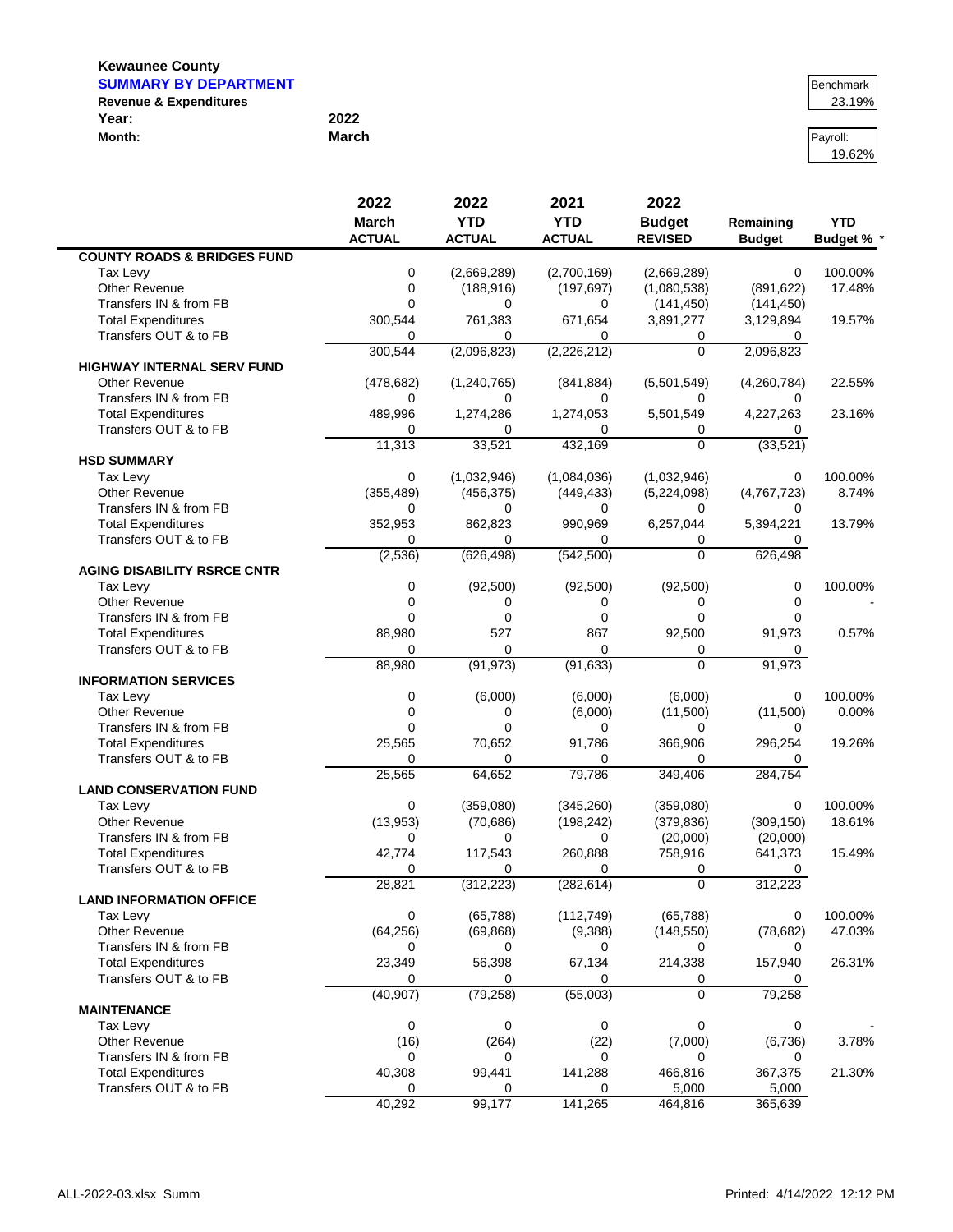**Kewaunee County**
**SUMMARY BY DEPARTMENT**
**Revenue & Expenditures**

**Year:** 2022
**Month:** March

| Benchmark |
|---|
| 23.19% |

| Payroll: |
|---|
| 19.62% |

| | 2022 March ACTUAL | 2022 YTD ACTUAL | 2021 YTD ACTUAL | 2022 Budget REVISED | Remaining Budget | YTD Budget % * |
|---|---|---|---|---|---|---|
| **COUNTY ROADS & BRIDGES FUND** | | | | | | |
| Tax Levy | 0 | (2,669,289) | (2,700,169) | (2,669,289) | 0 | 100.00% |
| Other Revenue | 0 | (188,916) | (197,697) | (1,080,538) | (891,622) | 17.48% |
| Transfers IN & from FB | 0 | 0 | 0 | (141,450) | (141,450) | |
| Total Expenditures | 300,544 | 761,383 | 671,654 | 3,891,277 | 3,129,894 | 19.57% |
| Transfers OUT & to FB | 0 | 0 | 0 | 0 | 0 | |
| | 300,544 | (2,096,823) | (2,226,212) | 0 | 2,096,823 | |
| **HIGHWAY INTERNAL SERV FUND** | | | | | | |
| Other Revenue | (478,682) | (1,240,765) | (841,884) | (5,501,549) | (4,260,784) | 22.55% |
| Transfers IN & from FB | 0 | 0 | 0 | 0 | 0 | |
| Total Expenditures | 489,996 | 1,274,286 | 1,274,053 | 5,501,549 | 4,227,263 | 23.16% |
| Transfers OUT & to FB | 0 | 0 | 0 | 0 | 0 | |
| | 11,313 | 33,521 | 432,169 | 0 | (33,521) | |
| **HSD SUMMARY** | | | | | | |
| Tax Levy | 0 | (1,032,946) | (1,084,036) | (1,032,946) | 0 | 100.00% |
| Other Revenue | (355,489) | (456,375) | (449,433) | (5,224,098) | (4,767,723) | 8.74% |
| Transfers IN & from FB | 0 | 0 | 0 | 0 | 0 | |
| Total Expenditures | 352,953 | 862,823 | 990,969 | 6,257,044 | 5,394,221 | 13.79% |
| Transfers OUT & to FB | 0 | 0 | 0 | 0 | 0 | |
| | (2,536) | (626,498) | (542,500) | 0 | 626,498 | |
| **AGING DISABILITY RSRCE CNTR** | | | | | | |
| Tax Levy | 0 | (92,500) | (92,500) | (92,500) | 0 | 100.00% |
| Other Revenue | 0 | 0 | 0 | 0 | 0 | - |
| Transfers IN & from FB | 0 | 0 | 0 | 0 | 0 | |
| Total Expenditures | 88,980 | 527 | 867 | 92,500 | 91,973 | 0.57% |
| Transfers OUT & to FB | 0 | 0 | 0 | 0 | 0 | |
| | 88,980 | (91,973) | (91,633) | 0 | 91,973 | |
| **INFORMATION SERVICES** | | | | | | |
| Tax Levy | 0 | (6,000) | (6,000) | (6,000) | 0 | 100.00% |
| Other Revenue | 0 | 0 | (6,000) | (11,500) | (11,500) | 0.00% |
| Transfers IN & from FB | 0 | 0 | 0 | 0 | 0 | |
| Total Expenditures | 25,565 | 70,652 | 91,786 | 366,906 | 296,254 | 19.26% |
| Transfers OUT & to FB | 0 | 0 | 0 | 0 | 0 | |
| | 25,565 | 64,652 | 79,786 | 349,406 | 284,754 | |
| **LAND CONSERVATION FUND** | | | | | | |
| Tax Levy | 0 | (359,080) | (345,260) | (359,080) | 0 | 100.00% |
| Other Revenue | (13,953) | (70,686) | (198,242) | (379,836) | (309,150) | 18.61% |
| Transfers IN & from FB | 0 | 0 | 0 | (20,000) | (20,000) | |
| Total Expenditures | 42,774 | 117,543 | 260,888 | 758,916 | 641,373 | 15.49% |
| Transfers OUT & to FB | 0 | 0 | 0 | 0 | 0 | |
| | 28,821 | (312,223) | (282,614) | 0 | 312,223 | |
| **LAND INFORMATION OFFICE** | | | | | | |
| Tax Levy | 0 | (65,788) | (112,749) | (65,788) | 0 | 100.00% |
| Other Revenue | (64,256) | (69,868) | (9,388) | (148,550) | (78,682) | 47.03% |
| Transfers IN & from FB | 0 | 0 | 0 | 0 | 0 | |
| Total Expenditures | 23,349 | 56,398 | 67,134 | 214,338 | 157,940 | 26.31% |
| Transfers OUT & to FB | 0 | 0 | 0 | 0 | 0 | |
| | (40,907) | (79,258) | (55,003) | 0 | 79,258 | |
| **MAINTENANCE** | | | | | | |
| Tax Levy | 0 | 0 | 0 | 0 | 0 | - |
| Other Revenue | (16) | (264) | (22) | (7,000) | (6,736) | 3.78% |
| Transfers IN & from FB | 0 | 0 | 0 | 0 | 0 | |
| Total Expenditures | 40,308 | 99,441 | 141,288 | 466,816 | 367,375 | 21.30% |
| Transfers OUT & to FB | 0 | 0 | 0 | 5,000 | 5,000 | |
| | 40,292 | 99,177 | 141,265 | 464,816 | 365,639 | |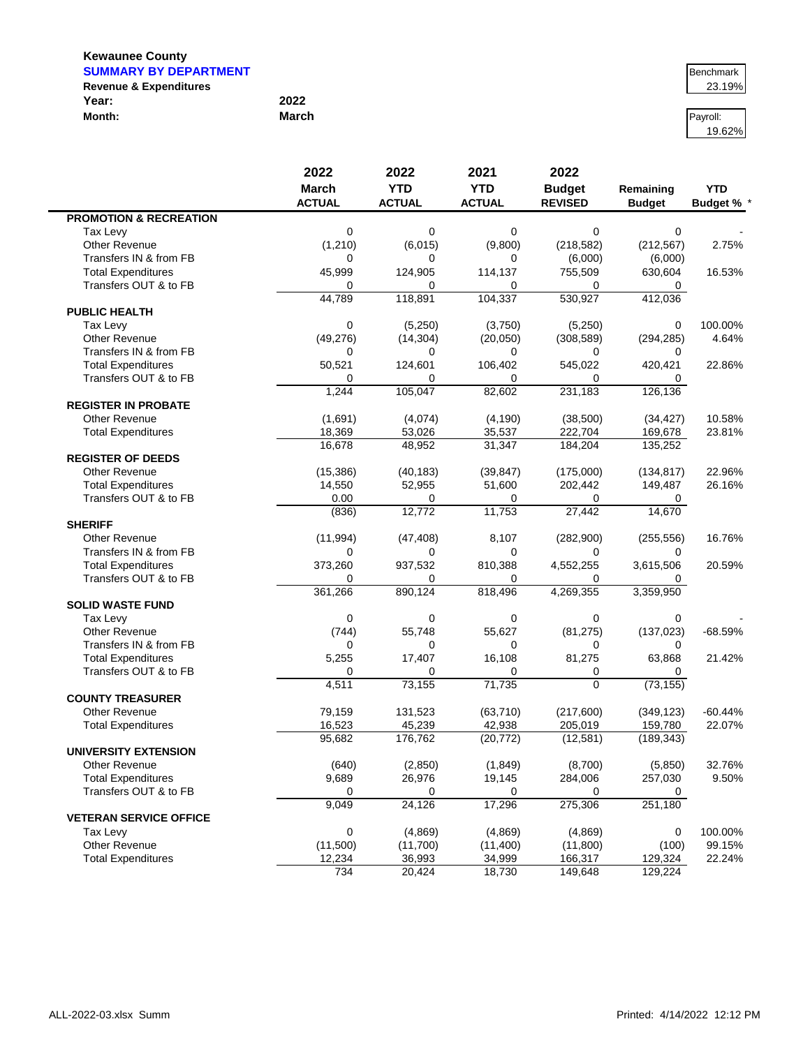**Kewaunee County**
**SUMMARY BY DEPARTMENT**
**Revenue & Expenditures**
**Year:** 2022
**Month:** March

Benchmark: 23.19%

Payroll: 19.62%

| | 2022 March ACTUAL | 2022 YTD ACTUAL | 2021 YTD ACTUAL | 2022 Budget REVISED | Remaining Budget | YTD Budget % * |
|---|---|---|---|---|---|---|
| **PROMOTION & RECREATION** | | | | | | |
| Tax Levy | 0 | 0 | 0 | 0 | 0 | - |
| Other Revenue | (1,210) | (6,015) | (9,800) | (218,582) | (212,567) | 2.75% |
| Transfers IN & from FB | 0 | 0 | 0 | (6,000) | (6,000) | |
| Total Expenditures | 45,999 | 124,905 | 114,137 | 755,509 | 630,604 | 16.53% |
| Transfers OUT & to FB | 0 | 0 | 0 | 0 | 0 | |
| | 44,789 | 118,891 | 104,337 | 530,927 | 412,036 | |
| **PUBLIC HEALTH** | | | | | | |
| Tax Levy | 0 | (5,250) | (3,750) | (5,250) | 0 | 100.00% |
| Other Revenue | (49,276) | (14,304) | (20,050) | (308,589) | (294,285) | 4.64% |
| Transfers IN & from FB | 0 | 0 | 0 | 0 | 0 | |
| Total Expenditures | 50,521 | 124,601 | 106,402 | 545,022 | 420,421 | 22.86% |
| Transfers OUT & to FB | 0 | 0 | 0 | 0 | 0 | |
| | 1,244 | 105,047 | 82,602 | 231,183 | 126,136 | |
| **REGISTER IN PROBATE** | | | | | | |
| Other Revenue | (1,691) | (4,074) | (4,190) | (38,500) | (34,427) | 10.58% |
| Total Expenditures | 18,369 | 53,026 | 35,537 | 222,704 | 169,678 | 23.81% |
| | 16,678 | 48,952 | 31,347 | 184,204 | 135,252 | |
| **REGISTER OF DEEDS** | | | | | | |
| Other Revenue | (15,386) | (40,183) | (39,847) | (175,000) | (134,817) | 22.96% |
| Total Expenditures | 14,550 | 52,955 | 51,600 | 202,442 | 149,487 | 26.16% |
| Transfers OUT & to FB | 0.00 | 0 | 0 | 0 | 0 | |
| | (836) | 12,772 | 11,753 | 27,442 | 14,670 | |
| **SHERIFF** | | | | | | |
| Other Revenue | (11,994) | (47,408) | 8,107 | (282,900) | (255,556) | 16.76% |
| Transfers IN & from FB | 0 | 0 | 0 | 0 | 0 | |
| Total Expenditures | 373,260 | 937,532 | 810,388 | 4,552,255 | 3,615,506 | 20.59% |
| Transfers OUT & to FB | 0 | 0 | 0 | 0 | 0 | |
| | 361,266 | 890,124 | 818,496 | 4,269,355 | 3,359,950 | |
| **SOLID WASTE FUND** | | | | | | |
| Tax Levy | 0 | 0 | 0 | 0 | 0 | - |
| Other Revenue | (744) | 55,748 | 55,627 | (81,275) | (137,023) | -68.59% |
| Transfers IN & from FB | 0 | 0 | 0 | 0 | 0 | |
| Total Expenditures | 5,255 | 17,407 | 16,108 | 81,275 | 63,868 | 21.42% |
| Transfers OUT & to FB | 0 | 0 | 0 | 0 | 0 | |
| | 4,511 | 73,155 | 71,735 | 0 | (73,155) | |
| **COUNTY TREASURER** | | | | | | |
| Other Revenue | 79,159 | 131,523 | (63,710) | (217,600) | (349,123) | -60.44% |
| Total Expenditures | 16,523 | 45,239 | 42,938 | 205,019 | 159,780 | 22.07% |
| | 95,682 | 176,762 | (20,772) | (12,581) | (189,343) | |
| **UNIVERSITY EXTENSION** | | | | | | |
| Other Revenue | (640) | (2,850) | (1,849) | (8,700) | (5,850) | 32.76% |
| Total Expenditures | 9,689 | 26,976 | 19,145 | 284,006 | 257,030 | 9.50% |
| Transfers OUT & to FB | 0 | 0 | 0 | 0 | 0 | |
| | 9,049 | 24,126 | 17,296 | 275,306 | 251,180 | |
| **VETERAN SERVICE OFFICE** | | | | | | |
| Tax Levy | 0 | (4,869) | (4,869) | (4,869) | 0 | 100.00% |
| Other Revenue | (11,500) | (11,700) | (11,400) | (11,800) | (100) | 99.15% |
| Total Expenditures | 12,234 | 36,993 | 34,999 | 166,317 | 129,324 | 22.24% |
| | 734 | 20,424 | 18,730 | 149,648 | 129,224 | |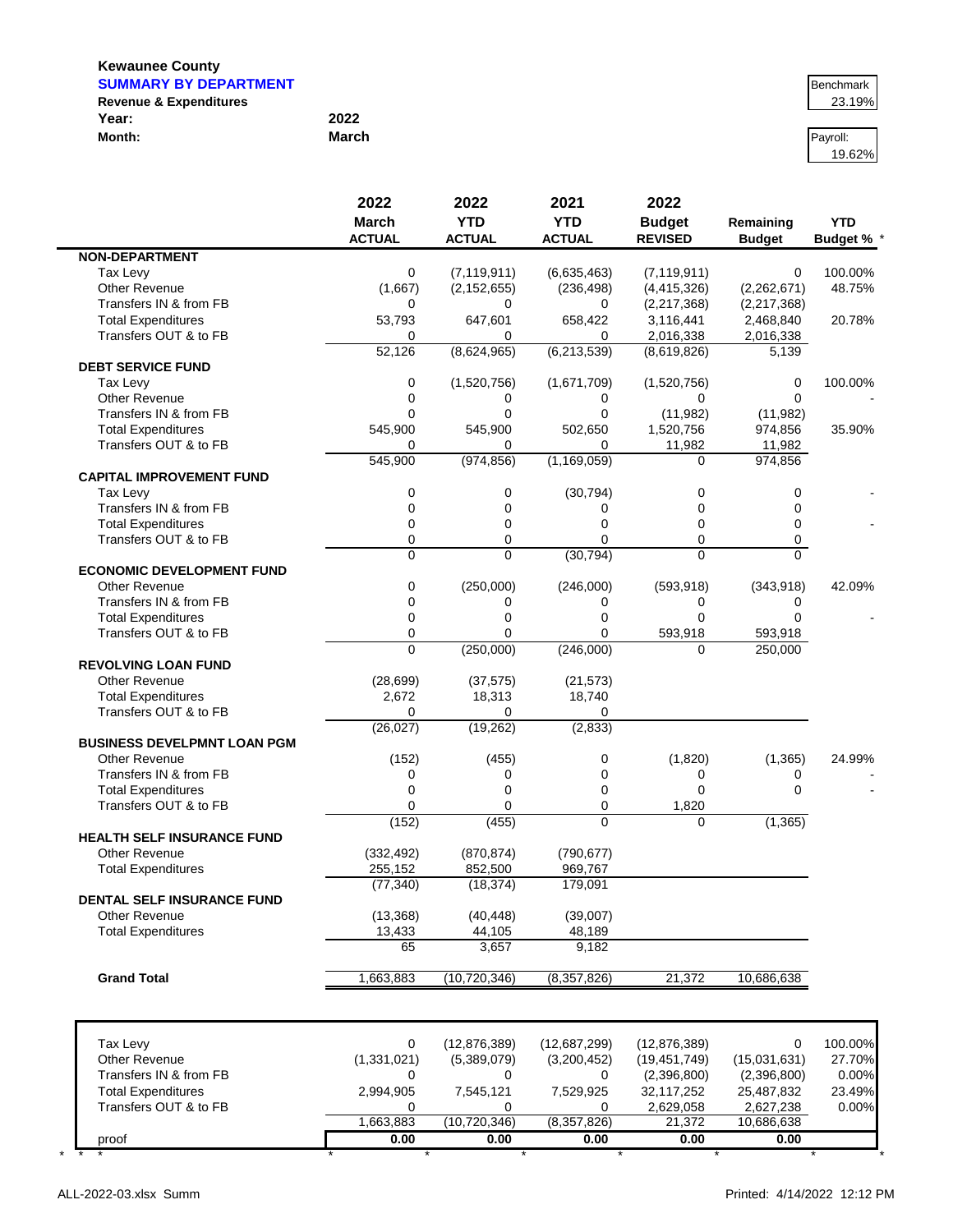**Kewaunee County**
**SUMMARY BY DEPARTMENT**
**Revenue & Expenditures**

**Year:** 2022
**Month:** March

| Benchmark |
|---|
| 23.19% |

| Payroll: |
|---|
| 19.62% |

| | 2022 March ACTUAL | 2022 YTD ACTUAL | 2021 YTD ACTUAL | 2022 Budget REVISED | Remaining Budget | YTD Budget % * |
|---|---|---|---|---|---|---|
| **NON-DEPARTMENT** | | | | | | |
| Tax Levy | 0 | (7,119,911) | (6,635,463) | (7,119,911) | 0 | 100.00% |
| Other Revenue | (1,667) | (2,152,655) | (236,498) | (4,415,326) | (2,262,671) | 48.75% |
| Transfers IN & from FB | 0 | 0 | 0 | (2,217,368) | (2,217,368) | |
| Total Expenditures | 53,793 | 647,601 | 658,422 | 3,116,441 | 2,468,840 | 20.78% |
| Transfers OUT & to FB | 0 | 0 | 0 | 2,016,338 | 2,016,338 | |
| | 52,126 | (8,624,965) | (6,213,539) | (8,619,826) | 5,139 | |
| **DEBT SERVICE FUND** | | | | | | |
| Tax Levy | 0 | (1,520,756) | (1,671,709) | (1,520,756) | 0 | 100.00% |
| Other Revenue | 0 | 0 | 0 | 0 | 0 | - |
| Transfers IN & from FB | 0 | 0 | 0 | (11,982) | (11,982) | |
| Total Expenditures | 545,900 | 545,900 | 502,650 | 1,520,756 | 974,856 | 35.90% |
| Transfers OUT & to FB | 0 | 0 | 0 | 11,982 | 11,982 | |
| | 545,900 | (974,856) | (1,169,059) | 0 | 974,856 | |
| **CAPITAL IMPROVEMENT FUND** | | | | | | |
| Tax Levy | 0 | 0 | (30,794) | 0 | 0 | - |
| Transfers IN & from FB | 0 | 0 | 0 | 0 | 0 | |
| Total Expenditures | 0 | 0 | 0 | 0 | 0 | - |
| Transfers OUT & to FB | 0 | 0 | 0 | 0 | 0 | |
| | 0 | 0 | (30,794) | 0 | 0 | |
| **ECONOMIC DEVELOPMENT FUND** | | | | | | |
| Other Revenue | 0 | (250,000) | (246,000) | (593,918) | (343,918) | 42.09% |
| Transfers IN & from FB | 0 | 0 | 0 | 0 | 0 | |
| Total Expenditures | 0 | 0 | 0 | 0 | 0 | - |
| Transfers OUT & to FB | 0 | 0 | 0 | 593,918 | 593,918 | |
| | 0 | (250,000) | (246,000) | 0 | 250,000 | |
| **REVOLVING LOAN FUND** | | | | | | |
| Other Revenue | (28,699) | (37,575) | (21,573) | | | |
| Total Expenditures | 2,672 | 18,313 | 18,740 | | | |
| Transfers OUT & to FB | 0 | 0 | 0 | | | |
| | (26,027) | (19,262) | (2,833) | | | |
| **BUSINESS DEVELPMNT LOAN PGM** | | | | | | |
| Other Revenue | (152) | (455) | 0 | (1,820) | (1,365) | 24.99% |
| Transfers IN & from FB | 0 | 0 | 0 | 0 | 0 | - |
| Total Expenditures | 0 | 0 | 0 | 0 | 0 | - |
| Transfers OUT & to FB | 0 | 0 | 0 | 1,820 | | |
| | (152) | (455) | 0 | 0 | (1,365) | |
| **HEALTH SELF INSURANCE FUND** | | | | | | |
| Other Revenue | (332,492) | (870,874) | (790,677) | | | |
| Total Expenditures | 255,152 | 852,500 | 969,767 | | | |
| | (77,340) | (18,374) | 179,091 | | | |
| **DENTAL SELF INSURANCE FUND** | | | | | | |
| Other Revenue | (13,368) | (40,448) | (39,007) | | | |
| Total Expenditures | 13,433 | 44,105 | 48,189 | | | |
| | 65 | 3,657 | 9,182 | | | |
| **Grand Total** | 1,663,883 | (10,720,346) | (8,357,826) | 21,372 | 10,686,638 | |

| | | | | | | |
|---|---|---|---|---|---|---|
| Tax Levy | 0 | (12,876,389) | (12,687,299) | (12,876,389) | 0 | 100.00% |
| Other Revenue | (1,331,021) | (5,389,079) | (3,200,452) | (19,451,749) | (15,031,631) | 27.70% |
| Transfers IN & from FB | 0 | 0 | 0 | (2,396,800) | (2,396,800) | 0.00% |
| Total Expenditures | 2,994,905 | 7,545,121 | 7,529,925 | 32,117,252 | 25,487,832 | 23.49% |
| Transfers OUT & to FB | 0 | 0 | 0 | 2,629,058 | 2,627,238 | 0.00% |
| | 1,663,883 | (10,720,346) | (8,357,826) | 21,372 | 10,686,638 | |
| proof | 0.00 | 0.00 | 0.00 | 0.00 | 0.00 | |

ALL-2022-03.xlsx Summ    Printed: 4/14/2022 12:12 PM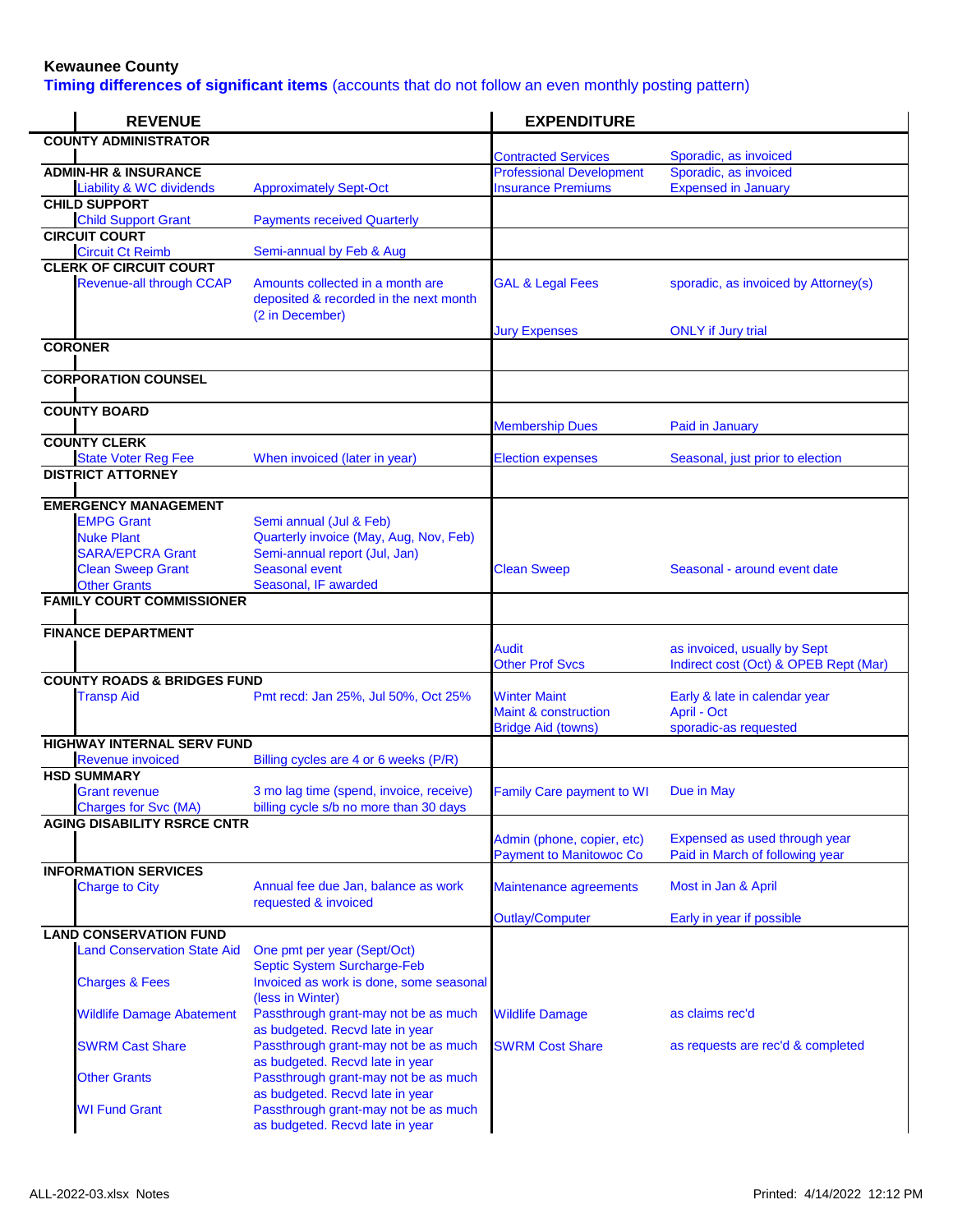**Kewaunee County**

**Timing differences of significant items** (accounts that do not follow an even monthly posting pattern)

| REVENUE | | | EXPENDITURE | |
|---|---|---|---|---|
| **COUNTY ADMINISTRATOR** | | | Contracted Services | Sporadic, as invoiced |
| **ADMIN-HR & INSURANCE** | | | Professional Development | Sporadic, as invoiced |
| | Liability & WC dividends | Approximately Sept-Oct | Insurance Premiums | Expensed in January |
| **CHILD SUPPORT** | | | | |
| | Child Support Grant | Payments received Quarterly | | |
| **CIRCUIT COURT** | | | | |
| | Circuit Ct Reimb | Semi-annual by Feb & Aug | | |
| **CLERK OF CIRCUIT COURT** | | | | |
| | Revenue-all through CCAP | Amounts collected in a month are deposited & recorded in the next month (2 in December) | GAL & Legal Fees | sporadic, as invoiced by Attorney(s) |
| | | | Jury Expenses | ONLY if Jury trial |
| **CORONER** | | | | |
| **CORPORATION COUNSEL** | | | | |
| **COUNTY BOARD** | | | Membership Dues | Paid in January |
| **COUNTY CLERK** | | | | |
| | State Voter Reg Fee | When invoiced (later in year) | Election expenses | Seasonal, just prior to election |
| **DISTRICT ATTORNEY** | | | | |
| **EMERGENCY MANAGEMENT** | | | | |
| | EMPG Grant | Semi annual (Jul & Feb) | | |
| | Nuke Plant | Quarterly invoice (May, Aug, Nov, Feb) | | |
| | SARA/EPCRA Grant | Semi-annual report (Jul, Jan) | | |
| | Clean Sweep Grant | Seasonal event | Clean Sweep | Seasonal - around event date |
| | Other Grants | Seasonal, IF awarded | | |
| **FAMILY COURT COMMISSIONER** | | | | |
| **FINANCE DEPARTMENT** | | | Audit | as invoiced, usually by Sept |
| | | | Other Prof Svcs | Indirect cost (Oct) & OPEB Rept (Mar) |
| **COUNTY ROADS & BRIDGES FUND** | | | | |
| | Transp Aid | Pmt recd: Jan 25%, Jul 50%, Oct 25% | Winter Maint | Early & late in calendar year |
| | | | Maint & construction | April - Oct |
| | | | Bridge Aid (towns) | sporadic-as requested |
| **HIGHWAY INTERNAL SERV FUND** | | | | |
| | Revenue invoiced | Billing cycles are 4 or 6 weeks (P/R) | | |
| **HSD SUMMARY** | | | | |
| | Grant revenue | 3 mo lag time (spend, invoice, receive) | Family Care payment to WI | Due in May |
| | Charges for Svc (MA) | billing cycle s/b no more than 30 days | | |
| **AGING DISABILITY RSRCE CNTR** | | | Admin (phone, copier, etc) | Expensed as used through year |
| | | | Payment to Manitowoc Co | Paid in March of following year |
| **INFORMATION SERVICES** | | | | |
| | Charge to City | Annual fee due Jan, balance as work requested & invoiced | Maintenance agreements | Most in Jan & April |
| | | | Outlay/Computer | Early in year if possible |
| **LAND CONSERVATION FUND** | | | | |
| | Land Conservation State Aid | One pmt per year (Sept/Oct) | | |
| | | Septic System Surcharge-Feb | | |
| | Charges & Fees | Invoiced as work is done, some seasonal (less in Winter) | | |
| | Wildlife Damage Abatement | Passthrough grant-may not be as much as budgeted. Recvd late in year | Wildlife Damage | as claims rec'd |
| | SWRM Cast Share | Passthrough grant-may not be as much as budgeted. Recvd late in year | SWRM Cost Share | as requests are rec'd & completed |
| | Other Grants | Passthrough grant-may not be as much as budgeted. Recvd late in year | | |
| | WI Fund Grant | Passthrough grant-may not be as much as budgeted. Recvd late in year | | |

ALL-2022-03.xlsx Notes

Printed: 4/14/2022 12:12 PM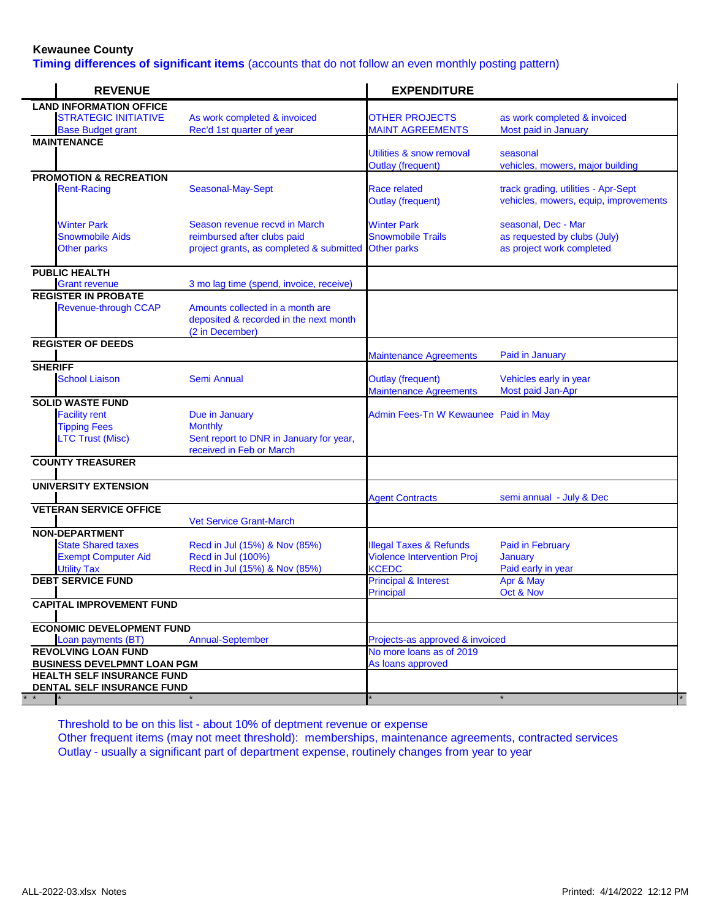**Kewaunee County**

**Timing differences of significant items** (accounts that do not follow an even monthly posting pattern)

| REVENUE | | EXPENDITURE | |
|---|---|---|---|
| **LAND INFORMATION OFFICE** | | | |
| STRATEGIC INITIATIVE | As work completed & invoiced | OTHER PROJECTS | as work completed & invoiced |
| Base Budget grant | Rec'd 1st quarter of year | MAINT AGREEMENTS | Most paid in January |
| **MAINTENANCE** | | | |
| | | Utilities & snow removal | seasonal |
| | | Outlay (frequent) | vehicles, mowers, major building |
| **PROMOTION & RECREATION** | | | |
| Rent-Racing | Seasonal-May-Sept | Race related | track grading, utilities - Apr-Sept |
| | | Outlay (frequent) | vehicles, mowers, equip, improvements |
| Winter Park | Season revenue recvd in March | Winter Park | seasonal, Dec - Mar |
| Snowmobile Aids | reimbursed after clubs paid | Snowmobile Trails | as requested by clubs (July) |
| Other parks | project grants, as completed & submitted | Other parks | as project work completed |
| **PUBLIC HEALTH** | | | |
| Grant revenue | 3 mo lag time (spend, invoice, receive) | | |
| **REGISTER IN PROBATE** | | | |
| Revenue-through CCAP | Amounts collected in a month are deposited & recorded in the next month (2 in December) | | |
| **REGISTER OF DEEDS** | | | |
| | | Maintenance Agreements | Paid in January |
| **SHERIFF** | | | |
| School Liaison | Semi Annual | Outlay (frequent) | Vehicles early in year |
| | | Maintenance Agreements | Most paid Jan-Apr |
| **SOLID WASTE FUND** | | | |
| Facility rent | Due in January | Admin Fees-Tn W Kewaunee | Paid in May |
| Tipping Fees | Monthly | | |
| LTC Trust (Misc) | Sent report to DNR in January for year, received in Feb or March | | |
| **COUNTY TREASURER** | | | |
| **UNIVERSITY EXTENSION** | | | |
| | | Agent Contracts | semi annual - July & Dec |
| **VETERAN SERVICE OFFICE** | | | |
| | Vet Service Grant-March | | |
| **NON-DEPARTMENT** | | | |
| State Shared taxes | Recd in Jul (15%) & Nov (85%) | Illegal Taxes & Refunds | Paid in February |
| Exempt Computer Aid | Recd in Jul (100%) | Violence Intervention Proj | January |
| Utility Tax | Recd in Jul (15%) & Nov (85%) | KCEDC | Paid early in year |
| **DEBT SERVICE FUND** | | Principal & Interest | Apr & May |
| | | Principal | Oct & Nov |
| **CAPITAL IMPROVEMENT FUND** | | | |
| **ECONOMIC DEVELOPMENT FUND** | | | |
| Loan payments (BT) | Annual-September | Projects-as approved & invoiced | |
| **REVOLVING LOAN FUND** | | No more loans as of 2019 | |
| **BUSINESS DEVELPMNT LOAN PGM** | | As loans approved | |
| **HEALTH SELF INSURANCE FUND** | | | |
| **DENTAL SELF INSURANCE FUND** | | | |
| * * * | * | * | * * |

Threshold to be on this list - about 10% of deptment revenue or expense

Other frequent items (may not meet threshold): memberships, maintenance agreements, contracted services

Outlay - usually a significant part of department expense, routinely changes from year to year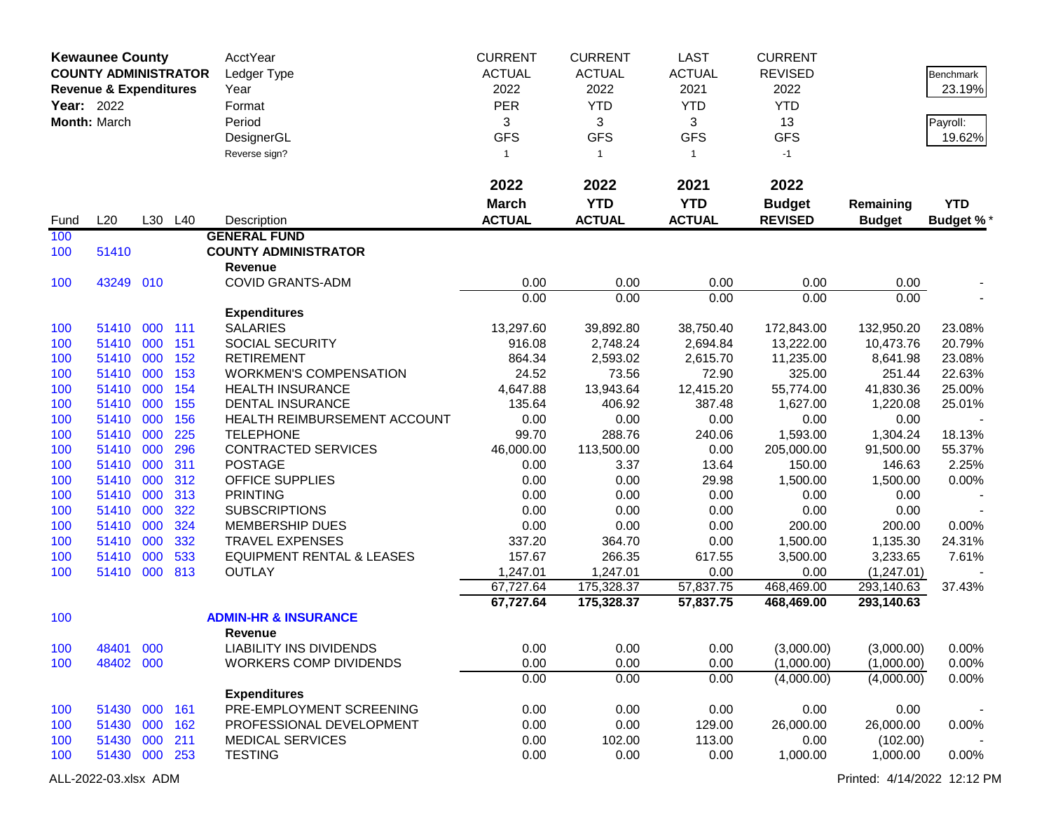| Kewaunee County | | | | AcctYear | CURRENT | CURRENT | LAST | CURRENT | | |
|---|---|---|---|---|---|---|---|---|---|---|
| COUNTY ADMINISTRATOR | | | | Ledger Type | ACTUAL | ACTUAL | ACTUAL | REVISED | | Benchmark |
| Revenue & Expenditures | | | | Year | 2022 | 2022 | 2021 | 2022 | | 23.19% |
| Year: 2022 | | | | Format | PER | YTD | YTD | YTD | | |
| Month: March | | | | Period | 3 | 3 | 3 | 13 | | Payroll: |
| | | | | DesignerGL | GFS | GFS | GFS | GFS | | 19.62% |
| | | | | Reverse sign? | 1 | 1 | 1 | -1 | | |

| Fund | L20 | L30 | L40 | Description | 2022 March ACTUAL | 2022 YTD ACTUAL | 2021 YTD ACTUAL | 2022 Budget REVISED | Remaining Budget | YTD Budget %* |
|---|---|---|---|---|---|---|---|---|---|---|
| 100 | | | | **GENERAL FUND** | | | | | | |
| 100 | 51410 | | | **COUNTY ADMINISTRATOR** | | | | | | |
| | | | | **Revenue** | | | | | | |
| 100 | 43249 | 010 | | COVID GRANTS-ADM | 0.00 | 0.00 | 0.00 | 0.00 | 0.00 | - |
| | | | | | 0.00 | 0.00 | 0.00 | 0.00 | 0.00 | - |
| | | | | **Expenditures** | | | | | | |
| 100 | 51410 | 000 | 111 | SALARIES | 13,297.60 | 39,892.80 | 38,750.40 | 172,843.00 | 132,950.20 | 23.08% |
| 100 | 51410 | 000 | 151 | SOCIAL SECURITY | 916.08 | 2,748.24 | 2,694.84 | 13,222.00 | 10,473.76 | 20.79% |
| 100 | 51410 | 000 | 152 | RETIREMENT | 864.34 | 2,593.02 | 2,615.70 | 11,235.00 | 8,641.98 | 23.08% |
| 100 | 51410 | 000 | 153 | WORKMEN'S COMPENSATION | 24.52 | 73.56 | 72.90 | 325.00 | 251.44 | 22.63% |
| 100 | 51410 | 000 | 154 | HEALTH INSURANCE | 4,647.88 | 13,943.64 | 12,415.20 | 55,774.00 | 41,830.36 | 25.00% |
| 100 | 51410 | 000 | 155 | DENTAL INSURANCE | 135.64 | 406.92 | 387.48 | 1,627.00 | 1,220.08 | 25.01% |
| 100 | 51410 | 000 | 156 | HEALTH REIMBURSEMENT ACCOUNT | 0.00 | 0.00 | 0.00 | 0.00 | 0.00 | - |
| 100 | 51410 | 000 | 225 | TELEPHONE | 99.70 | 288.76 | 240.06 | 1,593.00 | 1,304.24 | 18.13% |
| 100 | 51410 | 000 | 296 | CONTRACTED SERVICES | 46,000.00 | 113,500.00 | 0.00 | 205,000.00 | 91,500.00 | 55.37% |
| 100 | 51410 | 000 | 311 | POSTAGE | 0.00 | 3.37 | 13.64 | 150.00 | 146.63 | 2.25% |
| 100 | 51410 | 000 | 312 | OFFICE SUPPLIES | 0.00 | 0.00 | 29.98 | 1,500.00 | 1,500.00 | 0.00% |
| 100 | 51410 | 000 | 313 | PRINTING | 0.00 | 0.00 | 0.00 | 0.00 | 0.00 | - |
| 100 | 51410 | 000 | 322 | SUBSCRIPTIONS | 0.00 | 0.00 | 0.00 | 0.00 | 0.00 | - |
| 100 | 51410 | 000 | 324 | MEMBERSHIP DUES | 0.00 | 0.00 | 0.00 | 200.00 | 200.00 | 0.00% |
| 100 | 51410 | 000 | 332 | TRAVEL EXPENSES | 337.20 | 364.70 | 0.00 | 1,500.00 | 1,135.30 | 24.31% |
| 100 | 51410 | 000 | 533 | EQUIPMENT RENTAL & LEASES | 157.67 | 266.35 | 617.55 | 3,500.00 | 3,233.65 | 7.61% |
| 100 | 51410 | 000 | 813 | OUTLAY | 1,247.01 | 1,247.01 | 0.00 | 0.00 | (1,247.01) | - |
| | | | | | 67,727.64 | 175,328.37 | 57,837.75 | 468,469.00 | 293,140.63 | 37.43% |
| | | | | | **67,727.64** | **175,328.37** | **57,837.75** | **468,469.00** | **293,140.63** | |
| 100 | | | | **ADMIN-HR & INSURANCE** | | | | | | |
| | | | | **Revenue** | | | | | | |
| 100 | 48401 | 000 | | LIABILITY INS DIVIDENDS | 0.00 | 0.00 | 0.00 | (3,000.00) | (3,000.00) | 0.00% |
| 100 | 48402 | 000 | | WORKERS COMP DIVIDENDS | 0.00 | 0.00 | 0.00 | (1,000.00) | (1,000.00) | 0.00% |
| | | | | | 0.00 | 0.00 | 0.00 | (4,000.00) | (4,000.00) | 0.00% |
| | | | | **Expenditures** | | | | | | |
| 100 | 51430 | 000 | 161 | PRE-EMPLOYMENT SCREENING | 0.00 | 0.00 | 0.00 | 0.00 | 0.00 | - |
| 100 | 51430 | 000 | 162 | PROFESSIONAL DEVELOPMENT | 0.00 | 0.00 | 129.00 | 26,000.00 | 26,000.00 | 0.00% |
| 100 | 51430 | 000 | 211 | MEDICAL SERVICES | 0.00 | 102.00 | 113.00 | 0.00 | (102.00) | - |
| 100 | 51430 | 000 | 253 | TESTING | 0.00 | 0.00 | 0.00 | 1,000.00 | 1,000.00 | 0.00% |

ALL-2022-03.xlsx ADM

Printed: 4/14/2022 12:12 PM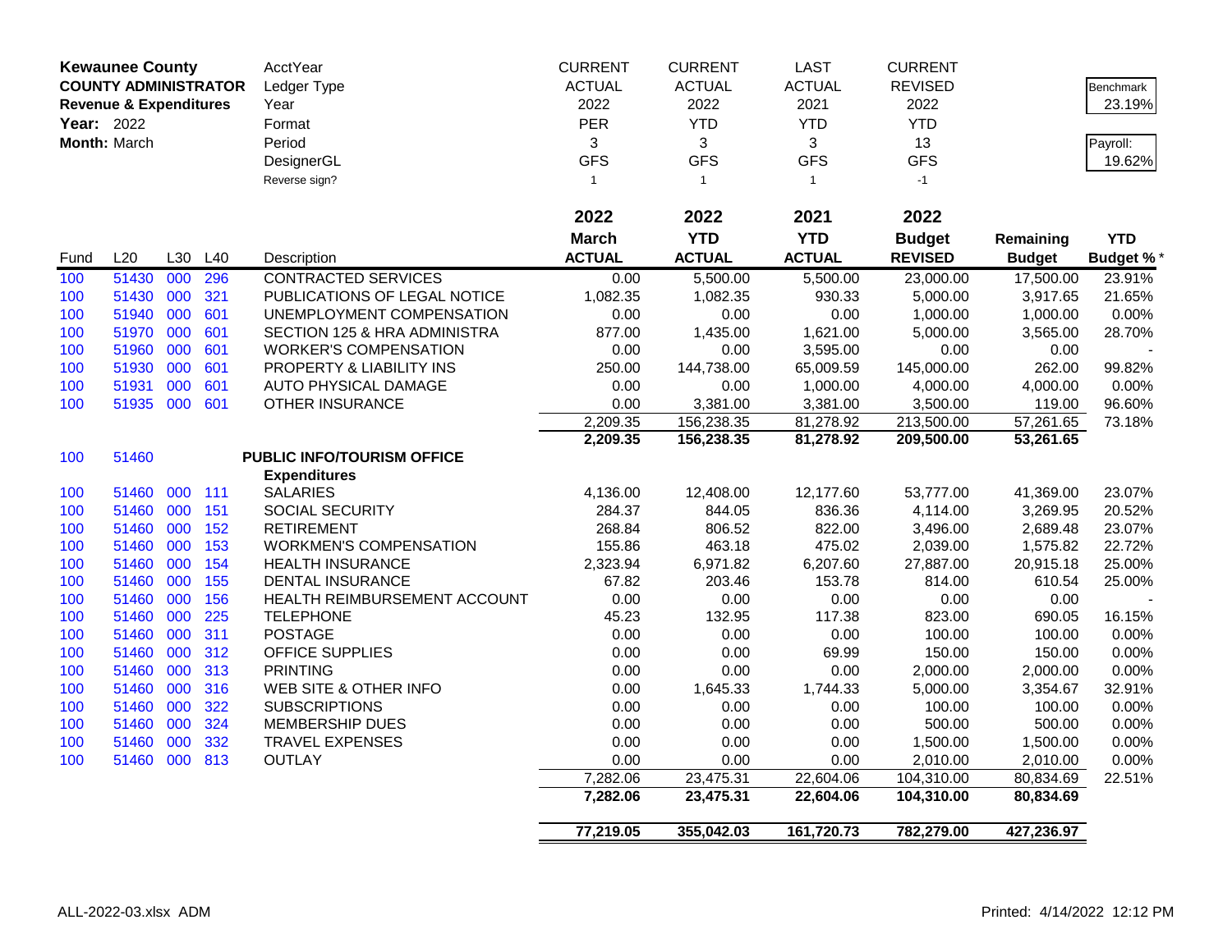**Kewaunee County**
**COUNTY ADMINISTRATOR**
**Revenue & Expenditures**
**Year:** 2022
**Month:** March

| | CURRENT | CURRENT | LAST | CURRENT |
|---|---|---|---|---|
| AcctYear | ACTUAL | ACTUAL | ACTUAL | REVISED |
| Ledger Type | 2022 | 2022 | 2021 | 2022 |
| Year | PER | YTD | YTD | YTD |
| Format | 3 | 3 | 3 | 13 |
| Period | GFS | GFS | GFS | GFS |
| DesignerGL | 1 | 1 | 1 | -1 |
| Reverse sign? | | | | |

Benchmark: 23.19%

Payroll: 19.62%

| Fund | L20 | L30 | L40 | Description | 2022 March ACTUAL | 2022 YTD ACTUAL | 2021 YTD ACTUAL | 2022 Budget REVISED | Remaining Budget | YTD Budget % * |
|---|---|---|---|---|---|---|---|---|---|---|
| 100 | 51430 | 000 | 296 | CONTRACTED SERVICES | 0.00 | 5,500.00 | 5,500.00 | 23,000.00 | 17,500.00 | 23.91% |
| 100 | 51430 | 000 | 321 | PUBLICATIONS OF LEGAL NOTICE | 1,082.35 | 1,082.35 | 930.33 | 5,000.00 | 3,917.65 | 21.65% |
| 100 | 51940 | 000 | 601 | UNEMPLOYMENT COMPENSATION | 0.00 | 0.00 | 0.00 | 1,000.00 | 1,000.00 | 0.00% |
| 100 | 51970 | 000 | 601 | SECTION 125 & HRA ADMINISTRA | 877.00 | 1,435.00 | 1,621.00 | 5,000.00 | 3,565.00 | 28.70% |
| 100 | 51960 | 000 | 601 | WORKER'S COMPENSATION | 0.00 | 0.00 | 3,595.00 | 0.00 | 0.00 | - |
| 100 | 51930 | 000 | 601 | PROPERTY & LIABILITY INS | 250.00 | 144,738.00 | 65,009.59 | 145,000.00 | 262.00 | 99.82% |
| 100 | 51931 | 000 | 601 | AUTO PHYSICAL DAMAGE | 0.00 | 0.00 | 1,000.00 | 4,000.00 | 4,000.00 | 0.00% |
| 100 | 51935 | 000 | 601 | OTHER INSURANCE | 0.00 | 3,381.00 | 3,381.00 | 3,500.00 | 119.00 | 96.60% |
| | | | | | 2,209.35 | 156,238.35 | 81,278.92 | 213,500.00 | 57,261.65 | 73.18% |
| | | | | | **2,209.35** | **156,238.35** | **81,278.92** | **209,500.00** | **53,261.65** | |
| 100 | 51460 | | | **PUBLIC INFO/TOURISM OFFICE** | | | | | | |
| | | | | **Expenditures** | | | | | | |
| 100 | 51460 | 000 | 111 | SALARIES | 4,136.00 | 12,408.00 | 12,177.60 | 53,777.00 | 41,369.00 | 23.07% |
| 100 | 51460 | 000 | 151 | SOCIAL SECURITY | 284.37 | 844.05 | 836.36 | 4,114.00 | 3,269.95 | 20.52% |
| 100 | 51460 | 000 | 152 | RETIREMENT | 268.84 | 806.52 | 822.00 | 3,496.00 | 2,689.48 | 23.07% |
| 100 | 51460 | 000 | 153 | WORKMEN'S COMPENSATION | 155.86 | 463.18 | 475.02 | 2,039.00 | 1,575.82 | 22.72% |
| 100 | 51460 | 000 | 154 | HEALTH INSURANCE | 2,323.94 | 6,971.82 | 6,207.60 | 27,887.00 | 20,915.18 | 25.00% |
| 100 | 51460 | 000 | 155 | DENTAL INSURANCE | 67.82 | 203.46 | 153.78 | 814.00 | 610.54 | 25.00% |
| 100 | 51460 | 000 | 156 | HEALTH REIMBURSEMENT ACCOUNT | 0.00 | 0.00 | 0.00 | 0.00 | 0.00 | - |
| 100 | 51460 | 000 | 225 | TELEPHONE | 45.23 | 132.95 | 117.38 | 823.00 | 690.05 | 16.15% |
| 100 | 51460 | 000 | 311 | POSTAGE | 0.00 | 0.00 | 0.00 | 100.00 | 100.00 | 0.00% |
| 100 | 51460 | 000 | 312 | OFFICE SUPPLIES | 0.00 | 0.00 | 69.99 | 150.00 | 150.00 | 0.00% |
| 100 | 51460 | 000 | 313 | PRINTING | 0.00 | 0.00 | 0.00 | 2,000.00 | 2,000.00 | 0.00% |
| 100 | 51460 | 000 | 316 | WEB SITE & OTHER INFO | 0.00 | 1,645.33 | 1,744.33 | 5,000.00 | 3,354.67 | 32.91% |
| 100 | 51460 | 000 | 322 | SUBSCRIPTIONS | 0.00 | 0.00 | 0.00 | 100.00 | 100.00 | 0.00% |
| 100 | 51460 | 000 | 324 | MEMBERSHIP DUES | 0.00 | 0.00 | 0.00 | 500.00 | 500.00 | 0.00% |
| 100 | 51460 | 000 | 332 | TRAVEL EXPENSES | 0.00 | 0.00 | 0.00 | 1,500.00 | 1,500.00 | 0.00% |
| 100 | 51460 | 000 | 813 | OUTLAY | 0.00 | 0.00 | 0.00 | 2,010.00 | 2,010.00 | 0.00% |
| | | | | | 7,282.06 | 23,475.31 | 22,604.06 | 104,310.00 | 80,834.69 | 22.51% |
| | | | | | **7,282.06** | **23,475.31** | **22,604.06** | **104,310.00** | **80,834.69** | |
| | | | | | **77,219.05** | **355,042.03** | **161,720.73** | **782,279.00** | **427,236.97** | |

ALL-2022-03.xlsx ADM — Printed: 4/14/2022 12:12 PM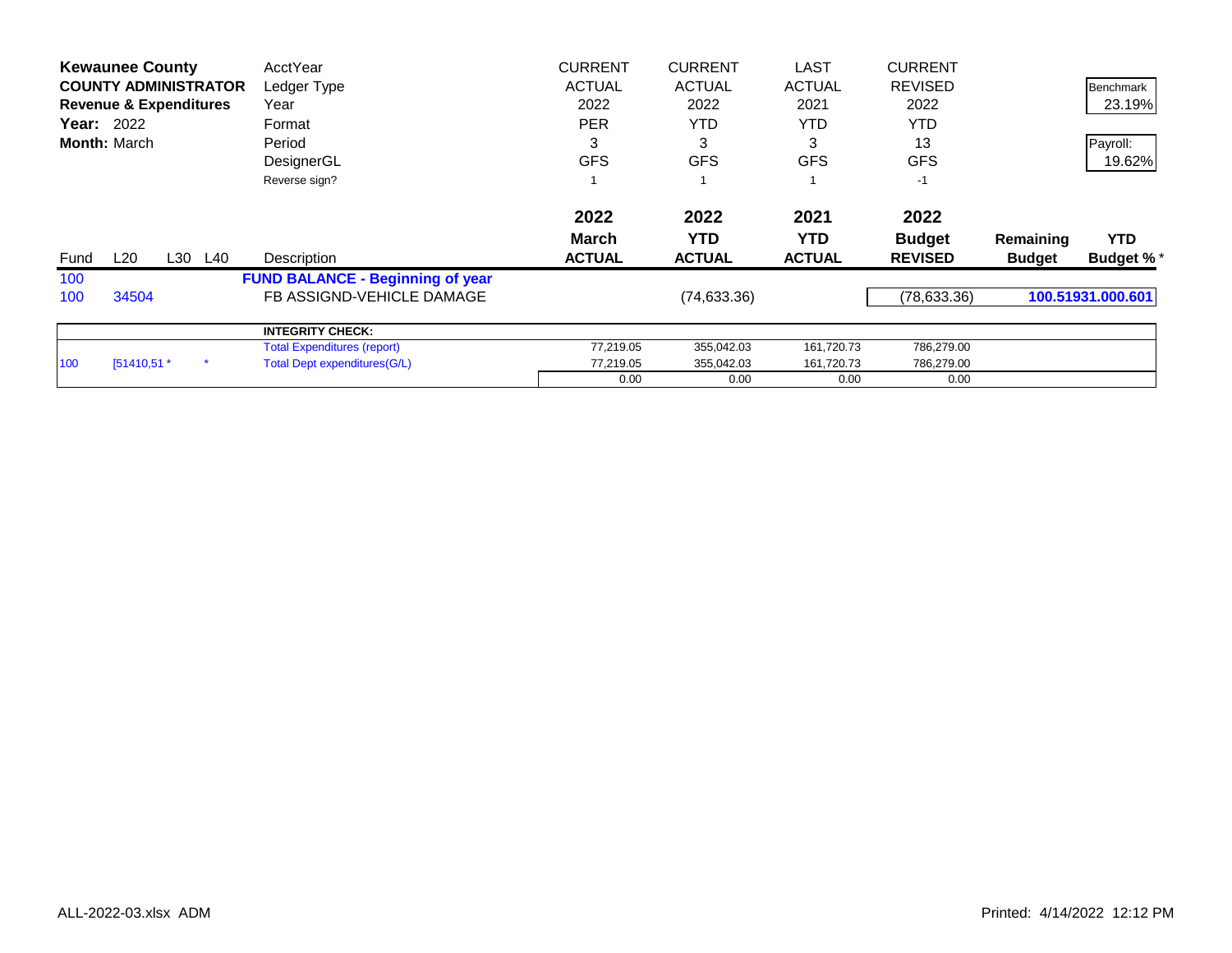**Kewaunee County**
**COUNTY ADMINISTRATOR**
**Revenue & Expenditures**
**Year:** 2022
**Month:** March

| | | | | AcctYear | CURRENT | CURRENT | LAST | CURRENT | | Benchmark |
|---|---|---|---|---|---|---|---|---|---|---|
| | | | | Ledger Type | ACTUAL | ACTUAL | ACTUAL | REVISED | | 23.19% |
| | | | | Year | 2022 | 2022 | 2021 | 2022 | | |
| | | | | Format | PER | YTD | YTD | YTD | | Payroll: |
| | | | | Period | 3 | 3 | 3 | 13 | | 19.62% |
| | | | | DesignerGL | GFS | GFS | GFS | GFS | | |
| | | | | Reverse sign? | 1 | 1 | 1 | -1 | | |
| | | | | | **2022 March ACTUAL** | **2022 YTD ACTUAL** | **2021 YTD ACTUAL** | **2022 Budget REVISED** | **Remaining Budget** | **YTD Budget %*** |
| Fund | L20 | L30 | L40 | Description | | | | | | |
| 100 | | | | **FUND BALANCE - Beginning of year** | | | | | | |
| 100 | 34504 | | | FB ASSIGND-VEHICLE DAMAGE | | (74,633.36) | | (78,633.36) | | **100.51931.000.601** |
| | | | | **INTEGRITY CHECK:** | | | | | | |
| | | | | Total Expenditures (report) | 77,219.05 | 355,042.03 | 161,720.73 | 786,279.00 | | |
| 100 | [51410,51 * | | * | Total Dept expenditures(G/L) | 77,219.05 | 355,042.03 | 161,720.73 | 786,279.00 | | |
| | | | | | 0.00 | 0.00 | 0.00 | 0.00 | | |

ALL-2022-03.xlsx ADM

Printed: 4/14/2022 12:12 PM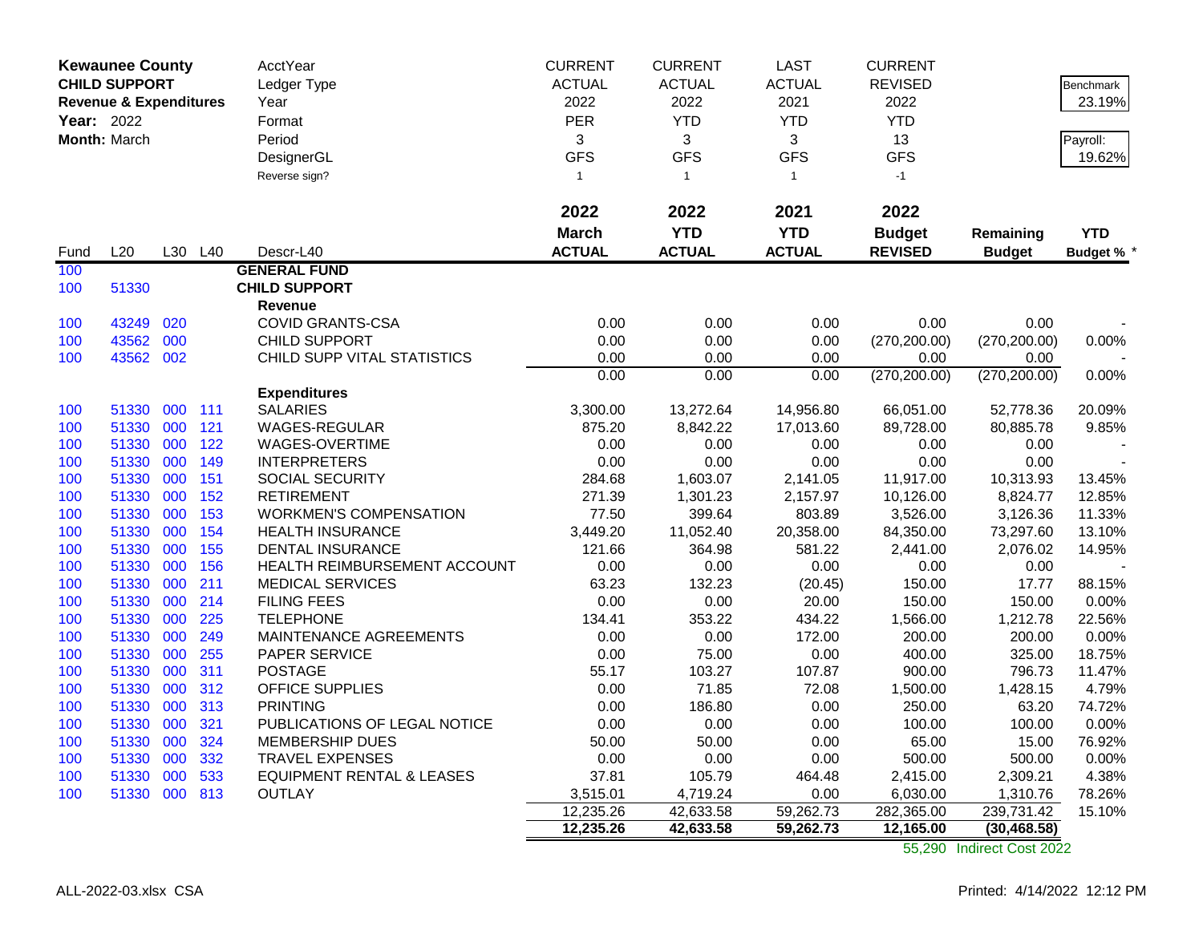**Kewaunee County**
**CHILD SUPPORT**
**Revenue & Expenditures**
**Year:** 2022
**Month:** March

| | CURRENT | CURRENT | LAST | CURRENT | | |
|---|---|---|---|---|---|---|
| AcctYear | ACTUAL | ACTUAL | ACTUAL | REVISED | | Benchmark |
| Ledger Type | 2022 | 2022 | 2021 | 2022 | | 23.19% |
| Year | PER | YTD | YTD | YTD | | |
| Format | 3 | 3 | 3 | 13 | | Payroll: |
| Period | GFS | GFS | GFS | GFS | | 19.62% |
| DesignerGL | 1 | 1 | 1 | -1 | | |
| Reverse sign? | | | | | | |

| Fund | L20 | L30 | L40 | Descr-L40 | 2022 March ACTUAL | 2022 YTD ACTUAL | 2021 YTD ACTUAL | 2022 Budget REVISED | Remaining Budget | YTD Budget % * |
|---|---|---|---|---|---|---|---|---|---|---|
| 100 | | | | **GENERAL FUND** | | | | | | |
| 100 | 51330 | | | **CHILD SUPPORT** | | | | | | |
| | | | | **Revenue** | | | | | | |
| 100 | 43249 | 020 | | COVID GRANTS-CSA | 0.00 | 0.00 | 0.00 | 0.00 | 0.00 | - |
| 100 | 43562 | 000 | | CHILD SUPPORT | 0.00 | 0.00 | 0.00 | (270,200.00) | (270,200.00) | 0.00% |
| 100 | 43562 | 002 | | CHILD SUPP VITAL STATISTICS | 0.00 | 0.00 | 0.00 | 0.00 | 0.00 | - |
| | | | | | 0.00 | 0.00 | 0.00 | (270,200.00) | (270,200.00) | 0.00% |
| | | | | **Expenditures** | | | | | | |
| 100 | 51330 | 000 | 111 | SALARIES | 3,300.00 | 13,272.64 | 14,956.80 | 66,051.00 | 52,778.36 | 20.09% |
| 100 | 51330 | 000 | 121 | WAGES-REGULAR | 875.20 | 8,842.22 | 17,013.60 | 89,728.00 | 80,885.78 | 9.85% |
| 100 | 51330 | 000 | 122 | WAGES-OVERTIME | 0.00 | 0.00 | 0.00 | 0.00 | 0.00 | - |
| 100 | 51330 | 000 | 149 | INTERPRETERS | 0.00 | 0.00 | 0.00 | 0.00 | 0.00 | - |
| 100 | 51330 | 000 | 151 | SOCIAL SECURITY | 284.68 | 1,603.07 | 2,141.05 | 11,917.00 | 10,313.93 | 13.45% |
| 100 | 51330 | 000 | 152 | RETIREMENT | 271.39 | 1,301.23 | 2,157.97 | 10,126.00 | 8,824.77 | 12.85% |
| 100 | 51330 | 000 | 153 | WORKMEN'S COMPENSATION | 77.50 | 399.64 | 803.89 | 3,526.00 | 3,126.36 | 11.33% |
| 100 | 51330 | 000 | 154 | HEALTH INSURANCE | 3,449.20 | 11,052.40 | 20,358.00 | 84,350.00 | 73,297.60 | 13.10% |
| 100 | 51330 | 000 | 155 | DENTAL INSURANCE | 121.66 | 364.98 | 581.22 | 2,441.00 | 2,076.02 | 14.95% |
| 100 | 51330 | 000 | 156 | HEALTH REIMBURSEMENT ACCOUNT | 0.00 | 0.00 | 0.00 | 0.00 | 0.00 | - |
| 100 | 51330 | 000 | 211 | MEDICAL SERVICES | 63.23 | 132.23 | (20.45) | 150.00 | 17.77 | 88.15% |
| 100 | 51330 | 000 | 214 | FILING FEES | 0.00 | 0.00 | 20.00 | 150.00 | 150.00 | 0.00% |
| 100 | 51330 | 000 | 225 | TELEPHONE | 134.41 | 353.22 | 434.22 | 1,566.00 | 1,212.78 | 22.56% |
| 100 | 51330 | 000 | 249 | MAINTENANCE AGREEMENTS | 0.00 | 0.00 | 172.00 | 200.00 | 200.00 | 0.00% |
| 100 | 51330 | 000 | 255 | PAPER SERVICE | 0.00 | 75.00 | 0.00 | 400.00 | 325.00 | 18.75% |
| 100 | 51330 | 000 | 311 | POSTAGE | 55.17 | 103.27 | 107.87 | 900.00 | 796.73 | 11.47% |
| 100 | 51330 | 000 | 312 | OFFICE SUPPLIES | 0.00 | 71.85 | 72.08 | 1,500.00 | 1,428.15 | 4.79% |
| 100 | 51330 | 000 | 313 | PRINTING | 0.00 | 186.80 | 0.00 | 250.00 | 63.20 | 74.72% |
| 100 | 51330 | 000 | 321 | PUBLICATIONS OF LEGAL NOTICE | 0.00 | 0.00 | 0.00 | 100.00 | 100.00 | 0.00% |
| 100 | 51330 | 000 | 324 | MEMBERSHIP DUES | 50.00 | 50.00 | 0.00 | 65.00 | 15.00 | 76.92% |
| 100 | 51330 | 000 | 332 | TRAVEL EXPENSES | 0.00 | 0.00 | 0.00 | 500.00 | 500.00 | 0.00% |
| 100 | 51330 | 000 | 533 | EQUIPMENT RENTAL & LEASES | 37.81 | 105.79 | 464.48 | 2,415.00 | 2,309.21 | 4.38% |
| 100 | 51330 | 000 | 813 | OUTLAY | 3,515.01 | 4,719.24 | 0.00 | 6,030.00 | 1,310.76 | 78.26% |
| | | | | | 12,235.26 | 42,633.58 | 59,262.73 | 282,365.00 | 239,731.42 | 15.10% |
| | | | | | **12,235.26** | **42,633.58** | **59,262.73** | **12,165.00** | **(30,468.58)** | |
| | | | | | | | | 55,290 | Indirect Cost 2022 | |

ALL-2022-03.xlsx CSA — Printed: 4/14/2022 12:12 PM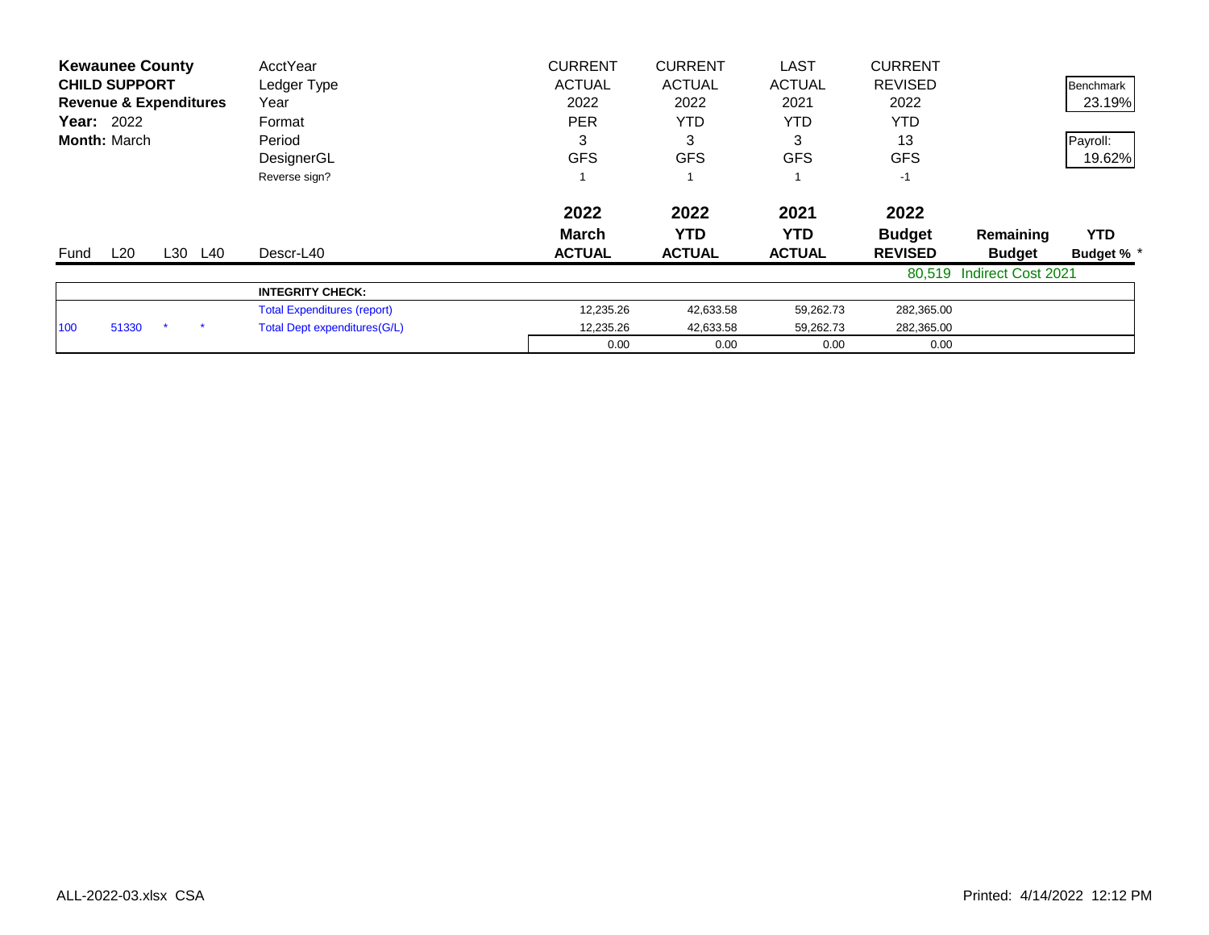**Kewaunee County**
**CHILD SUPPORT**
**Revenue & Expenditures**
**Year:** 2022
**Month:** March

| | | | | | CURRENT | CURRENT | LAST | CURRENT | | |
|---|---|---|---|---|---|---|---|---|---|---|
| | | | | AcctYear | CURRENT | CURRENT | LAST | CURRENT | | Benchmark |
| | | | | Ledger Type | ACTUAL | ACTUAL | ACTUAL | REVISED | | 23.19% |
| | | | | Year | 2022 | 2022 | 2021 | 2022 | | |
| | | | | Format | PER | YTD | YTD | YTD | | Payroll: |
| | | | | Period | 3 | 3 | 3 | 13 | | 19.62% |
| | | | | DesignerGL | GFS | GFS | GFS | GFS | | |
| | | | | Reverse sign? | 1 | 1 | 1 | -1 | | |
| | | | | | **2022** | **2022** | **2021** | **2022** | | |
| | | | | | **March** | **YTD** | **YTD** | **Budget** | **Remaining** | **YTD** |
| Fund | L20 | L30 | L40 | Descr-L40 | **ACTUAL** | **ACTUAL** | **ACTUAL** | **REVISED** | **Budget** | **Budget % *** |
| | | | | | | | | 80,519 | Indirect Cost 2021 | |
| | | | | **INTEGRITY CHECK:** | | | | | | |
| | | | | Total Expenditures (report) | 12,235.26 | 42,633.58 | 59,262.73 | 282,365.00 | | |
| 100 | 51330 | * | * | Total Dept expenditures(G/L) | 12,235.26 | 42,633.58 | 59,262.73 | 282,365.00 | | |
| | | | | | 0.00 | 0.00 | 0.00 | 0.00 | | |

ALL-2022-03.xlsx CSA

Printed: 4/14/2022 12:12 PM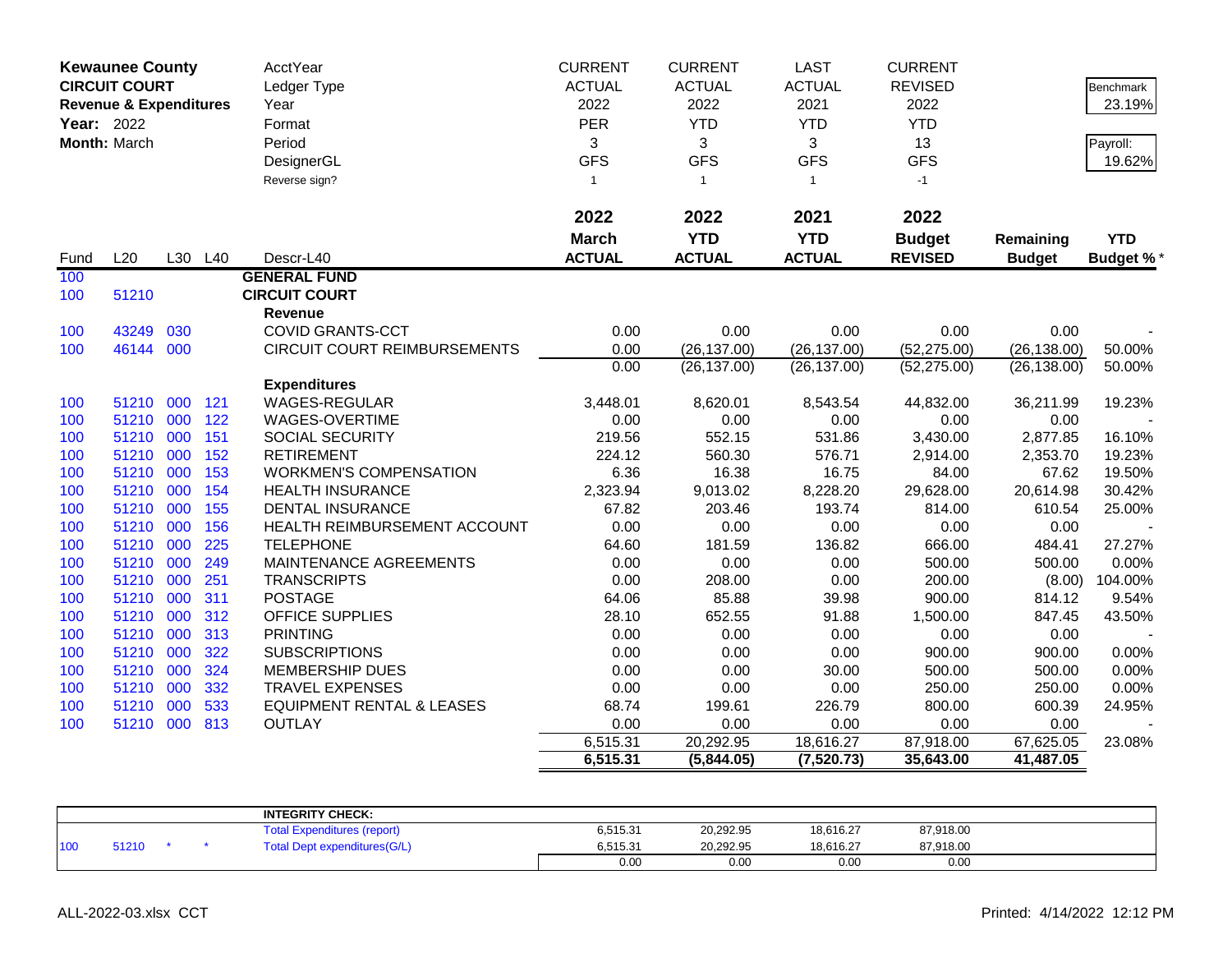**Kewaunee County**
**CIRCUIT COURT**
**Revenue & Expenditures**
**Year:** 2022
**Month:** March

| | | | | | CURRENT | CURRENT | LAST | CURRENT | | |
|---|---|---|---|---|---|---|---|---|---|---|
| | | | | AcctYear | ACTUAL | ACTUAL | ACTUAL | REVISED | | Benchmark |
| | | | | Ledger Type | 2022 | 2022 | 2021 | 2022 | | 23.19% |
| | | | | Year | PER | YTD | YTD | YTD | | |
| | | | | Format | 3 | 3 | 3 | 13 | | Payroll: |
| | | | | Period | GFS | GFS | GFS | GFS | | 19.62% |
| | | | | DesignerGL | 1 | 1 | 1 | -1 | | |
| | | | | Reverse sign? | | | | | | |
| | | | | | **2022** | **2022** | **2021** | **2022** | | |
| | | | | | **March** | **YTD** | **YTD** | **Budget** | **Remaining** | **YTD** |
| Fund | L20 | L30 | L40 | Descr-L40 | **ACTUAL** | **ACTUAL** | **ACTUAL** | **REVISED** | **Budget** | **Budget %*** |
| 100 | | | | **GENERAL FUND** | | | | | | |
| 100 | 51210 | | | **CIRCUIT COURT** | | | | | | |
| | | | | **Revenue** | | | | | | |
| 100 | 43249 | 030 | | COVID GRANTS-CCT | 0.00 | 0.00 | 0.00 | 0.00 | 0.00 | - |
| 100 | 46144 | 000 | | CIRCUIT COURT REIMBURSEMENTS | 0.00 | (26,137.00) | (26,137.00) | (52,275.00) | (26,138.00) | 50.00% |
| | | | | | 0.00 | (26,137.00) | (26,137.00) | (52,275.00) | (26,138.00) | 50.00% |
| | | | | **Expenditures** | | | | | | |
| 100 | 51210 | 000 | 121 | WAGES-REGULAR | 3,448.01 | 8,620.01 | 8,543.54 | 44,832.00 | 36,211.99 | 19.23% |
| 100 | 51210 | 000 | 122 | WAGES-OVERTIME | 0.00 | 0.00 | 0.00 | 0.00 | 0.00 | - |
| 100 | 51210 | 000 | 151 | SOCIAL SECURITY | 219.56 | 552.15 | 531.86 | 3,430.00 | 2,877.85 | 16.10% |
| 100 | 51210 | 000 | 152 | RETIREMENT | 224.12 | 560.30 | 576.71 | 2,914.00 | 2,353.70 | 19.23% |
| 100 | 51210 | 000 | 153 | WORKMEN'S COMPENSATION | 6.36 | 16.38 | 16.75 | 84.00 | 67.62 | 19.50% |
| 100 | 51210 | 000 | 154 | HEALTH INSURANCE | 2,323.94 | 9,013.02 | 8,228.20 | 29,628.00 | 20,614.98 | 30.42% |
| 100 | 51210 | 000 | 155 | DENTAL INSURANCE | 67.82 | 203.46 | 193.74 | 814.00 | 610.54 | 25.00% |
| 100 | 51210 | 000 | 156 | HEALTH REIMBURSEMENT ACCOUNT | 0.00 | 0.00 | 0.00 | 0.00 | 0.00 | - |
| 100 | 51210 | 000 | 225 | TELEPHONE | 64.60 | 181.59 | 136.82 | 666.00 | 484.41 | 27.27% |
| 100 | 51210 | 000 | 249 | MAINTENANCE AGREEMENTS | 0.00 | 0.00 | 0.00 | 500.00 | 500.00 | 0.00% |
| 100 | 51210 | 000 | 251 | TRANSCRIPTS | 0.00 | 208.00 | 0.00 | 200.00 | (8.00) | 104.00% |
| 100 | 51210 | 000 | 311 | POSTAGE | 64.06 | 85.88 | 39.98 | 900.00 | 814.12 | 9.54% |
| 100 | 51210 | 000 | 312 | OFFICE SUPPLIES | 28.10 | 652.55 | 91.88 | 1,500.00 | 847.45 | 43.50% |
| 100 | 51210 | 000 | 313 | PRINTING | 0.00 | 0.00 | 0.00 | 0.00 | 0.00 | - |
| 100 | 51210 | 000 | 322 | SUBSCRIPTIONS | 0.00 | 0.00 | 0.00 | 900.00 | 900.00 | 0.00% |
| 100 | 51210 | 000 | 324 | MEMBERSHIP DUES | 0.00 | 0.00 | 30.00 | 500.00 | 500.00 | 0.00% |
| 100 | 51210 | 000 | 332 | TRAVEL EXPENSES | 0.00 | 0.00 | 0.00 | 250.00 | 250.00 | 0.00% |
| 100 | 51210 | 000 | 533 | EQUIPMENT RENTAL & LEASES | 68.74 | 199.61 | 226.79 | 800.00 | 600.39 | 24.95% |
| 100 | 51210 | 000 | 813 | OUTLAY | 0.00 | 0.00 | 0.00 | 0.00 | 0.00 | - |
| | | | | | 6,515.31 | 20,292.95 | 18,616.27 | 87,918.00 | 67,625.05 | 23.08% |
| | | | | | **6,515.31** | **(5,844.05)** | **(7,520.73)** | **35,643.00** | **41,487.05** | |

| | | | | INTEGRITY CHECK: | | | | |
|---|---|---|---|---|---|---|---|---|
| | | | | Total Expenditures (report) | 6,515.31 | 20,292.95 | 18,616.27 | 87,918.00 |
| 100 | 51210 | * | * | Total Dept expenditures(G/L) | 6,515.31 | 20,292.95 | 18,616.27 | 87,918.00 |
| | | | | | 0.00 | 0.00 | 0.00 | 0.00 |

ALL-2022-03.xlsx CCT

Printed: 4/14/2022 12:12 PM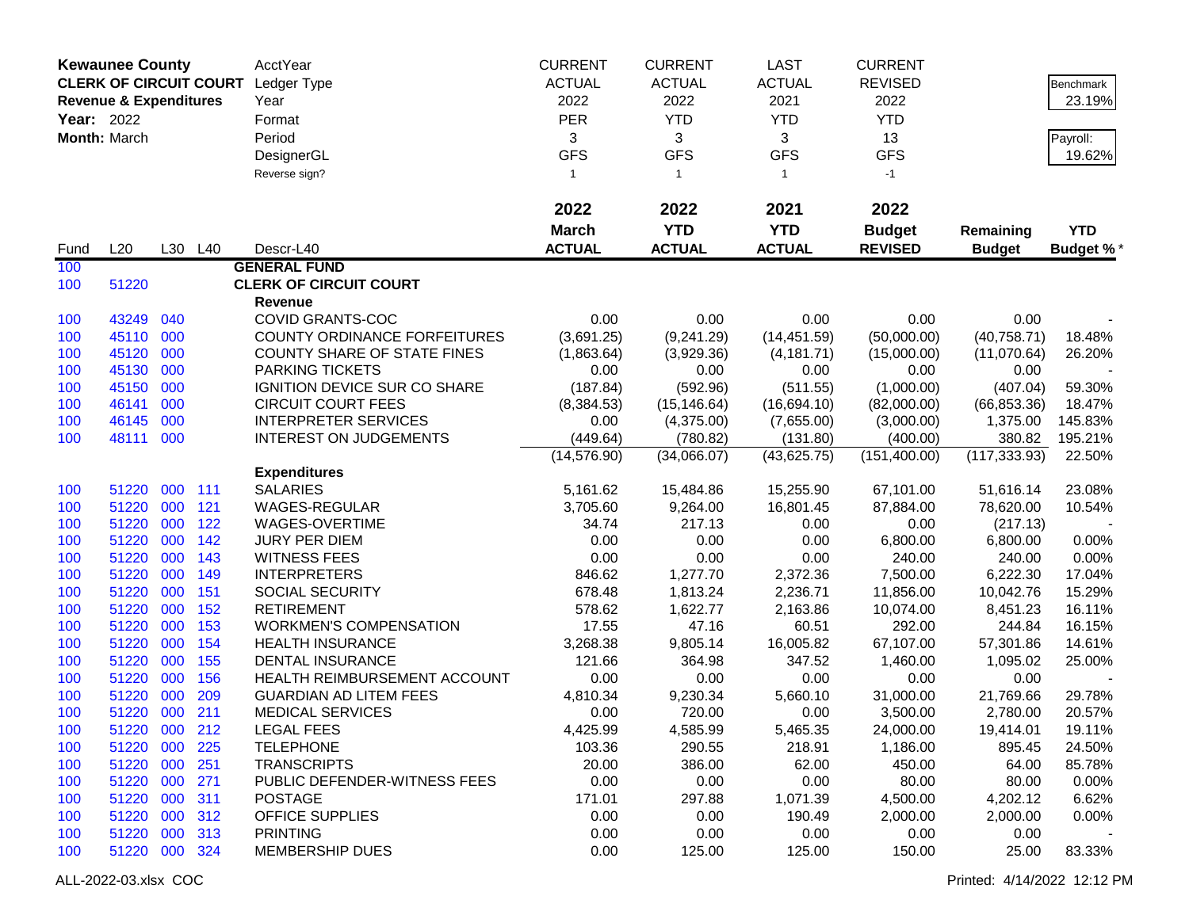**Kewaunee County**
**CLERK OF CIRCUIT COURT**
**Revenue & Expenditures**
**Year:** 2022
**Month:** March

| AcctYear | CURRENT | CURRENT | LAST | CURRENT |
|---|---|---|---|---|
| Ledger Type | ACTUAL | ACTUAL | ACTUAL | REVISED |
| Year | 2022 | 2022 | 2021 | 2022 |
| Format | PER | YTD | YTD | YTD |
| Period | 3 | 3 | 3 | 13 |
| DesignerGL | GFS | GFS | GFS | GFS |
| Reverse sign? | 1 | 1 | 1 | -1 |

Benchmark: 23.19%
Payroll: 19.62%

| Fund | L20 | L30 | L40 | Descr-L40 | 2022 March ACTUAL | 2022 YTD ACTUAL | 2021 YTD ACTUAL | 2022 Budget REVISED | Remaining Budget | YTD Budget % * |
|---|---|---|---|---|---|---|---|---|---|---|
| 100 | | | | **GENERAL FUND** | | | | | | |
| 100 | 51220 | | | **CLERK OF CIRCUIT COURT** | | | | | | |
| | | | | **Revenue** | | | | | | |
| 100 | 43249 | 040 | | COVID GRANTS-COC | 0.00 | 0.00 | 0.00 | 0.00 | 0.00 | - |
| 100 | 45110 | 000 | | COUNTY ORDINANCE FORFEITURES | (3,691.25) | (9,241.29) | (14,451.59) | (50,000.00) | (40,758.71) | 18.48% |
| 100 | 45120 | 000 | | COUNTY SHARE OF STATE FINES | (1,863.64) | (3,929.36) | (4,181.71) | (15,000.00) | (11,070.64) | 26.20% |
| 100 | 45130 | 000 | | PARKING TICKETS | 0.00 | 0.00 | 0.00 | 0.00 | 0.00 | - |
| 100 | 45150 | 000 | | IGNITION DEVICE SUR CO SHARE | (187.84) | (592.96) | (511.55) | (1,000.00) | (407.04) | 59.30% |
| 100 | 46141 | 000 | | CIRCUIT COURT FEES | (8,384.53) | (15,146.64) | (16,694.10) | (82,000.00) | (66,853.36) | 18.47% |
| 100 | 46145 | 000 | | INTERPRETER SERVICES | 0.00 | (4,375.00) | (7,655.00) | (3,000.00) | 1,375.00 | 145.83% |
| 100 | 48111 | 000 | | INTEREST ON JUDGEMENTS | (449.64) | (780.82) | (131.80) | (400.00) | 380.82 | 195.21% |
| | | | | | (14,576.90) | (34,066.07) | (43,625.75) | (151,400.00) | (117,333.93) | 22.50% |
| | | | | **Expenditures** | | | | | | |
| 100 | 51220 | 000 | 111 | SALARIES | 5,161.62 | 15,484.86 | 15,255.90 | 67,101.00 | 51,616.14 | 23.08% |
| 100 | 51220 | 000 | 121 | WAGES-REGULAR | 3,705.60 | 9,264.00 | 16,801.45 | 87,884.00 | 78,620.00 | 10.54% |
| 100 | 51220 | 000 | 122 | WAGES-OVERTIME | 34.74 | 217.13 | 0.00 | 0.00 | (217.13) | - |
| 100 | 51220 | 000 | 142 | JURY PER DIEM | 0.00 | 0.00 | 0.00 | 6,800.00 | 6,800.00 | 0.00% |
| 100 | 51220 | 000 | 143 | WITNESS FEES | 0.00 | 0.00 | 0.00 | 240.00 | 240.00 | 0.00% |
| 100 | 51220 | 000 | 149 | INTERPRETERS | 846.62 | 1,277.70 | 2,372.36 | 7,500.00 | 6,222.30 | 17.04% |
| 100 | 51220 | 000 | 151 | SOCIAL SECURITY | 678.48 | 1,813.24 | 2,236.71 | 11,856.00 | 10,042.76 | 15.29% |
| 100 | 51220 | 000 | 152 | RETIREMENT | 578.62 | 1,622.77 | 2,163.86 | 10,074.00 | 8,451.23 | 16.11% |
| 100 | 51220 | 000 | 153 | WORKMEN'S COMPENSATION | 17.55 | 47.16 | 60.51 | 292.00 | 244.84 | 16.15% |
| 100 | 51220 | 000 | 154 | HEALTH INSURANCE | 3,268.38 | 9,805.14 | 16,005.82 | 67,107.00 | 57,301.86 | 14.61% |
| 100 | 51220 | 000 | 155 | DENTAL INSURANCE | 121.66 | 364.98 | 347.52 | 1,460.00 | 1,095.02 | 25.00% |
| 100 | 51220 | 000 | 156 | HEALTH REIMBURSEMENT ACCOUNT | 0.00 | 0.00 | 0.00 | 0.00 | 0.00 | - |
| 100 | 51220 | 000 | 209 | GUARDIAN AD LITEM FEES | 4,810.34 | 9,230.34 | 5,660.10 | 31,000.00 | 21,769.66 | 29.78% |
| 100 | 51220 | 000 | 211 | MEDICAL SERVICES | 0.00 | 720.00 | 0.00 | 3,500.00 | 2,780.00 | 20.57% |
| 100 | 51220 | 000 | 212 | LEGAL FEES | 4,425.99 | 4,585.99 | 5,465.35 | 24,000.00 | 19,414.01 | 19.11% |
| 100 | 51220 | 000 | 225 | TELEPHONE | 103.36 | 290.55 | 218.91 | 1,186.00 | 895.45 | 24.50% |
| 100 | 51220 | 000 | 251 | TRANSCRIPTS | 20.00 | 386.00 | 62.00 | 450.00 | 64.00 | 85.78% |
| 100 | 51220 | 000 | 271 | PUBLIC DEFENDER-WITNESS FEES | 0.00 | 0.00 | 0.00 | 80.00 | 80.00 | 0.00% |
| 100 | 51220 | 000 | 311 | POSTAGE | 171.01 | 297.88 | 1,071.39 | 4,500.00 | 4,202.12 | 6.62% |
| 100 | 51220 | 000 | 312 | OFFICE SUPPLIES | 0.00 | 0.00 | 190.49 | 2,000.00 | 2,000.00 | 0.00% |
| 100 | 51220 | 000 | 313 | PRINTING | 0.00 | 0.00 | 0.00 | 0.00 | 0.00 | - |
| 100 | 51220 | 000 | 324 | MEMBERSHIP DUES | 0.00 | 125.00 | 125.00 | 150.00 | 25.00 | 83.33% |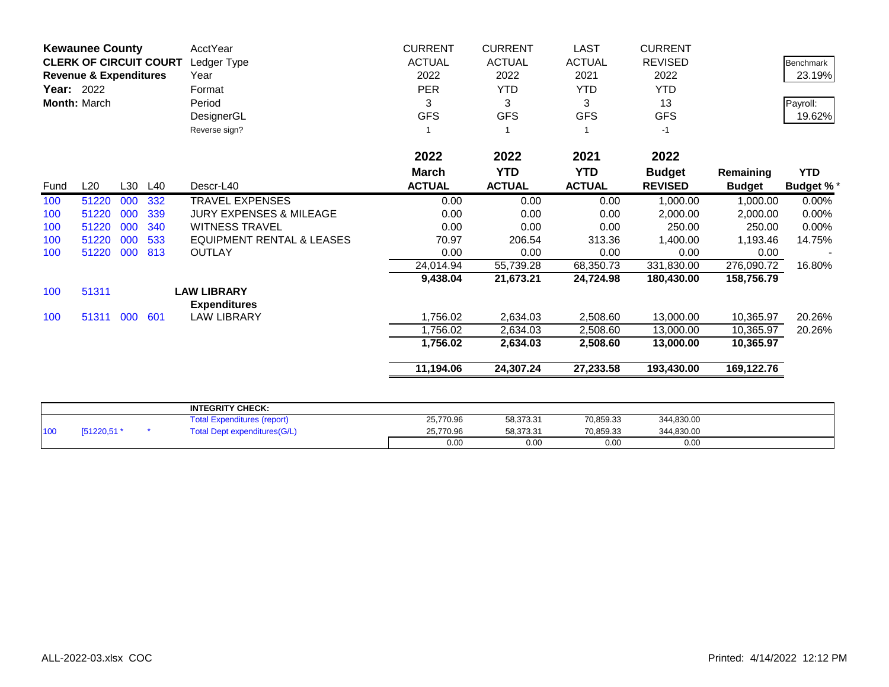**Kewaunee County**
**CLERK OF CIRCUIT COURT**
**Revenue & Expenditures**
**Year:** 2022
**Month:** March

| | | | | | | | | | | |
|---|---|---|---|---|---|---|---|---|---|---|
| | | | | AcctYear | CURRENT | CURRENT | LAST | CURRENT | | |
| | | | | Ledger Type | ACTUAL | ACTUAL | ACTUAL | REVISED | | Benchmark |
| | | | | Year | 2022 | 2022 | 2021 | 2022 | | 23.19% |
| | | | | Format | PER | YTD | YTD | YTD | | |
| | | | | Period | 3 | 3 | 3 | 13 | | Payroll: |
| | | | | DesignerGL | GFS | GFS | GFS | GFS | | 19.62% |
| | | | | Reverse sign? | 1 | 1 | 1 | -1 | | |
| | | | | | **2022** | **2022** | **2021** | **2022** | | |
| **Fund** | **L20** | **L30** | **L40** | **Descr-L40** | **March ACTUAL** | **YTD ACTUAL** | **YTD ACTUAL** | **Budget REVISED** | **Remaining Budget** | **YTD Budget %*** |
| 100 | 51220 | 000 | 332 | TRAVEL EXPENSES | 0.00 | 0.00 | 0.00 | 1,000.00 | 1,000.00 | 0.00% |
| 100 | 51220 | 000 | 339 | JURY EXPENSES & MILEAGE | 0.00 | 0.00 | 0.00 | 2,000.00 | 2,000.00 | 0.00% |
| 100 | 51220 | 000 | 340 | WITNESS TRAVEL | 0.00 | 0.00 | 0.00 | 250.00 | 250.00 | 0.00% |
| 100 | 51220 | 000 | 533 | EQUIPMENT RENTAL & LEASES | 70.97 | 206.54 | 313.36 | 1,400.00 | 1,193.46 | 14.75% |
| 100 | 51220 | 000 | 813 | OUTLAY | 0.00 | 0.00 | 0.00 | 0.00 | 0.00 | - |
| | | | | | 24,014.94 | 55,739.28 | 68,350.73 | 331,830.00 | 276,090.72 | 16.80% |
| | | | | | **9,438.04** | **21,673.21** | **24,724.98** | **180,430.00** | **158,756.79** | |
| 100 | 51311 | | | **LAW LIBRARY** | | | | | | |
| | | | | **Expenditures** | | | | | | |
| 100 | 51311 | 000 | 601 | LAW LIBRARY | 1,756.02 | 2,634.03 | 2,508.60 | 13,000.00 | 10,365.97 | 20.26% |
| | | | | | 1,756.02 | 2,634.03 | 2,508.60 | 13,000.00 | 10,365.97 | 20.26% |
| | | | | | **1,756.02** | **2,634.03** | **2,508.60** | **13,000.00** | **10,365.97** | |
| | | | | | **11,194.06** | **24,307.24** | **27,233.58** | **193,430.00** | **169,122.76** | |

| | | | | | | |
|---|---|---|---|---|---|---|
| | | | **INTEGRITY CHECK:** | | | | 
| | | | Total Expenditures (report) | 25,770.96 | 58,373.31 | 70,859.33 | 344,830.00 |
| 100 | [51220,51 * | * | Total Dept expenditures(G/L) | 25,770.96 | 58,373.31 | 70,859.33 | 344,830.00 |
| | | | | 0.00 | 0.00 | 0.00 | 0.00 |

ALL-2022-03.xlsx COC

Printed: 4/14/2022 12:12 PM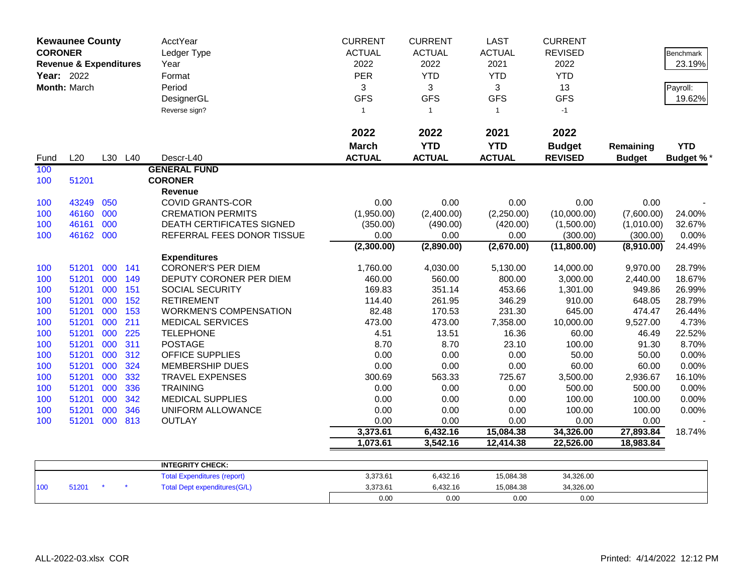| **Kewaunee County** | | | | AcctYear | CURRENT | CURRENT | LAST | CURRENT | | |
|---|---|---|---|---|---|---|---|---|---|---|
| **CORONER** | | | | Ledger Type | ACTUAL | ACTUAL | ACTUAL | REVISED | | Benchmark |
| **Revenue & Expenditures** | | | | Year | 2022 | 2022 | 2021 | 2022 | | 23.19% |
| **Year:** 2022 | | | | Format | PER | YTD | YTD | YTD | | |
| **Month:** March | | | | Period | 3 | 3 | 3 | 13 | | Payroll: |
| | | | | DesignerGL | GFS | GFS | GFS | GFS | | 19.62% |
| | | | | Reverse sign? | 1 | 1 | 1 | -1 | | |
| | | | | | **2022** | **2022** | **2021** | **2022** | | |
| | | | | | **March** | **YTD** | **YTD** | **Budget** | **Remaining** | **YTD** |
| Fund | L20 | L30 | L40 | Descr-L40 | **ACTUAL** | **ACTUAL** | **ACTUAL** | **REVISED** | **Budget** | **Budget %*** |
| 100 | | | | **GENERAL FUND** | | | | | | |
| 100 | 51201 | | | **CORONER** | | | | | | |
| | | | | **Revenue** | | | | | | |
| 100 | 43249 | 050 | | COVID GRANTS-COR | 0.00 | 0.00 | 0.00 | 0.00 | 0.00 | - |
| 100 | 46160 | 000 | | CREMATION PERMITS | (1,950.00) | (2,400.00) | (2,250.00) | (10,000.00) | (7,600.00) | 24.00% |
| 100 | 46161 | 000 | | DEATH CERTIFICATES SIGNED | (350.00) | (490.00) | (420.00) | (1,500.00) | (1,010.00) | 32.67% |
| 100 | 46162 | 000 | | REFERRAL FEES DONOR TISSUE | 0.00 | 0.00 | 0.00 | (300.00) | (300.00) | 0.00% |
| | | | | | **(2,300.00)** | **(2,890.00)** | **(2,670.00)** | **(11,800.00)** | **(8,910.00)** | 24.49% |
| | | | | **Expenditures** | | | | | | |
| 100 | 51201 | 000 | 141 | CORONER'S PER DIEM | 1,760.00 | 4,030.00 | 5,130.00 | 14,000.00 | 9,970.00 | 28.79% |
| 100 | 51201 | 000 | 149 | DEPUTY CORONER PER DIEM | 460.00 | 560.00 | 800.00 | 3,000.00 | 2,440.00 | 18.67% |
| 100 | 51201 | 000 | 151 | SOCIAL SECURITY | 169.83 | 351.14 | 453.66 | 1,301.00 | 949.86 | 26.99% |
| 100 | 51201 | 000 | 152 | RETIREMENT | 114.40 | 261.95 | 346.29 | 910.00 | 648.05 | 28.79% |
| 100 | 51201 | 000 | 153 | WORKMEN'S COMPENSATION | 82.48 | 170.53 | 231.30 | 645.00 | 474.47 | 26.44% |
| 100 | 51201 | 000 | 211 | MEDICAL SERVICES | 473.00 | 473.00 | 7,358.00 | 10,000.00 | 9,527.00 | 4.73% |
| 100 | 51201 | 000 | 225 | TELEPHONE | 4.51 | 13.51 | 16.36 | 60.00 | 46.49 | 22.52% |
| 100 | 51201 | 000 | 311 | POSTAGE | 8.70 | 8.70 | 23.10 | 100.00 | 91.30 | 8.70% |
| 100 | 51201 | 000 | 312 | OFFICE SUPPLIES | 0.00 | 0.00 | 0.00 | 50.00 | 50.00 | 0.00% |
| 100 | 51201 | 000 | 324 | MEMBERSHIP DUES | 0.00 | 0.00 | 0.00 | 60.00 | 60.00 | 0.00% |
| 100 | 51201 | 000 | 332 | TRAVEL EXPENSES | 300.69 | 563.33 | 725.67 | 3,500.00 | 2,936.67 | 16.10% |
| 100 | 51201 | 000 | 336 | TRAINING | 0.00 | 0.00 | 0.00 | 500.00 | 500.00 | 0.00% |
| 100 | 51201 | 000 | 342 | MEDICAL SUPPLIES | 0.00 | 0.00 | 0.00 | 100.00 | 100.00 | 0.00% |
| 100 | 51201 | 000 | 346 | UNIFORM ALLOWANCE | 0.00 | 0.00 | 0.00 | 100.00 | 100.00 | 0.00% |
| 100 | 51201 | 000 | 813 | OUTLAY | 0.00 | 0.00 | 0.00 | 0.00 | 0.00 | - |
| | | | | | **3,373.61** | **6,432.16** | **15,084.38** | **34,326.00** | **27,893.84** | 18.74% |
| | | | | | **1,073.61** | **3,542.16** | **12,414.38** | **22,526.00** | **18,983.84** | |

| | | | | **INTEGRITY CHECK:** | | | | |
|---|---|---|---|---|---|---|---|---|
| | | | | Total Expenditures (report) | 3,373.61 | 6,432.16 | 15,084.38 | 34,326.00 |
| 100 | 51201 | * | * | Total Dept expenditures(G/L) | 3,373.61 | 6,432.16 | 15,084.38 | 34,326.00 |
| | | | | | 0.00 | 0.00 | 0.00 | 0.00 |

ALL-2022-03.xlsx COR

Printed: 4/14/2022 12:12 PM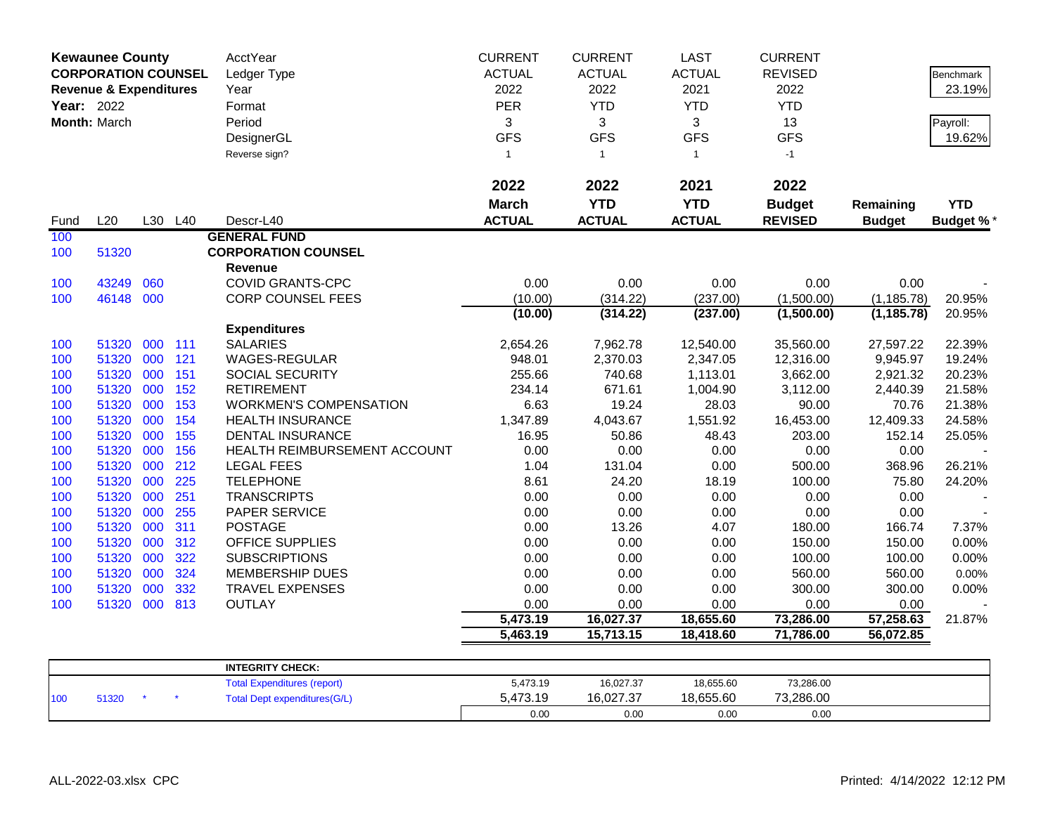**Kewaunee County**
**CORPORATION COUNSEL**
**Revenue & Expenditures**
**Year:** 2022
**Month:** March

| | | | | AcctYear | CURRENT | CURRENT | LAST | CURRENT | | Benchmark |
|---|---|---|---|---|---|---|---|---|---|---|
| | | | | Ledger Type | ACTUAL | ACTUAL | ACTUAL | REVISED | | 23.19% |
| | | | | Year | 2022 | 2022 | 2021 | 2022 | | |
| | | | | Format | PER | YTD | YTD | YTD | | |
| | | | | Period | 3 | 3 | 3 | 13 | | Payroll: |
| | | | | DesignerGL | GFS | GFS | GFS | GFS | | 19.62% |
| | | | | Reverse sign? | 1 | 1 | 1 | -1 | | |

| Fund | L20 | L30 | L40 | Descr-L40 | 2022 March ACTUAL | 2022 YTD ACTUAL | 2021 YTD ACTUAL | 2022 Budget REVISED | Remaining Budget | YTD Budget % * |
|---|---|---|---|---|---|---|---|---|---|---|
| 100 | | | | **GENERAL FUND** | | | | | | |
| 100 | 51320 | | | **CORPORATION COUNSEL** | | | | | | |
| | | | | **Revenue** | | | | | | |
| 100 | 43249 | 060 | | COVID GRANTS-CPC | 0.00 | 0.00 | 0.00 | 0.00 | 0.00 | - |
| 100 | 46148 | 000 | | CORP COUNSEL FEES | (10.00) | (314.22) | (237.00) | (1,500.00) | (1,185.78) | 20.95% |
| | | | | | **(10.00)** | **(314.22)** | **(237.00)** | **(1,500.00)** | **(1,185.78)** | 20.95% |
| | | | | **Expenditures** | | | | | | |
| 100 | 51320 | 000 | 111 | SALARIES | 2,654.26 | 7,962.78 | 12,540.00 | 35,560.00 | 27,597.22 | 22.39% |
| 100 | 51320 | 000 | 121 | WAGES-REGULAR | 948.01 | 2,370.03 | 2,347.05 | 12,316.00 | 9,945.97 | 19.24% |
| 100 | 51320 | 000 | 151 | SOCIAL SECURITY | 255.66 | 740.68 | 1,113.01 | 3,662.00 | 2,921.32 | 20.23% |
| 100 | 51320 | 000 | 152 | RETIREMENT | 234.14 | 671.61 | 1,004.90 | 3,112.00 | 2,440.39 | 21.58% |
| 100 | 51320 | 000 | 153 | WORKMEN'S COMPENSATION | 6.63 | 19.24 | 28.03 | 90.00 | 70.76 | 21.38% |
| 100 | 51320 | 000 | 154 | HEALTH INSURANCE | 1,347.89 | 4,043.67 | 1,551.92 | 16,453.00 | 12,409.33 | 24.58% |
| 100 | 51320 | 000 | 155 | DENTAL INSURANCE | 16.95 | 50.86 | 48.43 | 203.00 | 152.14 | 25.05% |
| 100 | 51320 | 000 | 156 | HEALTH REIMBURSEMENT ACCOUNT | 0.00 | 0.00 | 0.00 | 0.00 | 0.00 | - |
| 100 | 51320 | 000 | 212 | LEGAL FEES | 1.04 | 131.04 | 0.00 | 500.00 | 368.96 | 26.21% |
| 100 | 51320 | 000 | 225 | TELEPHONE | 8.61 | 24.20 | 18.19 | 100.00 | 75.80 | 24.20% |
| 100 | 51320 | 000 | 251 | TRANSCRIPTS | 0.00 | 0.00 | 0.00 | 0.00 | 0.00 | - |
| 100 | 51320 | 000 | 255 | PAPER SERVICE | 0.00 | 0.00 | 0.00 | 0.00 | 0.00 | - |
| 100 | 51320 | 000 | 311 | POSTAGE | 0.00 | 13.26 | 4.07 | 180.00 | 166.74 | 7.37% |
| 100 | 51320 | 000 | 312 | OFFICE SUPPLIES | 0.00 | 0.00 | 0.00 | 150.00 | 150.00 | 0.00% |
| 100 | 51320 | 000 | 322 | SUBSCRIPTIONS | 0.00 | 0.00 | 0.00 | 100.00 | 100.00 | 0.00% |
| 100 | 51320 | 000 | 324 | MEMBERSHIP DUES | 0.00 | 0.00 | 0.00 | 560.00 | 560.00 | 0.00% |
| 100 | 51320 | 000 | 332 | TRAVEL EXPENSES | 0.00 | 0.00 | 0.00 | 300.00 | 300.00 | 0.00% |
| 100 | 51320 | 000 | 813 | OUTLAY | 0.00 | 0.00 | 0.00 | 0.00 | 0.00 | - |
| | | | | | **5,473.19** | **16,027.37** | **18,655.60** | **73,286.00** | **57,258.63** | 21.87% |
| | | | | | **5,463.19** | **15,713.15** | **18,418.60** | **71,786.00** | **56,072.85** | |

| | | | | | | | | |
|---|---|---|---|---|---|---|---|---|
| | | | | **INTEGRITY CHECK:** | | | | |
| | | | | Total Expenditures (report) | 5,473.19 | 16,027.37 | 18,655.60 | 73,286.00 |
| 100 | 51320 | * | * | Total Dept expenditures(G/L) | 5,473.19 | 16,027.37 | 18,655.60 | 73,286.00 |
| | | | | | 0.00 | 0.00 | 0.00 | 0.00 |

ALL-2022-03.xlsx CPC

Printed: 4/14/2022 12:12 PM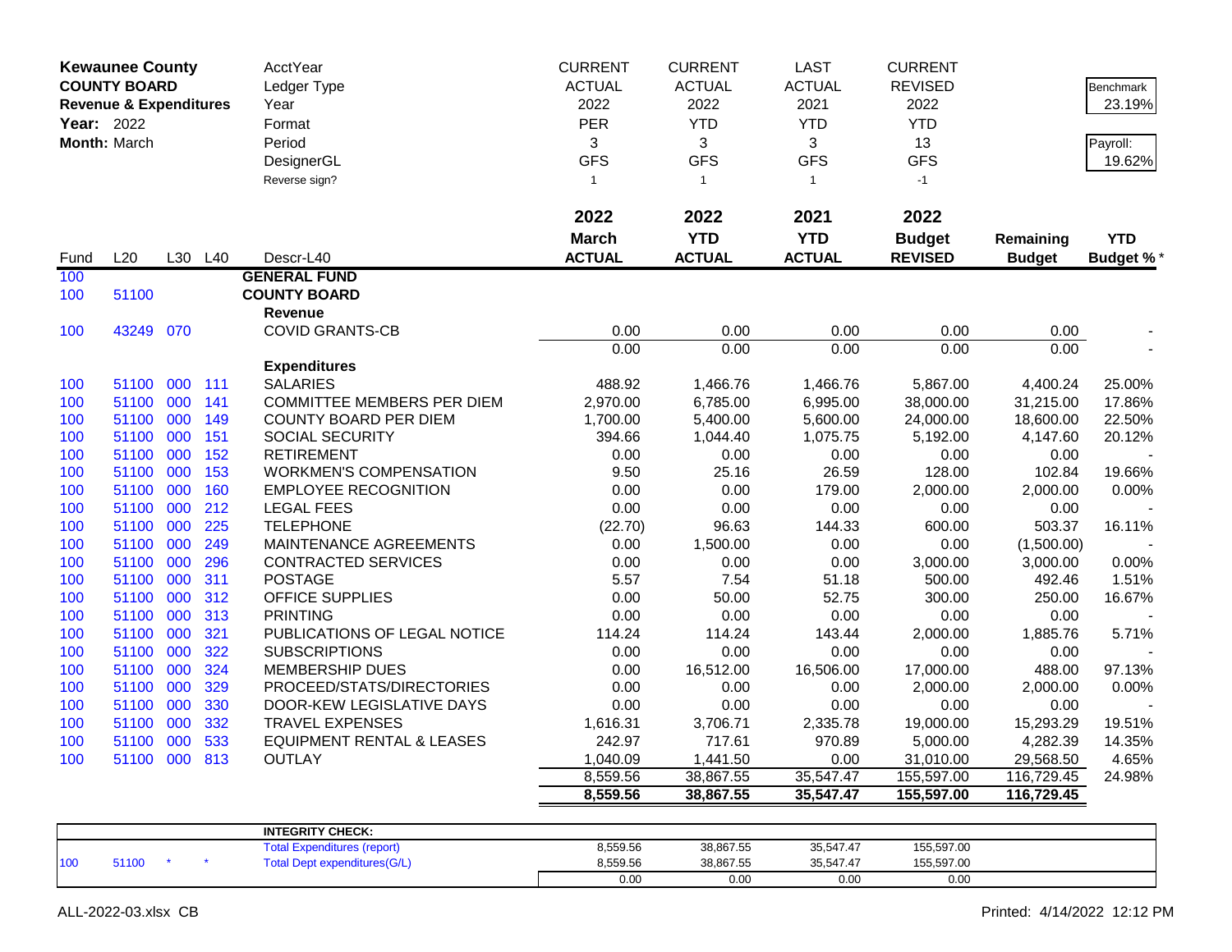**Kewaunee County**
**COUNTY BOARD**
**Revenue & Expenditures**
**Year:** 2022
**Month:** March

| | | | | AcctYear | CURRENT | CURRENT | LAST | CURRENT | | |
|---|---|---|---|---|---|---|---|---|---|---|
| | | | | Ledger Type | ACTUAL | ACTUAL | ACTUAL | REVISED | | Benchmark |
| | | | | Year | 2022 | 2022 | 2021 | 2022 | | 23.19% |
| | | | | Format | PER | YTD | YTD | YTD | | |
| | | | | Period | 3 | 3 | 3 | 13 | | Payroll: |
| | | | | DesignerGL | GFS | GFS | GFS | GFS | | 19.62% |
| | | | | Reverse sign? | 1 | 1 | 1 | -1 | | |
| | | | | | **2022 March ACTUAL** | **2022 YTD ACTUAL** | **2021 YTD ACTUAL** | **2022 Budget REVISED** | **Remaining Budget** | **YTD Budget %*** |
| Fund | L20 | L30 | L40 | Descr-L40 | | | | | | |
| 100 | | | | **GENERAL FUND** | | | | | | |
| 100 | 51100 | | | **COUNTY BOARD** | | | | | | |
| | | | | **Revenue** | | | | | | |
| 100 | 43249 | 070 | | COVID GRANTS-CB | 0.00 | 0.00 | 0.00 | 0.00 | 0.00 | - |
| | | | | | 0.00 | 0.00 | 0.00 | 0.00 | 0.00 | - |
| | | | | **Expenditures** | | | | | | |
| 100 | 51100 | 000 | 111 | SALARIES | 488.92 | 1,466.76 | 1,466.76 | 5,867.00 | 4,400.24 | 25.00% |
| 100 | 51100 | 000 | 141 | COMMITTEE MEMBERS PER DIEM | 2,970.00 | 6,785.00 | 6,995.00 | 38,000.00 | 31,215.00 | 17.86% |
| 100 | 51100 | 000 | 149 | COUNTY BOARD PER DIEM | 1,700.00 | 5,400.00 | 5,600.00 | 24,000.00 | 18,600.00 | 22.50% |
| 100 | 51100 | 000 | 151 | SOCIAL SECURITY | 394.66 | 1,044.40 | 1,075.75 | 5,192.00 | 4,147.60 | 20.12% |
| 100 | 51100 | 000 | 152 | RETIREMENT | 0.00 | 0.00 | 0.00 | 0.00 | 0.00 | - |
| 100 | 51100 | 000 | 153 | WORKMEN'S COMPENSATION | 9.50 | 25.16 | 26.59 | 128.00 | 102.84 | 19.66% |
| 100 | 51100 | 000 | 160 | EMPLOYEE RECOGNITION | 0.00 | 0.00 | 179.00 | 2,000.00 | 2,000.00 | 0.00% |
| 100 | 51100 | 000 | 212 | LEGAL FEES | 0.00 | 0.00 | 0.00 | 0.00 | 0.00 | - |
| 100 | 51100 | 000 | 225 | TELEPHONE | (22.70) | 96.63 | 144.33 | 600.00 | 503.37 | 16.11% |
| 100 | 51100 | 000 | 249 | MAINTENANCE AGREEMENTS | 0.00 | 1,500.00 | 0.00 | 0.00 | (1,500.00) | - |
| 100 | 51100 | 000 | 296 | CONTRACTED SERVICES | 0.00 | 0.00 | 0.00 | 3,000.00 | 3,000.00 | 0.00% |
| 100 | 51100 | 000 | 311 | POSTAGE | 5.57 | 7.54 | 51.18 | 500.00 | 492.46 | 1.51% |
| 100 | 51100 | 000 | 312 | OFFICE SUPPLIES | 0.00 | 50.00 | 52.75 | 300.00 | 250.00 | 16.67% |
| 100 | 51100 | 000 | 313 | PRINTING | 0.00 | 0.00 | 0.00 | 0.00 | 0.00 | - |
| 100 | 51100 | 000 | 321 | PUBLICATIONS OF LEGAL NOTICE | 114.24 | 114.24 | 143.44 | 2,000.00 | 1,885.76 | 5.71% |
| 100 | 51100 | 000 | 322 | SUBSCRIPTIONS | 0.00 | 0.00 | 0.00 | 0.00 | 0.00 | - |
| 100 | 51100 | 000 | 324 | MEMBERSHIP DUES | 0.00 | 16,512.00 | 16,506.00 | 17,000.00 | 488.00 | 97.13% |
| 100 | 51100 | 000 | 329 | PROCEED/STATS/DIRECTORIES | 0.00 | 0.00 | 0.00 | 2,000.00 | 2,000.00 | 0.00% |
| 100 | 51100 | 000 | 330 | DOOR-KEW LEGISLATIVE DAYS | 0.00 | 0.00 | 0.00 | 0.00 | 0.00 | - |
| 100 | 51100 | 000 | 332 | TRAVEL EXPENSES | 1,616.31 | 3,706.71 | 2,335.78 | 19,000.00 | 15,293.29 | 19.51% |
| 100 | 51100 | 000 | 533 | EQUIPMENT RENTAL & LEASES | 242.97 | 717.61 | 970.89 | 5,000.00 | 4,282.39 | 14.35% |
| 100 | 51100 | 000 | 813 | OUTLAY | 1,040.09 | 1,441.50 | 0.00 | 31,010.00 | 29,568.50 | 4.65% |
| | | | | | 8,559.56 | 38,867.55 | 35,547.47 | 155,597.00 | 116,729.45 | 24.98% |
| | | | | | **8,559.56** | **38,867.55** | **35,547.47** | **155,597.00** | **116,729.45** | |

| | | | | | | | | |
|---|---|---|---|---|---|---|---|---|
| | | | | **INTEGRITY CHECK:** | | | | |
| | | | | Total Expenditures (report) | 8,559.56 | 38,867.55 | 35,547.47 | 155,597.00 |
| 100 | 51100 | * | * | Total Dept expenditures(G/L) | 8,559.56 | 38,867.55 | 35,547.47 | 155,597.00 |
| | | | | | 0.00 | 0.00 | 0.00 | 0.00 |

ALL-2022-03.xlsx CB

Printed: 4/14/2022 12:12 PM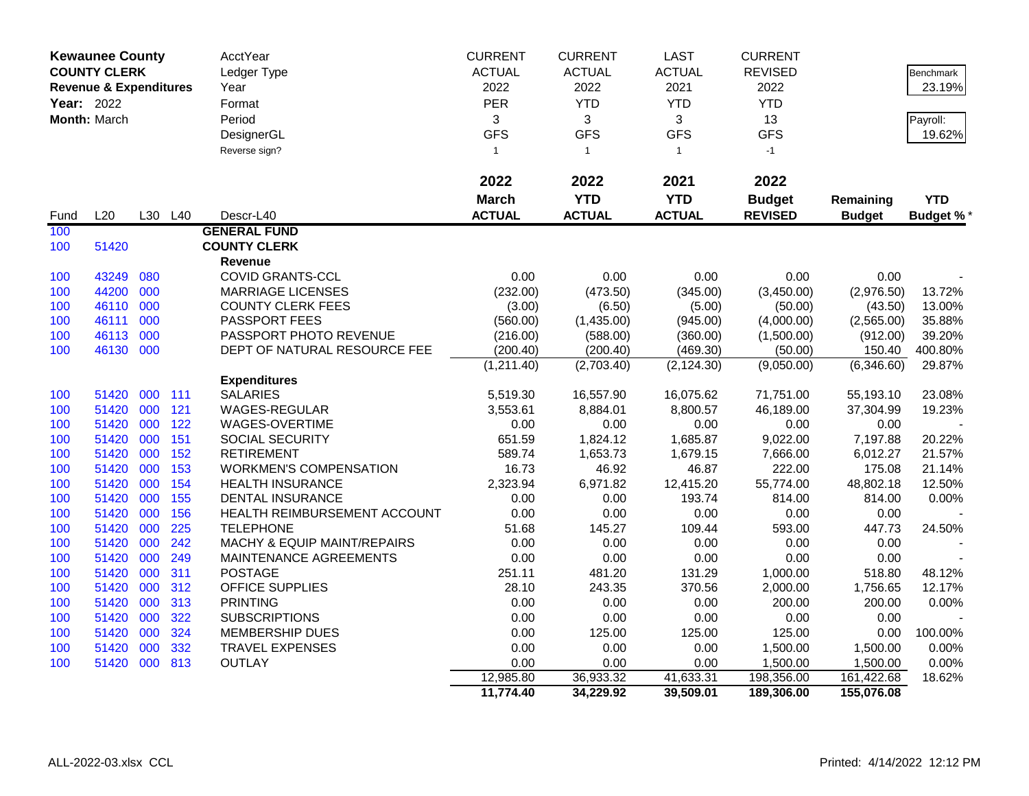**Kewaunee County**
**COUNTY CLERK**
**Revenue & Expenditures**
**Year:** 2022
**Month:** March

| | CURRENT | CURRENT | LAST | CURRENT | | |
|---|---|---|---|---|---|---|
| AcctYear | ACTUAL | ACTUAL | ACTUAL | REVISED | | Benchmark |
| Ledger Type | 2022 | 2022 | 2021 | 2022 | | 23.19% |
| Year | PER | YTD | YTD | YTD | | |
| Format | 3 | 3 | 3 | 13 | | Payroll: |
| Period | GFS | GFS | GFS | GFS | | 19.62% |
| DesignerGL | | | | | | |
| Reverse sign? | 1 | 1 | 1 | -1 | | |

| Fund | L20 | L30 | L40 | Descr-L40 | 2022 March ACTUAL | 2022 YTD ACTUAL | 2021 YTD ACTUAL | 2022 Budget REVISED | Remaining Budget | YTD Budget %* |
|---|---|---|---|---|---|---|---|---|---|---|
| 100 | | | | **GENERAL FUND** | | | | | | |
| 100 | 51420 | | | **COUNTY CLERK** | | | | | | |
| | | | | **Revenue** | | | | | | |
| 100 | 43249 | 080 | | COVID GRANTS-CCL | 0.00 | 0.00 | 0.00 | 0.00 | 0.00 | - |
| 100 | 44200 | 000 | | MARRIAGE LICENSES | (232.00) | (473.50) | (345.00) | (3,450.00) | (2,976.50) | 13.72% |
| 100 | 46110 | 000 | | COUNTY CLERK FEES | (3.00) | (6.50) | (5.00) | (50.00) | (43.50) | 13.00% |
| 100 | 46111 | 000 | | PASSPORT FEES | (560.00) | (1,435.00) | (945.00) | (4,000.00) | (2,565.00) | 35.88% |
| 100 | 46113 | 000 | | PASSPORT PHOTO REVENUE | (216.00) | (588.00) | (360.00) | (1,500.00) | (912.00) | 39.20% |
| 100 | 46130 | 000 | | DEPT OF NATURAL RESOURCE FEE | (200.40) | (200.40) | (469.30) | (50.00) | 150.40 | 400.80% |
| | | | | | (1,211.40) | (2,703.40) | (2,124.30) | (9,050.00) | (6,346.60) | 29.87% |
| | | | | **Expenditures** | | | | | | |
| 100 | 51420 | 000 | 111 | SALARIES | 5,519.30 | 16,557.90 | 16,075.62 | 71,751.00 | 55,193.10 | 23.08% |
| 100 | 51420 | 000 | 121 | WAGES-REGULAR | 3,553.61 | 8,884.01 | 8,800.57 | 46,189.00 | 37,304.99 | 19.23% |
| 100 | 51420 | 000 | 122 | WAGES-OVERTIME | 0.00 | 0.00 | 0.00 | 0.00 | 0.00 | - |
| 100 | 51420 | 000 | 151 | SOCIAL SECURITY | 651.59 | 1,824.12 | 1,685.87 | 9,022.00 | 7,197.88 | 20.22% |
| 100 | 51420 | 000 | 152 | RETIREMENT | 589.74 | 1,653.73 | 1,679.15 | 7,666.00 | 6,012.27 | 21.57% |
| 100 | 51420 | 000 | 153 | WORKMEN'S COMPENSATION | 16.73 | 46.92 | 46.87 | 222.00 | 175.08 | 21.14% |
| 100 | 51420 | 000 | 154 | HEALTH INSURANCE | 2,323.94 | 6,971.82 | 12,415.20 | 55,774.00 | 48,802.18 | 12.50% |
| 100 | 51420 | 000 | 155 | DENTAL INSURANCE | 0.00 | 0.00 | 193.74 | 814.00 | 814.00 | 0.00% |
| 100 | 51420 | 000 | 156 | HEALTH REIMBURSEMENT ACCOUNT | 0.00 | 0.00 | 0.00 | 0.00 | 0.00 | - |
| 100 | 51420 | 000 | 225 | TELEPHONE | 51.68 | 145.27 | 109.44 | 593.00 | 447.73 | 24.50% |
| 100 | 51420 | 000 | 242 | MACHY & EQUIP MAINT/REPAIRS | 0.00 | 0.00 | 0.00 | 0.00 | 0.00 | - |
| 100 | 51420 | 000 | 249 | MAINTENANCE AGREEMENTS | 0.00 | 0.00 | 0.00 | 0.00 | 0.00 | - |
| 100 | 51420 | 000 | 311 | POSTAGE | 251.11 | 481.20 | 131.29 | 1,000.00 | 518.80 | 48.12% |
| 100 | 51420 | 000 | 312 | OFFICE SUPPLIES | 28.10 | 243.35 | 370.56 | 2,000.00 | 1,756.65 | 12.17% |
| 100 | 51420 | 000 | 313 | PRINTING | 0.00 | 0.00 | 0.00 | 200.00 | 200.00 | 0.00% |
| 100 | 51420 | 000 | 322 | SUBSCRIPTIONS | 0.00 | 0.00 | 0.00 | 0.00 | 0.00 | - |
| 100 | 51420 | 000 | 324 | MEMBERSHIP DUES | 0.00 | 125.00 | 125.00 | 125.00 | 0.00 | 100.00% |
| 100 | 51420 | 000 | 332 | TRAVEL EXPENSES | 0.00 | 0.00 | 0.00 | 1,500.00 | 1,500.00 | 0.00% |
| 100 | 51420 | 000 | 813 | OUTLAY | 0.00 | 0.00 | 0.00 | 1,500.00 | 1,500.00 | 0.00% |
| | | | | | 12,985.80 | 36,933.32 | 41,633.31 | 198,356.00 | 161,422.68 | 18.62% |
| | | | | | **11,774.40** | **34,229.92** | **39,509.01** | **189,306.00** | **155,076.08** | |

ALL-2022-03.xlsx CCL Printed: 4/14/2022 12:12 PM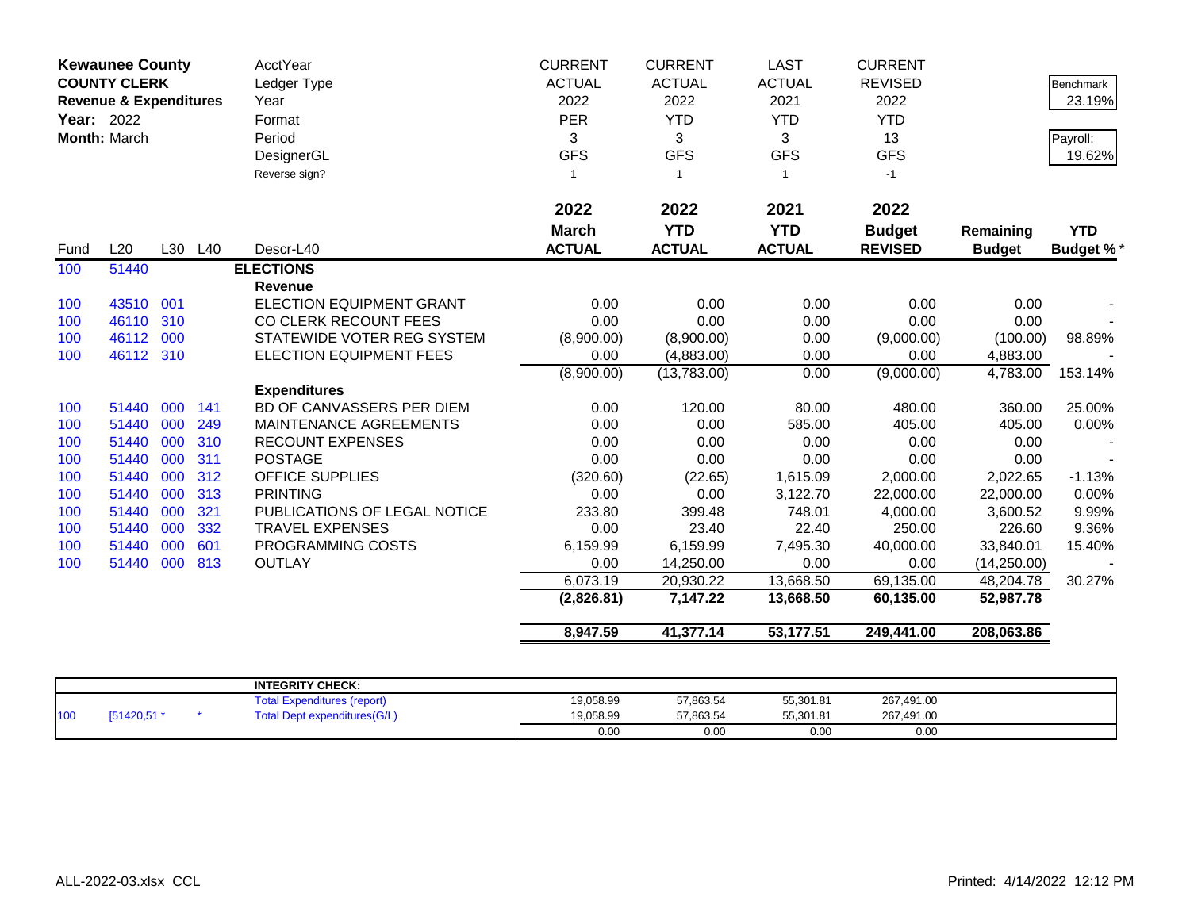**Kewaunee County**
**COUNTY CLERK**
**Revenue & Expenditures**
**Year:** 2022
**Month:** March

| | | | | AcctYear | CURRENT | CURRENT | LAST | CURRENT | | |
|---|---|---|---|---|---|---|---|---|---|---|
| | | | | Ledger Type | ACTUAL | ACTUAL | ACTUAL | REVISED | | Benchmark |
| | | | | Year | 2022 | 2022 | 2021 | 2022 | | 23.19% |
| | | | | Format | PER | YTD | YTD | YTD | | |
| | | | | Period | 3 | 3 | 3 | 13 | | Payroll: |
| | | | | DesignerGL | GFS | GFS | GFS | GFS | | 19.62% |
| | | | | Reverse sign? | 1 | 1 | 1 | -1 | | |
| | | | | | **2022** | **2022** | **2021** | **2022** | | |
| | | | | | **March** | **YTD** | **YTD** | **Budget** | **Remaining** | **YTD** |
| Fund | L20 | L30 | L40 | Descr-L40 | **ACTUAL** | **ACTUAL** | **ACTUAL** | **REVISED** | **Budget** | **Budget %*** |
| 100 | 51440 | | | **ELECTIONS** | | | | | | |
| | | | | **Revenue** | | | | | | |
| 100 | 43510 | 001 | | ELECTION EQUIPMENT GRANT | 0.00 | 0.00 | 0.00 | 0.00 | 0.00 | - |
| 100 | 46110 | 310 | | CO CLERK RECOUNT FEES | 0.00 | 0.00 | 0.00 | 0.00 | 0.00 | - |
| 100 | 46112 | 000 | | STATEWIDE VOTER REG SYSTEM | (8,900.00) | (8,900.00) | 0.00 | (9,000.00) | (100.00) | 98.89% |
| 100 | 46112 | 310 | | ELECTION EQUIPMENT FEES | 0.00 | (4,883.00) | 0.00 | 0.00 | 4,883.00 | - |
| | | | | | (8,900.00) | (13,783.00) | 0.00 | (9,000.00) | 4,783.00 | 153.14% |
| | | | | **Expenditures** | | | | | | |
| 100 | 51440 | 000 | 141 | BD OF CANVASSERS PER DIEM | 0.00 | 120.00 | 80.00 | 480.00 | 360.00 | 25.00% |
| 100 | 51440 | 000 | 249 | MAINTENANCE AGREEMENTS | 0.00 | 0.00 | 585.00 | 405.00 | 405.00 | 0.00% |
| 100 | 51440 | 000 | 310 | RECOUNT EXPENSES | 0.00 | 0.00 | 0.00 | 0.00 | 0.00 | - |
| 100 | 51440 | 000 | 311 | POSTAGE | 0.00 | 0.00 | 0.00 | 0.00 | 0.00 | - |
| 100 | 51440 | 000 | 312 | OFFICE SUPPLIES | (320.60) | (22.65) | 1,615.09 | 2,000.00 | 2,022.65 | -1.13% |
| 100 | 51440 | 000 | 313 | PRINTING | 0.00 | 0.00 | 3,122.70 | 22,000.00 | 22,000.00 | 0.00% |
| 100 | 51440 | 000 | 321 | PUBLICATIONS OF LEGAL NOTICE | 233.80 | 399.48 | 748.01 | 4,000.00 | 3,600.52 | 9.99% |
| 100 | 51440 | 000 | 332 | TRAVEL EXPENSES | 0.00 | 23.40 | 22.40 | 250.00 | 226.60 | 9.36% |
| 100 | 51440 | 000 | 601 | PROGRAMMING COSTS | 6,159.99 | 6,159.99 | 7,495.30 | 40,000.00 | 33,840.01 | 15.40% |
| 100 | 51440 | 000 | 813 | OUTLAY | 0.00 | 14,250.00 | 0.00 | 0.00 | (14,250.00) | - |
| | | | | | 6,073.19 | 20,930.22 | 13,668.50 | 69,135.00 | 48,204.78 | 30.27% |
| | | | | | **(2,826.81)** | **7,147.22** | **13,668.50** | **60,135.00** | **52,987.78** | |
| | | | | | **8,947.59** | **41,377.14** | **53,177.51** | **249,441.00** | **208,063.86** | |

| | | | **INTEGRITY CHECK:** | | | | |
|---|---|---|---|---|---|---|---|
| | | | Total Expenditures (report) | 19,058.99 | 57,863.54 | 55,301.81 | 267,491.00 |
| 100 | [51420,51 * | * | Total Dept expenditures(G/L) | 19,058.99 | 57,863.54 | 55,301.81 | 267,491.00 |
| | | | | 0.00 | 0.00 | 0.00 | 0.00 |

ALL-2022-03.xlsx CCL

Printed: 4/14/2022 12:12 PM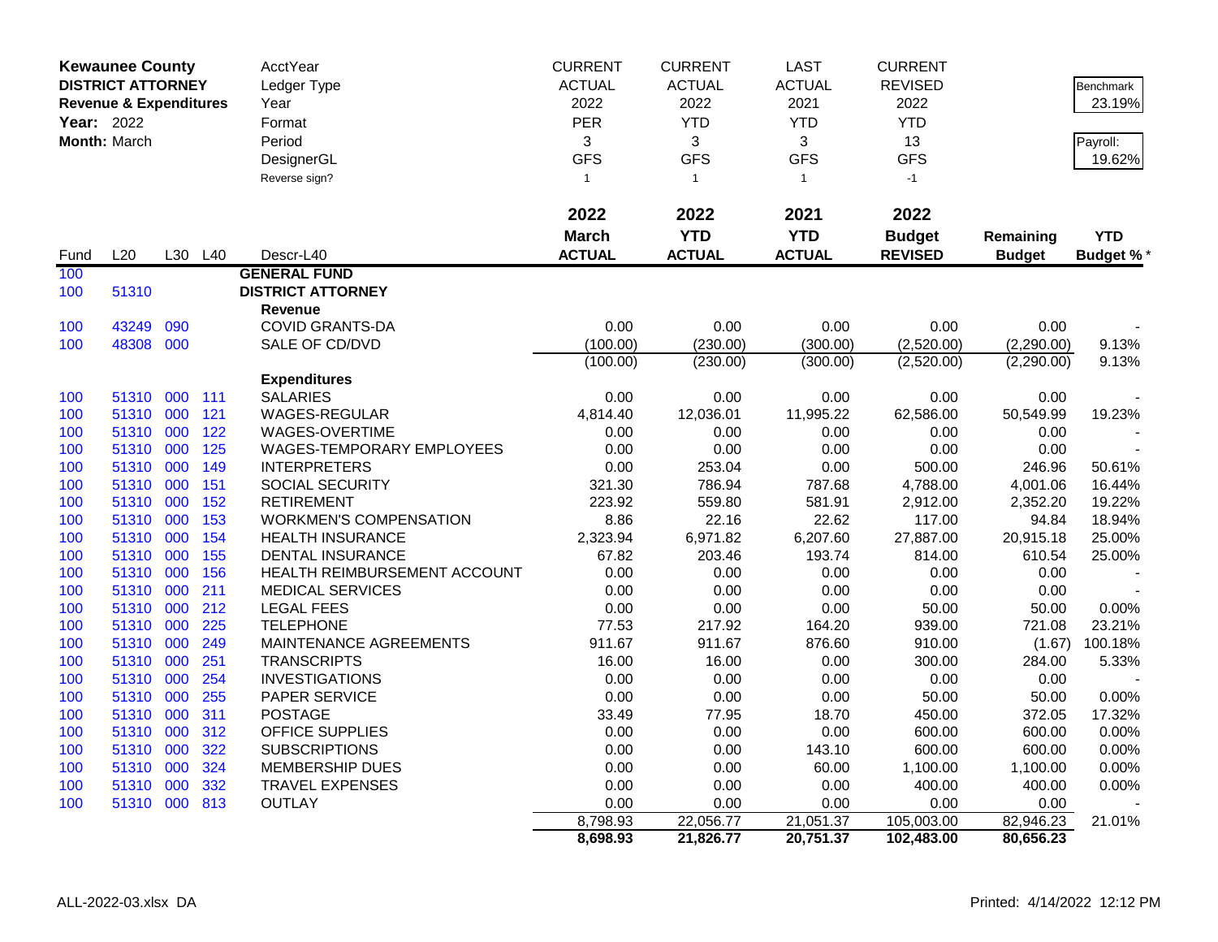**Kewaunee County**
**DISTRICT ATTORNEY**
**Revenue & Expenditures**
**Year:** 2022
**Month:** March

| | | | | AcctYear | CURRENT | CURRENT | LAST | CURRENT | | |
|---|---|---|---|---|---|---|---|---|---|---|
| | | | | Ledger Type | ACTUAL | ACTUAL | ACTUAL | REVISED | | Benchmark |
| | | | | Year | 2022 | 2022 | 2021 | 2022 | | 23.19% |
| | | | | Format | PER | YTD | YTD | YTD | | |
| | | | | Period | 3 | 3 | 3 | 13 | | Payroll: |
| | | | | DesignerGL | GFS | GFS | GFS | GFS | | 19.62% |
| | | | | Reverse sign? | 1 | 1 | 1 | -1 | | |
| | | | | | **2022** | **2022** | **2021** | **2022** | | |
| | | | | | **March** | **YTD** | **YTD** | **Budget** | **Remaining** | **YTD** |
| Fund | L20 | L30 | L40 | Descr-L40 | **ACTUAL** | **ACTUAL** | **ACTUAL** | **REVISED** | **Budget** | **Budget %*** |
| 100 | | | | **GENERAL FUND** | | | | | | |
| 100 | 51310 | | | **DISTRICT ATTORNEY** | | | | | | |
| | | | | **Revenue** | | | | | | |
| 100 | 43249 | 090 | | COVID GRANTS-DA | 0.00 | 0.00 | 0.00 | 0.00 | 0.00 | - |
| 100 | 48308 | 000 | | SALE OF CD/DVD | (100.00) | (230.00) | (300.00) | (2,520.00) | (2,290.00) | 9.13% |
| | | | | | (100.00) | (230.00) | (300.00) | (2,520.00) | (2,290.00) | 9.13% |
| | | | | **Expenditures** | | | | | | |
| 100 | 51310 | 000 | 111 | SALARIES | 0.00 | 0.00 | 0.00 | 0.00 | 0.00 | - |
| 100 | 51310 | 000 | 121 | WAGES-REGULAR | 4,814.40 | 12,036.01 | 11,995.22 | 62,586.00 | 50,549.99 | 19.23% |
| 100 | 51310 | 000 | 122 | WAGES-OVERTIME | 0.00 | 0.00 | 0.00 | 0.00 | 0.00 | - |
| 100 | 51310 | 000 | 125 | WAGES-TEMPORARY EMPLOYEES | 0.00 | 0.00 | 0.00 | 0.00 | 0.00 | - |
| 100 | 51310 | 000 | 149 | INTERPRETERS | 0.00 | 253.04 | 0.00 | 500.00 | 246.96 | 50.61% |
| 100 | 51310 | 000 | 151 | SOCIAL SECURITY | 321.30 | 786.94 | 787.68 | 4,788.00 | 4,001.06 | 16.44% |
| 100 | 51310 | 000 | 152 | RETIREMENT | 223.92 | 559.80 | 581.91 | 2,912.00 | 2,352.20 | 19.22% |
| 100 | 51310 | 000 | 153 | WORKMEN'S COMPENSATION | 8.86 | 22.16 | 22.62 | 117.00 | 94.84 | 18.94% |
| 100 | 51310 | 000 | 154 | HEALTH INSURANCE | 2,323.94 | 6,971.82 | 6,207.60 | 27,887.00 | 20,915.18 | 25.00% |
| 100 | 51310 | 000 | 155 | DENTAL INSURANCE | 67.82 | 203.46 | 193.74 | 814.00 | 610.54 | 25.00% |
| 100 | 51310 | 000 | 156 | HEALTH REIMBURSEMENT ACCOUNT | 0.00 | 0.00 | 0.00 | 0.00 | 0.00 | - |
| 100 | 51310 | 000 | 211 | MEDICAL SERVICES | 0.00 | 0.00 | 0.00 | 0.00 | 0.00 | - |
| 100 | 51310 | 000 | 212 | LEGAL FEES | 0.00 | 0.00 | 0.00 | 50.00 | 50.00 | 0.00% |
| 100 | 51310 | 000 | 225 | TELEPHONE | 77.53 | 217.92 | 164.20 | 939.00 | 721.08 | 23.21% |
| 100 | 51310 | 000 | 249 | MAINTENANCE AGREEMENTS | 911.67 | 911.67 | 876.60 | 910.00 | (1.67) | 100.18% |
| 100 | 51310 | 000 | 251 | TRANSCRIPTS | 16.00 | 16.00 | 0.00 | 300.00 | 284.00 | 5.33% |
| 100 | 51310 | 000 | 254 | INVESTIGATIONS | 0.00 | 0.00 | 0.00 | 0.00 | 0.00 | - |
| 100 | 51310 | 000 | 255 | PAPER SERVICE | 0.00 | 0.00 | 0.00 | 50.00 | 50.00 | 0.00% |
| 100 | 51310 | 000 | 311 | POSTAGE | 33.49 | 77.95 | 18.70 | 450.00 | 372.05 | 17.32% |
| 100 | 51310 | 000 | 312 | OFFICE SUPPLIES | 0.00 | 0.00 | 0.00 | 600.00 | 600.00 | 0.00% |
| 100 | 51310 | 000 | 322 | SUBSCRIPTIONS | 0.00 | 0.00 | 143.10 | 600.00 | 600.00 | 0.00% |
| 100 | 51310 | 000 | 324 | MEMBERSHIP DUES | 0.00 | 0.00 | 60.00 | 1,100.00 | 1,100.00 | 0.00% |
| 100 | 51310 | 000 | 332 | TRAVEL EXPENSES | 0.00 | 0.00 | 0.00 | 400.00 | 400.00 | 0.00% |
| 100 | 51310 | 000 | 813 | OUTLAY | 0.00 | 0.00 | 0.00 | 0.00 | 0.00 | - |
| | | | | | 8,798.93 | 22,056.77 | 21,051.37 | 105,003.00 | 82,946.23 | 21.01% |
| | | | | | **8,698.93** | **21,826.77** | **20,751.37** | **102,483.00** | **80,656.23** | |

ALL-2022-03.xlsx DA    Printed: 4/14/2022 12:12 PM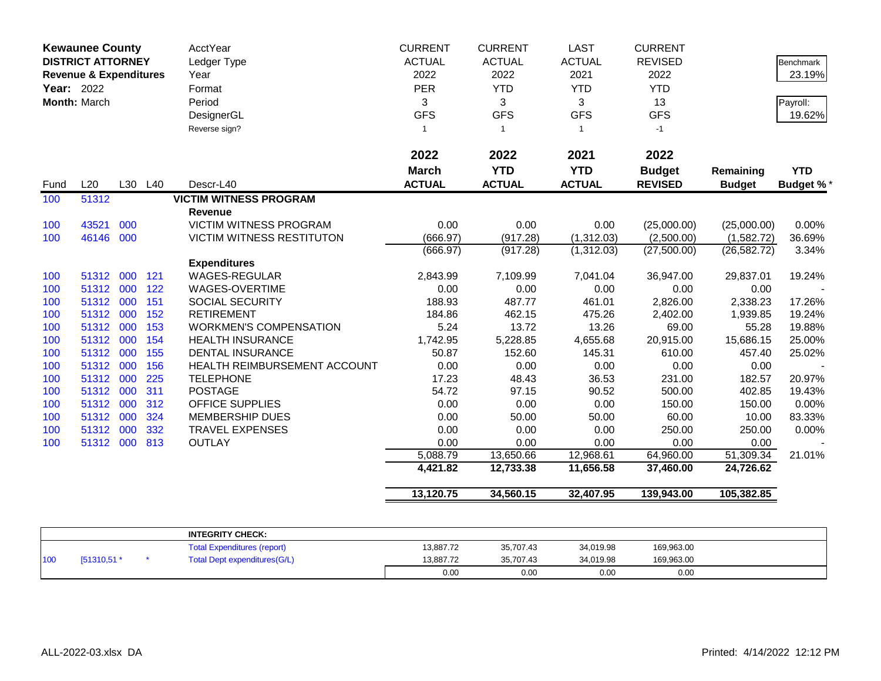| **Kewaunee County** | | | | AcctYear | CURRENT | CURRENT | LAST | CURRENT | | |
|---|---|---|---|---|---|---|---|---|---|---|
| **DISTRICT ATTORNEY** | | | | Ledger Type | ACTUAL | ACTUAL | ACTUAL | REVISED | | Benchmark |
| **Revenue & Expenditures** | | | | Year | 2022 | 2022 | 2021 | 2022 | | 23.19% |
| **Year:** 2022 | | | | Format | PER | YTD | YTD | YTD | | |
| **Month:** March | | | | Period | 3 | 3 | 3 | 13 | | Payroll: |
| | | | | DesignerGL | GFS | GFS | GFS | GFS | | 19.62% |
| | | | | Reverse sign? | 1 | 1 | 1 | -1 | | |
| | | | | | **2022** | **2022** | **2021** | **2022** | | |
| | | | | | **March** | **YTD** | **YTD** | **Budget** | **Remaining** | **YTD** |
| Fund | L20 | L30 | L40 | Descr-L40 | **ACTUAL** | **ACTUAL** | **ACTUAL** | **REVISED** | **Budget** | **Budget %*** |
| 100 | 51312 | | | **VICTIM WITNESS PROGRAM** | | | | | | |
| | | | | **Revenue** | | | | | | |
| 100 | 43521 | 000 | | VICTIM WITNESS PROGRAM | 0.00 | 0.00 | 0.00 | (25,000.00) | (25,000.00) | 0.00% |
| 100 | 46146 | 000 | | VICTIM WITNESS RESTITUTON | (666.97) | (917.28) | (1,312.03) | (2,500.00) | (1,582.72) | 36.69% |
| | | | | | (666.97) | (917.28) | (1,312.03) | (27,500.00) | (26,582.72) | 3.34% |
| | | | | **Expenditures** | | | | | | |
| 100 | 51312 | 000 | 121 | WAGES-REGULAR | 2,843.99 | 7,109.99 | 7,041.04 | 36,947.00 | 29,837.01 | 19.24% |
| 100 | 51312 | 000 | 122 | WAGES-OVERTIME | 0.00 | 0.00 | 0.00 | 0.00 | 0.00 | - |
| 100 | 51312 | 000 | 151 | SOCIAL SECURITY | 188.93 | 487.77 | 461.01 | 2,826.00 | 2,338.23 | 17.26% |
| 100 | 51312 | 000 | 152 | RETIREMENT | 184.86 | 462.15 | 475.26 | 2,402.00 | 1,939.85 | 19.24% |
| 100 | 51312 | 000 | 153 | WORKMEN'S COMPENSATION | 5.24 | 13.72 | 13.26 | 69.00 | 55.28 | 19.88% |
| 100 | 51312 | 000 | 154 | HEALTH INSURANCE | 1,742.95 | 5,228.85 | 4,655.68 | 20,915.00 | 15,686.15 | 25.00% |
| 100 | 51312 | 000 | 155 | DENTAL INSURANCE | 50.87 | 152.60 | 145.31 | 610.00 | 457.40 | 25.02% |
| 100 | 51312 | 000 | 156 | HEALTH REIMBURSEMENT ACCOUNT | 0.00 | 0.00 | 0.00 | 0.00 | 0.00 | - |
| 100 | 51312 | 000 | 225 | TELEPHONE | 17.23 | 48.43 | 36.53 | 231.00 | 182.57 | 20.97% |
| 100 | 51312 | 000 | 311 | POSTAGE | 54.72 | 97.15 | 90.52 | 500.00 | 402.85 | 19.43% |
| 100 | 51312 | 000 | 312 | OFFICE SUPPLIES | 0.00 | 0.00 | 0.00 | 150.00 | 150.00 | 0.00% |
| 100 | 51312 | 000 | 324 | MEMBERSHIP DUES | 0.00 | 50.00 | 50.00 | 60.00 | 10.00 | 83.33% |
| 100 | 51312 | 000 | 332 | TRAVEL EXPENSES | 0.00 | 0.00 | 0.00 | 250.00 | 250.00 | 0.00% |
| 100 | 51312 | 000 | 813 | OUTLAY | 0.00 | 0.00 | 0.00 | 0.00 | 0.00 | - |
| | | | | | 5,088.79 | 13,650.66 | 12,968.61 | 64,960.00 | 51,309.34 | 21.01% |
| | | | | | **4,421.82** | **12,733.38** | **11,656.58** | **37,460.00** | **24,726.62** | |
| | | | | | **13,120.75** | **34,560.15** | **32,407.95** | **139,943.00** | **105,382.85** | |

| | | | | **INTEGRITY CHECK:** | | | | |
|---|---|---|---|---|---|---|---|---|
| | | | | Total Expenditures (report) | 13,887.72 | 35,707.43 | 34,019.98 | 169,963.00 |
| 100 | [51310,51 * | | * | Total Dept expenditures(G/L) | 13,887.72 | 35,707.43 | 34,019.98 | 169,963.00 |
| | | | | | 0.00 | 0.00 | 0.00 | 0.00 |

ALL-2022-03.xlsx DA

Printed: 4/14/2022 12:12 PM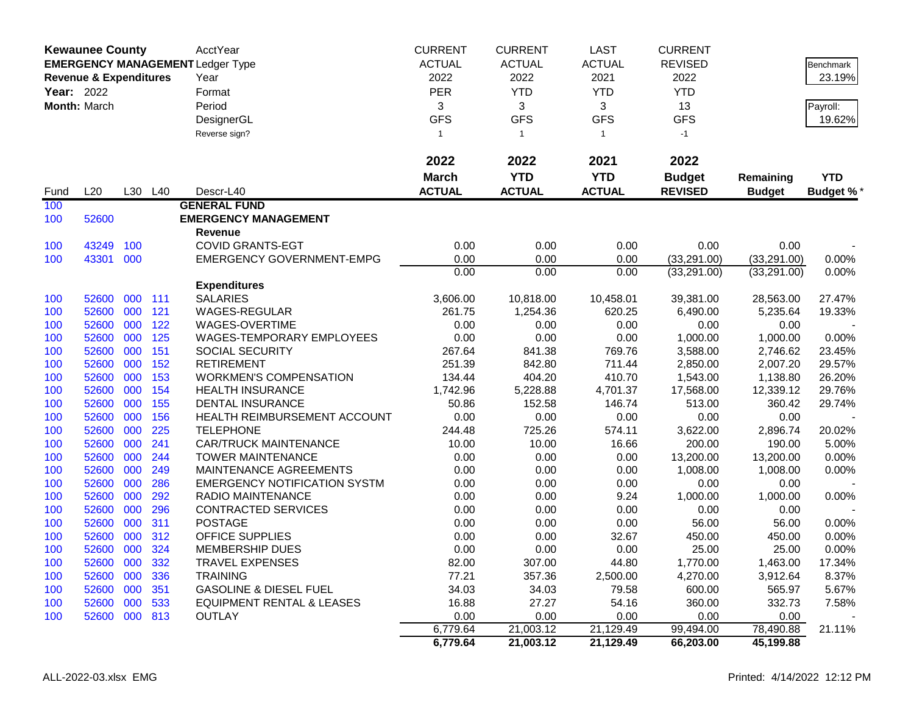| **Kewaunee County** | | | | AcctYear | CURRENT | CURRENT | LAST | CURRENT | | |
|---|---|---|---|---|---|---|---|---|---|---|
| **EMERGENCY MANAGEMENT** | | | | Ledger Type | ACTUAL | ACTUAL | ACTUAL | REVISED | | Benchmark |
| **Revenue & Expenditures** | | | | Year | 2022 | 2022 | 2021 | 2022 | | 23.19% |
| **Year:** 2022 | | | | Format | PER | YTD | YTD | YTD | | |
| **Month:** March | | | | Period | 3 | 3 | 3 | 13 | | Payroll: |
| | | | | DesignerGL | GFS | GFS | GFS | GFS | | 19.62% |
| | | | | Reverse sign? | 1 | 1 | 1 | -1 | | |
| | | | | | **2022** | **2022** | **2021** | **2022** | | |
| | | | | | **March** | **YTD** | **YTD** | **Budget** | **Remaining** | **YTD** |
| Fund | L20 | L30 | L40 | Descr-L40 | **ACTUAL** | **ACTUAL** | **ACTUAL** | **REVISED** | **Budget** | **Budget %*** |
| 100 | | | | **GENERAL FUND** | | | | | | |
| 100 | 52600 | | | **EMERGENCY MANAGEMENT** | | | | | | |
| | | | | **Revenue** | | | | | | |
| 100 | 43249 | 100 | | COVID GRANTS-EGT | 0.00 | 0.00 | 0.00 | 0.00 | 0.00 | - |
| 100 | 43301 | 000 | | EMERGENCY GOVERNMENT-EMPG | 0.00 | 0.00 | 0.00 | (33,291.00) | (33,291.00) | 0.00% |
| | | | | | 0.00 | 0.00 | 0.00 | (33,291.00) | (33,291.00) | 0.00% |
| | | | | **Expenditures** | | | | | | |
| 100 | 52600 | 000 | 111 | SALARIES | 3,606.00 | 10,818.00 | 10,458.01 | 39,381.00 | 28,563.00 | 27.47% |
| 100 | 52600 | 000 | 121 | WAGES-REGULAR | 261.75 | 1,254.36 | 620.25 | 6,490.00 | 5,235.64 | 19.33% |
| 100 | 52600 | 000 | 122 | WAGES-OVERTIME | 0.00 | 0.00 | 0.00 | 0.00 | 0.00 | - |
| 100 | 52600 | 000 | 125 | WAGES-TEMPORARY EMPLOYEES | 0.00 | 0.00 | 0.00 | 1,000.00 | 1,000.00 | 0.00% |
| 100 | 52600 | 000 | 151 | SOCIAL SECURITY | 267.64 | 841.38 | 769.76 | 3,588.00 | 2,746.62 | 23.45% |
| 100 | 52600 | 000 | 152 | RETIREMENT | 251.39 | 842.80 | 711.44 | 2,850.00 | 2,007.20 | 29.57% |
| 100 | 52600 | 000 | 153 | WORKMEN'S COMPENSATION | 134.44 | 404.20 | 410.70 | 1,543.00 | 1,138.80 | 26.20% |
| 100 | 52600 | 000 | 154 | HEALTH INSURANCE | 1,742.96 | 5,228.88 | 4,701.37 | 17,568.00 | 12,339.12 | 29.76% |
| 100 | 52600 | 000 | 155 | DENTAL INSURANCE | 50.86 | 152.58 | 146.74 | 513.00 | 360.42 | 29.74% |
| 100 | 52600 | 000 | 156 | HEALTH REIMBURSEMENT ACCOUNT | 0.00 | 0.00 | 0.00 | 0.00 | 0.00 | - |
| 100 | 52600 | 000 | 225 | TELEPHONE | 244.48 | 725.26 | 574.11 | 3,622.00 | 2,896.74 | 20.02% |
| 100 | 52600 | 000 | 241 | CAR/TRUCK MAINTENANCE | 10.00 | 10.00 | 16.66 | 200.00 | 190.00 | 5.00% |
| 100 | 52600 | 000 | 244 | TOWER MAINTENANCE | 0.00 | 0.00 | 0.00 | 13,200.00 | 13,200.00 | 0.00% |
| 100 | 52600 | 000 | 249 | MAINTENANCE AGREEMENTS | 0.00 | 0.00 | 0.00 | 1,008.00 | 1,008.00 | 0.00% |
| 100 | 52600 | 000 | 286 | EMERGENCY NOTIFICATION SYSTM | 0.00 | 0.00 | 0.00 | 0.00 | 0.00 | - |
| 100 | 52600 | 000 | 292 | RADIO MAINTENANCE | 0.00 | 0.00 | 9.24 | 1,000.00 | 1,000.00 | 0.00% |
| 100 | 52600 | 000 | 296 | CONTRACTED SERVICES | 0.00 | 0.00 | 0.00 | 0.00 | 0.00 | - |
| 100 | 52600 | 000 | 311 | POSTAGE | 0.00 | 0.00 | 0.00 | 56.00 | 56.00 | 0.00% |
| 100 | 52600 | 000 | 312 | OFFICE SUPPLIES | 0.00 | 0.00 | 32.67 | 450.00 | 450.00 | 0.00% |
| 100 | 52600 | 000 | 324 | MEMBERSHIP DUES | 0.00 | 0.00 | 0.00 | 25.00 | 25.00 | 0.00% |
| 100 | 52600 | 000 | 332 | TRAVEL EXPENSES | 82.00 | 307.00 | 44.80 | 1,770.00 | 1,463.00 | 17.34% |
| 100 | 52600 | 000 | 336 | TRAINING | 77.21 | 357.36 | 2,500.00 | 4,270.00 | 3,912.64 | 8.37% |
| 100 | 52600 | 000 | 351 | GASOLINE & DIESEL FUEL | 34.03 | 34.03 | 79.58 | 600.00 | 565.97 | 5.67% |
| 100 | 52600 | 000 | 533 | EQUIPMENT RENTAL & LEASES | 16.88 | 27.27 | 54.16 | 360.00 | 332.73 | 7.58% |
| 100 | 52600 | 000 | 813 | OUTLAY | 0.00 | 0.00 | 0.00 | 0.00 | 0.00 | - |
| | | | | | 6,779.64 | 21,003.12 | 21,129.49 | 99,494.00 | 78,490.88 | 21.11% |
| | | | | | **6,779.64** | **21,003.12** | **21,129.49** | **66,203.00** | **45,199.88** | |

ALL-2022-03.xlsx EMG Printed: 4/14/2022 12:12 PM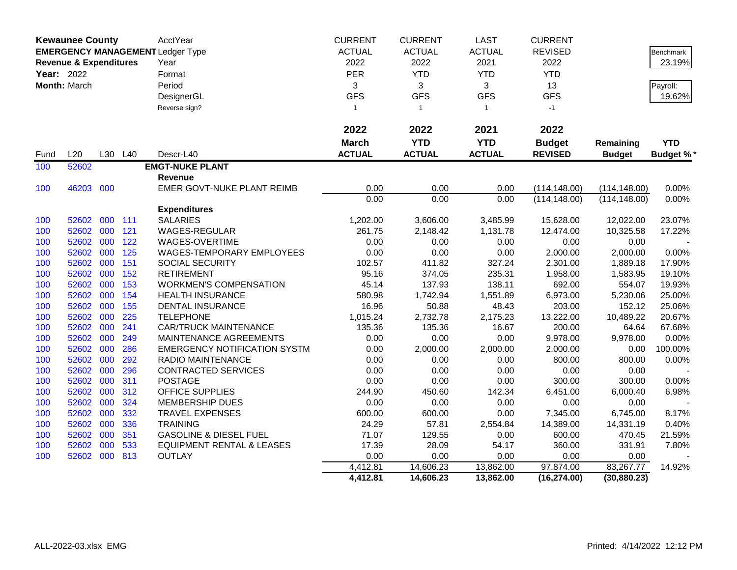**Kewaunee County**
**EMERGENCY MANAGEMENT**
**Revenue & Expenditures**
**Year:** 2022
**Month:** March

| | | | | | CURRENT | CURRENT | LAST | CURRENT | | |
|---|---|---|---|---|---|---|---|---|---|---|
| | | | | AcctYear | | | | | | |
| | | | | Ledger Type | ACTUAL | ACTUAL | ACTUAL | REVISED | | Benchmark |
| | | | | Year | 2022 | 2022 | 2021 | 2022 | | 23.19% |
| | | | | Format | PER | YTD | YTD | YTD | | |
| | | | | Period | 3 | 3 | 3 | 13 | | Payroll: |
| | | | | DesignerGL | GFS | GFS | GFS | GFS | | 19.62% |
| | | | | Reverse sign? | 1 | 1 | 1 | -1 | | |

| Fund | L20 | L30 | L40 | Descr-L40 | 2022 March ACTUAL | 2022 YTD ACTUAL | 2021 YTD ACTUAL | 2022 Budget REVISED | Remaining Budget | YTD Budget %* |
|---|---|---|---|---|---|---|---|---|---|---|
| 100 | 52602 | | | **EMGT-NUKE PLANT** | | | | | | |
| | | | | **Revenue** | | | | | | |
| 100 | 46203 | 000 | | EMER GOVT-NUKE PLANT REIMB | 0.00 | 0.00 | 0.00 | (114,148.00) | (114,148.00) | 0.00% |
| | | | | | 0.00 | 0.00 | 0.00 | (114,148.00) | (114,148.00) | 0.00% |
| | | | | **Expenditures** | | | | | | |
| 100 | 52602 | 000 | 111 | SALARIES | 1,202.00 | 3,606.00 | 3,485.99 | 15,628.00 | 12,022.00 | 23.07% |
| 100 | 52602 | 000 | 121 | WAGES-REGULAR | 261.75 | 2,148.42 | 1,131.78 | 12,474.00 | 10,325.58 | 17.22% |
| 100 | 52602 | 000 | 122 | WAGES-OVERTIME | 0.00 | 0.00 | 0.00 | 0.00 | 0.00 | - |
| 100 | 52602 | 000 | 125 | WAGES-TEMPORARY EMPLOYEES | 0.00 | 0.00 | 0.00 | 2,000.00 | 2,000.00 | 0.00% |
| 100 | 52602 | 000 | 151 | SOCIAL SECURITY | 102.57 | 411.82 | 327.24 | 2,301.00 | 1,889.18 | 17.90% |
| 100 | 52602 | 000 | 152 | RETIREMENT | 95.16 | 374.05 | 235.31 | 1,958.00 | 1,583.95 | 19.10% |
| 100 | 52602 | 000 | 153 | WORKMEN'S COMPENSATION | 45.14 | 137.93 | 138.11 | 692.00 | 554.07 | 19.93% |
| 100 | 52602 | 000 | 154 | HEALTH INSURANCE | 580.98 | 1,742.94 | 1,551.89 | 6,973.00 | 5,230.06 | 25.00% |
| 100 | 52602 | 000 | 155 | DENTAL INSURANCE | 16.96 | 50.88 | 48.43 | 203.00 | 152.12 | 25.06% |
| 100 | 52602 | 000 | 225 | TELEPHONE | 1,015.24 | 2,732.78 | 2,175.23 | 13,222.00 | 10,489.22 | 20.67% |
| 100 | 52602 | 000 | 241 | CAR/TRUCK MAINTENANCE | 135.36 | 135.36 | 16.67 | 200.00 | 64.64 | 67.68% |
| 100 | 52602 | 000 | 249 | MAINTENANCE AGREEMENTS | 0.00 | 0.00 | 0.00 | 9,978.00 | 9,978.00 | 0.00% |
| 100 | 52602 | 000 | 286 | EMERGENCY NOTIFICATION SYSTM | 0.00 | 2,000.00 | 2,000.00 | 2,000.00 | 0.00 | 100.00% |
| 100 | 52602 | 000 | 292 | RADIO MAINTENANCE | 0.00 | 0.00 | 0.00 | 800.00 | 800.00 | 0.00% |
| 100 | 52602 | 000 | 296 | CONTRACTED SERVICES | 0.00 | 0.00 | 0.00 | 0.00 | 0.00 | - |
| 100 | 52602 | 000 | 311 | POSTAGE | 0.00 | 0.00 | 0.00 | 300.00 | 300.00 | 0.00% |
| 100 | 52602 | 000 | 312 | OFFICE SUPPLIES | 244.90 | 450.60 | 142.34 | 6,451.00 | 6,000.40 | 6.98% |
| 100 | 52602 | 000 | 324 | MEMBERSHIP DUES | 0.00 | 0.00 | 0.00 | 0.00 | 0.00 | - |
| 100 | 52602 | 000 | 332 | TRAVEL EXPENSES | 600.00 | 600.00 | 0.00 | 7,345.00 | 6,745.00 | 8.17% |
| 100 | 52602 | 000 | 336 | TRAINING | 24.29 | 57.81 | 2,554.84 | 14,389.00 | 14,331.19 | 0.40% |
| 100 | 52602 | 000 | 351 | GASOLINE & DIESEL FUEL | 71.07 | 129.55 | 0.00 | 600.00 | 470.45 | 21.59% |
| 100 | 52602 | 000 | 533 | EQUIPMENT RENTAL & LEASES | 17.39 | 28.09 | 54.17 | 360.00 | 331.91 | 7.80% |
| 100 | 52602 | 000 | 813 | OUTLAY | 0.00 | 0.00 | 0.00 | 0.00 | 0.00 | - |
| | | | | | 4,412.81 | 14,606.23 | 13,862.00 | 97,874.00 | 83,267.77 | 14.92% |
| | | | | | **4,412.81** | **14,606.23** | **13,862.00** | **(16,274.00)** | **(30,880.23)** | |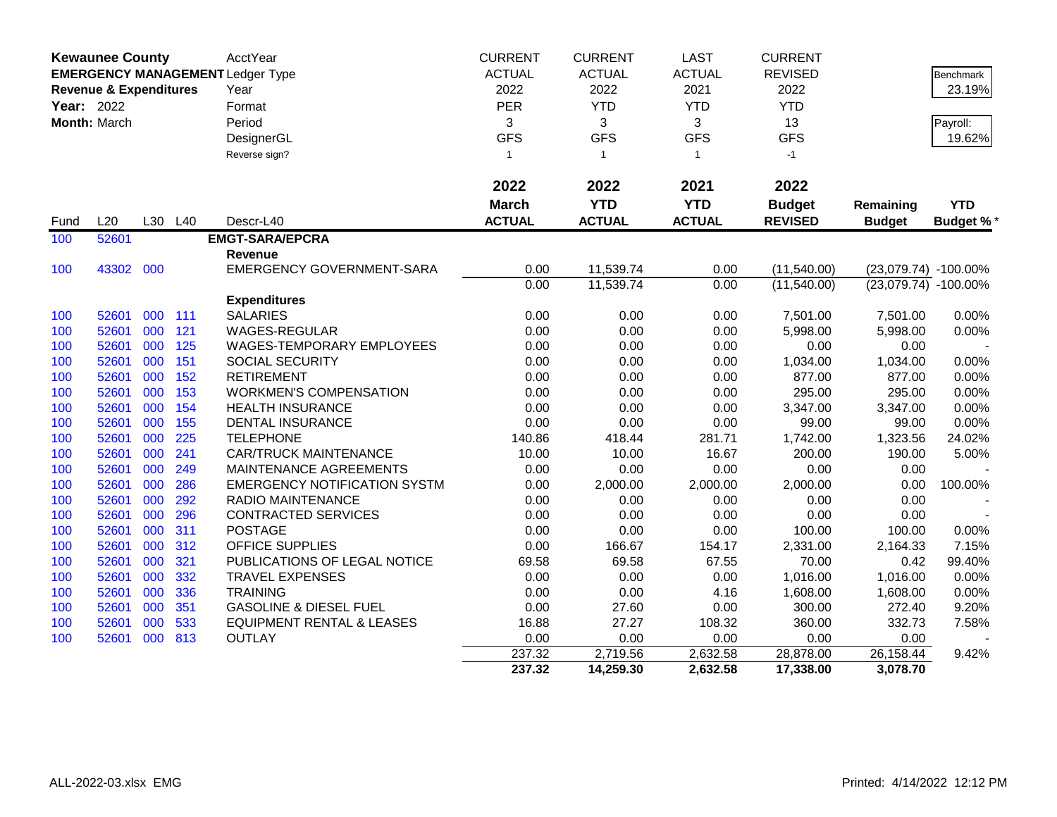**Kewaunee County**
**EMERGENCY MANAGEMENT**
**Revenue & Expenditures**
**Year:** 2022
**Month:** March

| | | | | AcctYear | CURRENT | CURRENT | LAST | CURRENT | | |
|---|---|---|---|---|---|---|---|---|---|---|
| | | | | Ledger Type | ACTUAL | ACTUAL | ACTUAL | REVISED | | Benchmark |
| | | | | Year | 2022 | 2022 | 2021 | 2022 | | 23.19% |
| | | | | Format | PER | YTD | YTD | YTD | | |
| | | | | Period | 3 | 3 | 3 | 13 | | Payroll: |
| | | | | DesignerGL | GFS | GFS | GFS | GFS | | 19.62% |
| | | | | Reverse sign? | 1 | 1 | 1 | -1 | | |
| | | | | | **2022** | **2022** | **2021** | **2022** | | |
| | | | | | **March** | **YTD** | **YTD** | **Budget** | **Remaining** | **YTD** |
| Fund | L20 | L30 | L40 | Descr-L40 | **ACTUAL** | **ACTUAL** | **ACTUAL** | **REVISED** | **Budget** | **Budget %*** |
| 100 | 52601 | | | **EMGT-SARA/EPCRA** | | | | | | |
| | | | | **Revenue** | | | | | | |
| 100 | 43302 | 000 | | EMERGENCY GOVERNMENT-SARA | 0.00 | 11,539.74 | 0.00 | (11,540.00) | (23,079.74) | -100.00% |
| | | | | | 0.00 | 11,539.74 | 0.00 | (11,540.00) | (23,079.74) | -100.00% |
| | | | | **Expenditures** | | | | | | |
| 100 | 52601 | 000 | 111 | SALARIES | 0.00 | 0.00 | 0.00 | 7,501.00 | 7,501.00 | 0.00% |
| 100 | 52601 | 000 | 121 | WAGES-REGULAR | 0.00 | 0.00 | 0.00 | 5,998.00 | 5,998.00 | 0.00% |
| 100 | 52601 | 000 | 125 | WAGES-TEMPORARY EMPLOYEES | 0.00 | 0.00 | 0.00 | 0.00 | 0.00 | - |
| 100 | 52601 | 000 | 151 | SOCIAL SECURITY | 0.00 | 0.00 | 0.00 | 1,034.00 | 1,034.00 | 0.00% |
| 100 | 52601 | 000 | 152 | RETIREMENT | 0.00 | 0.00 | 0.00 | 877.00 | 877.00 | 0.00% |
| 100 | 52601 | 000 | 153 | WORKMEN'S COMPENSATION | 0.00 | 0.00 | 0.00 | 295.00 | 295.00 | 0.00% |
| 100 | 52601 | 000 | 154 | HEALTH INSURANCE | 0.00 | 0.00 | 0.00 | 3,347.00 | 3,347.00 | 0.00% |
| 100 | 52601 | 000 | 155 | DENTAL INSURANCE | 0.00 | 0.00 | 0.00 | 99.00 | 99.00 | 0.00% |
| 100 | 52601 | 000 | 225 | TELEPHONE | 140.86 | 418.44 | 281.71 | 1,742.00 | 1,323.56 | 24.02% |
| 100 | 52601 | 000 | 241 | CAR/TRUCK MAINTENANCE | 10.00 | 10.00 | 16.67 | 200.00 | 190.00 | 5.00% |
| 100 | 52601 | 000 | 249 | MAINTENANCE AGREEMENTS | 0.00 | 0.00 | 0.00 | 0.00 | 0.00 | - |
| 100 | 52601 | 000 | 286 | EMERGENCY NOTIFICATION SYSTM | 0.00 | 2,000.00 | 2,000.00 | 2,000.00 | 0.00 | 100.00% |
| 100 | 52601 | 000 | 292 | RADIO MAINTENANCE | 0.00 | 0.00 | 0.00 | 0.00 | 0.00 | - |
| 100 | 52601 | 000 | 296 | CONTRACTED SERVICES | 0.00 | 0.00 | 0.00 | 0.00 | 0.00 | - |
| 100 | 52601 | 000 | 311 | POSTAGE | 0.00 | 0.00 | 0.00 | 100.00 | 100.00 | 0.00% |
| 100 | 52601 | 000 | 312 | OFFICE SUPPLIES | 0.00 | 166.67 | 154.17 | 2,331.00 | 2,164.33 | 7.15% |
| 100 | 52601 | 000 | 321 | PUBLICATIONS OF LEGAL NOTICE | 69.58 | 69.58 | 67.55 | 70.00 | 0.42 | 99.40% |
| 100 | 52601 | 000 | 332 | TRAVEL EXPENSES | 0.00 | 0.00 | 0.00 | 1,016.00 | 1,016.00 | 0.00% |
| 100 | 52601 | 000 | 336 | TRAINING | 0.00 | 0.00 | 4.16 | 1,608.00 | 1,608.00 | 0.00% |
| 100 | 52601 | 000 | 351 | GASOLINE & DIESEL FUEL | 0.00 | 27.60 | 0.00 | 300.00 | 272.40 | 9.20% |
| 100 | 52601 | 000 | 533 | EQUIPMENT RENTAL & LEASES | 16.88 | 27.27 | 108.32 | 360.00 | 332.73 | 7.58% |
| 100 | 52601 | 000 | 813 | OUTLAY | 0.00 | 0.00 | 0.00 | 0.00 | 0.00 | - |
| | | | | | 237.32 | 2,719.56 | 2,632.58 | 28,878.00 | 26,158.44 | 9.42% |
| | | | | | **237.32** | **14,259.30** | **2,632.58** | **17,338.00** | **3,078.70** | |

ALL-2022-03.xlsx EMG

Printed: 4/14/2022 12:12 PM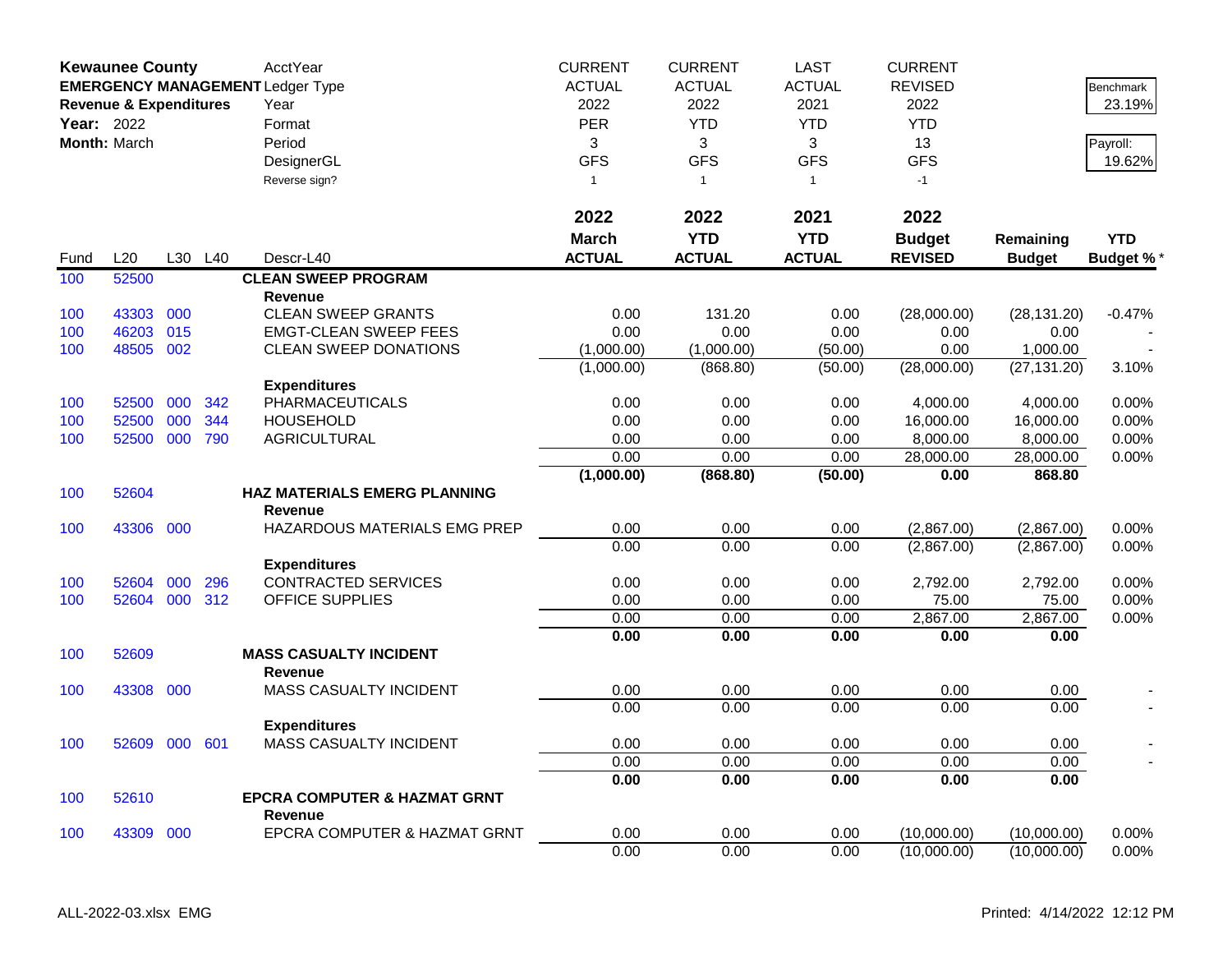**Kewaunee County**
**EMERGENCY MANAGEMENT**
**Revenue & Expenditures**
**Year:** 2022
**Month:** March

| | CURRENT | CURRENT | LAST | CURRENT | | |
|---|---|---|---|---|---|---|
| AcctYear | ACTUAL | ACTUAL | ACTUAL | REVISED | | Benchmark |
| Ledger Type | 2022 | 2022 | 2021 | 2022 | | 23.19% |
| Year | PER | YTD | YTD | YTD | | |
| Format | 3 | 3 | 3 | 13 | | Payroll: |
| Period | GFS | GFS | GFS | GFS | | 19.62% |
| DesignerGL | 1 | 1 | 1 | -1 | | |
| Reverse sign? | | | | | | |

| Fund | L20 | L30 | L40 | Descr-L40 | 2022 March ACTUAL | 2022 YTD ACTUAL | 2021 YTD ACTUAL | 2022 Budget REVISED | Remaining Budget | YTD Budget % * |
|---|---|---|---|---|---|---|---|---|---|---|
| 100 | 52500 | | | **CLEAN SWEEP PROGRAM** | | | | | | |
| | | | | **Revenue** | | | | | | |
| 100 | 43303 | 000 | | CLEAN SWEEP GRANTS | 0.00 | 131.20 | 0.00 | (28,000.00) | (28,131.20) | -0.47% |
| 100 | 46203 | 015 | | EMGT-CLEAN SWEEP FEES | 0.00 | 0.00 | 0.00 | 0.00 | 0.00 | - |
| 100 | 48505 | 002 | | CLEAN SWEEP DONATIONS | (1,000.00) | (1,000.00) | (50.00) | 0.00 | 1,000.00 | - |
| | | | | | (1,000.00) | (868.80) | (50.00) | (28,000.00) | (27,131.20) | 3.10% |
| | | | | **Expenditures** | | | | | | |
| 100 | 52500 | 000 | 342 | PHARMACEUTICALS | 0.00 | 0.00 | 0.00 | 4,000.00 | 4,000.00 | 0.00% |
| 100 | 52500 | 000 | 344 | HOUSEHOLD | 0.00 | 0.00 | 0.00 | 16,000.00 | 16,000.00 | 0.00% |
| 100 | 52500 | 000 | 790 | AGRICULTURAL | 0.00 | 0.00 | 0.00 | 8,000.00 | 8,000.00 | 0.00% |
| | | | | | 0.00 | 0.00 | 0.00 | 28,000.00 | 28,000.00 | 0.00% |
| | | | | | **(1,000.00)** | **(868.80)** | **(50.00)** | **0.00** | **868.80** | |
| 100 | 52604 | | | **HAZ MATERIALS EMERG PLANNING** | | | | | | |
| | | | | **Revenue** | | | | | | |
| 100 | 43306 | 000 | | HAZARDOUS MATERIALS EMG PREP | 0.00 | 0.00 | 0.00 | (2,867.00) | (2,867.00) | 0.00% |
| | | | | | 0.00 | 0.00 | 0.00 | (2,867.00) | (2,867.00) | 0.00% |
| | | | | **Expenditures** | | | | | | |
| 100 | 52604 | 000 | 296 | CONTRACTED SERVICES | 0.00 | 0.00 | 0.00 | 2,792.00 | 2,792.00 | 0.00% |
| 100 | 52604 | 000 | 312 | OFFICE SUPPLIES | 0.00 | 0.00 | 0.00 | 75.00 | 75.00 | 0.00% |
| | | | | | 0.00 | 0.00 | 0.00 | 2,867.00 | 2,867.00 | 0.00% |
| | | | | | **0.00** | **0.00** | **0.00** | **0.00** | **0.00** | |
| 100 | 52609 | | | **MASS CASUALTY INCIDENT** | | | | | | |
| | | | | **Revenue** | | | | | | |
| 100 | 43308 | 000 | | MASS CASUALTY INCIDENT | 0.00 | 0.00 | 0.00 | 0.00 | 0.00 | - |
| | | | | | 0.00 | 0.00 | 0.00 | 0.00 | 0.00 | - |
| | | | | **Expenditures** | | | | | | |
| 100 | 52609 | 000 | 601 | MASS CASUALTY INCIDENT | 0.00 | 0.00 | 0.00 | 0.00 | 0.00 | - |
| | | | | | 0.00 | 0.00 | 0.00 | 0.00 | 0.00 | - |
| | | | | | **0.00** | **0.00** | **0.00** | **0.00** | **0.00** | |
| 100 | 52610 | | | **EPCRA COMPUTER & HAZMAT GRNT** | | | | | | |
| | | | | **Revenue** | | | | | | |
| 100 | 43309 | 000 | | EPCRA COMPUTER & HAZMAT GRNT | 0.00 | 0.00 | 0.00 | (10,000.00) | (10,000.00) | 0.00% |
| | | | | | 0.00 | 0.00 | 0.00 | (10,000.00) | (10,000.00) | 0.00% |

ALL-2022-03.xlsx EMG

Printed: 4/14/2022 12:12 PM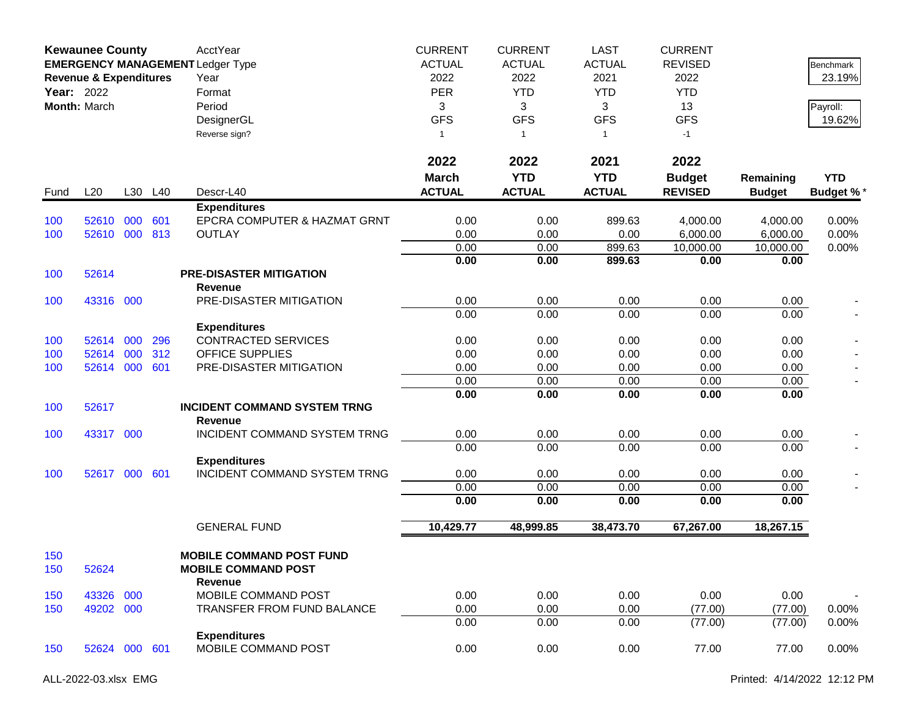**Kewaunee County**
**EMERGENCY MANAGEMENT**
**Revenue & Expenditures**
**Year:** 2022
**Month:** March

| | | | | AcctYear | CURRENT | CURRENT | LAST | CURRENT | | |
|---|---|---|---|---|---|---|---|---|---|---|
| | | | | Ledger Type | ACTUAL | ACTUAL | ACTUAL | REVISED | | Benchmark 23.19% |
| | | | | Year | 2022 | 2022 | 2021 | 2022 | | |
| | | | | Format | PER | YTD | YTD | YTD | | Payroll: 19.62% |
| | | | | Period | 3 | 3 | 3 | 13 | | |
| | | | | DesignerGL | GFS | GFS | GFS | GFS | | |
| | | | | Reverse sign? | 1 | 1 | 1 | -1 | | |

| Fund | L20 | L30 | L40 | Descr-L40 | 2022 March ACTUAL | 2022 YTD ACTUAL | 2021 YTD ACTUAL | 2022 Budget REVISED | Remaining Budget | YTD Budget % * |
|---|---|---|---|---|---|---|---|---|---|---|
| | | | | **Expenditures** | | | | | | |
| 100 | 52610 | 000 | 601 | EPCRA COMPUTER & HAZMAT GRNT | 0.00 | 0.00 | 899.63 | 4,000.00 | 4,000.00 | 0.00% |
| 100 | 52610 | 000 | 813 | OUTLAY | 0.00 | 0.00 | 0.00 | 6,000.00 | 6,000.00 | 0.00% |
| | | | | | 0.00 | 0.00 | 899.63 | 10,000.00 | 10,000.00 | 0.00% |
| | | | | | **0.00** | **0.00** | **899.63** | **0.00** | **0.00** | |
| 100 | 52614 | | | **PRE-DISASTER MITIGATION** | | | | | | |
| | | | | **Revenue** | | | | | | |
| 100 | 43316 | 000 | | PRE-DISASTER MITIGATION | 0.00 | 0.00 | 0.00 | 0.00 | 0.00 | - |
| | | | | | 0.00 | 0.00 | 0.00 | 0.00 | 0.00 | - |
| | | | | **Expenditures** | | | | | | |
| 100 | 52614 | 000 | 296 | CONTRACTED SERVICES | 0.00 | 0.00 | 0.00 | 0.00 | 0.00 | - |
| 100 | 52614 | 000 | 312 | OFFICE SUPPLIES | 0.00 | 0.00 | 0.00 | 0.00 | 0.00 | - |
| 100 | 52614 | 000 | 601 | PRE-DISASTER MITIGATION | 0.00 | 0.00 | 0.00 | 0.00 | 0.00 | - |
| | | | | | 0.00 | 0.00 | 0.00 | 0.00 | 0.00 | - |
| | | | | | **0.00** | **0.00** | **0.00** | **0.00** | **0.00** | |
| 100 | 52617 | | | **INCIDENT COMMAND SYSTEM TRNG** | | | | | | |
| | | | | **Revenue** | | | | | | |
| 100 | 43317 | 000 | | INCIDENT COMMAND SYSTEM TRNG | 0.00 | 0.00 | 0.00 | 0.00 | 0.00 | - |
| | | | | | 0.00 | 0.00 | 0.00 | 0.00 | 0.00 | - |
| | | | | **Expenditures** | | | | | | |
| 100 | 52617 | 000 | 601 | INCIDENT COMMAND SYSTEM TRNG | 0.00 | 0.00 | 0.00 | 0.00 | 0.00 | - |
| | | | | | 0.00 | 0.00 | 0.00 | 0.00 | 0.00 | - |
| | | | | | **0.00** | **0.00** | **0.00** | **0.00** | **0.00** | |
| | | | | GENERAL FUND | **10,429.77** | **48,999.85** | **38,473.70** | **67,267.00** | **18,267.15** | |
| 150 | | | | **MOBILE COMMAND POST FUND** | | | | | | |
| 150 | 52624 | | | **MOBILE COMMAND POST** | | | | | | |
| | | | | **Revenue** | | | | | | |
| 150 | 43326 | 000 | | MOBILE COMMAND POST | 0.00 | 0.00 | 0.00 | 0.00 | 0.00 | - |
| 150 | 49202 | 000 | | TRANSFER FROM FUND BALANCE | 0.00 | 0.00 | 0.00 | (77.00) | (77.00) | 0.00% |
| | | | | | 0.00 | 0.00 | 0.00 | (77.00) | (77.00) | 0.00% |
| | | | | **Expenditures** | | | | | | |
| 150 | 52624 | 000 | 601 | MOBILE COMMAND POST | 0.00 | 0.00 | 0.00 | 77.00 | 77.00 | 0.00% |

ALL-2022-03.xlsx EMG

Printed: 4/14/2022 12:12 PM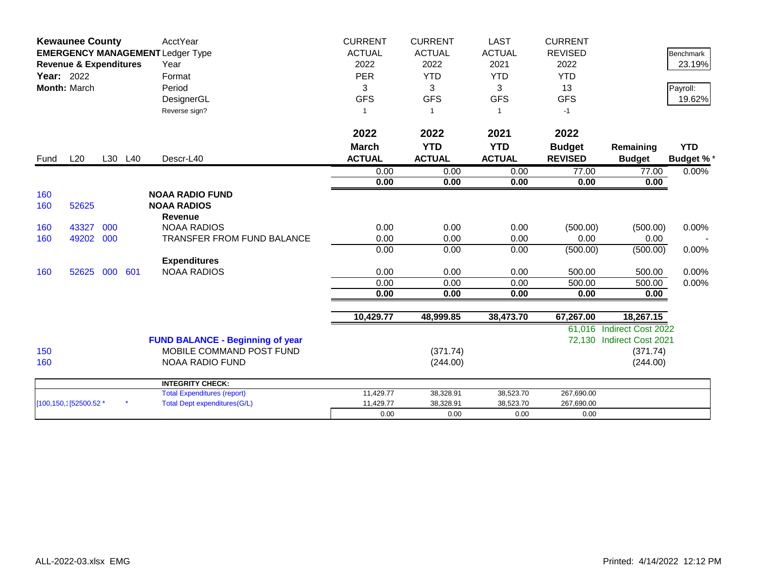| Kewaunee County | | | | AcctYear | CURRENT | CURRENT | LAST | CURRENT | | |
|---|---|---|---|---|---|---|---|---|---|---|
| **EMERGENCY MANAGEMENT** | | | | Ledger Type | ACTUAL | ACTUAL | ACTUAL | REVISED | | Benchmark |
| **Revenue & Expenditures** | | | | Year | 2022 | 2022 | 2021 | 2022 | | 23.19% |
| **Year:** 2022 | | | | Format | PER | YTD | YTD | YTD | | |
| **Month:** March | | | | Period | 3 | 3 | 3 | 13 | | Payroll: |
| | | | | DesignerGL | GFS | GFS | GFS | GFS | | 19.62% |
| | | | | Reverse sign? | 1 | 1 | 1 | -1 | | |

| Fund | L20 | L30 | L40 | Descr-L40 | 2022 March ACTUAL | 2022 YTD ACTUAL | 2021 YTD ACTUAL | 2022 Budget REVISED | Remaining Budget | YTD Budget % * |
|---|---|---|---|---|---|---|---|---|---|---|
| | | | | | 0.00 | 0.00 | 0.00 | 77.00 | 77.00 | 0.00% |
| | | | | | **0.00** | **0.00** | **0.00** | **0.00** | **0.00** | |
| 160 | | | | **NOAA RADIO FUND** | | | | | | |
| 160 | 52625 | | | **NOAA RADIOS** | | | | | | |
| | | | | **Revenue** | | | | | | |
| 160 | 43327 | 000 | | NOAA RADIOS | 0.00 | 0.00 | 0.00 | (500.00) | (500.00) | 0.00% |
| 160 | 49202 | 000 | | TRANSFER FROM FUND BALANCE | 0.00 | 0.00 | 0.00 | 0.00 | 0.00 | - |
| | | | | | 0.00 | 0.00 | 0.00 | (500.00) | (500.00) | 0.00% |
| | | | | **Expenditures** | | | | | | |
| 160 | 52625 | 000 | 601 | NOAA RADIOS | 0.00 | 0.00 | 0.00 | 500.00 | 500.00 | 0.00% |
| | | | | | 0.00 | 0.00 | 0.00 | 500.00 | 500.00 | 0.00% |
| | | | | | **0.00** | **0.00** | **0.00** | **0.00** | **0.00** | |
| | | | | | **10,429.77** | **48,999.85** | **38,473.70** | **67,267.00** | **18,267.15** | |
| | | | | | | | | 61,016 | Indirect Cost 2022 | |
| | | | | **FUND BALANCE - Beginning of year** | | | | 72,130 | Indirect Cost 2021 | |
| 150 | | | | MOBILE COMMAND POST FUND | | (371.74) | | | (371.74) | |
| 160 | | | | NOAA RADIO FUND | | (244.00) | | | (244.00) | |

| | | | | | | |
|---|---|---|---|---|---|---|
| | | **INTEGRITY CHECK:** | | | | |
| | | Total Expenditures (report) | 11,429.77 | 38,328.91 | 38,523.70 | 267,690.00 |
| [100,150,1 [52500.52 * | * | Total Dept expenditures(G/L) | 11,429.77 | 38,328.91 | 38,523.70 | 267,690.00 |
| | | | 0.00 | 0.00 | 0.00 | 0.00 |

ALL-2022-03.xlsx EMG

Printed: 4/14/2022 12:12 PM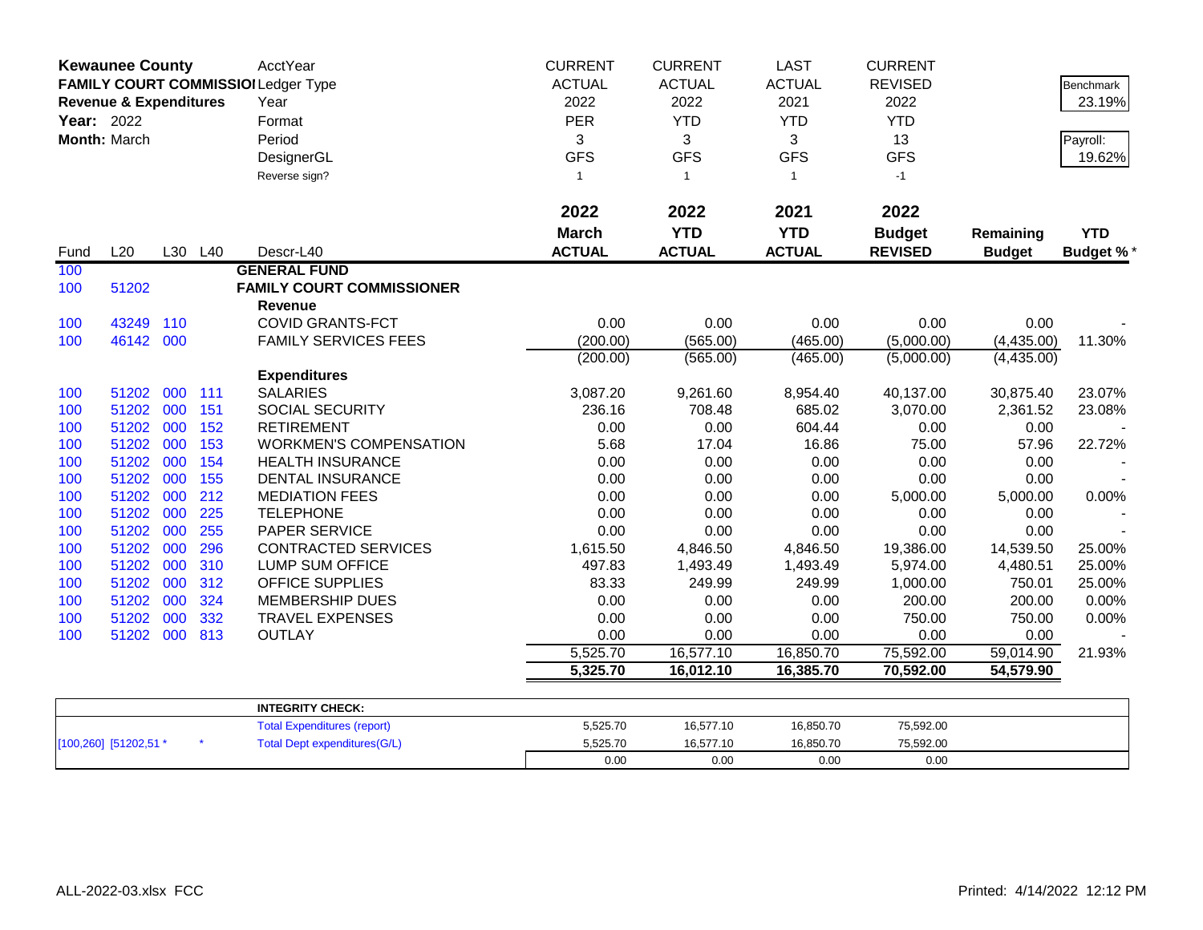**Kewaunee County**
**FAMILY COURT COMMISSIONER**
**Revenue & Expenditures**
**Year:** 2022
**Month:** March

| AcctYear | CURRENT | CURRENT | LAST | CURRENT |
|---|---|---|---|---|
| Ledger Type | ACTUAL | ACTUAL | ACTUAL | REVISED |
| Year | 2022 | 2022 | 2021 | 2022 |
| Format | PER | YTD | YTD | YTD |
| Period | 3 | 3 | 3 | 13 |
| DesignerGL | GFS | GFS | GFS | GFS |
| Reverse sign? | 1 | 1 | 1 | -1 |

Benchmark: 23.19%
Payroll: 19.62%

| Fund | L20 | L30 | L40 | Descr-L40 | 2022 March ACTUAL | 2022 YTD ACTUAL | 2021 YTD ACTUAL | 2022 Budget REVISED | Remaining Budget | YTD Budget % * |
|---|---|---|---|---|---|---|---|---|---|---|
| 100 | | | | **GENERAL FUND** | | | | | | |
| 100 | 51202 | | | **FAMILY COURT COMMISSIONER** | | | | | | |
| | | | | **Revenue** | | | | | | |
| 100 | 43249 | 110 | | COVID GRANTS-FCT | 0.00 | 0.00 | 0.00 | 0.00 | 0.00 | - |
| 100 | 46142 | 000 | | FAMILY SERVICES FEES | (200.00) | (565.00) | (465.00) | (5,000.00) | (4,435.00) | 11.30% |
| | | | | | (200.00) | (565.00) | (465.00) | (5,000.00) | (4,435.00) | |
| | | | | **Expenditures** | | | | | | |
| 100 | 51202 | 000 | 111 | SALARIES | 3,087.20 | 9,261.60 | 8,954.40 | 40,137.00 | 30,875.40 | 23.07% |
| 100 | 51202 | 000 | 151 | SOCIAL SECURITY | 236.16 | 708.48 | 685.02 | 3,070.00 | 2,361.52 | 23.08% |
| 100 | 51202 | 000 | 152 | RETIREMENT | 0.00 | 0.00 | 604.44 | 0.00 | 0.00 | - |
| 100 | 51202 | 000 | 153 | WORKMEN'S COMPENSATION | 5.68 | 17.04 | 16.86 | 75.00 | 57.96 | 22.72% |
| 100 | 51202 | 000 | 154 | HEALTH INSURANCE | 0.00 | 0.00 | 0.00 | 0.00 | 0.00 | - |
| 100 | 51202 | 000 | 155 | DENTAL INSURANCE | 0.00 | 0.00 | 0.00 | 0.00 | 0.00 | - |
| 100 | 51202 | 000 | 212 | MEDIATION FEES | 0.00 | 0.00 | 0.00 | 5,000.00 | 5,000.00 | 0.00% |
| 100 | 51202 | 000 | 225 | TELEPHONE | 0.00 | 0.00 | 0.00 | 0.00 | 0.00 | - |
| 100 | 51202 | 000 | 255 | PAPER SERVICE | 0.00 | 0.00 | 0.00 | 0.00 | 0.00 | - |
| 100 | 51202 | 000 | 296 | CONTRACTED SERVICES | 1,615.50 | 4,846.50 | 4,846.50 | 19,386.00 | 14,539.50 | 25.00% |
| 100 | 51202 | 000 | 310 | LUMP SUM OFFICE | 497.83 | 1,493.49 | 1,493.49 | 5,974.00 | 4,480.51 | 25.00% |
| 100 | 51202 | 000 | 312 | OFFICE SUPPLIES | 83.33 | 249.99 | 249.99 | 1,000.00 | 750.01 | 25.00% |
| 100 | 51202 | 000 | 324 | MEMBERSHIP DUES | 0.00 | 0.00 | 0.00 | 200.00 | 200.00 | 0.00% |
| 100 | 51202 | 000 | 332 | TRAVEL EXPENSES | 0.00 | 0.00 | 0.00 | 750.00 | 750.00 | 0.00% |
| 100 | 51202 | 000 | 813 | OUTLAY | 0.00 | 0.00 | 0.00 | 0.00 | 0.00 | - |
| | | | | | 5,525.70 | 16,577.10 | 16,850.70 | 75,592.00 | 59,014.90 | 21.93% |
| | | | | | **5,325.70** | **16,012.10** | **16,385.70** | **70,592.00** | **54,579.90** | |

| | | **INTEGRITY CHECK:** | | | | |
|---|---|---|---|---|---|---|
| | | Total Expenditures (report) | 5,525.70 | 16,577.10 | 16,850.70 | 75,592.00 |
| [100,260] [51202,51 * | * | Total Dept expenditures(G/L) | 5,525.70 | 16,577.10 | 16,850.70 | 75,592.00 |
| | | | 0.00 | 0.00 | 0.00 | 0.00 |

ALL-2022-03.xlsx FCC Printed: 4/14/2022 12:12 PM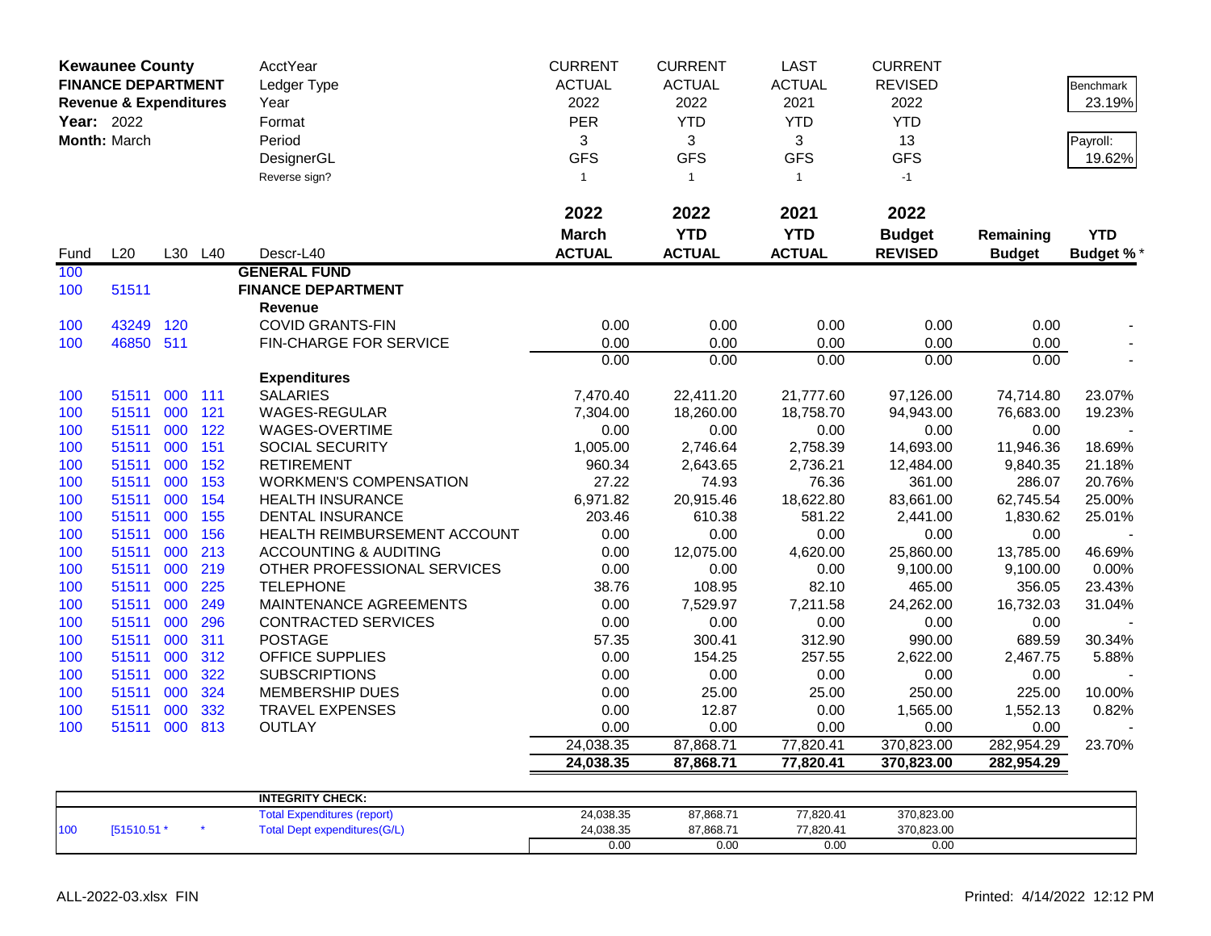| **Kewaunee County** | | | | AcctYear | CURRENT | CURRENT | LAST | CURRENT | | |
|---|---|---|---|---|---|---|---|---|---|---|
| **FINANCE DEPARTMENT** | | | | Ledger Type | ACTUAL | ACTUAL | ACTUAL | REVISED | | Benchmark |
| **Revenue & Expenditures** | | | | Year | 2022 | 2022 | 2021 | 2022 | | 23.19% |
| **Year:** 2022 | | | | Format | PER | YTD | YTD | YTD | | |
| **Month:** March | | | | Period | 3 | 3 | 3 | 13 | | Payroll: |
| | | | | DesignerGL | GFS | GFS | GFS | GFS | | 19.62% |
| | | | | Reverse sign? | 1 | 1 | 1 | -1 | | |
| | | | | | **2022** | **2022** | **2021** | **2022** | | |
| | | | | | **March** | **YTD** | **YTD** | **Budget** | **Remaining** | **YTD** |
| Fund | L20 | L30 | L40 | Descr-L40 | **ACTUAL** | **ACTUAL** | **ACTUAL** | **REVISED** | **Budget** | **Budget %*** |
| 100 | | | | **GENERAL FUND** | | | | | | |
| 100 | 51511 | | | **FINANCE DEPARTMENT** | | | | | | |
| | | | | **Revenue** | | | | | | |
| 100 | 43249 | 120 | | COVID GRANTS-FIN | 0.00 | 0.00 | 0.00 | 0.00 | 0.00 | - |
| 100 | 46850 | 511 | | FIN-CHARGE FOR SERVICE | 0.00 | 0.00 | 0.00 | 0.00 | 0.00 | - |
| | | | | | 0.00 | 0.00 | 0.00 | 0.00 | 0.00 | - |
| | | | | **Expenditures** | | | | | | |
| 100 | 51511 | 000 | 111 | SALARIES | 7,470.40 | 22,411.20 | 21,777.60 | 97,126.00 | 74,714.80 | 23.07% |
| 100 | 51511 | 000 | 121 | WAGES-REGULAR | 7,304.00 | 18,260.00 | 18,758.70 | 94,943.00 | 76,683.00 | 19.23% |
| 100 | 51511 | 000 | 122 | WAGES-OVERTIME | 0.00 | 0.00 | 0.00 | 0.00 | 0.00 | - |
| 100 | 51511 | 000 | 151 | SOCIAL SECURITY | 1,005.00 | 2,746.64 | 2,758.39 | 14,693.00 | 11,946.36 | 18.69% |
| 100 | 51511 | 000 | 152 | RETIREMENT | 960.34 | 2,643.65 | 2,736.21 | 12,484.00 | 9,840.35 | 21.18% |
| 100 | 51511 | 000 | 153 | WORKMEN'S COMPENSATION | 27.22 | 74.93 | 76.36 | 361.00 | 286.07 | 20.76% |
| 100 | 51511 | 000 | 154 | HEALTH INSURANCE | 6,971.82 | 20,915.46 | 18,622.80 | 83,661.00 | 62,745.54 | 25.00% |
| 100 | 51511 | 000 | 155 | DENTAL INSURANCE | 203.46 | 610.38 | 581.22 | 2,441.00 | 1,830.62 | 25.01% |
| 100 | 51511 | 000 | 156 | HEALTH REIMBURSEMENT ACCOUNT | 0.00 | 0.00 | 0.00 | 0.00 | 0.00 | - |
| 100 | 51511 | 000 | 213 | ACCOUNTING & AUDITING | 0.00 | 12,075.00 | 4,620.00 | 25,860.00 | 13,785.00 | 46.69% |
| 100 | 51511 | 000 | 219 | OTHER PROFESSIONAL SERVICES | 0.00 | 0.00 | 0.00 | 9,100.00 | 9,100.00 | 0.00% |
| 100 | 51511 | 000 | 225 | TELEPHONE | 38.76 | 108.95 | 82.10 | 465.00 | 356.05 | 23.43% |
| 100 | 51511 | 000 | 249 | MAINTENANCE AGREEMENTS | 0.00 | 7,529.97 | 7,211.58 | 24,262.00 | 16,732.03 | 31.04% |
| 100 | 51511 | 000 | 296 | CONTRACTED SERVICES | 0.00 | 0.00 | 0.00 | 0.00 | 0.00 | - |
| 100 | 51511 | 000 | 311 | POSTAGE | 57.35 | 300.41 | 312.90 | 990.00 | 689.59 | 30.34% |
| 100 | 51511 | 000 | 312 | OFFICE SUPPLIES | 0.00 | 154.25 | 257.55 | 2,622.00 | 2,467.75 | 5.88% |
| 100 | 51511 | 000 | 322 | SUBSCRIPTIONS | 0.00 | 0.00 | 0.00 | 0.00 | 0.00 | - |
| 100 | 51511 | 000 | 324 | MEMBERSHIP DUES | 0.00 | 25.00 | 25.00 | 250.00 | 225.00 | 10.00% |
| 100 | 51511 | 000 | 332 | TRAVEL EXPENSES | 0.00 | 12.87 | 0.00 | 1,565.00 | 1,552.13 | 0.82% |
| 100 | 51511 | 000 | 813 | OUTLAY | 0.00 | 0.00 | 0.00 | 0.00 | 0.00 | - |
| | | | | | 24,038.35 | 87,868.71 | 77,820.41 | 370,823.00 | 282,954.29 | 23.70% |
| | | | | | **24,038.35** | **87,868.71** | **77,820.41** | **370,823.00** | **282,954.29** | |

| | | | | | | | | | |
|---|---|---|---|---|---|---|---|---|---|
| | | | | **INTEGRITY CHECK:** | | | | | |
| | | | | Total Expenditures (report) | 24,038.35 | 87,868.71 | 77,820.41 | 370,823.00 | |
| 100 | [51510.51 * | | * | Total Dept expenditures(G/L) | 24,038.35 | 87,868.71 | 77,820.41 | 370,823.00 | |
| | | | | | 0.00 | 0.00 | 0.00 | 0.00 | |

ALL-2022-03.xlsx FIN

Printed: 4/14/2022 12:12 PM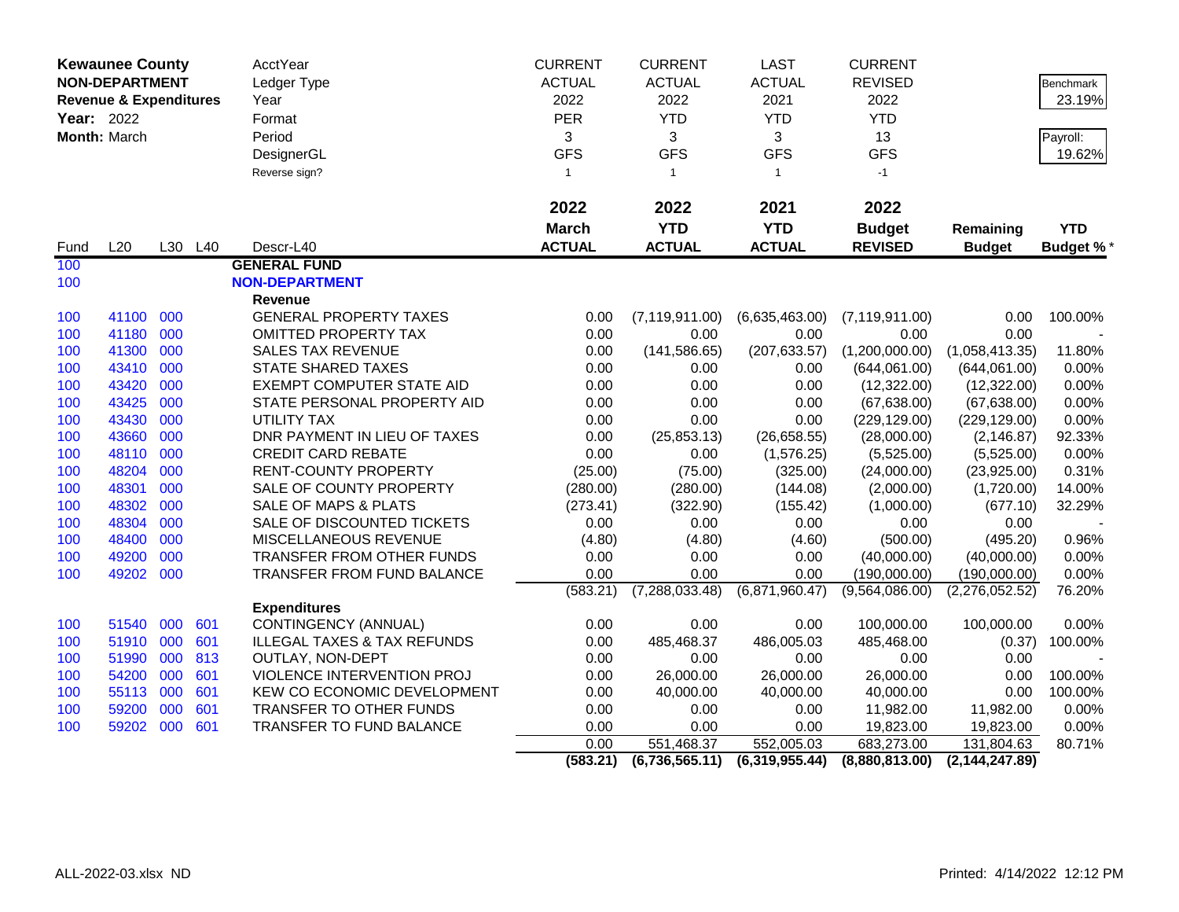| Kewaunee County | | | | AcctYear | CURRENT | CURRENT | LAST | CURRENT | | |
|---|---|---|---|---|---|---|---|---|---|---|
| NON-DEPARTMENT | | | | Ledger Type | ACTUAL | ACTUAL | ACTUAL | REVISED | | Benchmark |
| Revenue & Expenditures | | | | Year | 2022 | 2022 | 2021 | 2022 | | 23.19% |
| Year: 2022 | | | | Format | PER | YTD | YTD | YTD | | |
| Month: March | | | | Period | 3 | 3 | 3 | 13 | | Payroll: |
| | | | | DesignerGL | GFS | GFS | GFS | GFS | | 19.62% |
| | | | | Reverse sign? | 1 | 1 | 1 | -1 | | |
| | | | | | 2022 | 2022 | 2021 | 2022 | | |
| | | | | | March | YTD | YTD | Budget | Remaining | YTD |
| Fund | L20 | L30 | L40 | Descr-L40 | ACTUAL | ACTUAL | ACTUAL | REVISED | Budget | Budget % * |
| 100 | | | | **GENERAL FUND** | | | | | | |
| 100 | | | | **NON-DEPARTMENT** | | | | | | |
| | | | | **Revenue** | | | | | | |
| 100 | 41100 | 000 | | GENERAL PROPERTY TAXES | 0.00 | (7,119,911.00) | (6,635,463.00) | (7,119,911.00) | 0.00 | 100.00% |
| 100 | 41180 | 000 | | OMITTED PROPERTY TAX | 0.00 | 0.00 | 0.00 | 0.00 | 0.00 | - |
| 100 | 41300 | 000 | | SALES TAX REVENUE | 0.00 | (141,586.65) | (207,633.57) | (1,200,000.00) | (1,058,413.35) | 11.80% |
| 100 | 43410 | 000 | | STATE SHARED TAXES | 0.00 | 0.00 | 0.00 | (644,061.00) | (644,061.00) | 0.00% |
| 100 | 43420 | 000 | | EXEMPT COMPUTER STATE AID | 0.00 | 0.00 | 0.00 | (12,322.00) | (12,322.00) | 0.00% |
| 100 | 43425 | 000 | | STATE PERSONAL PROPERTY AID | 0.00 | 0.00 | 0.00 | (67,638.00) | (67,638.00) | 0.00% |
| 100 | 43430 | 000 | | UTILITY TAX | 0.00 | 0.00 | 0.00 | (229,129.00) | (229,129.00) | 0.00% |
| 100 | 43660 | 000 | | DNR PAYMENT IN LIEU OF TAXES | 0.00 | (25,853.13) | (26,658.55) | (28,000.00) | (2,146.87) | 92.33% |
| 100 | 48110 | 000 | | CREDIT CARD REBATE | 0.00 | 0.00 | (1,576.25) | (5,525.00) | (5,525.00) | 0.00% |
| 100 | 48204 | 000 | | RENT-COUNTY PROPERTY | (25.00) | (75.00) | (325.00) | (24,000.00) | (23,925.00) | 0.31% |
| 100 | 48301 | 000 | | SALE OF COUNTY PROPERTY | (280.00) | (280.00) | (144.08) | (2,000.00) | (1,720.00) | 14.00% |
| 100 | 48302 | 000 | | SALE OF MAPS & PLATS | (273.41) | (322.90) | (155.42) | (1,000.00) | (677.10) | 32.29% |
| 100 | 48304 | 000 | | SALE OF DISCOUNTED TICKETS | 0.00 | 0.00 | 0.00 | 0.00 | 0.00 | - |
| 100 | 48400 | 000 | | MISCELLANEOUS REVENUE | (4.80) | (4.80) | (4.60) | (500.00) | (495.20) | 0.96% |
| 100 | 49200 | 000 | | TRANSFER FROM OTHER FUNDS | 0.00 | 0.00 | 0.00 | (40,000.00) | (40,000.00) | 0.00% |
| 100 | 49202 | 000 | | TRANSFER FROM FUND BALANCE | 0.00 | 0.00 | 0.00 | (190,000.00) | (190,000.00) | 0.00% |
| | | | | | (583.21) | (7,288,033.48) | (6,871,960.47) | (9,564,086.00) | (2,276,052.52) | 76.20% |
| | | | | **Expenditures** | | | | | | |
| 100 | 51540 | 000 | 601 | CONTINGENCY (ANNUAL) | 0.00 | 0.00 | 0.00 | 100,000.00 | 100,000.00 | 0.00% |
| 100 | 51910 | 000 | 601 | ILLEGAL TAXES & TAX REFUNDS | 0.00 | 485,468.37 | 486,005.03 | 485,468.00 | (0.37) | 100.00% |
| 100 | 51990 | 000 | 813 | OUTLAY, NON-DEPT | 0.00 | 0.00 | 0.00 | 0.00 | 0.00 | - |
| 100 | 54200 | 000 | 601 | VIOLENCE INTERVENTION PROJ | 0.00 | 26,000.00 | 26,000.00 | 26,000.00 | 0.00 | 100.00% |
| 100 | 55113 | 000 | 601 | KEW CO ECONOMIC DEVELOPMENT | 0.00 | 40,000.00 | 40,000.00 | 40,000.00 | 0.00 | 100.00% |
| 100 | 59200 | 000 | 601 | TRANSFER TO OTHER FUNDS | 0.00 | 0.00 | 0.00 | 11,982.00 | 11,982.00 | 0.00% |
| 100 | 59202 | 000 | 601 | TRANSFER TO FUND BALANCE | 0.00 | 0.00 | 0.00 | 19,823.00 | 19,823.00 | 0.00% |
| | | | | | 0.00 | 551,468.37 | 552,005.03 | 683,273.00 | 131,804.63 | 80.71% |
| | | | | | (583.21) | (6,736,565.11) | (6,319,955.44) | (8,880,813.00) | (2,144,247.89) | |

ALL-2022-03.xlsx ND

Printed: 4/14/2022 12:12 PM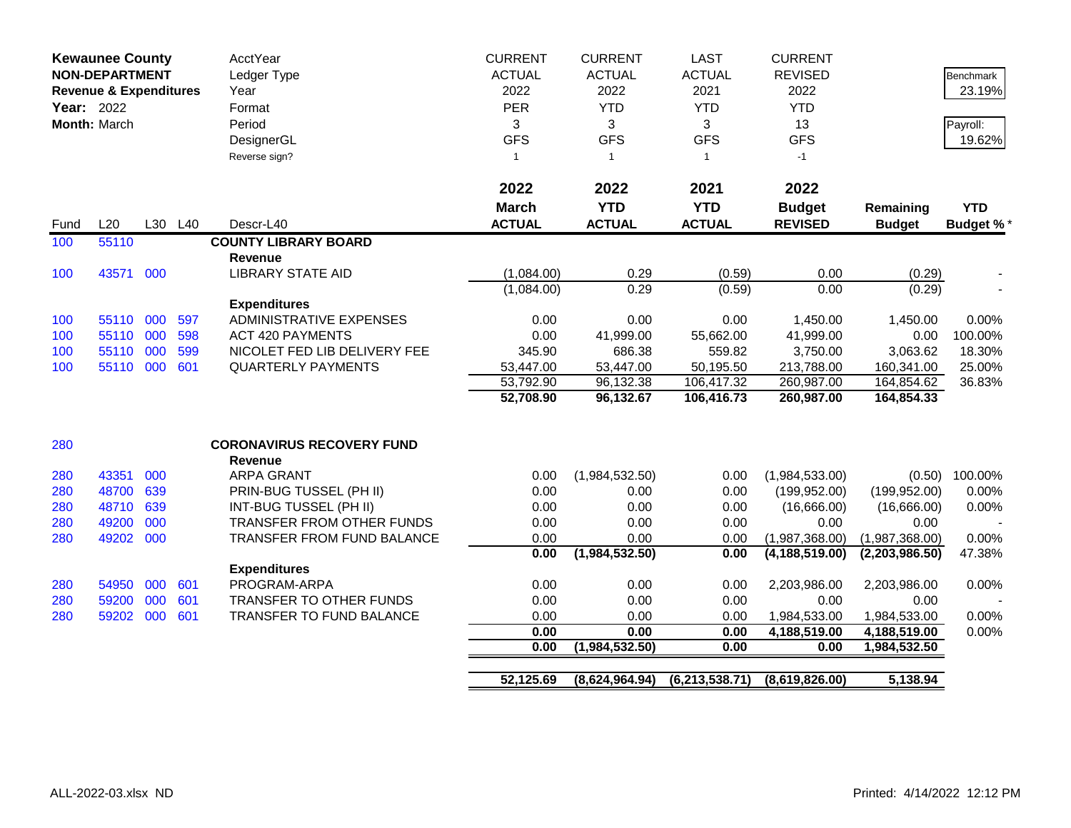**Kewaunee County**
**NON-DEPARTMENT**
**Revenue & Expenditures**
**Year:** 2022
**Month:** March

| | | | | AcctYear | CURRENT | CURRENT | LAST | CURRENT | | Benchmark |
|---|---|---|---|---|---|---|---|---|---|---|
| | | | | Ledger Type | ACTUAL | ACTUAL | ACTUAL | REVISED | | 23.19% |
| | | | | Year | 2022 | 2022 | 2021 | 2022 | | |
| | | | | Format | PER | YTD | YTD | YTD | | |
| | | | | Period | 3 | 3 | 3 | 13 | | Payroll: |
| | | | | DesignerGL | GFS | GFS | GFS | GFS | | 19.62% |
| | | | | Reverse sign? | 1 | 1 | 1 | -1 | | |

| Fund | L20 | L30 | L40 | Descr-L40 | 2022 March ACTUAL | 2022 YTD ACTUAL | 2021 YTD ACTUAL | 2022 Budget REVISED | Remaining Budget | YTD Budget % * |
|---|---|---|---|---|---|---|---|---|---|---|
| 100 | 55110 | | | **COUNTY LIBRARY BOARD** | | | | | | |
| | | | | **Revenue** | | | | | | |
| 100 | 43571 | 000 | | LIBRARY STATE AID | (1,084.00) | 0.29 | (0.59) | 0.00 | (0.29) | - |
| | | | | | (1,084.00) | 0.29 | (0.59) | 0.00 | (0.29) | - |
| | | | | **Expenditures** | | | | | | |
| 100 | 55110 | 000 | 597 | ADMINISTRATIVE EXPENSES | 0.00 | 0.00 | 0.00 | 1,450.00 | 1,450.00 | 0.00% |
| 100 | 55110 | 000 | 598 | ACT 420 PAYMENTS | 0.00 | 41,999.00 | 55,662.00 | 41,999.00 | 0.00 | 100.00% |
| 100 | 55110 | 000 | 599 | NICOLET FED LIB DELIVERY FEE | 345.90 | 686.38 | 559.82 | 3,750.00 | 3,063.62 | 18.30% |
| 100 | 55110 | 000 | 601 | QUARTERLY PAYMENTS | 53,447.00 | 53,447.00 | 50,195.50 | 213,788.00 | 160,341.00 | 25.00% |
| | | | | | 53,792.90 | 96,132.38 | 106,417.32 | 260,987.00 | 164,854.62 | 36.83% |
| | | | | | **52,708.90** | **96,132.67** | **106,416.73** | **260,987.00** | **164,854.33** | |
| 280 | | | | **CORONAVIRUS RECOVERY FUND** | | | | | | |
| | | | | **Revenue** | | | | | | |
| 280 | 43351 | 000 | | ARPA GRANT | 0.00 | (1,984,532.50) | 0.00 | (1,984,533.00) | (0.50) | 100.00% |
| 280 | 48700 | 639 | | PRIN-BUG TUSSEL (PH II) | 0.00 | 0.00 | 0.00 | (199,952.00) | (199,952.00) | 0.00% |
| 280 | 48710 | 639 | | INT-BUG TUSSEL (PH II) | 0.00 | 0.00 | 0.00 | (16,666.00) | (16,666.00) | 0.00% |
| 280 | 49200 | 000 | | TRANSFER FROM OTHER FUNDS | 0.00 | 0.00 | 0.00 | 0.00 | 0.00 | - |
| 280 | 49202 | 000 | | TRANSFER FROM FUND BALANCE | 0.00 | 0.00 | 0.00 | (1,987,368.00) | (1,987,368.00) | 0.00% |
| | | | | | **0.00** | **(1,984,532.50)** | **0.00** | **(4,188,519.00)** | **(2,203,986.50)** | 47.38% |
| | | | | **Expenditures** | | | | | | |
| 280 | 54950 | 000 | 601 | PROGRAM-ARPA | 0.00 | 0.00 | 0.00 | 2,203,986.00 | 2,203,986.00 | 0.00% |
| 280 | 59200 | 000 | 601 | TRANSFER TO OTHER FUNDS | 0.00 | 0.00 | 0.00 | 0.00 | 0.00 | - |
| 280 | 59202 | 000 | 601 | TRANSFER TO FUND BALANCE | 0.00 | 0.00 | 0.00 | 1,984,533.00 | 1,984,533.00 | 0.00% |
| | | | | | **0.00** | **0.00** | **0.00** | **4,188,519.00** | **4,188,519.00** | 0.00% |
| | | | | | **0.00** | **(1,984,532.50)** | **0.00** | **0.00** | **1,984,532.50** | |
| | | | | | **52,125.69** | **(8,624,964.94)** | **(6,213,538.71)** | **(8,619,826.00)** | **5,138.94** | |

ALL-2022-03.xlsx ND — Printed: 4/14/2022 12:12 PM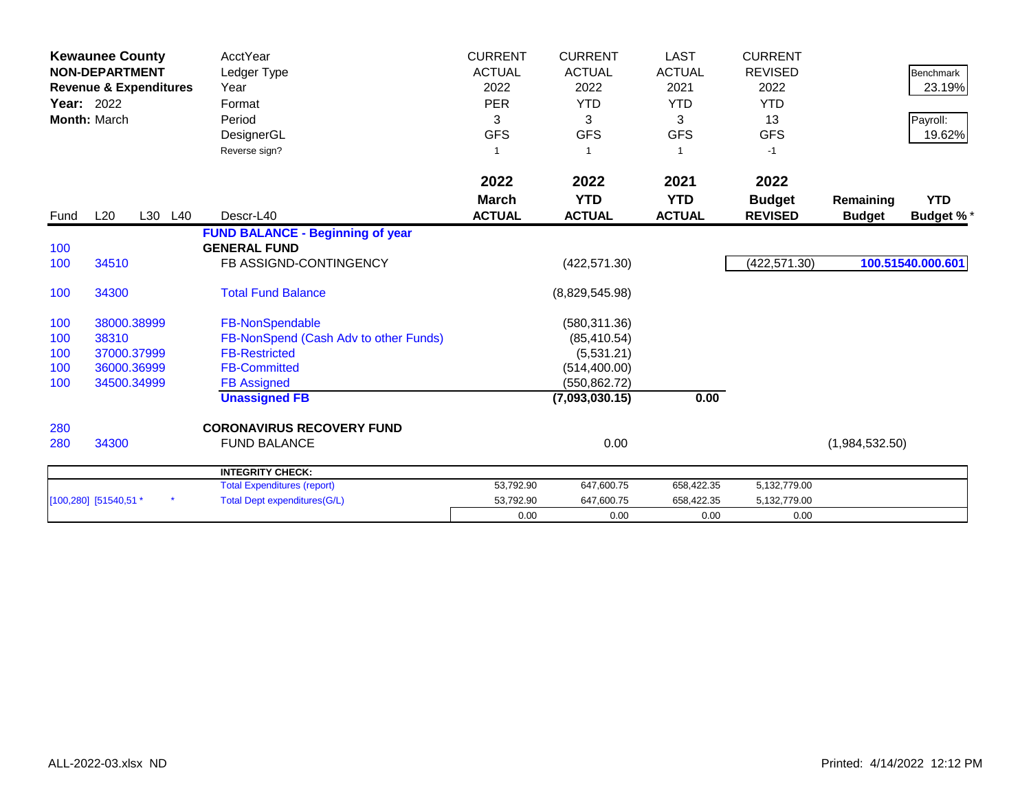**Kewaunee County**
**NON-DEPARTMENT**
**Revenue & Expenditures**
**Year:** 2022
**Month:** March

| | | | | CURRENT | CURRENT | LAST | CURRENT | | |
|---|---|---|---|---|---|---|---|---|---|
| AcctYear | | | | | | | | | |
| Ledger Type | | | | ACTUAL | ACTUAL | ACTUAL | REVISED | | Benchmark |
| Year | | | | 2022 | 2022 | 2021 | 2022 | | 23.19% |
| Format | | | | PER | YTD | YTD | YTD | | |
| Period | | | | 3 | 3 | 3 | 13 | | Payroll: |
| DesignerGL | | | | GFS | GFS | GFS | GFS | | 19.62% |
| Reverse sign? | | | | 1 | 1 | 1 | -1 | | |

| Fund | L20 | L30 | L40 | Descr-L40 | 2022 March ACTUAL | 2022 YTD ACTUAL | 2021 YTD ACTUAL | 2022 Budget REVISED | Remaining Budget | YTD Budget % * |
|---|---|---|---|---|---|---|---|---|---|---|
| | | | | **FUND BALANCE - Beginning of year** | | | | | | |
| 100 | | | | **GENERAL FUND** | | | | | | |
| 100 | 34510 | | | FB ASSIGND-CONTINGENCY | | (422,571.30) | | (422,571.30) | | **100.51540.000.601** |
| 100 | 34300 | | | Total Fund Balance | | (8,829,545.98) | | | | |
| 100 | 38000.38999 | | | FB-NonSpendable | | (580,311.36) | | | | |
| 100 | 38310 | | | FB-NonSpend (Cash Adv to other Funds) | | (85,410.54) | | | | |
| 100 | 37000.37999 | | | FB-Restricted | | (5,531.21) | | | | |
| 100 | 36000.36999 | | | FB-Committed | | (514,400.00) | | | | |
| 100 | 34500.34999 | | | FB Assigned | | (550,862.72) | | | | |
| | | | | **Unassigned FB** | | **(7,093,030.15)** | **0.00** | | | |
| 280 | | | | **CORONAVIRUS RECOVERY FUND** | | | | | | |
| 280 | 34300 | | | FUND BALANCE | | 0.00 | | | (1,984,532.50) | |

| | | | | | | |
|---|---|---|---|---|---|---|
| | INTEGRITY CHECK: | | | | | |
| | Total Expenditures (report) | 53,792.90 | 647,600.75 | 658,422.35 | 5,132,779.00 | |
| [100,280] [51540,51 * * | Total Dept expenditures(G/L) | 53,792.90 | 647,600.75 | 658,422.35 | 5,132,779.00 | |
| | | 0.00 | 0.00 | 0.00 | 0.00 | |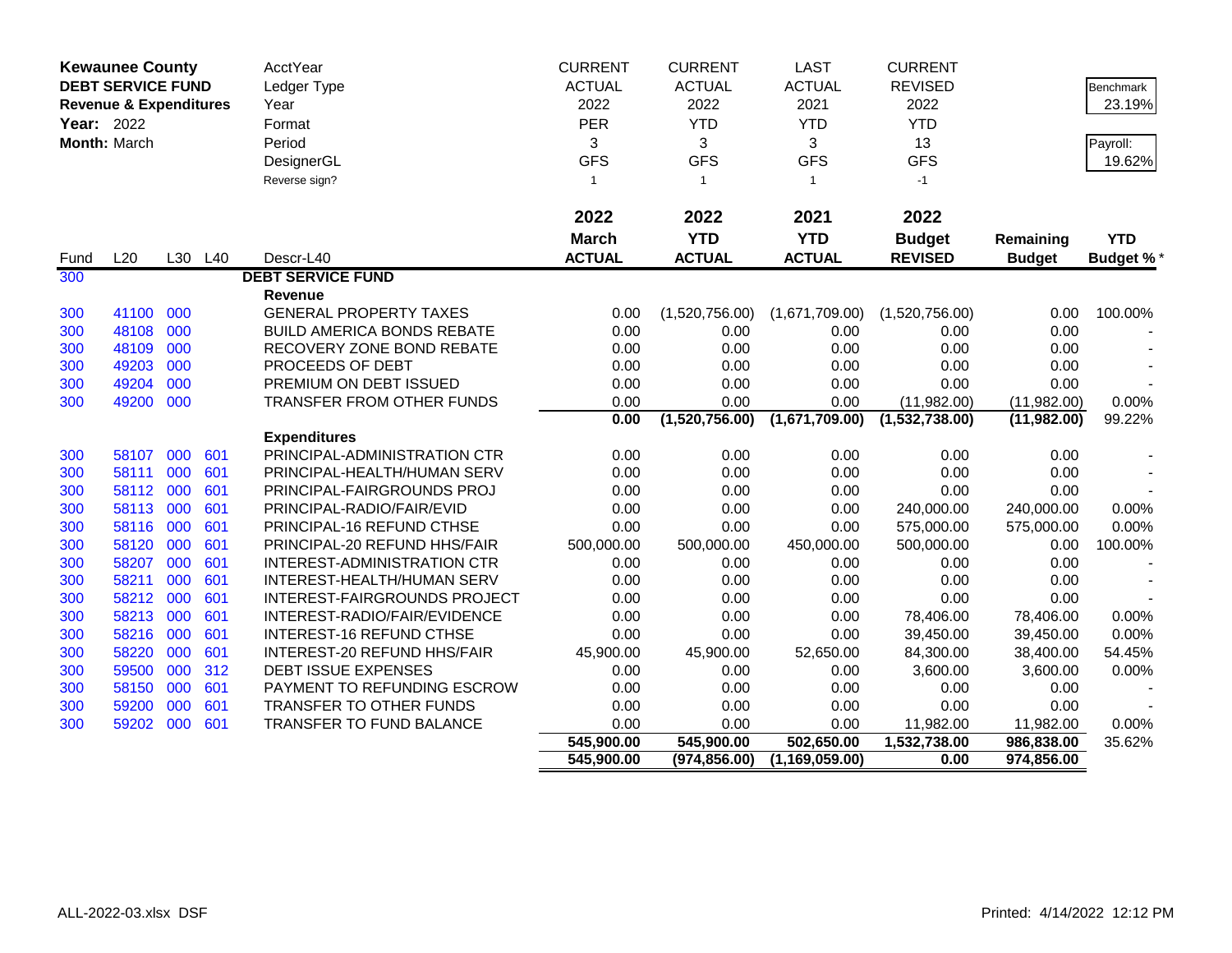**Kewaunee County**
**DEBT SERVICE FUND**
**Revenue & Expenditures**
**Year:** 2022
**Month:** March

| | CURRENT | CURRENT | LAST | CURRENT | | |
|---|---|---|---|---|---|---|
| AcctYear | ACTUAL | ACTUAL | ACTUAL | REVISED | | Benchmark |
| Ledger Type | 2022 | 2022 | 2021 | 2022 | | 23.19% |
| Year | PER | YTD | YTD | YTD | | |
| Format | 3 | 3 | 3 | 13 | | Payroll: |
| Period | GFS | GFS | GFS | GFS | | 19.62% |
| DesignerGL | 1 | 1 | 1 | -1 | | |
| Reverse sign? | | | | | | |

| Fund | L20 | L30 | L40 | Descr-L40 | 2022 March ACTUAL | 2022 YTD ACTUAL | 2021 YTD ACTUAL | 2022 Budget REVISED | Remaining Budget | YTD Budget % * |
|---|---|---|---|---|---|---|---|---|---|---|
| 300 | | | | **DEBT SERVICE FUND** | | | | | | |
| | | | | **Revenue** | | | | | | |
| 300 | 41100 | 000 | | GENERAL PROPERTY TAXES | 0.00 | (1,520,756.00) | (1,671,709.00) | (1,520,756.00) | 0.00 | 100.00% |
| 300 | 48108 | 000 | | BUILD AMERICA BONDS REBATE | 0.00 | 0.00 | 0.00 | 0.00 | 0.00 | - |
| 300 | 48109 | 000 | | RECOVERY ZONE BOND REBATE | 0.00 | 0.00 | 0.00 | 0.00 | 0.00 | - |
| 300 | 49203 | 000 | | PROCEEDS OF DEBT | 0.00 | 0.00 | 0.00 | 0.00 | 0.00 | - |
| 300 | 49204 | 000 | | PREMIUM ON DEBT ISSUED | 0.00 | 0.00 | 0.00 | 0.00 | 0.00 | - |
| 300 | 49200 | 000 | | TRANSFER FROM OTHER FUNDS | 0.00 | 0.00 | 0.00 | (11,982.00) | (11,982.00) | 0.00% |
| | | | | | **0.00** | **(1,520,756.00)** | **(1,671,709.00)** | **(1,532,738.00)** | **(11,982.00)** | 99.22% |
| | | | | **Expenditures** | | | | | | |
| 300 | 58107 | 000 | 601 | PRINCIPAL-ADMINISTRATION CTR | 0.00 | 0.00 | 0.00 | 0.00 | 0.00 | - |
| 300 | 58111 | 000 | 601 | PRINCIPAL-HEALTH/HUMAN SERV | 0.00 | 0.00 | 0.00 | 0.00 | 0.00 | - |
| 300 | 58112 | 000 | 601 | PRINCIPAL-FAIRGROUNDS PROJ | 0.00 | 0.00 | 0.00 | 0.00 | 0.00 | - |
| 300 | 58113 | 000 | 601 | PRINCIPAL-RADIO/FAIR/EVID | 0.00 | 0.00 | 0.00 | 240,000.00 | 240,000.00 | 0.00% |
| 300 | 58116 | 000 | 601 | PRINCIPAL-16 REFUND CTHSE | 0.00 | 0.00 | 0.00 | 575,000.00 | 575,000.00 | 0.00% |
| 300 | 58120 | 000 | 601 | PRINCIPAL-20 REFUND HHS/FAIR | 500,000.00 | 500,000.00 | 450,000.00 | 500,000.00 | 0.00 | 100.00% |
| 300 | 58207 | 000 | 601 | INTEREST-ADMINISTRATION CTR | 0.00 | 0.00 | 0.00 | 0.00 | 0.00 | - |
| 300 | 58211 | 000 | 601 | INTEREST-HEALTH/HUMAN SERV | 0.00 | 0.00 | 0.00 | 0.00 | 0.00 | - |
| 300 | 58212 | 000 | 601 | INTEREST-FAIRGROUNDS PROJECT | 0.00 | 0.00 | 0.00 | 0.00 | 0.00 | - |
| 300 | 58213 | 000 | 601 | INTEREST-RADIO/FAIR/EVIDENCE | 0.00 | 0.00 | 0.00 | 78,406.00 | 78,406.00 | 0.00% |
| 300 | 58216 | 000 | 601 | INTEREST-16 REFUND CTHSE | 0.00 | 0.00 | 0.00 | 39,450.00 | 39,450.00 | 0.00% |
| 300 | 58220 | 000 | 601 | INTEREST-20 REFUND HHS/FAIR | 45,900.00 | 45,900.00 | 52,650.00 | 84,300.00 | 38,400.00 | 54.45% |
| 300 | 59500 | 000 | 312 | DEBT ISSUE EXPENSES | 0.00 | 0.00 | 0.00 | 3,600.00 | 3,600.00 | 0.00% |
| 300 | 58150 | 000 | 601 | PAYMENT TO REFUNDING ESCROW | 0.00 | 0.00 | 0.00 | 0.00 | 0.00 | - |
| 300 | 59200 | 000 | 601 | TRANSFER TO OTHER FUNDS | 0.00 | 0.00 | 0.00 | 0.00 | 0.00 | - |
| 300 | 59202 | 000 | 601 | TRANSFER TO FUND BALANCE | 0.00 | 0.00 | 0.00 | 11,982.00 | 11,982.00 | 0.00% |
| | | | | | **545,900.00** | **545,900.00** | **502,650.00** | **1,532,738.00** | **986,838.00** | 35.62% |
| | | | | | **545,900.00** | **(974,856.00)** | **(1,169,059.00)** | **0.00** | **974,856.00** | |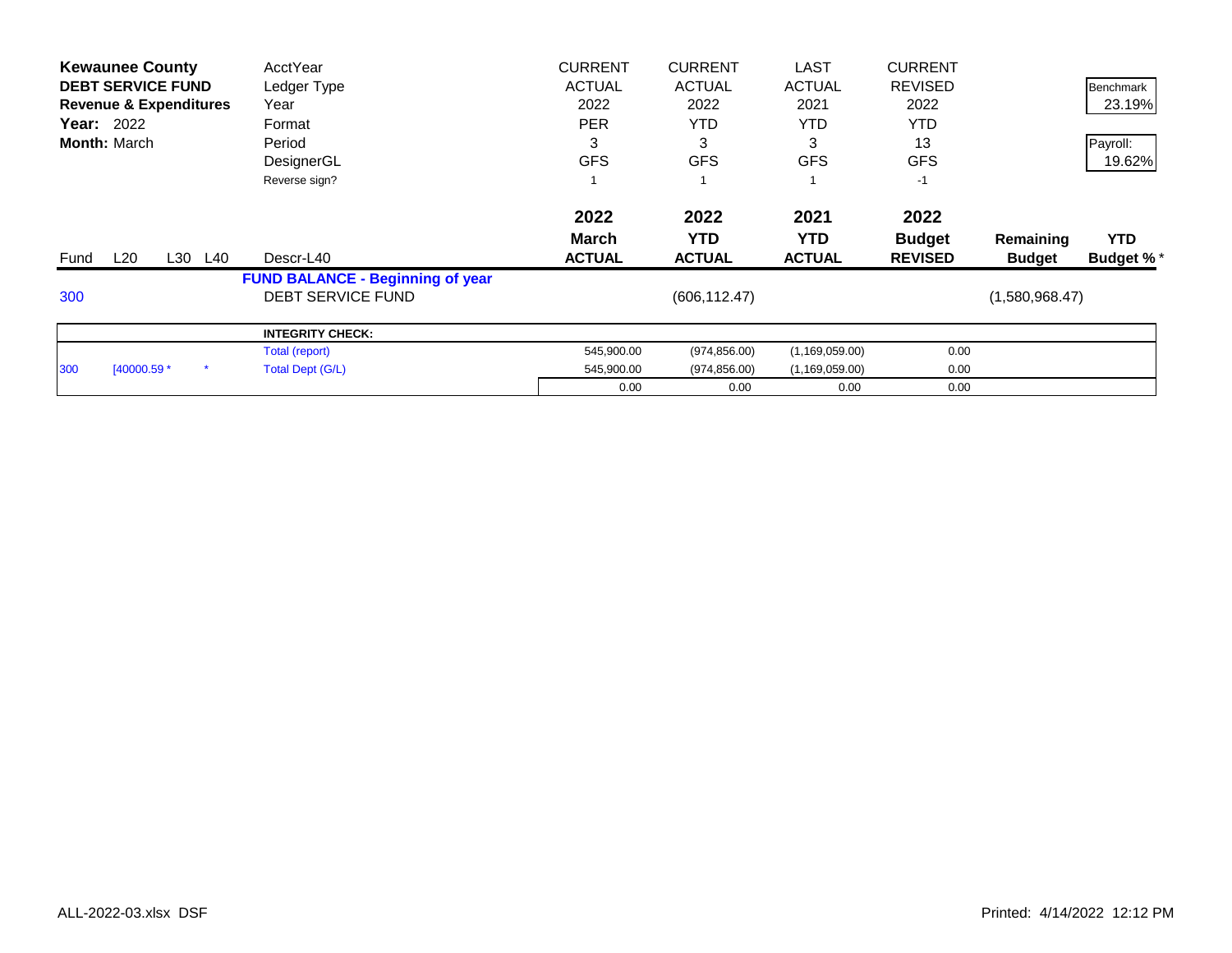**Kewaunee County**
**DEBT SERVICE FUND**
**Revenue & Expenditures**
**Year:** 2022
**Month:** March

| | | | | | CURRENT | CURRENT | LAST | CURRENT | | |
|---|---|---|---|---|---|---|---|---|---|---|
| | | | | AcctYear | CURRENT | CURRENT | LAST | CURRENT | | |
| | | | | Ledger Type | ACTUAL | ACTUAL | ACTUAL | REVISED | | Benchmark |
| | | | | Year | 2022 | 2022 | 2021 | 2022 | | 23.19% |
| | | | | Format | PER | YTD | YTD | YTD | | |
| | | | | Period | 3 | 3 | 3 | 13 | | Payroll: |
| | | | | DesignerGL | GFS | GFS | GFS | GFS | | 19.62% |
| | | | | Reverse sign? | 1 | 1 | 1 | -1 | | |
| | | | | | **2022** | **2022** | **2021** | **2022** | | |
| | | | | | **March** | **YTD** | **YTD** | **Budget** | **Remaining** | **YTD** |
| Fund | L20 | L30 | L40 | Descr-L40 | **ACTUAL** | **ACTUAL** | **ACTUAL** | **REVISED** | **Budget** | **Budget %*** |
| | | | | **FUND BALANCE - Beginning of year** | | | | | | |
| 300 | | | | DEBT SERVICE FUND | | (606,112.47) | | | (1,580,968.47) | |
| | | | | **INTEGRITY CHECK:** | | | | | | |
| | | | | Total (report) | 545,900.00 | (974,856.00) | (1,169,059.00) | 0.00 | | |
| 300 | [40000.59 * | | * | Total Dept (G/L) | 545,900.00 | (974,856.00) | (1,169,059.00) | 0.00 | | |
| | | | | | 0.00 | 0.00 | 0.00 | 0.00 | | |

ALL-2022-03.xlsx DSF

Printed: 4/14/2022 12:12 PM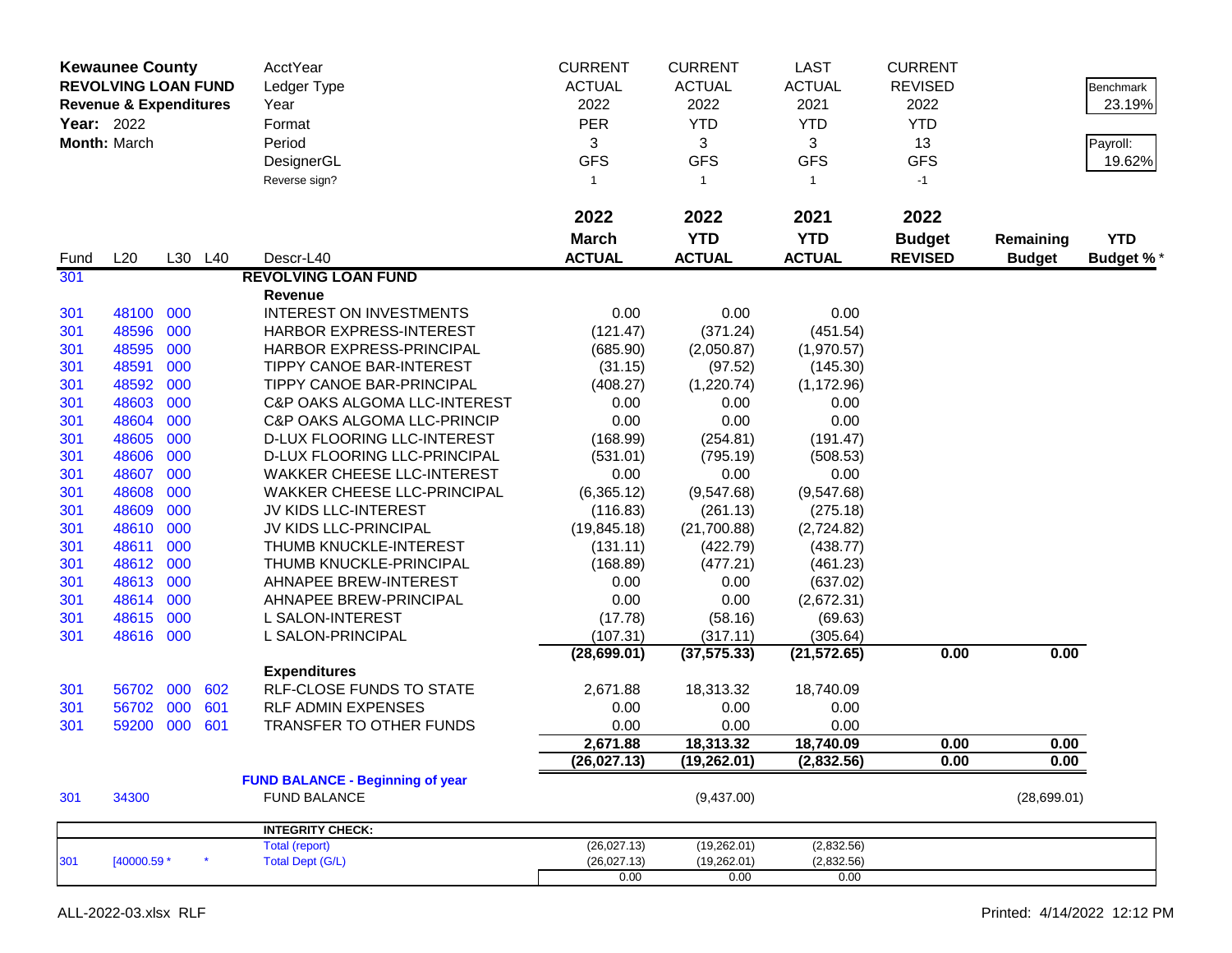| **Kewaunee County** | | | | AcctYear | CURRENT | CURRENT | LAST | CURRENT | | |
|---|---|---|---|---|---|---|---|---|---|---|
| **REVOLVING LOAN FUND** | | | | Ledger Type | ACTUAL | ACTUAL | ACTUAL | REVISED | | Benchmark |
| **Revenue & Expenditures** | | | | Year | 2022 | 2022 | 2021 | 2022 | | 23.19% |
| **Year:** 2022 | | | | Format | PER | YTD | YTD | YTD | | |
| **Month:** March | | | | Period | 3 | 3 | 3 | 13 | | Payroll: |
| | | | | DesignerGL | GFS | GFS | GFS | GFS | | 19.62% |
| | | | | Reverse sign? | 1 | 1 | 1 | -1 | | |
| | | | | | **2022** | **2022** | **2021** | **2022** | | |
| | | | | | **March** | **YTD** | **YTD** | **Budget** | **Remaining** | **YTD** |
| Fund | L20 | L30 | L40 | Descr-L40 | **ACTUAL** | **ACTUAL** | **ACTUAL** | **REVISED** | **Budget** | **Budget %** * |
| 301 | | | | **REVOLVING LOAN FUND** | | | | | | |
| | | | | **Revenue** | | | | | | |
| 301 | 48100 | 000 | | INTEREST ON INVESTMENTS | 0.00 | 0.00 | 0.00 | | | |
| 301 | 48596 | 000 | | HARBOR EXPRESS-INTEREST | (121.47) | (371.24) | (451.54) | | | |
| 301 | 48595 | 000 | | HARBOR EXPRESS-PRINCIPAL | (685.90) | (2,050.87) | (1,970.57) | | | |
| 301 | 48591 | 000 | | TIPPY CANOE BAR-INTEREST | (31.15) | (97.52) | (145.30) | | | |
| 301 | 48592 | 000 | | TIPPY CANOE BAR-PRINCIPAL | (408.27) | (1,220.74) | (1,172.96) | | | |
| 301 | 48603 | 000 | | C&P OAKS ALGOMA LLC-INTEREST | 0.00 | 0.00 | 0.00 | | | |
| 301 | 48604 | 000 | | C&P OAKS ALGOMA LLC-PRINCIP | 0.00 | 0.00 | 0.00 | | | |
| 301 | 48605 | 000 | | D-LUX FLOORING LLC-INTEREST | (168.99) | (254.81) | (191.47) | | | |
| 301 | 48606 | 000 | | D-LUX FLOORING LLC-PRINCIPAL | (531.01) | (795.19) | (508.53) | | | |
| 301 | 48607 | 000 | | WAKKER CHEESE LLC-INTEREST | 0.00 | 0.00 | 0.00 | | | |
| 301 | 48608 | 000 | | WAKKER CHEESE LLC-PRINCIPAL | (6,365.12) | (9,547.68) | (9,547.68) | | | |
| 301 | 48609 | 000 | | JV KIDS LLC-INTEREST | (116.83) | (261.13) | (275.18) | | | |
| 301 | 48610 | 000 | | JV KIDS LLC-PRINCIPAL | (19,845.18) | (21,700.88) | (2,724.82) | | | |
| 301 | 48611 | 000 | | THUMB KNUCKLE-INTEREST | (131.11) | (422.79) | (438.77) | | | |
| 301 | 48612 | 000 | | THUMB KNUCKLE-PRINCIPAL | (168.89) | (477.21) | (461.23) | | | |
| 301 | 48613 | 000 | | AHNAPEE BREW-INTEREST | 0.00 | 0.00 | (637.02) | | | |
| 301 | 48614 | 000 | | AHNAPEE BREW-PRINCIPAL | 0.00 | 0.00 | (2,672.31) | | | |
| 301 | 48615 | 000 | | L SALON-INTEREST | (17.78) | (58.16) | (69.63) | | | |
| 301 | 48616 | 000 | | L SALON-PRINCIPAL | (107.31) | (317.11) | (305.64) | | | |
| | | | | | **(28,699.01)** | **(37,575.33)** | **(21,572.65)** | **0.00** | **0.00** | |
| | | | | **Expenditures** | | | | | | |
| 301 | 56702 | 000 | 602 | RLF-CLOSE FUNDS TO STATE | 2,671.88 | 18,313.32 | 18,740.09 | | | |
| 301 | 56702 | 000 | 601 | RLF ADMIN EXPENSES | 0.00 | 0.00 | 0.00 | | | |
| 301 | 59200 | 000 | 601 | TRANSFER TO OTHER FUNDS | 0.00 | 0.00 | 0.00 | | | |
| | | | | | **2,671.88** | **18,313.32** | **18,740.09** | **0.00** | **0.00** | |
| | | | | | **(26,027.13)** | **(19,262.01)** | **(2,832.56)** | **0.00** | **0.00** | |
| | | | | **FUND BALANCE - Beginning of year** | | | | | | |
| 301 | 34300 | | | FUND BALANCE | | (9,437.00) | | | (28,699.01) | |
| | | | | **INTEGRITY CHECK:** | | | | | | |
| | | | | Total (report) | (26,027.13) | (19,262.01) | (2,832.56) | | | |
| 301 | [40000.59 * | | * | Total Dept (G/L) | (26,027.13) | (19,262.01) | (2,832.56) | | | |
| | | | | | 0.00 | 0.00 | 0.00 | | | |

ALL-2022-03.xlsx RLF

Printed: 4/14/2022 12:12 PM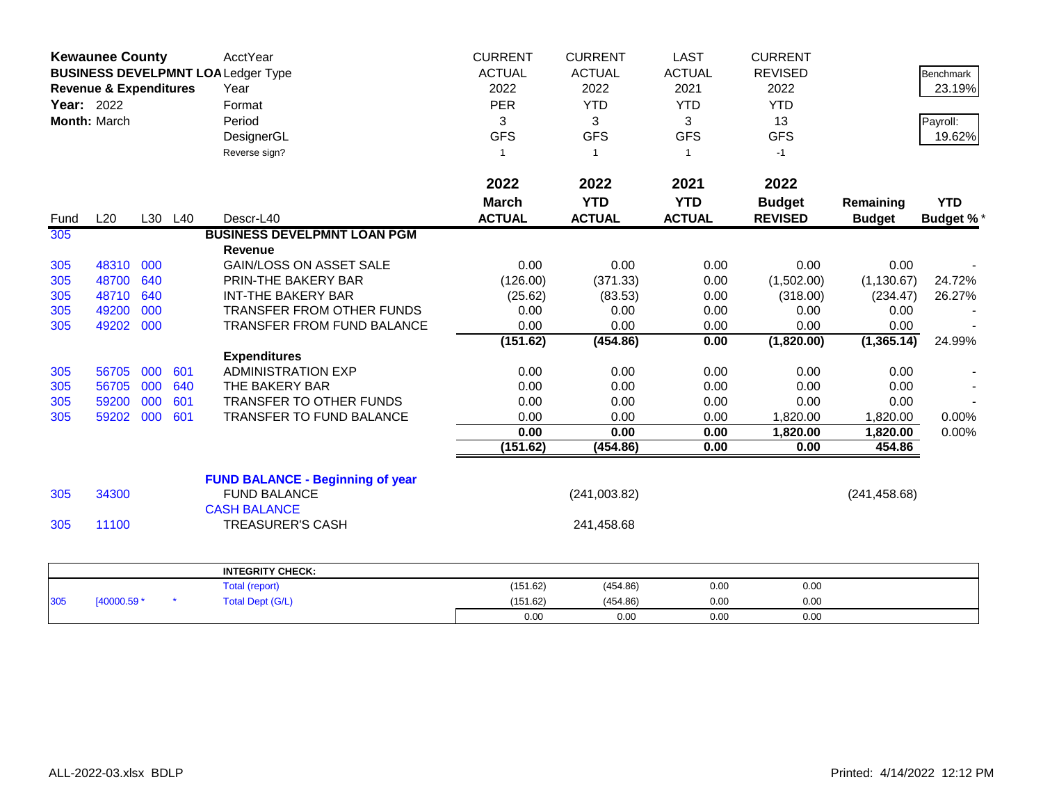| **Kewaunee County** | | | | AcctYear | CURRENT | CURRENT | LAST | CURRENT | | |
|---|---|---|---|---|---|---|---|---|---|---|
| **BUSINESS DEVELPMNT LOA** | | | | Ledger Type | ACTUAL | ACTUAL | ACTUAL | REVISED | | Benchmark |
| **Revenue & Expenditures** | | | | Year | 2022 | 2022 | 2021 | 2022 | | 23.19% |
| **Year:** 2022 | | | | Format | PER | YTD | YTD | YTD | | |
| **Month:** March | | | | Period | 3 | 3 | 3 | 13 | | Payroll: |
| | | | | DesignerGL | GFS | GFS | GFS | GFS | | 19.62% |
| | | | | Reverse sign? | 1 | 1 | 1 | -1 | | |
| | | | | | **2022** | **2022** | **2021** | **2022** | | |
| | | | | | **March** | **YTD** | **YTD** | **Budget** | **Remaining** | **YTD** |
| Fund | L20 | L30 | L40 | Descr-L40 | **ACTUAL** | **ACTUAL** | **ACTUAL** | **REVISED** | **Budget** | **Budget %*** |
| 305 | | | | **BUSINESS DEVELPMNT LOAN PGM** | | | | | | |
| | | | | **Revenue** | | | | | | |
| 305 | 48310 | 000 | | GAIN/LOSS ON ASSET SALE | 0.00 | 0.00 | 0.00 | 0.00 | 0.00 | - |
| 305 | 48700 | 640 | | PRIN-THE BAKERY BAR | (126.00) | (371.33) | 0.00 | (1,502.00) | (1,130.67) | 24.72% |
| 305 | 48710 | 640 | | INT-THE BAKERY BAR | (25.62) | (83.53) | 0.00 | (318.00) | (234.47) | 26.27% |
| 305 | 49200 | 000 | | TRANSFER FROM OTHER FUNDS | 0.00 | 0.00 | 0.00 | 0.00 | 0.00 | - |
| 305 | 49202 | 000 | | TRANSFER FROM FUND BALANCE | 0.00 | 0.00 | 0.00 | 0.00 | 0.00 | - |
| | | | | | **(151.62)** | **(454.86)** | **0.00** | **(1,820.00)** | **(1,365.14)** | 24.99% |
| | | | | **Expenditures** | | | | | | |
| 305 | 56705 | 000 | 601 | ADMINISTRATION EXP | 0.00 | 0.00 | 0.00 | 0.00 | 0.00 | - |
| 305 | 56705 | 000 | 640 | THE BAKERY BAR | 0.00 | 0.00 | 0.00 | 0.00 | 0.00 | - |
| 305 | 59200 | 000 | 601 | TRANSFER TO OTHER FUNDS | 0.00 | 0.00 | 0.00 | 0.00 | 0.00 | - |
| 305 | 59202 | 000 | 601 | TRANSFER TO FUND BALANCE | 0.00 | 0.00 | 0.00 | 1,820.00 | 1,820.00 | 0.00% |
| | | | | | **0.00** | **0.00** | **0.00** | **1,820.00** | **1,820.00** | 0.00% |
| | | | | | **(151.62)** | **(454.86)** | **0.00** | **0.00** | **454.86** | |
| | | | | **FUND BALANCE - Beginning of year** | | | | | | |
| 305 | 34300 | | | FUND BALANCE | | (241,003.82) | | | (241,458.68) | |
| | | | | CASH BALANCE | | | | | | |
| 305 | 11100 | | | TREASURER'S CASH | | 241,458.68 | | | | |

| | | | **INTEGRITY CHECK:** | | | | |
|---|---|---|---|---|---|---|---|
| | | | Total (report) | (151.62) | (454.86) | 0.00 | 0.00 |
| 305 | [40000.59 * | * | Total Dept (G/L) | (151.62) | (454.86) | 0.00 | 0.00 |
| | | | | 0.00 | 0.00 | 0.00 | 0.00 |

ALL-2022-03.xlsx BDLP Printed: 4/14/2022 12:12 PM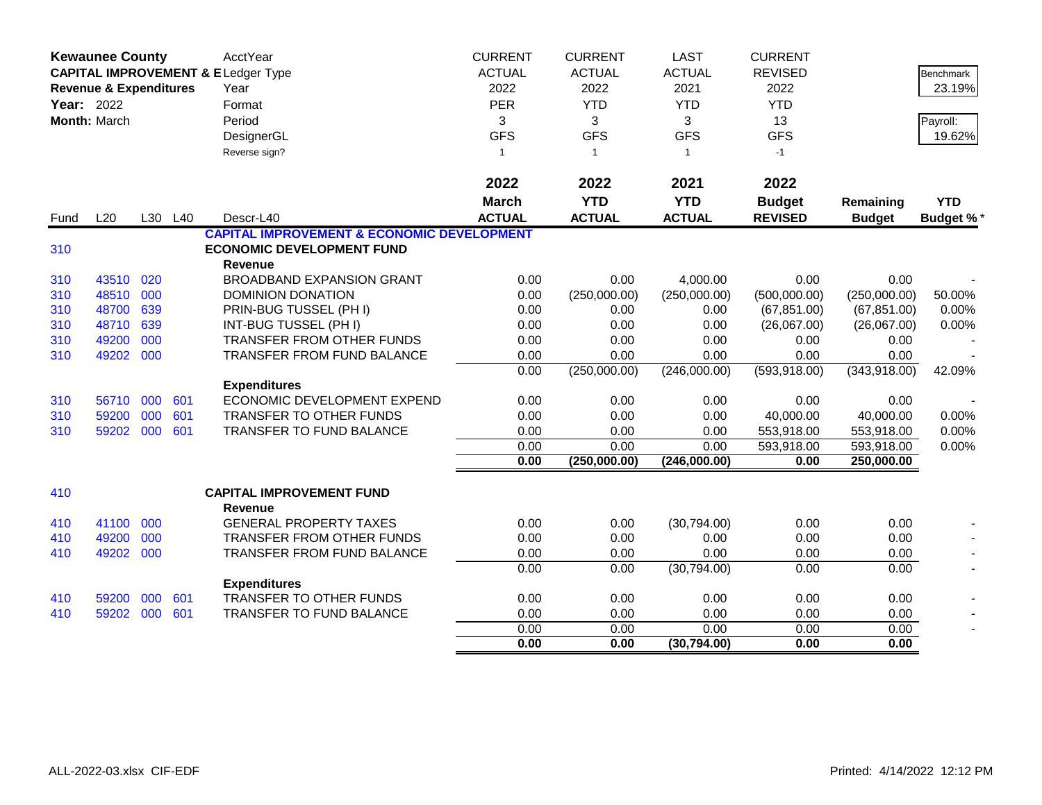**Kewaunee County**
**CAPITAL IMPROVEMENT & E**
**Revenue & Expenditures**
**Year:** 2022
**Month:** March

| | | | | AcctYear | CURRENT | CURRENT | LAST | CURRENT | | |
|---|---|---|---|---|---|---|---|---|---|---|
| | | | | Ledger Type | ACTUAL | ACTUAL | ACTUAL | REVISED | | Benchmark |
| | | | | Year | 2022 | 2022 | 2021 | 2022 | | 23.19% |
| | | | | Format | PER | YTD | YTD | YTD | | |
| | | | | Period | 3 | 3 | 3 | 13 | | Payroll: |
| | | | | DesignerGL | GFS | GFS | GFS | GFS | | 19.62% |
| | | | | Reverse sign? | 1 | 1 | 1 | -1 | | |
| | | | | | **2022** | **2022** | **2021** | **2022** | | |
| | | | | | **March** | **YTD** | **YTD** | **Budget** | **Remaining** | **YTD** |
| Fund | L20 | L30 | L40 | Descr-L40 | **ACTUAL** | **ACTUAL** | **ACTUAL** | **REVISED** | **Budget** | **Budget %*** |
| | | | | **CAPITAL IMPROVEMENT & ECONOMIC DEVELOPMENT** | | | | | | |
| 310 | | | | **ECONOMIC DEVELOPMENT FUND** | | | | | | |
| | | | | **Revenue** | | | | | | |
| 310 | 43510 | 020 | | BROADBAND EXPANSION GRANT | 0.00 | 0.00 | 4,000.00 | 0.00 | 0.00 | - |
| 310 | 48510 | 000 | | DOMINION DONATION | 0.00 | (250,000.00) | (250,000.00) | (500,000.00) | (250,000.00) | 50.00% |
| 310 | 48700 | 639 | | PRIN-BUG TUSSEL (PH I) | 0.00 | 0.00 | 0.00 | (67,851.00) | (67,851.00) | 0.00% |
| 310 | 48710 | 639 | | INT-BUG TUSSEL (PH I) | 0.00 | 0.00 | 0.00 | (26,067.00) | (26,067.00) | 0.00% |
| 310 | 49200 | 000 | | TRANSFER FROM OTHER FUNDS | 0.00 | 0.00 | 0.00 | 0.00 | 0.00 | - |
| 310 | 49202 | 000 | | TRANSFER FROM FUND BALANCE | 0.00 | 0.00 | 0.00 | 0.00 | 0.00 | - |
| | | | | | 0.00 | (250,000.00) | (246,000.00) | (593,918.00) | (343,918.00) | 42.09% |
| | | | | **Expenditures** | | | | | | |
| 310 | 56710 | 000 | 601 | ECONOMIC DEVELOPMENT EXPEND | 0.00 | 0.00 | 0.00 | 0.00 | 0.00 | - |
| 310 | 59200 | 000 | 601 | TRANSFER TO OTHER FUNDS | 0.00 | 0.00 | 0.00 | 40,000.00 | 40,000.00 | 0.00% |
| 310 | 59202 | 000 | 601 | TRANSFER TO FUND BALANCE | 0.00 | 0.00 | 0.00 | 553,918.00 | 553,918.00 | 0.00% |
| | | | | | 0.00 | 0.00 | 0.00 | 593,918.00 | 593,918.00 | 0.00% |
| | | | | | **0.00** | **(250,000.00)** | **(246,000.00)** | **0.00** | **250,000.00** | |
| 410 | | | | **CAPITAL IMPROVEMENT FUND** | | | | | | |
| | | | | **Revenue** | | | | | | |
| 410 | 41100 | 000 | | GENERAL PROPERTY TAXES | 0.00 | 0.00 | (30,794.00) | 0.00 | 0.00 | - |
| 410 | 49200 | 000 | | TRANSFER FROM OTHER FUNDS | 0.00 | 0.00 | 0.00 | 0.00 | 0.00 | - |
| 410 | 49202 | 000 | | TRANSFER FROM FUND BALANCE | 0.00 | 0.00 | 0.00 | 0.00 | 0.00 | - |
| | | | | | 0.00 | 0.00 | (30,794.00) | 0.00 | 0.00 | - |
| | | | | **Expenditures** | | | | | | |
| 410 | 59200 | 000 | 601 | TRANSFER TO OTHER FUNDS | 0.00 | 0.00 | 0.00 | 0.00 | 0.00 | - |
| 410 | 59202 | 000 | 601 | TRANSFER TO FUND BALANCE | 0.00 | 0.00 | 0.00 | 0.00 | 0.00 | - |
| | | | | | 0.00 | 0.00 | 0.00 | 0.00 | 0.00 | - |
| | | | | | **0.00** | **0.00** | **(30,794.00)** | **0.00** | **0.00** | |

ALL-2022-03.xlsx CIF-EDF    Printed: 4/14/2022 12:12 PM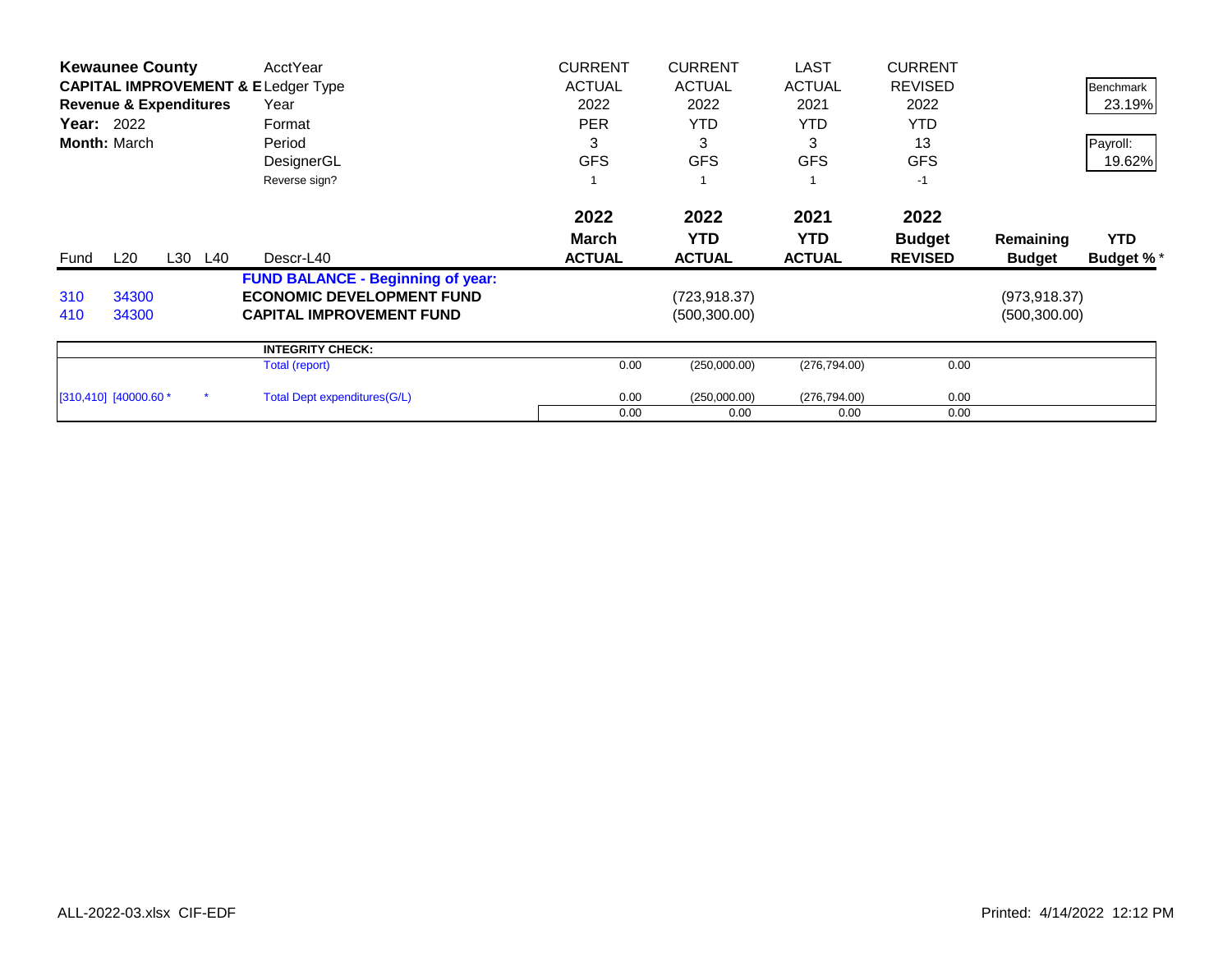**Kewaunee County**
**CAPITAL IMPROVEMENT & E**
**Revenue & Expenditures**
**Year:** 2022
**Month:** March

| | | | | AcctYear | CURRENT | CURRENT | LAST | CURRENT | | Benchmark |
|---|---|---|---|---|---|---|---|---|---|---|
| | | | | Ledger Type | ACTUAL | ACTUAL | ACTUAL | REVISED | | 23.19% |
| | | | | Year | 2022 | 2022 | 2021 | 2022 | | |
| | | | | Format | PER | YTD | YTD | YTD | | Payroll: |
| | | | | Period | 3 | 3 | 3 | 13 | | 19.62% |
| | | | | DesignerGL | GFS | GFS | GFS | GFS | | |
| | | | | Reverse sign? | 1 | 1 | 1 | -1 | | |
| | | | | | **2022** | **2022** | **2021** | **2022** | | |
| Fund | L20 | L30 | L40 | Descr-L40 | **March ACTUAL** | **YTD ACTUAL** | **YTD ACTUAL** | **Budget REVISED** | **Remaining Budget** | **YTD Budget %*** |
| | | | | **FUND BALANCE - Beginning of year:** | | | | | | |
| 310 | 34300 | | | **ECONOMIC DEVELOPMENT FUND** | | (723,918.37) | | | (973,918.37) | |
| 410 | 34300 | | | **CAPITAL IMPROVEMENT FUND** | | (500,300.00) | | | (500,300.00) | |
| | | | | **INTEGRITY CHECK:** | | | | | | |
| | | | | Total (report) | 0.00 | (250,000.00) | (276,794.00) | 0.00 | | |
| [310,410] | [40000.60 * | | * | Total Dept expenditures(G/L) | 0.00 | (250,000.00) | (276,794.00) | 0.00 | | |
| | | | | | 0.00 | 0.00 | 0.00 | 0.00 | | |

ALL-2022-03.xlsx CIF-EDF

Printed: 4/14/2022 12:12 PM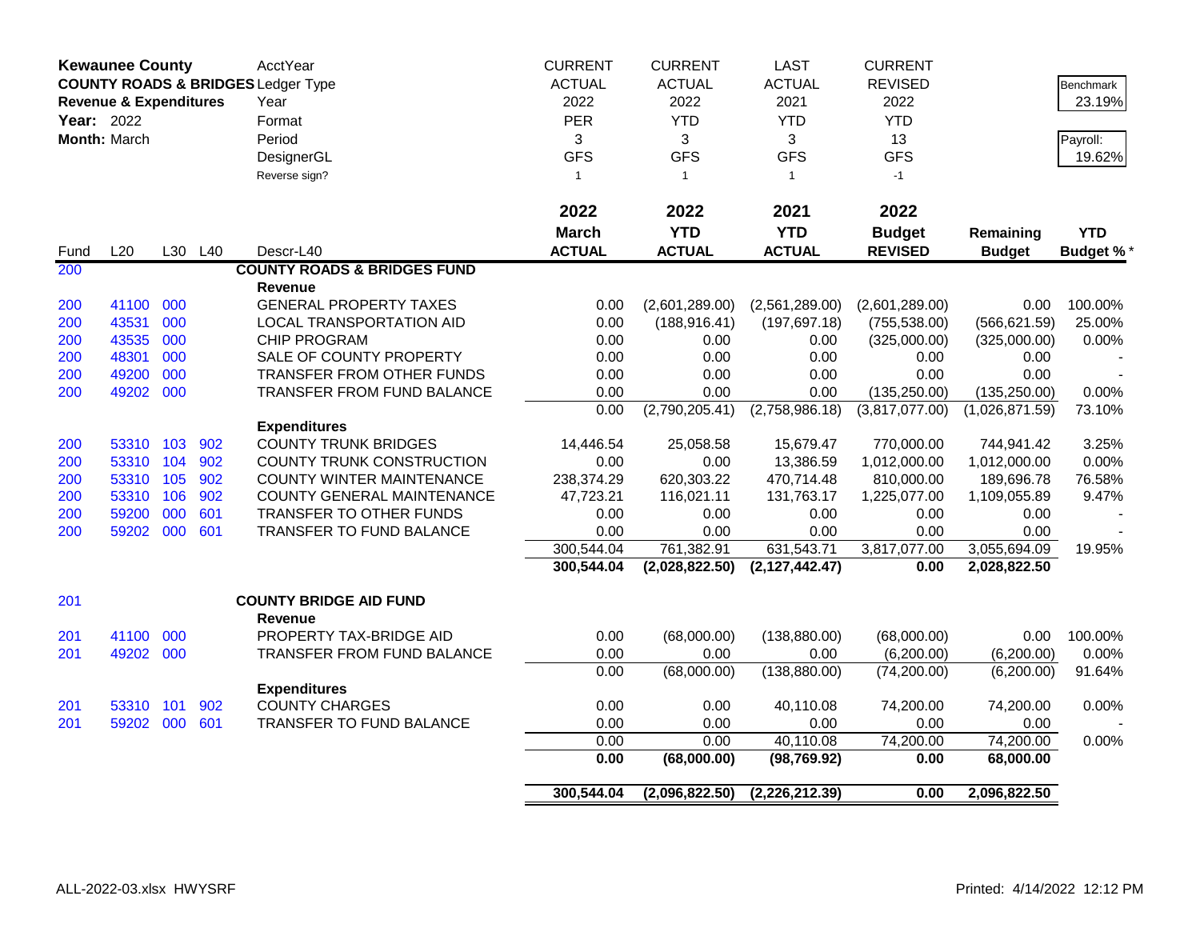**Kewaunee County**
**COUNTY ROADS & BRIDGES**
**Revenue & Expenditures**
**Year:** 2022
**Month:** March

| | | | | | CURRENT | CURRENT | LAST | CURRENT | | |
|---|---|---|---|---|---|---|---|---|---|---|
| | | | | AcctYear | CURRENT | CURRENT | LAST | CURRENT | | Benchmark |
| | | | | Ledger Type | ACTUAL | ACTUAL | ACTUAL | REVISED | | 23.19% |
| | | | | Year | 2022 | 2022 | 2021 | 2022 | | |
| | | | | Format | PER | YTD | YTD | YTD | | Payroll: |
| | | | | Period | 3 | 3 | 3 | 13 | | 19.62% |
| | | | | DesignerGL | GFS | GFS | GFS | GFS | | |
| | | | | Reverse sign? | 1 | 1 | 1 | -1 | | |
| | | | | | **2022** | **2022** | **2021** | **2022** | | |
| | | | | | **March** | **YTD** | **YTD** | **Budget** | **Remaining** | **YTD** |
| Fund | L20 | L30 | L40 | Descr-L40 | **ACTUAL** | **ACTUAL** | **ACTUAL** | **REVISED** | **Budget** | **Budget %*** |
| 200 | | | | **COUNTY ROADS & BRIDGES FUND** | | | | | | |
| | | | | **Revenue** | | | | | | |
| 200 | 41100 | 000 | | GENERAL PROPERTY TAXES | 0.00 | (2,601,289.00) | (2,561,289.00) | (2,601,289.00) | 0.00 | 100.00% |
| 200 | 43531 | 000 | | LOCAL TRANSPORTATION AID | 0.00 | (188,916.41) | (197,697.18) | (755,538.00) | (566,621.59) | 25.00% |
| 200 | 43535 | 000 | | CHIP PROGRAM | 0.00 | 0.00 | 0.00 | (325,000.00) | (325,000.00) | 0.00% |
| 200 | 48301 | 000 | | SALE OF COUNTY PROPERTY | 0.00 | 0.00 | 0.00 | 0.00 | 0.00 | - |
| 200 | 49200 | 000 | | TRANSFER FROM OTHER FUNDS | 0.00 | 0.00 | 0.00 | 0.00 | 0.00 | - |
| 200 | 49202 | 000 | | TRANSFER FROM FUND BALANCE | 0.00 | 0.00 | 0.00 | (135,250.00) | (135,250.00) | 0.00% |
| | | | | | 0.00 | (2,790,205.41) | (2,758,986.18) | (3,817,077.00) | (1,026,871.59) | 73.10% |
| | | | | **Expenditures** | | | | | | |
| 200 | 53310 | 103 | 902 | COUNTY TRUNK BRIDGES | 14,446.54 | 25,058.58 | 15,679.47 | 770,000.00 | 744,941.42 | 3.25% |
| 200 | 53310 | 104 | 902 | COUNTY TRUNK CONSTRUCTION | 0.00 | 0.00 | 13,386.59 | 1,012,000.00 | 1,012,000.00 | 0.00% |
| 200 | 53310 | 105 | 902 | COUNTY WINTER MAINTENANCE | 238,374.29 | 620,303.22 | 470,714.48 | 810,000.00 | 189,696.78 | 76.58% |
| 200 | 53310 | 106 | 902 | COUNTY GENERAL MAINTENANCE | 47,723.21 | 116,021.11 | 131,763.17 | 1,225,077.00 | 1,109,055.89 | 9.47% |
| 200 | 59200 | 000 | 601 | TRANSFER TO OTHER FUNDS | 0.00 | 0.00 | 0.00 | 0.00 | 0.00 | - |
| 200 | 59202 | 000 | 601 | TRANSFER TO FUND BALANCE | 0.00 | 0.00 | 0.00 | 0.00 | 0.00 | - |
| | | | | | 300,544.04 | 761,382.91 | 631,543.71 | 3,817,077.00 | 3,055,694.09 | 19.95% |
| | | | | | **300,544.04** | **(2,028,822.50)** | **(2,127,442.47)** | **0.00** | **2,028,822.50** | |
| 201 | | | | **COUNTY BRIDGE AID FUND** | | | | | | |
| | | | | **Revenue** | | | | | | |
| 201 | 41100 | 000 | | PROPERTY TAX-BRIDGE AID | 0.00 | (68,000.00) | (138,880.00) | (68,000.00) | 0.00 | 100.00% |
| 201 | 49202 | 000 | | TRANSFER FROM FUND BALANCE | 0.00 | 0.00 | 0.00 | (6,200.00) | (6,200.00) | 0.00% |
| | | | | | 0.00 | (68,000.00) | (138,880.00) | (74,200.00) | (6,200.00) | 91.64% |
| | | | | **Expenditures** | | | | | | |
| 201 | 53310 | 101 | 902 | COUNTY CHARGES | 0.00 | 0.00 | 40,110.08 | 74,200.00 | 74,200.00 | 0.00% |
| 201 | 59202 | 000 | 601 | TRANSFER TO FUND BALANCE | 0.00 | 0.00 | 0.00 | 0.00 | 0.00 | - |
| | | | | | 0.00 | 0.00 | 40,110.08 | 74,200.00 | 74,200.00 | 0.00% |
| | | | | | **0.00** | **(68,000.00)** | **(98,769.92)** | **0.00** | **68,000.00** | |
| | | | | | **300,544.04** | **(2,096,822.50)** | **(2,226,212.39)** | **0.00** | **2,096,822.50** | |

ALL-2022-03.xlsx HWYSRF

Printed: 4/14/2022 12:12 PM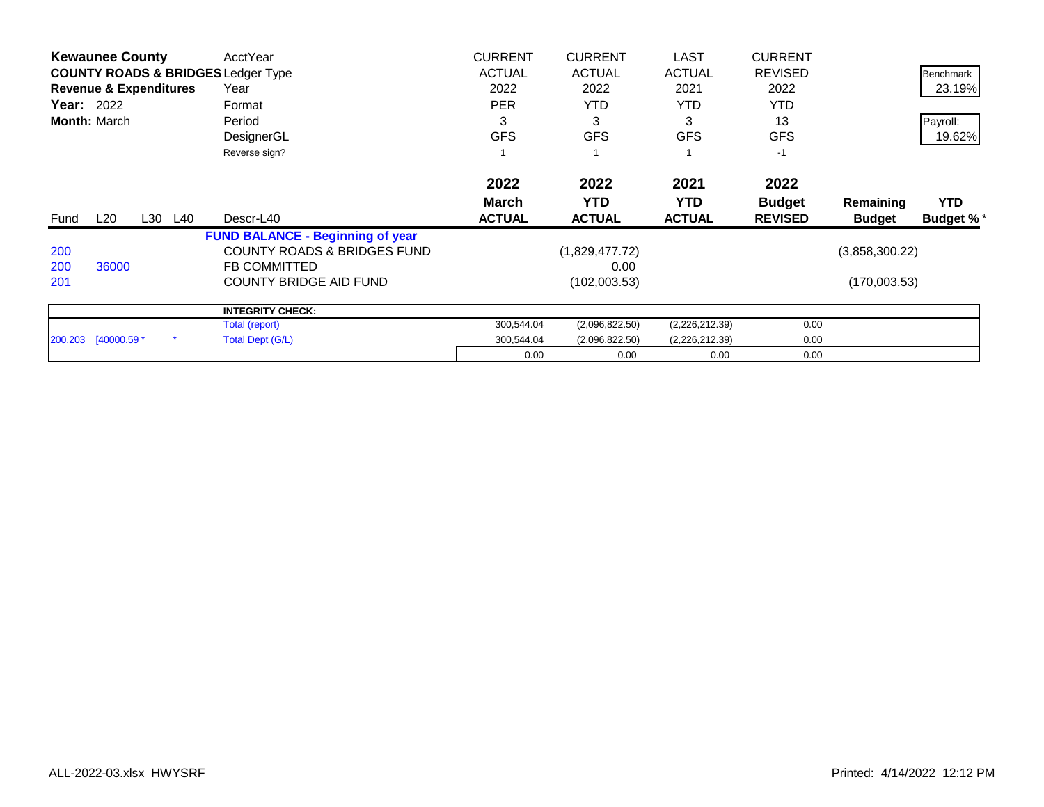**Kewaunee County**
**COUNTY ROADS & BRIDGES**
**Revenue & Expenditures**
**Year:** 2022
**Month:** March

| | | | | | CURRENT | CURRENT | LAST | CURRENT | | |
|---|---|---|---|---|---|---|---|---|---|---|
| | | | | Ledger Type | ACTUAL | ACTUAL | ACTUAL | REVISED | | Benchmark |
| | | | | AcctYear / Year | 2022 | 2022 | 2021 | 2022 | | 23.19% |
| | | | | Format | PER | YTD | YTD | YTD | | |
| | | | | Period | 3 | 3 | 3 | 13 | | Payroll: |
| | | | | DesignerGL | GFS | GFS | GFS | GFS | | 19.62% |
| | | | | Reverse sign? | 1 | 1 | 1 | -1 | | |
| | | | | | **2022** | **2022** | **2021** | **2022** | | |
| | | | | | **March** | **YTD** | **YTD** | **Budget** | **Remaining** | **YTD** |
| Fund | L20 | L30 | L40 | Descr-L40 | **ACTUAL** | **ACTUAL** | **ACTUAL** | **REVISED** | **Budget** | **Budget %*** |
| | | | | **FUND BALANCE - Beginning of year** | | | | | | |
| 200 | | | | COUNTY ROADS & BRIDGES FUND | | (1,829,477.72) | | | (3,858,300.22) | |
| 200 | 36000 | | | FB COMMITTED | | 0.00 | | | | |
| 201 | | | | COUNTY BRIDGE AID FUND | | (102,003.53) | | | (170,003.53) | |

| | | | | | | | |
|---|---|---|---|---|---|---|---|
| | | | **INTEGRITY CHECK:** | | | | |
| | | | Total (report) | 300,544.04 | (2,096,822.50) | (2,226,212.39) | 0.00 |
| 200.203 | [40000.59 * | * | Total Dept (G/L) | 300,544.04 | (2,096,822.50) | (2,226,212.39) | 0.00 |
| | | | | 0.00 | 0.00 | 0.00 | 0.00 |

ALL-2022-03.xlsx HWYSRF

Printed: 4/14/2022 12:12 PM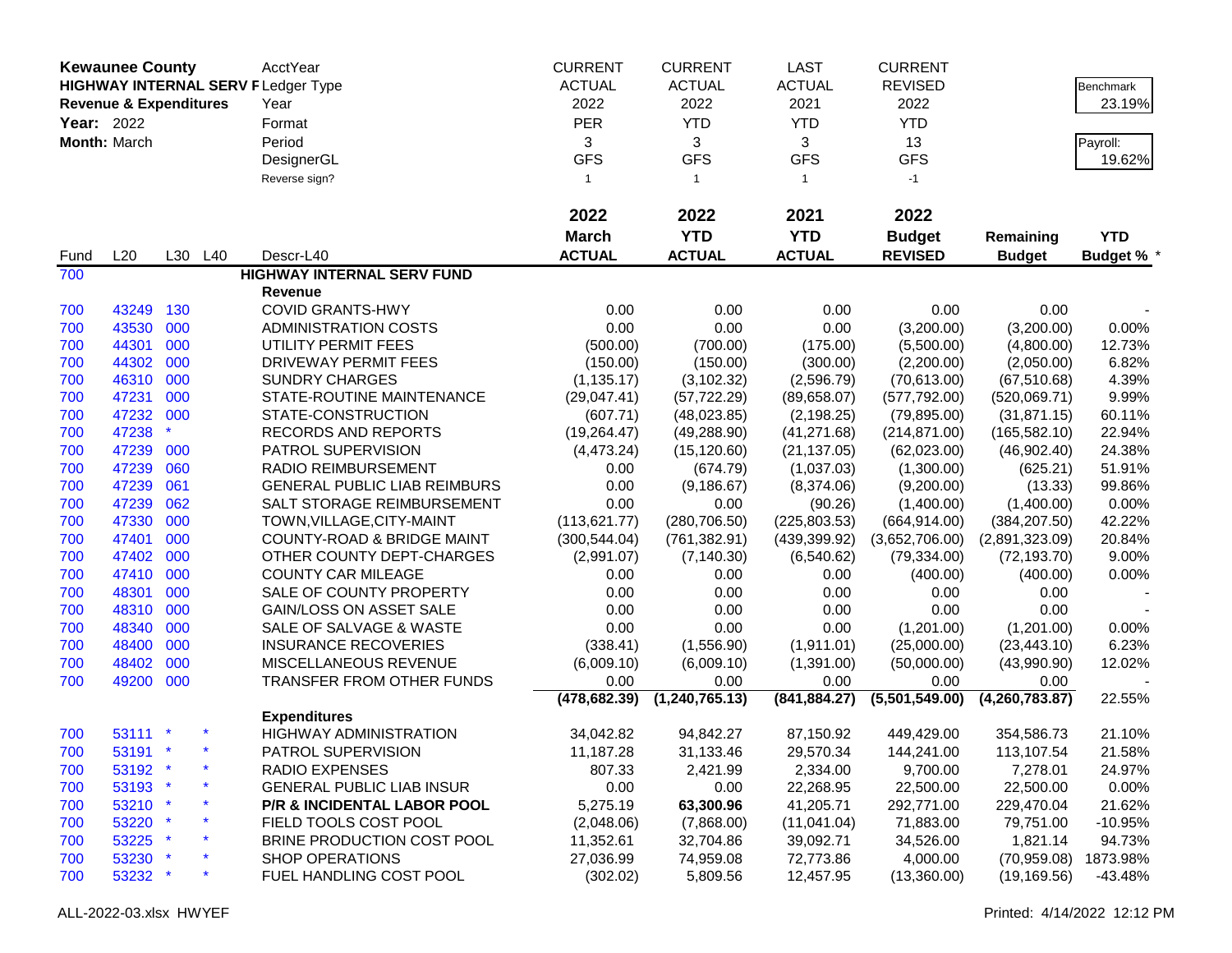| **Kewaunee County** | | | | AcctYear | CURRENT | CURRENT | LAST | CURRENT | | |
|---|---|---|---|---|---|---|---|---|---|---|
| **HIGHWAY INTERNAL SERV F** | | | | Ledger Type | ACTUAL | ACTUAL | ACTUAL | REVISED | | Benchmark |
| **Revenue & Expenditures** | | | | Year | 2022 | 2022 | 2021 | 2022 | | 23.19% |
| **Year:** 2022 | | | | Format | PER | YTD | YTD | YTD | | |
| **Month:** March | | | | Period | 3 | 3 | 3 | 13 | | Payroll: |
| | | | | DesignerGL | GFS | GFS | GFS | GFS | | 19.62% |
| | | | | Reverse sign? | 1 | 1 | 1 | -1 | | |
| | | | | | **2022** | **2022** | **2021** | **2022** | | |
| | | | | | **March** | **YTD** | **YTD** | **Budget** | **Remaining** | **YTD** |
| Fund | L20 | L30 | L40 | Descr-L40 | **ACTUAL** | **ACTUAL** | **ACTUAL** | **REVISED** | **Budget** | **Budget % \*** |
| 700 | | | | **HIGHWAY INTERNAL SERV FUND** | | | | | | |
| | | | | **Revenue** | | | | | | |
| 700 | 43249 | 130 | | COVID GRANTS-HWY | 0.00 | 0.00 | 0.00 | 0.00 | 0.00 | - |
| 700 | 43530 | 000 | | ADMINISTRATION COSTS | 0.00 | 0.00 | 0.00 | (3,200.00) | (3,200.00) | 0.00% |
| 700 | 44301 | 000 | | UTILITY PERMIT FEES | (500.00) | (700.00) | (175.00) | (5,500.00) | (4,800.00) | 12.73% |
| 700 | 44302 | 000 | | DRIVEWAY PERMIT FEES | (150.00) | (150.00) | (300.00) | (2,200.00) | (2,050.00) | 6.82% |
| 700 | 46310 | 000 | | SUNDRY CHARGES | (1,135.17) | (3,102.32) | (2,596.79) | (70,613.00) | (67,510.68) | 4.39% |
| 700 | 47231 | 000 | | STATE-ROUTINE MAINTENANCE | (29,047.41) | (57,722.29) | (89,658.07) | (577,792.00) | (520,069.71) | 9.99% |
| 700 | 47232 | 000 | | STATE-CONSTRUCTION | (607.71) | (48,023.85) | (2,198.25) | (79,895.00) | (31,871.15) | 60.11% |
| 700 | 47238 | * | | RECORDS AND REPORTS | (19,264.47) | (49,288.90) | (41,271.68) | (214,871.00) | (165,582.10) | 22.94% |
| 700 | 47239 | 000 | | PATROL SUPERVISION | (4,473.24) | (15,120.60) | (21,137.05) | (62,023.00) | (46,902.40) | 24.38% |
| 700 | 47239 | 060 | | RADIO REIMBURSEMENT | 0.00 | (674.79) | (1,037.03) | (1,300.00) | (625.21) | 51.91% |
| 700 | 47239 | 061 | | GENERAL PUBLIC LIAB REIMBURS | 0.00 | (9,186.67) | (8,374.06) | (9,200.00) | (13.33) | 99.86% |
| 700 | 47239 | 062 | | SALT STORAGE REIMBURSEMENT | 0.00 | 0.00 | (90.26) | (1,400.00) | (1,400.00) | 0.00% |
| 700 | 47330 | 000 | | TOWN,VILLAGE,CITY-MAINT | (113,621.77) | (280,706.50) | (225,803.53) | (664,914.00) | (384,207.50) | 42.22% |
| 700 | 47401 | 000 | | COUNTY-ROAD & BRIDGE MAINT | (300,544.04) | (761,382.91) | (439,399.92) | (3,652,706.00) | (2,891,323.09) | 20.84% |
| 700 | 47402 | 000 | | OTHER COUNTY DEPT-CHARGES | (2,991.07) | (7,140.30) | (6,540.62) | (79,334.00) | (72,193.70) | 9.00% |
| 700 | 47410 | 000 | | COUNTY CAR MILEAGE | 0.00 | 0.00 | 0.00 | (400.00) | (400.00) | 0.00% |
| 700 | 48301 | 000 | | SALE OF COUNTY PROPERTY | 0.00 | 0.00 | 0.00 | 0.00 | 0.00 | - |
| 700 | 48310 | 000 | | GAIN/LOSS ON ASSET SALE | 0.00 | 0.00 | 0.00 | 0.00 | 0.00 | - |
| 700 | 48340 | 000 | | SALE OF SALVAGE & WASTE | 0.00 | 0.00 | 0.00 | (1,201.00) | (1,201.00) | 0.00% |
| 700 | 48400 | 000 | | INSURANCE RECOVERIES | (338.41) | (1,556.90) | (1,911.01) | (25,000.00) | (23,443.10) | 6.23% |
| 700 | 48402 | 000 | | MISCELLANEOUS REVENUE | (6,009.10) | (6,009.10) | (1,391.00) | (50,000.00) | (43,990.90) | 12.02% |
| 700 | 49200 | 000 | | TRANSFER FROM OTHER FUNDS | 0.00 | 0.00 | 0.00 | 0.00 | 0.00 | - |
| | | | | | **(478,682.39)** | **(1,240,765.13)** | **(841,884.27)** | **(5,501,549.00)** | **(4,260,783.87)** | 22.55% |
| | | | | **Expenditures** | | | | | | |
| 700 | 53111 | * | * | HIGHWAY ADMINISTRATION | 34,042.82 | 94,842.27 | 87,150.92 | 449,429.00 | 354,586.73 | 21.10% |
| 700 | 53191 | * | * | PATROL SUPERVISION | 11,187.28 | 31,133.46 | 29,570.34 | 144,241.00 | 113,107.54 | 21.58% |
| 700 | 53192 | * | * | RADIO EXPENSES | 807.33 | 2,421.99 | 2,334.00 | 9,700.00 | 7,278.01 | 24.97% |
| 700 | 53193 | * | * | GENERAL PUBLIC LIAB INSUR | 0.00 | 0.00 | 22,268.95 | 22,500.00 | 22,500.00 | 0.00% |
| 700 | 53210 | * | * | **P/R & INCIDENTAL LABOR POOL** | 5,275.19 | **63,300.96** | 41,205.71 | 292,771.00 | 229,470.04 | 21.62% |
| 700 | 53220 | * | * | FIELD TOOLS COST POOL | (2,048.06) | (7,868.00) | (11,041.04) | 71,883.00 | 79,751.00 | -10.95% |
| 700 | 53225 | * | * | BRINE PRODUCTION COST POOL | 11,352.61 | 32,704.86 | 39,092.71 | 34,526.00 | 1,821.14 | 94.73% |
| 700 | 53230 | * | * | SHOP OPERATIONS | 27,036.99 | 74,959.08 | 72,773.86 | 4,000.00 | (70,959.08) | 1873.98% |
| 700 | 53232 | * | * | FUEL HANDLING COST POOL | (302.02) | 5,809.56 | 12,457.95 | (13,360.00) | (19,169.56) | -43.48% |

ALL-2022-03.xlsx HWYEF

Printed: 4/14/2022 12:12 PM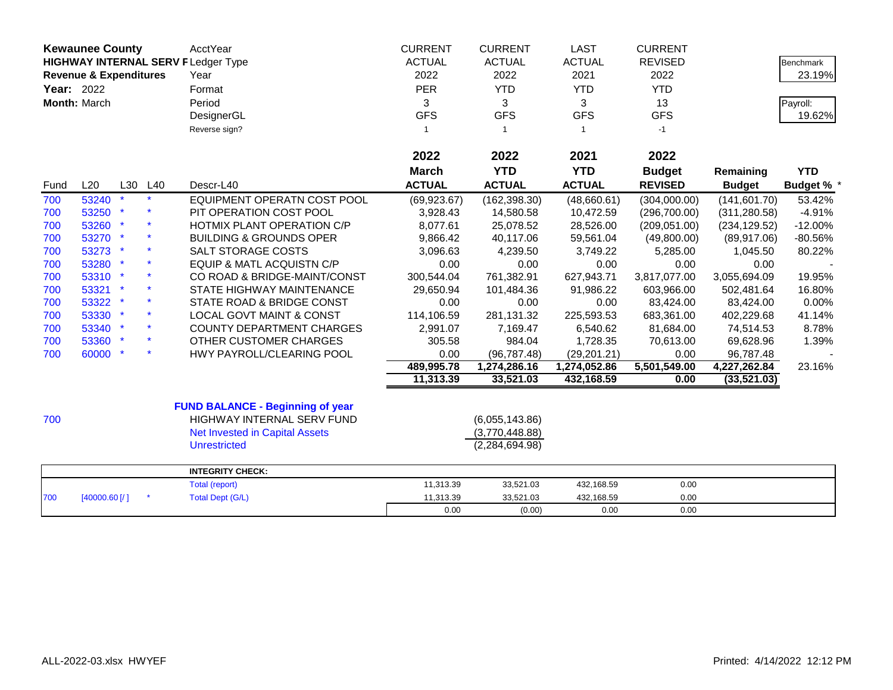| Kewaunee County | | | | AcctYear | CURRENT | CURRENT | LAST | CURRENT | | Benchmark |
|---|---|---|---|---|---|---|---|---|---|---|
| HIGHWAY INTERNAL SERV F | | | | Ledger Type | ACTUAL | ACTUAL | ACTUAL | REVISED | | 23.19% |
| Revenue & Expenditures | | | | Year | 2022 | 2022 | 2021 | 2022 | | |
| Year: 2022 | | | | Format | PER | YTD | YTD | YTD | | Payroll: |
| Month: March | | | | Period | 3 | 3 | 3 | 13 | | 19.62% |
| | | | | DesignerGL | GFS | GFS | GFS | GFS | | |
| | | | | Reverse sign? | 1 | 1 | 1 | -1 | | |
| | | | | | **2022 March ACTUAL** | **2022 YTD ACTUAL** | **2021 YTD ACTUAL** | **2022 Budget REVISED** | **Remaining Budget** | **YTD Budget % \*** |
| Fund | L20 | L30 | L40 | Descr-L40 | | | | | | |
| 700 | 53240 | * | * | EQUIPMENT OPERATN COST POOL | (69,923.67) | (162,398.30) | (48,660.61) | (304,000.00) | (141,601.70) | 53.42% |
| 700 | 53250 | * | * | PIT OPERATION COST POOL | 3,928.43 | 14,580.58 | 10,472.59 | (296,700.00) | (311,280.58) | -4.91% |
| 700 | 53260 | * | * | HOTMIX PLANT OPERATION C/P | 8,077.61 | 25,078.52 | 28,526.00 | (209,051.00) | (234,129.52) | -12.00% |
| 700 | 53270 | * | * | BUILDING & GROUNDS OPER | 9,866.42 | 40,117.06 | 59,561.04 | (49,800.00) | (89,917.06) | -80.56% |
| 700 | 53273 | * | * | SALT STORAGE COSTS | 3,096.63 | 4,239.50 | 3,749.22 | 5,285.00 | 1,045.50 | 80.22% |
| 700 | 53280 | * | * | EQUIP & MATL ACQUISTN C/P | 0.00 | 0.00 | 0.00 | 0.00 | 0.00 | - |
| 700 | 53310 | * | * | CO ROAD & BRIDGE-MAINT/CONST | 300,544.04 | 761,382.91 | 627,943.71 | 3,817,077.00 | 3,055,694.09 | 19.95% |
| 700 | 53321 | * | * | STATE HIGHWAY MAINTENANCE | 29,650.94 | 101,484.36 | 91,986.22 | 603,966.00 | 502,481.64 | 16.80% |
| 700 | 53322 | * | * | STATE ROAD & BRIDGE CONST | 0.00 | 0.00 | 0.00 | 83,424.00 | 83,424.00 | 0.00% |
| 700 | 53330 | * | * | LOCAL GOVT MAINT & CONST | 114,106.59 | 281,131.32 | 225,593.53 | 683,361.00 | 402,229.68 | 41.14% |
| 700 | 53340 | * | * | COUNTY DEPARTMENT CHARGES | 2,991.07 | 7,169.47 | 6,540.62 | 81,684.00 | 74,514.53 | 8.78% |
| 700 | 53360 | * | * | OTHER CUSTOMER CHARGES | 305.58 | 984.04 | 1,728.35 | 70,613.00 | 69,628.96 | 1.39% |
| 700 | 60000 | * | * | HWY PAYROLL/CLEARING POOL | 0.00 | (96,787.48) | (29,201.21) | 0.00 | 96,787.48 | - |
| | | | | | **489,995.78** | **1,274,286.16** | **1,274,052.86** | **5,501,549.00** | **4,227,262.84** | 23.16% |
| | | | | | **11,313.39** | **33,521.03** | **432,168.59** | **0.00** | **(33,521.03)** | |

**FUND BALANCE - Beginning of year**

| Fund | Description | Amount |
|---|---|---|
| 700 | HIGHWAY INTERNAL SERV FUND | (6,055,143.86) |
| | Net Invested in Capital Assets | (3,770,448.88) |
| | Unrestricted | (2,284,694.98) |

| | | | INTEGRITY CHECK: | | | | |
|---|---|---|---|---|---|---|---|
| | | | Total (report) | 11,313.39 | 33,521.03 | 432,168.59 | 0.00 |
| 700 | [40000.60 [/ ] | * | Total Dept (G/L) | 11,313.39 | 33,521.03 | 432,168.59 | 0.00 |
| | | | | 0.00 | (0.00) | 0.00 | 0.00 |

ALL-2022-03.xlsx HWYEF

Printed: 4/14/2022 12:12 PM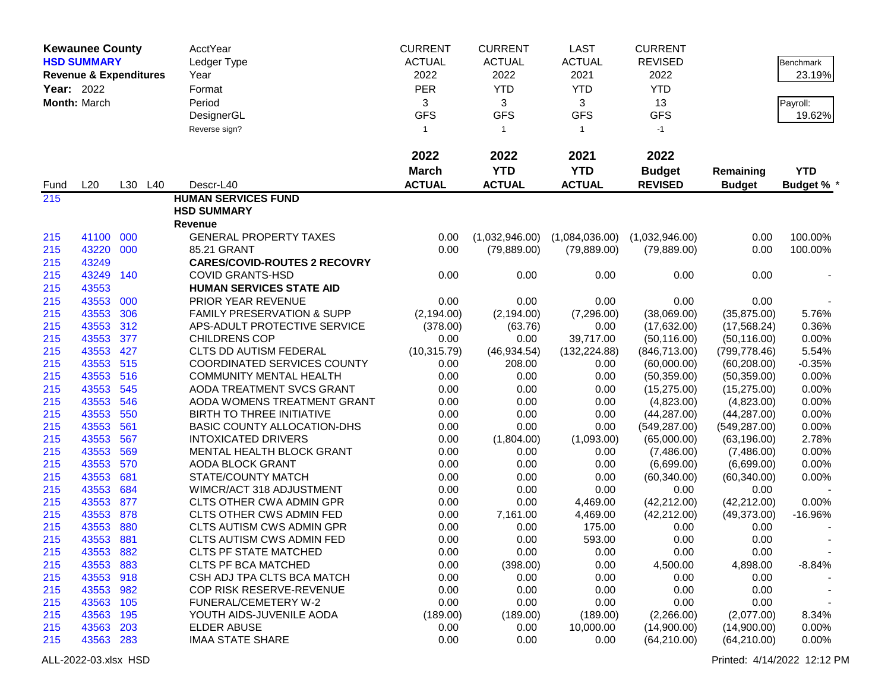| **Kewaunee County** | | | | AcctYear | CURRENT | CURRENT | LAST | CURRENT | | |
|---|---|---|---|---|---|---|---|---|---|---|
| **HSD SUMMARY** | | | | Ledger Type | ACTUAL | ACTUAL | ACTUAL | REVISED | | Benchmark |
| **Revenue & Expenditures** | | | | Year | 2022 | 2022 | 2021 | 2022 | | 23.19% |
| **Year:** 2022 | | | | Format | PER | YTD | YTD | YTD | | |
| **Month:** March | | | | Period | 3 | 3 | 3 | 13 | | Payroll: |
| | | | | DesignerGL | GFS | GFS | GFS | GFS | | 19.62% |
| | | | | Reverse sign? | 1 | 1 | 1 | -1 | | |
| | | | | | **2022** | **2022** | **2021** | **2022** | | |
| | | | | | **March** | **YTD** | **YTD** | **Budget** | **Remaining** | **YTD** |
| Fund | L20 | L30 | L40 | Descr-L40 | **ACTUAL** | **ACTUAL** | **ACTUAL** | **REVISED** | **Budget** | **Budget % *** |
| 215 | | | | **HUMAN SERVICES FUND** | | | | | | |
| | | | | **HSD SUMMARY** | | | | | | |
| | | | | **Revenue** | | | | | | |
| 215 | 41100 | 000 | | GENERAL PROPERTY TAXES | 0.00 | (1,032,946.00) | (1,084,036.00) | (1,032,946.00) | 0.00 | 100.00% |
| 215 | 43220 | 000 | | 85.21 GRANT | 0.00 | (79,889.00) | (79,889.00) | (79,889.00) | 0.00 | 100.00% |
| 215 | 43249 | | | **CARES/COVID-ROUTES 2 RECOVRY** | | | | | | |
| 215 | 43249 | 140 | | COVID GRANTS-HSD | 0.00 | 0.00 | 0.00 | 0.00 | 0.00 | - |
| 215 | 43553 | | | **HUMAN SERVICES STATE AID** | | | | | | |
| 215 | 43553 | 000 | | PRIOR YEAR REVENUE | 0.00 | 0.00 | 0.00 | 0.00 | 0.00 | - |
| 215 | 43553 | 306 | | FAMILY PRESERVATION & SUPP | (2,194.00) | (2,194.00) | (7,296.00) | (38,069.00) | (35,875.00) | 5.76% |
| 215 | 43553 | 312 | | APS-ADULT PROTECTIVE SERVICE | (378.00) | (63.76) | 0.00 | (17,632.00) | (17,568.24) | 0.36% |
| 215 | 43553 | 377 | | CHILDRENS COP | 0.00 | 0.00 | 39,717.00 | (50,116.00) | (50,116.00) | 0.00% |
| 215 | 43553 | 427 | | CLTS DD AUTISM FEDERAL | (10,315.79) | (46,934.54) | (132,224.88) | (846,713.00) | (799,778.46) | 5.54% |
| 215 | 43553 | 515 | | COORDINATED SERVICES COUNTY | 0.00 | 208.00 | 0.00 | (60,000.00) | (60,208.00) | -0.35% |
| 215 | 43553 | 516 | | COMMUNITY MENTAL HEALTH | 0.00 | 0.00 | 0.00 | (50,359.00) | (50,359.00) | 0.00% |
| 215 | 43553 | 545 | | AODA TREATMENT SVCS GRANT | 0.00 | 0.00 | 0.00 | (15,275.00) | (15,275.00) | 0.00% |
| 215 | 43553 | 546 | | AODA WOMENS TREATMENT GRANT | 0.00 | 0.00 | 0.00 | (4,823.00) | (4,823.00) | 0.00% |
| 215 | 43553 | 550 | | BIRTH TO THREE INITIATIVE | 0.00 | 0.00 | 0.00 | (44,287.00) | (44,287.00) | 0.00% |
| 215 | 43553 | 561 | | BASIC COUNTY ALLOCATION-DHS | 0.00 | 0.00 | 0.00 | (549,287.00) | (549,287.00) | 0.00% |
| 215 | 43553 | 567 | | INTOXICATED DRIVERS | 0.00 | (1,804.00) | (1,093.00) | (65,000.00) | (63,196.00) | 2.78% |
| 215 | 43553 | 569 | | MENTAL HEALTH BLOCK GRANT | 0.00 | 0.00 | 0.00 | (7,486.00) | (7,486.00) | 0.00% |
| 215 | 43553 | 570 | | AODA BLOCK GRANT | 0.00 | 0.00 | 0.00 | (6,699.00) | (6,699.00) | 0.00% |
| 215 | 43553 | 681 | | STATE/COUNTY MATCH | 0.00 | 0.00 | 0.00 | (60,340.00) | (60,340.00) | 0.00% |
| 215 | 43553 | 684 | | WIMCR/ACT 318 ADJUSTMENT | 0.00 | 0.00 | 0.00 | 0.00 | 0.00 | - |
| 215 | 43553 | 877 | | CLTS OTHER CWA ADMIN GPR | 0.00 | 0.00 | 4,469.00 | (42,212.00) | (42,212.00) | 0.00% |
| 215 | 43553 | 878 | | CLTS OTHER CWS ADMIN FED | 0.00 | 7,161.00 | 4,469.00 | (42,212.00) | (49,373.00) | -16.96% |
| 215 | 43553 | 880 | | CLTS AUTISM CWS ADMIN GPR | 0.00 | 0.00 | 175.00 | 0.00 | 0.00 | - |
| 215 | 43553 | 881 | | CLTS AUTISM CWS ADMIN FED | 0.00 | 0.00 | 593.00 | 0.00 | 0.00 | - |
| 215 | 43553 | 882 | | CLTS PF STATE MATCHED | 0.00 | 0.00 | 0.00 | 0.00 | 0.00 | - |
| 215 | 43553 | 883 | | CLTS PF BCA MATCHED | 0.00 | (398.00) | 0.00 | 4,500.00 | 4,898.00 | -8.84% |
| 215 | 43553 | 918 | | CSH ADJ TPA CLTS BCA MATCH | 0.00 | 0.00 | 0.00 | 0.00 | 0.00 | - |
| 215 | 43553 | 982 | | COP RISK RESERVE-REVENUE | 0.00 | 0.00 | 0.00 | 0.00 | 0.00 | - |
| 215 | 43563 | 105 | | FUNERAL/CEMETERY W-2 | 0.00 | 0.00 | 0.00 | 0.00 | 0.00 | - |
| 215 | 43563 | 195 | | YOUTH AIDS-JUVENILE AODA | (189.00) | (189.00) | (189.00) | (2,266.00) | (2,077.00) | 8.34% |
| 215 | 43563 | 203 | | ELDER ABUSE | 0.00 | 0.00 | 10,000.00 | (14,900.00) | (14,900.00) | 0.00% |
| 215 | 43563 | 283 | | IMAA STATE SHARE | 0.00 | 0.00 | 0.00 | (64,210.00) | (64,210.00) | 0.00% |

ALL-2022-03.xlsx HSD

Printed: 4/14/2022 12:12 PM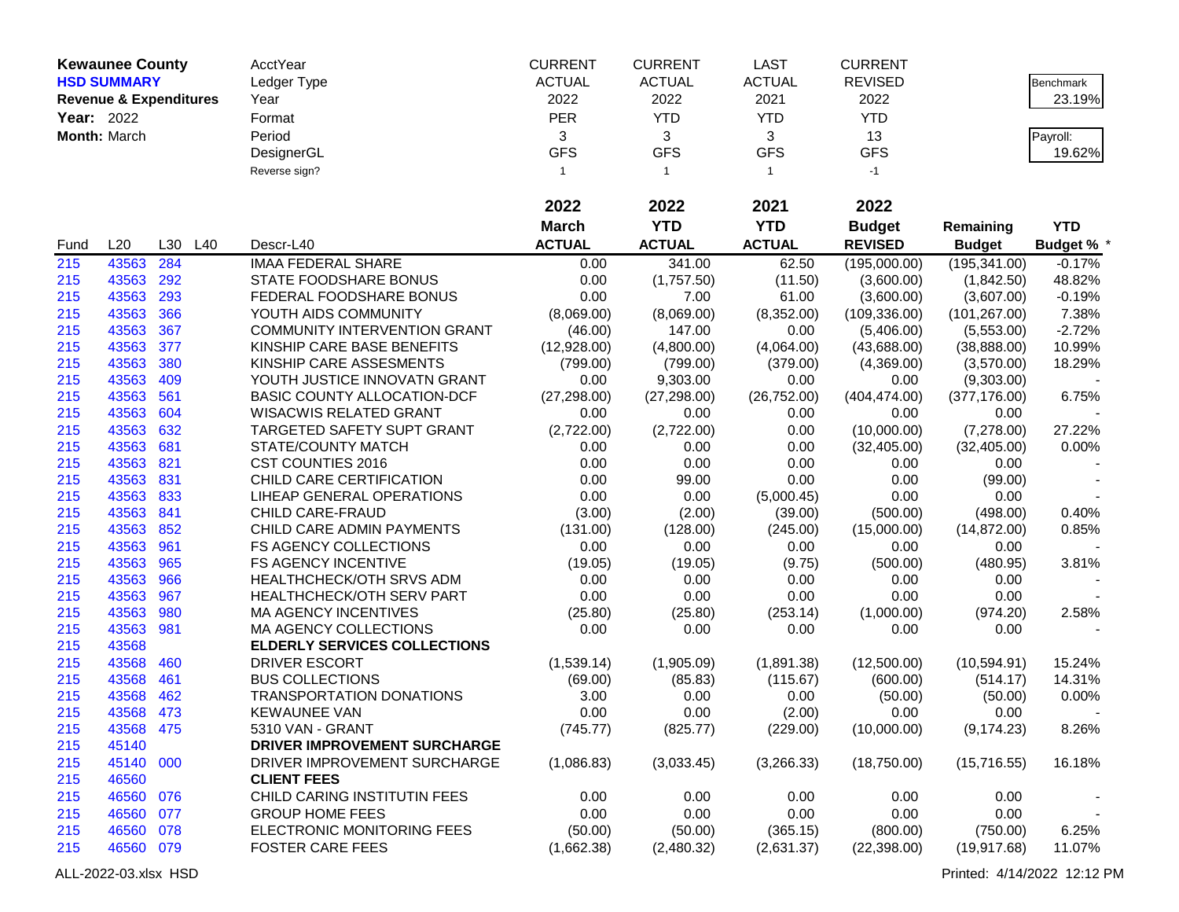**Kewaunee County**
**HSD SUMMARY**
**Revenue & Expenditures**
**Year:** 2022
**Month:** March

| | CURRENT | CURRENT | LAST | CURRENT |
|---|---|---|---|---|
| AcctYear | ACTUAL | ACTUAL | ACTUAL | REVISED |
| Ledger Type | 2022 | 2022 | 2021 | 2022 |
| Year | PER | YTD | YTD | YTD |
| Format | 3 | 3 | 3 | 13 |
| Period | GFS | GFS | GFS | GFS |
| DesignerGL | 1 | 1 | 1 | -1 |
| Reverse sign? | | | | |

| Benchmark | 23.19% |
|---|---|
| Payroll: | 19.62% |

| Fund | L20 | L30 | L40 | Descr-L40 | 2022 March ACTUAL | 2022 YTD ACTUAL | 2021 YTD ACTUAL | 2022 Budget REVISED | Remaining Budget | YTD Budget % * |
|---|---|---|---|---|---|---|---|---|---|---|
| 215 | 43563 | 284 | | IMAA FEDERAL SHARE | 0.00 | 341.00 | 62.50 | (195,000.00) | (195,341.00) | -0.17% |
| 215 | 43563 | 292 | | STATE FOODSHARE BONUS | 0.00 | (1,757.50) | (11.50) | (3,600.00) | (1,842.50) | 48.82% |
| 215 | 43563 | 293 | | FEDERAL FOODSHARE BONUS | 0.00 | 7.00 | 61.00 | (3,600.00) | (3,607.00) | -0.19% |
| 215 | 43563 | 366 | | YOUTH AIDS COMMUNITY | (8,069.00) | (8,069.00) | (8,352.00) | (109,336.00) | (101,267.00) | 7.38% |
| 215 | 43563 | 367 | | COMMUNITY INTERVENTION GRANT | (46.00) | 147.00 | 0.00 | (5,406.00) | (5,553.00) | -2.72% |
| 215 | 43563 | 377 | | KINSHIP CARE BASE BENEFITS | (12,928.00) | (4,800.00) | (4,064.00) | (43,688.00) | (38,888.00) | 10.99% |
| 215 | 43563 | 380 | | KINSHIP CARE ASSESMENTS | (799.00) | (799.00) | (379.00) | (4,369.00) | (3,570.00) | 18.29% |
| 215 | 43563 | 409 | | YOUTH JUSTICE INNOVATN GRANT | 0.00 | 9,303.00 | 0.00 | 0.00 | (9,303.00) | - |
| 215 | 43563 | 561 | | BASIC COUNTY ALLOCATION-DCF | (27,298.00) | (27,298.00) | (26,752.00) | (404,474.00) | (377,176.00) | 6.75% |
| 215 | 43563 | 604 | | WISACWIS RELATED GRANT | 0.00 | 0.00 | 0.00 | 0.00 | 0.00 | - |
| 215 | 43563 | 632 | | TARGETED SAFETY SUPT GRANT | (2,722.00) | (2,722.00) | 0.00 | (10,000.00) | (7,278.00) | 27.22% |
| 215 | 43563 | 681 | | STATE/COUNTY MATCH | 0.00 | 0.00 | 0.00 | (32,405.00) | (32,405.00) | 0.00% |
| 215 | 43563 | 821 | | CST COUNTIES 2016 | 0.00 | 0.00 | 0.00 | 0.00 | 0.00 | - |
| 215 | 43563 | 831 | | CHILD CARE CERTIFICATION | 0.00 | 99.00 | 0.00 | 0.00 | (99.00) | - |
| 215 | 43563 | 833 | | LIHEAP GENERAL OPERATIONS | 0.00 | 0.00 | (5,000.45) | 0.00 | 0.00 | - |
| 215 | 43563 | 841 | | CHILD CARE-FRAUD | (3.00) | (2.00) | (39.00) | (500.00) | (498.00) | 0.40% |
| 215 | 43563 | 852 | | CHILD CARE ADMIN PAYMENTS | (131.00) | (128.00) | (245.00) | (15,000.00) | (14,872.00) | 0.85% |
| 215 | 43563 | 961 | | FS AGENCY COLLECTIONS | 0.00 | 0.00 | 0.00 | 0.00 | 0.00 | - |
| 215 | 43563 | 965 | | FS AGENCY INCENTIVE | (19.05) | (19.05) | (9.75) | (500.00) | (480.95) | 3.81% |
| 215 | 43563 | 966 | | HEALTHCHECK/OTH SRVS ADM | 0.00 | 0.00 | 0.00 | 0.00 | 0.00 | - |
| 215 | 43563 | 967 | | HEALTHCHECK/OTH SERV PART | 0.00 | 0.00 | 0.00 | 0.00 | 0.00 | - |
| 215 | 43563 | 980 | | MA AGENCY INCENTIVES | (25.80) | (25.80) | (253.14) | (1,000.00) | (974.20) | 2.58% |
| 215 | 43563 | 981 | | MA AGENCY COLLECTIONS | 0.00 | 0.00 | 0.00 | 0.00 | 0.00 | - |
| 215 | 43568 | | | **ELDERLY SERVICES COLLECTIONS** | | | | | | |
| 215 | 43568 | 460 | | DRIVER ESCORT | (1,539.14) | (1,905.09) | (1,891.38) | (12,500.00) | (10,594.91) | 15.24% |
| 215 | 43568 | 461 | | BUS COLLECTIONS | (69.00) | (85.83) | (115.67) | (600.00) | (514.17) | 14.31% |
| 215 | 43568 | 462 | | TRANSPORTATION DONATIONS | 3.00 | 0.00 | 0.00 | (50.00) | (50.00) | 0.00% |
| 215 | 43568 | 473 | | KEWAUNEE VAN | 0.00 | 0.00 | (2.00) | 0.00 | 0.00 | - |
| 215 | 43568 | 475 | | 5310 VAN - GRANT | (745.77) | (825.77) | (229.00) | (10,000.00) | (9,174.23) | 8.26% |
| 215 | 45140 | | | **DRIVER IMPROVEMENT SURCHARGE** | | | | | | |
| 215 | 45140 | 000 | | DRIVER IMPROVEMENT SURCHARGE | (1,086.83) | (3,033.45) | (3,266.33) | (18,750.00) | (15,716.55) | 16.18% |
| 215 | 46560 | | | **CLIENT FEES** | | | | | | |
| 215 | 46560 | 076 | | CHILD CARING INSTITUTIN FEES | 0.00 | 0.00 | 0.00 | 0.00 | 0.00 | - |
| 215 | 46560 | 077 | | GROUP HOME FEES | 0.00 | 0.00 | 0.00 | 0.00 | 0.00 | - |
| 215 | 46560 | 078 | | ELECTRONIC MONITORING FEES | (50.00) | (50.00) | (365.15) | (800.00) | (750.00) | 6.25% |
| 215 | 46560 | 079 | | FOSTER CARE FEES | (1,662.38) | (2,480.32) | (2,631.37) | (22,398.00) | (19,917.68) | 11.07% |

ALL-2022-03.xlsx HSD

Printed: 4/14/2022 12:12 PM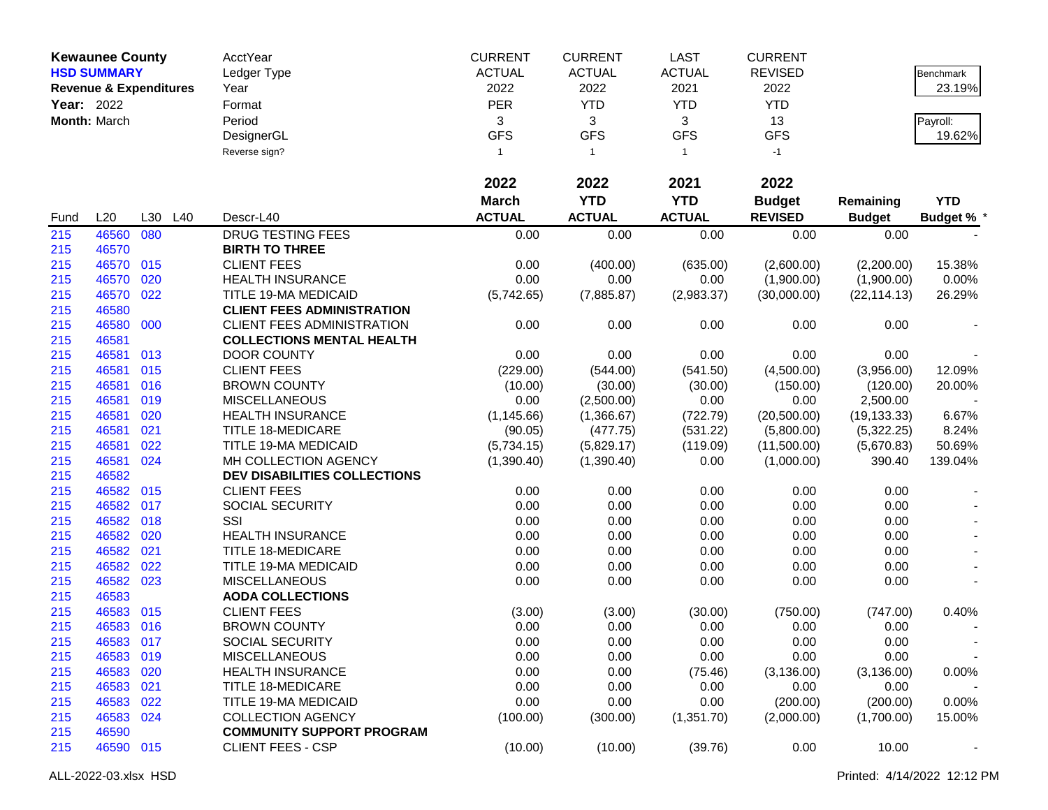**Kewaunee County**
**HSD SUMMARY**
**Revenue & Expenditures**
**Year:** 2022
**Month:** March

| | CURRENT | CURRENT | LAST | CURRENT | | |
|---|---|---|---|---|---|---|
| AcctYear | ACTUAL | ACTUAL | ACTUAL | REVISED | | Benchmark |
| Ledger Type | 2022 | 2022 | 2021 | 2022 | | 23.19% |
| Year | PER | YTD | YTD | YTD | | |
| Format | 3 | 3 | 3 | 13 | | Payroll: |
| Period | GFS | GFS | GFS | GFS | | 19.62% |
| DesignerGL | | | | | | |
| Reverse sign? | 1 | 1 | 1 | -1 | | |

| Fund | L20 | L30 | L40 | Descr-L40 | 2022 March ACTUAL | 2022 YTD ACTUAL | 2021 YTD ACTUAL | 2022 Budget REVISED | Remaining Budget | YTD Budget % * |
|---|---|---|---|---|---|---|---|---|---|---|
| 215 | 46560 | 080 | | DRUG TESTING FEES | 0.00 | 0.00 | 0.00 | 0.00 | 0.00 | - |
| 215 | 46570 | | | **BIRTH TO THREE** | | | | | | |
| 215 | 46570 | 015 | | CLIENT FEES | 0.00 | (400.00) | (635.00) | (2,600.00) | (2,200.00) | 15.38% |
| 215 | 46570 | 020 | | HEALTH INSURANCE | 0.00 | 0.00 | 0.00 | (1,900.00) | (1,900.00) | 0.00% |
| 215 | 46570 | 022 | | TITLE 19-MA MEDICAID | (5,742.65) | (7,885.87) | (2,983.37) | (30,000.00) | (22,114.13) | 26.29% |
| 215 | 46580 | | | **CLIENT FEES ADMINISTRATION** | | | | | | |
| 215 | 46580 | 000 | | CLIENT FEES ADMINISTRATION | 0.00 | 0.00 | 0.00 | 0.00 | 0.00 | - |
| 215 | 46581 | | | **COLLECTIONS MENTAL HEALTH** | | | | | | |
| 215 | 46581 | 013 | | DOOR COUNTY | 0.00 | 0.00 | 0.00 | 0.00 | 0.00 | - |
| 215 | 46581 | 015 | | CLIENT FEES | (229.00) | (544.00) | (541.50) | (4,500.00) | (3,956.00) | 12.09% |
| 215 | 46581 | 016 | | BROWN COUNTY | (10.00) | (30.00) | (30.00) | (150.00) | (120.00) | 20.00% |
| 215 | 46581 | 019 | | MISCELLANEOUS | 0.00 | (2,500.00) | 0.00 | 0.00 | 2,500.00 | - |
| 215 | 46581 | 020 | | HEALTH INSURANCE | (1,145.66) | (1,366.67) | (722.79) | (20,500.00) | (19,133.33) | 6.67% |
| 215 | 46581 | 021 | | TITLE 18-MEDICARE | (90.05) | (477.75) | (531.22) | (5,800.00) | (5,322.25) | 8.24% |
| 215 | 46581 | 022 | | TITLE 19-MA MEDICAID | (5,734.15) | (5,829.17) | (119.09) | (11,500.00) | (5,670.83) | 50.69% |
| 215 | 46581 | 024 | | MH COLLECTION AGENCY | (1,390.40) | (1,390.40) | 0.00 | (1,000.00) | 390.40 | 139.04% |
| 215 | 46582 | | | **DEV DISABILITIES COLLECTIONS** | | | | | | |
| 215 | 46582 | 015 | | CLIENT FEES | 0.00 | 0.00 | 0.00 | 0.00 | 0.00 | - |
| 215 | 46582 | 017 | | SOCIAL SECURITY | 0.00 | 0.00 | 0.00 | 0.00 | 0.00 | - |
| 215 | 46582 | 018 | | SSI | 0.00 | 0.00 | 0.00 | 0.00 | 0.00 | - |
| 215 | 46582 | 020 | | HEALTH INSURANCE | 0.00 | 0.00 | 0.00 | 0.00 | 0.00 | - |
| 215 | 46582 | 021 | | TITLE 18-MEDICARE | 0.00 | 0.00 | 0.00 | 0.00 | 0.00 | - |
| 215 | 46582 | 022 | | TITLE 19-MA MEDICAID | 0.00 | 0.00 | 0.00 | 0.00 | 0.00 | - |
| 215 | 46582 | 023 | | MISCELLANEOUS | 0.00 | 0.00 | 0.00 | 0.00 | 0.00 | - |
| 215 | 46583 | | | **AODA COLLECTIONS** | | | | | | |
| 215 | 46583 | 015 | | CLIENT FEES | (3.00) | (3.00) | (30.00) | (750.00) | (747.00) | 0.40% |
| 215 | 46583 | 016 | | BROWN COUNTY | 0.00 | 0.00 | 0.00 | 0.00 | 0.00 | - |
| 215 | 46583 | 017 | | SOCIAL SECURITY | 0.00 | 0.00 | 0.00 | 0.00 | 0.00 | - |
| 215 | 46583 | 019 | | MISCELLANEOUS | 0.00 | 0.00 | 0.00 | 0.00 | 0.00 | - |
| 215 | 46583 | 020 | | HEALTH INSURANCE | 0.00 | 0.00 | (75.46) | (3,136.00) | (3,136.00) | 0.00% |
| 215 | 46583 | 021 | | TITLE 18-MEDICARE | 0.00 | 0.00 | 0.00 | 0.00 | 0.00 | - |
| 215 | 46583 | 022 | | TITLE 19-MA MEDICAID | 0.00 | 0.00 | 0.00 | (200.00) | (200.00) | 0.00% |
| 215 | 46583 | 024 | | COLLECTION AGENCY | (100.00) | (300.00) | (1,351.70) | (2,000.00) | (1,700.00) | 15.00% |
| 215 | 46590 | | | **COMMUNITY SUPPORT PROGRAM** | | | | | | |
| 215 | 46590 | 015 | | CLIENT FEES - CSP | (10.00) | (10.00) | (39.76) | 0.00 | 10.00 | - |

ALL-2022-03.xlsx HSD

Printed: 4/14/2022 12:12 PM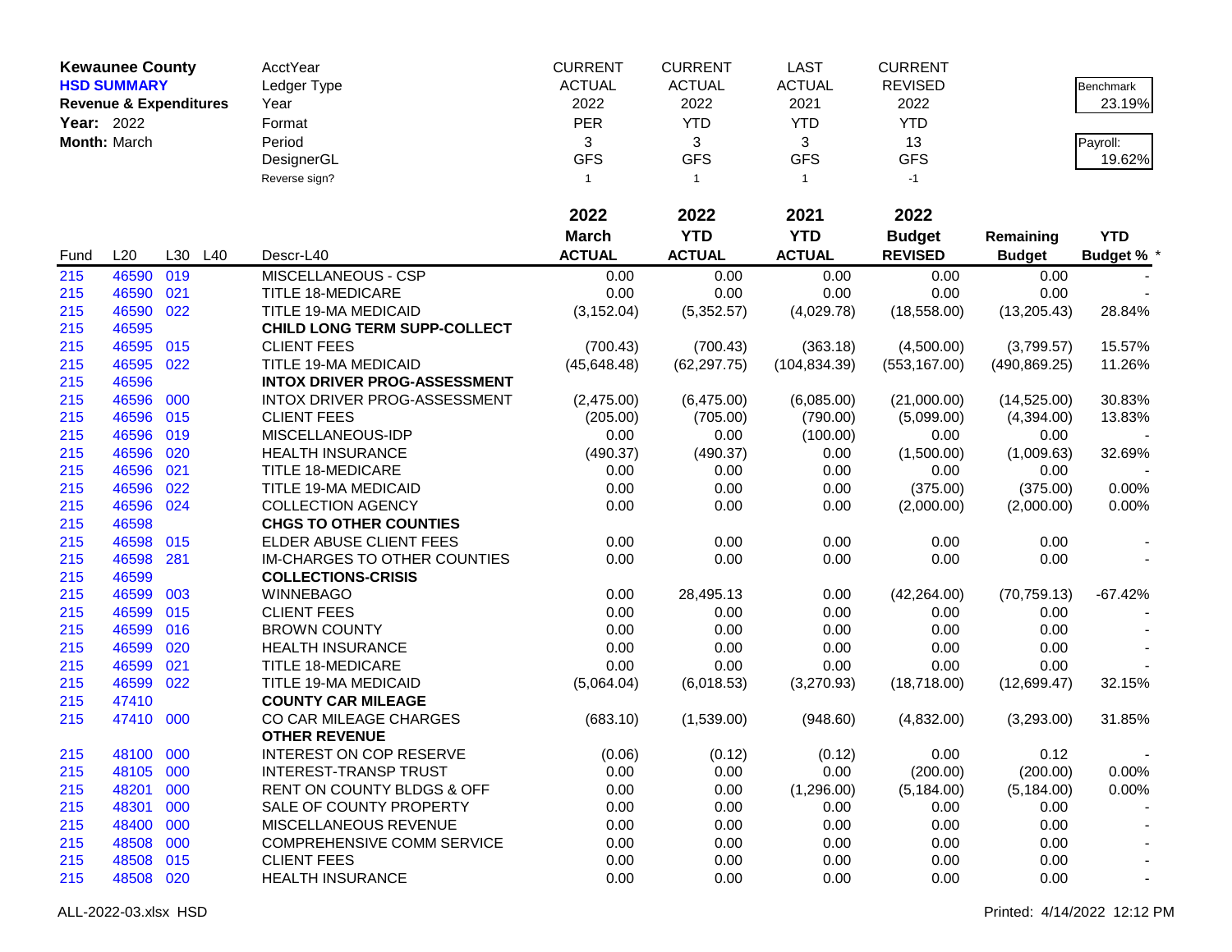| **Kewaunee County** | | | | AcctYear | CURRENT | CURRENT | LAST | CURRENT | | |
|---|---|---|---|---|---|---|---|---|---|---|
| **HSD SUMMARY** | | | | Ledger Type | ACTUAL | ACTUAL | ACTUAL | REVISED | | Benchmark |
| **Revenue & Expenditures** | | | | Year | 2022 | 2022 | 2021 | 2022 | | 23.19% |
| **Year:** 2022 | | | | Format | PER | YTD | YTD | YTD | | |
| **Month:** March | | | | Period | 3 | 3 | 3 | 13 | | Payroll: |
| | | | | DesignerGL | GFS | GFS | GFS | GFS | | 19.62% |
| | | | | Reverse sign? | 1 | 1 | 1 | -1 | | |

| Fund | L20 | L30 | L40 | Descr-L40 | 2022 March ACTUAL | 2022 YTD ACTUAL | 2021 YTD ACTUAL | 2022 Budget REVISED | Remaining Budget | YTD Budget % * |
|---|---|---|---|---|---|---|---|---|---|---|
| 215 | 46590 | 019 | | MISCELLANEOUS - CSP | 0.00 | 0.00 | 0.00 | 0.00 | 0.00 | - |
| 215 | 46590 | 021 | | TITLE 18-MEDICARE | 0.00 | 0.00 | 0.00 | 0.00 | 0.00 | - |
| 215 | 46590 | 022 | | TITLE 19-MA MEDICAID | (3,152.04) | (5,352.57) | (4,029.78) | (18,558.00) | (13,205.43) | 28.84% |
| 215 | 46595 | | | **CHILD LONG TERM SUPP-COLLECT** | | | | | | |
| 215 | 46595 | 015 | | CLIENT FEES | (700.43) | (700.43) | (363.18) | (4,500.00) | (3,799.57) | 15.57% |
| 215 | 46595 | 022 | | TITLE 19-MA MEDICAID | (45,648.48) | (62,297.75) | (104,834.39) | (553,167.00) | (490,869.25) | 11.26% |
| 215 | 46596 | | | **INTOX DRIVER PROG-ASSESSMENT** | | | | | | |
| 215 | 46596 | 000 | | INTOX DRIVER PROG-ASSESSMENT | (2,475.00) | (6,475.00) | (6,085.00) | (21,000.00) | (14,525.00) | 30.83% |
| 215 | 46596 | 015 | | CLIENT FEES | (205.00) | (705.00) | (790.00) | (5,099.00) | (4,394.00) | 13.83% |
| 215 | 46596 | 019 | | MISCELLANEOUS-IDP | 0.00 | 0.00 | (100.00) | 0.00 | 0.00 | - |
| 215 | 46596 | 020 | | HEALTH INSURANCE | (490.37) | (490.37) | 0.00 | (1,500.00) | (1,009.63) | 32.69% |
| 215 | 46596 | 021 | | TITLE 18-MEDICARE | 0.00 | 0.00 | 0.00 | 0.00 | 0.00 | - |
| 215 | 46596 | 022 | | TITLE 19-MA MEDICAID | 0.00 | 0.00 | 0.00 | (375.00) | (375.00) | 0.00% |
| 215 | 46596 | 024 | | COLLECTION AGENCY | 0.00 | 0.00 | 0.00 | (2,000.00) | (2,000.00) | 0.00% |
| 215 | 46598 | | | **CHGS TO OTHER COUNTIES** | | | | | | |
| 215 | 46598 | 015 | | ELDER ABUSE CLIENT FEES | 0.00 | 0.00 | 0.00 | 0.00 | 0.00 | - |
| 215 | 46598 | 281 | | IM-CHARGES TO OTHER COUNTIES | 0.00 | 0.00 | 0.00 | 0.00 | 0.00 | - |
| 215 | 46599 | | | **COLLECTIONS-CRISIS** | | | | | | |
| 215 | 46599 | 003 | | WINNEBAGO | 0.00 | 28,495.13 | 0.00 | (42,264.00) | (70,759.13) | -67.42% |
| 215 | 46599 | 015 | | CLIENT FEES | 0.00 | 0.00 | 0.00 | 0.00 | 0.00 | - |
| 215 | 46599 | 016 | | BROWN COUNTY | 0.00 | 0.00 | 0.00 | 0.00 | 0.00 | - |
| 215 | 46599 | 020 | | HEALTH INSURANCE | 0.00 | 0.00 | 0.00 | 0.00 | 0.00 | - |
| 215 | 46599 | 021 | | TITLE 18-MEDICARE | 0.00 | 0.00 | 0.00 | 0.00 | 0.00 | - |
| 215 | 46599 | 022 | | TITLE 19-MA MEDICAID | (5,064.04) | (6,018.53) | (3,270.93) | (18,718.00) | (12,699.47) | 32.15% |
| 215 | 47410 | | | **COUNTY CAR MILEAGE** | | | | | | |
| 215 | 47410 | 000 | | CO CAR MILEAGE CHARGES | (683.10) | (1,539.00) | (948.60) | (4,832.00) | (3,293.00) | 31.85% |
| | | | | **OTHER REVENUE** | | | | | | |
| 215 | 48100 | 000 | | INTEREST ON COP RESERVE | (0.06) | (0.12) | (0.12) | 0.00 | 0.12 | - |
| 215 | 48105 | 000 | | INTEREST-TRANSP TRUST | 0.00 | 0.00 | 0.00 | (200.00) | (200.00) | 0.00% |
| 215 | 48201 | 000 | | RENT ON COUNTY BLDGS & OFF | 0.00 | 0.00 | (1,296.00) | (5,184.00) | (5,184.00) | 0.00% |
| 215 | 48301 | 000 | | SALE OF COUNTY PROPERTY | 0.00 | 0.00 | 0.00 | 0.00 | 0.00 | - |
| 215 | 48400 | 000 | | MISCELLANEOUS REVENUE | 0.00 | 0.00 | 0.00 | 0.00 | 0.00 | - |
| 215 | 48508 | 000 | | COMPREHENSIVE COMM SERVICE | 0.00 | 0.00 | 0.00 | 0.00 | 0.00 | - |
| 215 | 48508 | 015 | | CLIENT FEES | 0.00 | 0.00 | 0.00 | 0.00 | 0.00 | - |
| 215 | 48508 | 020 | | HEALTH INSURANCE | 0.00 | 0.00 | 0.00 | 0.00 | 0.00 | - |

ALL-2022-03.xlsx HSD Printed: 4/14/2022 12:12 PM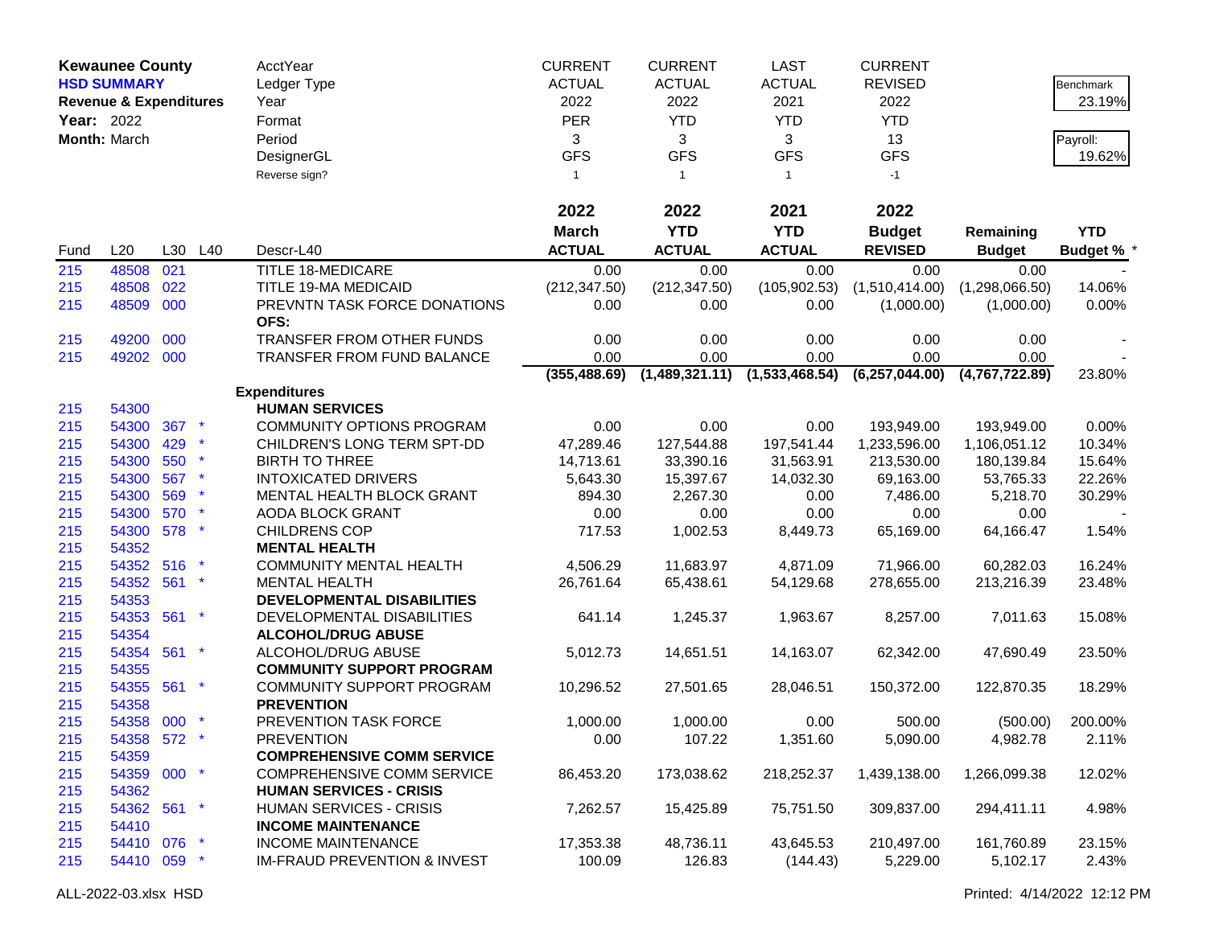**Kewaunee County**
**HSD SUMMARY**
**Revenue & Expenditures**
**Year:** 2022
**Month:** March

| | CURRENT | CURRENT | LAST | CURRENT | | |
|---|---|---|---|---|---|---|
| AcctYear | CURRENT | CURRENT | LAST | CURRENT | | |
| Ledger Type | ACTUAL | ACTUAL | ACTUAL | REVISED | | Benchmark 23.19% |
| Year | 2022 | 2022 | 2021 | 2022 | | |
| Format | PER | YTD | YTD | YTD | | |
| Period | 3 | 3 | 3 | 13 | | Payroll: 19.62% |
| DesignerGL | GFS | GFS | GFS | GFS | | |
| Reverse sign? | 1 | 1 | 1 | -1 | | |

| Fund | L20 | L30 | L40 | Descr-L40 | 2022 March ACTUAL | 2022 YTD ACTUAL | 2021 YTD ACTUAL | 2022 Budget REVISED | Remaining Budget | YTD Budget % * |
|---|---|---|---|---|---|---|---|---|---|---|
| 215 | 48508 | 021 | | TITLE 18-MEDICARE | 0.00 | 0.00 | 0.00 | 0.00 | 0.00 | - |
| 215 | 48508 | 022 | | TITLE 19-MA MEDICAID | (212,347.50) | (212,347.50) | (105,902.53) | (1,510,414.00) | (1,298,066.50) | 14.06% |
| 215 | 48509 | 000 | | PREVNTN TASK FORCE DONATIONS | 0.00 | 0.00 | 0.00 | (1,000.00) | (1,000.00) | 0.00% |
| | | | | **OFS:** | | | | | | |
| 215 | 49200 | 000 | | TRANSFER FROM OTHER FUNDS | 0.00 | 0.00 | 0.00 | 0.00 | 0.00 | - |
| 215 | 49202 | 000 | | TRANSFER FROM FUND BALANCE | 0.00 | 0.00 | 0.00 | 0.00 | 0.00 | - |
| | | | | | **(355,488.69)** | **(1,489,321.11)** | **(1,533,468.54)** | **(6,257,044.00)** | **(4,767,722.89)** | 23.80% |
| | | | | **Expenditures** | | | | | | |
| 215 | 54300 | | | **HUMAN SERVICES** | | | | | | |
| 215 | 54300 | 367 | * | COMMUNITY OPTIONS PROGRAM | 0.00 | 0.00 | 0.00 | 193,949.00 | 193,949.00 | 0.00% |
| 215 | 54300 | 429 | * | CHILDREN'S LONG TERM SPT-DD | 47,289.46 | 127,544.88 | 197,541.44 | 1,233,596.00 | 1,106,051.12 | 10.34% |
| 215 | 54300 | 550 | * | BIRTH TO THREE | 14,713.61 | 33,390.16 | 31,563.91 | 213,530.00 | 180,139.84 | 15.64% |
| 215 | 54300 | 567 | * | INTOXICATED DRIVERS | 5,643.30 | 15,397.67 | 14,032.30 | 69,163.00 | 53,765.33 | 22.26% |
| 215 | 54300 | 569 | * | MENTAL HEALTH BLOCK GRANT | 894.30 | 2,267.30 | 0.00 | 7,486.00 | 5,218.70 | 30.29% |
| 215 | 54300 | 570 | * | AODA BLOCK GRANT | 0.00 | 0.00 | 0.00 | 0.00 | 0.00 | - |
| 215 | 54300 | 578 | * | CHILDRENS COP | 717.53 | 1,002.53 | 8,449.73 | 65,169.00 | 64,166.47 | 1.54% |
| 215 | 54352 | | | **MENTAL HEALTH** | | | | | | |
| 215 | 54352 | 516 | * | COMMUNITY MENTAL HEALTH | 4,506.29 | 11,683.97 | 4,871.09 | 71,966.00 | 60,282.03 | 16.24% |
| 215 | 54352 | 561 | * | MENTAL HEALTH | 26,761.64 | 65,438.61 | 54,129.68 | 278,655.00 | 213,216.39 | 23.48% |
| 215 | 54353 | | | **DEVELOPMENTAL DISABILITIES** | | | | | | |
| 215 | 54353 | 561 | * | DEVELOPMENTAL DISABILITIES | 641.14 | 1,245.37 | 1,963.67 | 8,257.00 | 7,011.63 | 15.08% |
| 215 | 54354 | | | **ALCOHOL/DRUG ABUSE** | | | | | | |
| 215 | 54354 | 561 | * | ALCOHOL/DRUG ABUSE | 5,012.73 | 14,651.51 | 14,163.07 | 62,342.00 | 47,690.49 | 23.50% |
| 215 | 54355 | | | **COMMUNITY SUPPORT PROGRAM** | | | | | | |
| 215 | 54355 | 561 | * | COMMUNITY SUPPORT PROGRAM | 10,296.52 | 27,501.65 | 28,046.51 | 150,372.00 | 122,870.35 | 18.29% |
| 215 | 54358 | | | **PREVENTION** | | | | | | |
| 215 | 54358 | 000 | * | PREVENTION TASK FORCE | 1,000.00 | 1,000.00 | 0.00 | 500.00 | (500.00) | 200.00% |
| 215 | 54358 | 572 | * | PREVENTION | 0.00 | 107.22 | 1,351.60 | 5,090.00 | 4,982.78 | 2.11% |
| 215 | 54359 | | | **COMPREHENSIVE COMM SERVICE** | | | | | | |
| 215 | 54359 | 000 | * | COMPREHENSIVE COMM SERVICE | 86,453.20 | 173,038.62 | 218,252.37 | 1,439,138.00 | 1,266,099.38 | 12.02% |
| 215 | 54362 | | | **HUMAN SERVICES - CRISIS** | | | | | | |
| 215 | 54362 | 561 | * | HUMAN SERVICES - CRISIS | 7,262.57 | 15,425.89 | 75,751.50 | 309,837.00 | 294,411.11 | 4.98% |
| 215 | 54410 | | | **INCOME MAINTENANCE** | | | | | | |
| 215 | 54410 | 076 | * | INCOME MAINTENANCE | 17,353.38 | 48,736.11 | 43,645.53 | 210,497.00 | 161,760.89 | 23.15% |
| 215 | 54410 | 059 | * | IM-FRAUD PREVENTION & INVEST | 100.09 | 126.83 | (144.43) | 5,229.00 | 5,102.17 | 2.43% |

ALL-2022-03.xlsx HSD

Printed: 4/14/2022 12:12 PM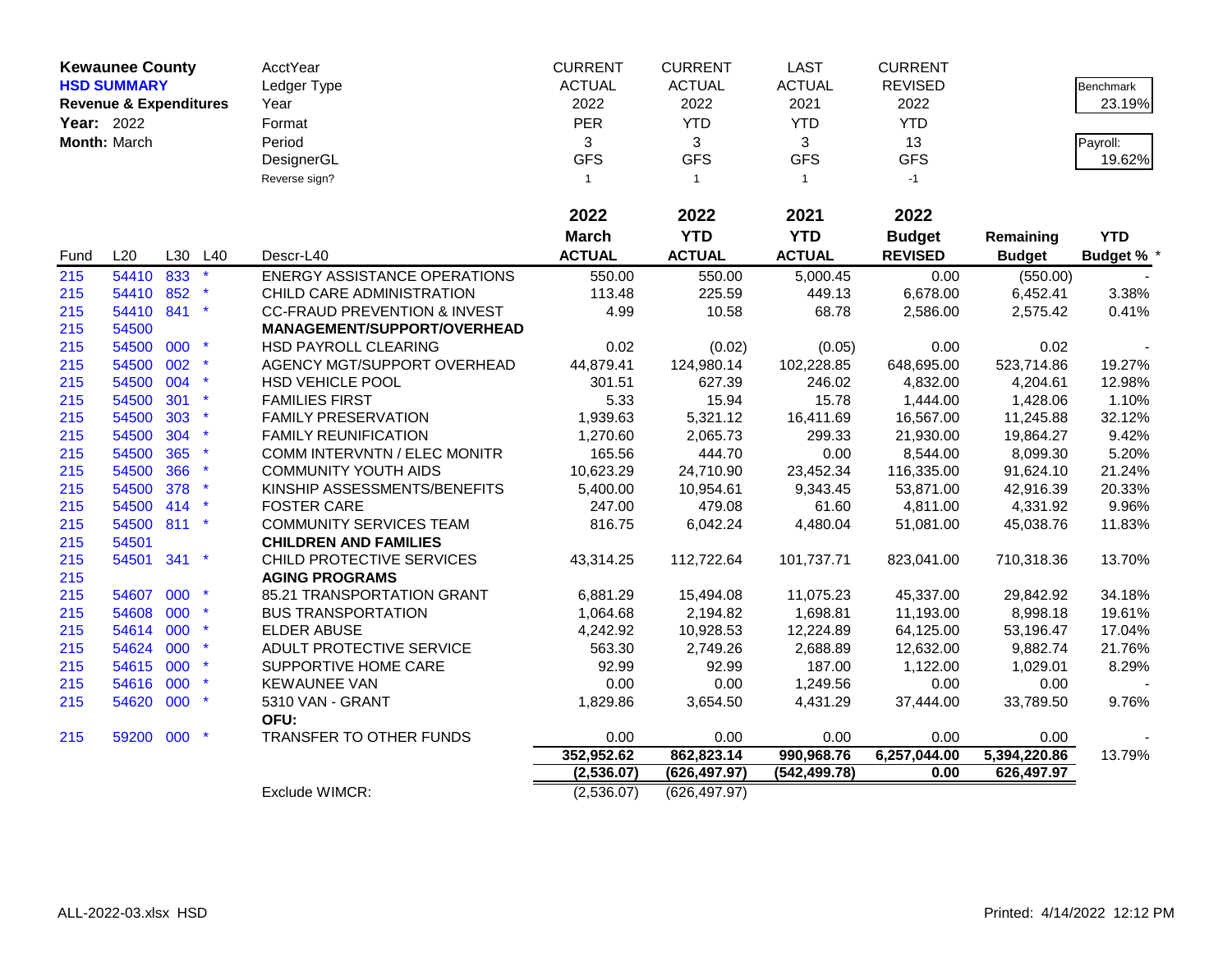**Kewaunee County**
**HSD SUMMARY**
**Revenue & Expenditures**
**Year:** 2022
**Month:** March

| AcctYear | CURRENT | CURRENT | LAST | CURRENT |
|---|---|---|---|---|
| Ledger Type | ACTUAL | ACTUAL | ACTUAL | REVISED |
| Year | 2022 | 2022 | 2021 | 2022 |
| Format | PER | YTD | YTD | YTD |
| Period | 3 | 3 | 3 | 13 |
| DesignerGL | GFS | GFS | GFS | GFS |
| Reverse sign? | 1 | 1 | 1 | -1 |

Benchmark: 23.19%

Payroll: 19.62%

| Fund | L20 | L30 | L40 | Descr-L40 | 2022 March ACTUAL | 2022 YTD ACTUAL | 2021 YTD ACTUAL | 2022 Budget REVISED | Remaining Budget | YTD Budget % * |
|---|---|---|---|---|---|---|---|---|---|---|
| 215 | 54410 | 833 | * | ENERGY ASSISTANCE OPERATIONS | 550.00 | 550.00 | 5,000.45 | 0.00 | (550.00) | - |
| 215 | 54410 | 852 | * | CHILD CARE ADMINISTRATION | 113.48 | 225.59 | 449.13 | 6,678.00 | 6,452.41 | 3.38% |
| 215 | 54410 | 841 | * | CC-FRAUD PREVENTION & INVEST | 4.99 | 10.58 | 68.78 | 2,586.00 | 2,575.42 | 0.41% |
| 215 | 54500 | | | **MANAGEMENT/SUPPORT/OVERHEAD** | | | | | | |
| 215 | 54500 | 000 | * | HSD PAYROLL CLEARING | 0.02 | (0.02) | (0.05) | 0.00 | 0.02 | - |
| 215 | 54500 | 002 | * | AGENCY MGT/SUPPORT OVERHEAD | 44,879.41 | 124,980.14 | 102,228.85 | 648,695.00 | 523,714.86 | 19.27% |
| 215 | 54500 | 004 | * | HSD VEHICLE POOL | 301.51 | 627.39 | 246.02 | 4,832.00 | 4,204.61 | 12.98% |
| 215 | 54500 | 301 | * | FAMILIES FIRST | 5.33 | 15.94 | 15.78 | 1,444.00 | 1,428.06 | 1.10% |
| 215 | 54500 | 303 | * | FAMILY PRESERVATION | 1,939.63 | 5,321.12 | 16,411.69 | 16,567.00 | 11,245.88 | 32.12% |
| 215 | 54500 | 304 | * | FAMILY REUNIFICATION | 1,270.60 | 2,065.73 | 299.33 | 21,930.00 | 19,864.27 | 9.42% |
| 215 | 54500 | 365 | * | COMM INTERVNTN / ELEC MONITR | 165.56 | 444.70 | 0.00 | 8,544.00 | 8,099.30 | 5.20% |
| 215 | 54500 | 366 | * | COMMUNITY YOUTH AIDS | 10,623.29 | 24,710.90 | 23,452.34 | 116,335.00 | 91,624.10 | 21.24% |
| 215 | 54500 | 378 | * | KINSHIP ASSESSMENTS/BENEFITS | 5,400.00 | 10,954.61 | 9,343.45 | 53,871.00 | 42,916.39 | 20.33% |
| 215 | 54500 | 414 | * | FOSTER CARE | 247.00 | 479.08 | 61.60 | 4,811.00 | 4,331.92 | 9.96% |
| 215 | 54500 | 811 | * | COMMUNITY SERVICES TEAM | 816.75 | 6,042.24 | 4,480.04 | 51,081.00 | 45,038.76 | 11.83% |
| 215 | 54501 | | | **CHILDREN AND FAMILIES** | | | | | | |
| 215 | 54501 | 341 | * | CHILD PROTECTIVE SERVICES | 43,314.25 | 112,722.64 | 101,737.71 | 823,041.00 | 710,318.36 | 13.70% |
| 215 | | | | **AGING PROGRAMS** | | | | | | |
| 215 | 54607 | 000 | * | 85.21 TRANSPORTATION GRANT | 6,881.29 | 15,494.08 | 11,075.23 | 45,337.00 | 29,842.92 | 34.18% |
| 215 | 54608 | 000 | * | BUS TRANSPORTATION | 1,064.68 | 2,194.82 | 1,698.81 | 11,193.00 | 8,998.18 | 19.61% |
| 215 | 54614 | 000 | * | ELDER ABUSE | 4,242.92 | 10,928.53 | 12,224.89 | 64,125.00 | 53,196.47 | 17.04% |
| 215 | 54624 | 000 | * | ADULT PROTECTIVE SERVICE | 563.30 | 2,749.26 | 2,688.89 | 12,632.00 | 9,882.74 | 21.76% |
| 215 | 54615 | 000 | * | SUPPORTIVE HOME CARE | 92.99 | 92.99 | 187.00 | 1,122.00 | 1,029.01 | 8.29% |
| 215 | 54616 | 000 | * | KEWAUNEE VAN | 0.00 | 0.00 | 1,249.56 | 0.00 | 0.00 | - |
| 215 | 54620 | 000 | * | 5310 VAN - GRANT | 1,829.86 | 3,654.50 | 4,431.29 | 37,444.00 | 33,789.50 | 9.76% |
| | | | | **OFU:** | | | | | | |
| 215 | 59200 | 000 | * | TRANSFER TO OTHER FUNDS | 0.00 | 0.00 | 0.00 | 0.00 | 0.00 | - |
| | | | | | **352,952.62** | **862,823.14** | **990,968.76** | **6,257,044.00** | **5,394,220.86** | 13.79% |
| | | | | | **(2,536.07)** | **(626,497.97)** | **(542,499.78)** | **0.00** | **626,497.97** | |
| | | | | Exclude WIMCR: | (2,536.07) | (626,497.97) | | | | |

ALL-2022-03.xlsx HSD

Printed: 4/14/2022 12:12 PM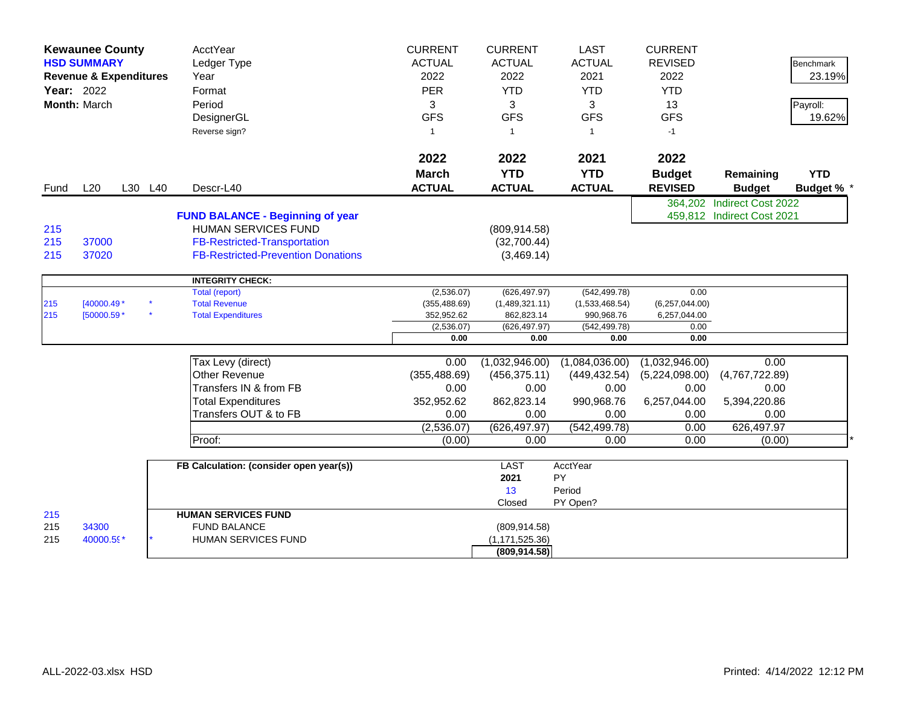**Kewaunee County**
**HSD SUMMARY**
**Revenue & Expenditures**
**Year:** 2022
**Month:** March

| | | | | AcctYear | CURRENT | CURRENT | LAST | CURRENT | | Benchmark |
|---|---|---|---|---|---|---|---|---|---|---|
| | | | | Ledger Type | ACTUAL | ACTUAL | ACTUAL | REVISED | | 23.19% |
| | | | | Year | 2022 | 2022 | 2021 | 2022 | | |
| | | | | Format | PER | YTD | YTD | YTD | | Payroll: |
| | | | | Period | 3 | 3 | 3 | 13 | | 19.62% |
| | | | | DesignerGL | GFS | GFS | GFS | GFS | | |
| | | | | Reverse sign? | 1 | 1 | 1 | -1 | | |
| **Fund** | **L20** | **L30** | **L40** | **Descr-L40** | **2022 March ACTUAL** | **2022 YTD ACTUAL** | **2021 YTD ACTUAL** | **2022 Budget REVISED** | **Remaining Budget** | **YTD Budget % \*** |
| | | | | | | | | 364,202 | Indirect Cost 2022 | |
| | | | | **FUND BALANCE - Beginning of year** | | | | 459,812 | Indirect Cost 2021 | |
| 215 | | | | HUMAN SERVICES FUND | | (809,914.58) | | | | |
| 215 | 37000 | | | FB-Restricted-Transportation | | (32,700.44) | | | | |
| 215 | 37020 | | | FB-Restricted-Prevention Donations | | (3,469.14) | | | | |

| Fund | L20 | | Descr | March ACTUAL | YTD ACTUAL | 2021 YTD ACTUAL | Budget REVISED |
|---|---|---|---|---|---|---|---|
| | | | **INTEGRITY CHECK:** | | | | |
| | | | Total (report) | (2,536.07) | (626,497.97) | (542,499.78) | 0.00 |
| 215 | [40000.49 * | * | Total Revenue | (355,488.69) | (1,489,321.11) | (1,533,468.54) | (6,257,044.00) |
| 215 | [50000.59 * | * | Total Expenditures | 352,952.62 | 862,823.14 | 990,968.76 | 6,257,044.00 |
| | | | | (2,536.07) | (626,497.97) | (542,499.78) | 0.00 |
| | | | | **0.00** | **0.00** | **0.00** | **0.00** |

| | March ACTUAL | YTD ACTUAL | 2021 YTD ACTUAL | Budget REVISED | Remaining Budget |
|---|---|---|---|---|---|
| Tax Levy (direct) | 0.00 | (1,032,946.00) | (1,084,036.00) | (1,032,946.00) | 0.00 |
| Other Revenue | (355,488.69) | (456,375.11) | (449,432.54) | (5,224,098.00) | (4,767,722.89) |
| Transfers IN & from FB | 0.00 | 0.00 | 0.00 | 0.00 | 0.00 |
| Total Expenditures | 352,952.62 | 862,823.14 | 990,968.76 | 6,257,044.00 | 5,394,220.86 |
| Transfers OUT & to FB | 0.00 | 0.00 | 0.00 | 0.00 | 0.00 |
| | (2,536.07) | (626,497.97) | (542,499.78) | 0.00 | 626,497.97 |
| Proof: | (0.00) | 0.00 | 0.00 | 0.00 | (0.00) |

| Fund | L20 | | **FB Calculation: (consider open year(s))** | LAST | AcctYear |
|---|---|---|---|---|---|
| | | | | **2021** | PY |
| | | | | 13 | Period |
| | | | | Closed | PY Open? |
| 215 | | | **HUMAN SERVICES FUND** | | |
| 215 | 34300 | | FUND BALANCE | (809,914.58) | |
| 215 | 40000.59 * | * | HUMAN SERVICES FUND | (1,171,525.36) | |
| | | | | **(809,914.58)** | |

ALL-2022-03.xlsx HSD

Printed: 4/14/2022 12:12 PM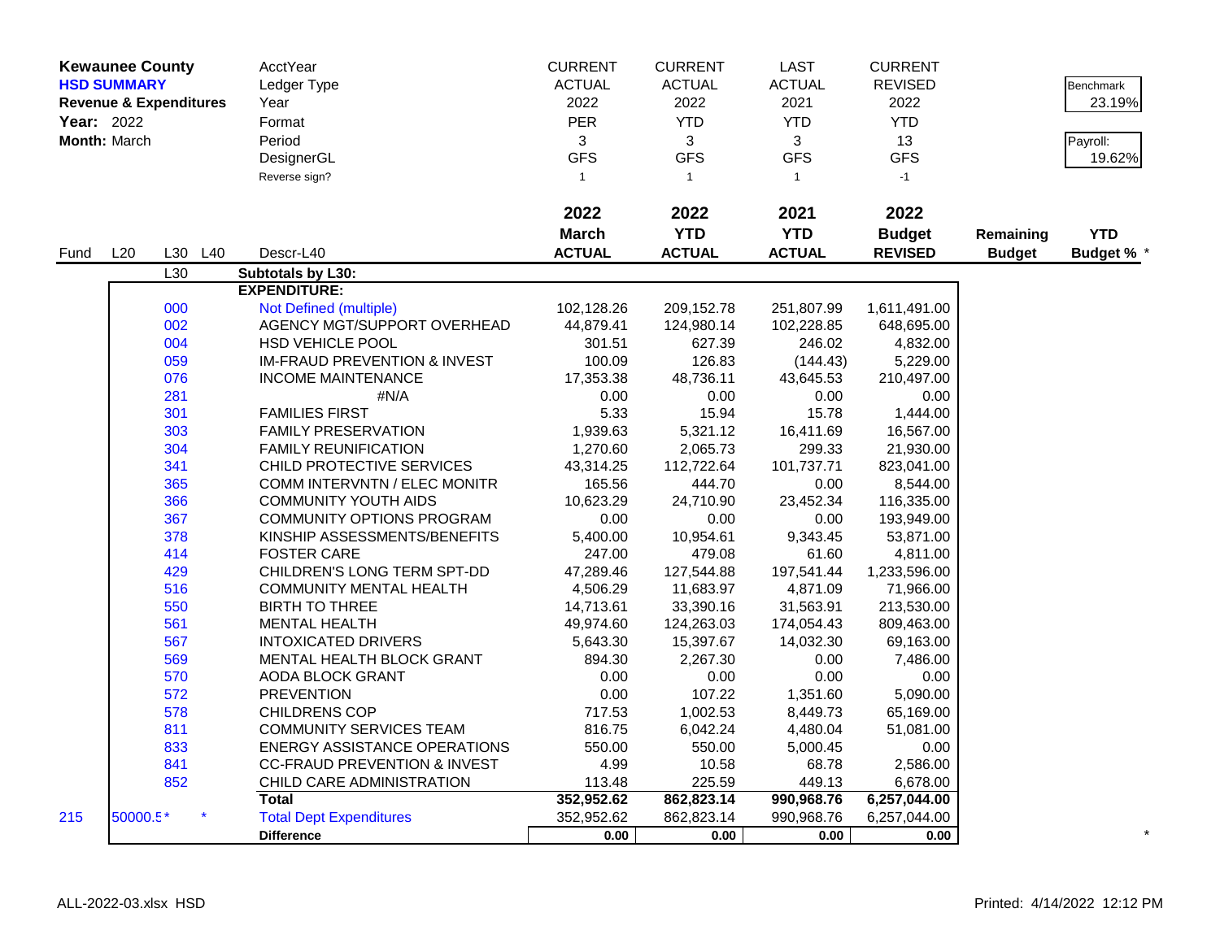**Kewaunee County**
**HSD SUMMARY**
**Revenue & Expenditures**
**Year:** 2022
**Month:** March

| | | | | AcctYear | CURRENT | CURRENT | LAST | CURRENT | | |
|---|---|---|---|---|---|---|---|---|---|---|
| | | | | Ledger Type | ACTUAL | ACTUAL | ACTUAL | REVISED | | Benchmark |
| | | | | Year | 2022 | 2022 | 2021 | 2022 | | 23.19% |
| | | | | Format | PER | YTD | YTD | YTD | | |
| | | | | Period | 3 | 3 | 3 | 13 | | Payroll: |
| | | | | DesignerGL | GFS | GFS | GFS | GFS | | 19.62% |
| | | | | Reverse sign? | 1 | 1 | 1 | -1 | | |
| | | | | | **2022** | **2022** | **2021** | **2022** | | |
| | | | | | **March** | **YTD** | **YTD** | **Budget** | **Remaining** | **YTD** |
| Fund | L20 | L30 | L40 | Descr-L40 | **ACTUAL** | **ACTUAL** | **ACTUAL** | **REVISED** | **Budget** | **Budget %** * |
| | | L30 | | **Subtotals by L30:** | | | | | | |
| | | | | **EXPENDITURE:** | | | | | | |
| | | 000 | | Not Defined (multiple) | 102,128.26 | 209,152.78 | 251,807.99 | 1,611,491.00 | | |
| | | 002 | | AGENCY MGT/SUPPORT OVERHEAD | 44,879.41 | 124,980.14 | 102,228.85 | 648,695.00 | | |
| | | 004 | | HSD VEHICLE POOL | 301.51 | 627.39 | 246.02 | 4,832.00 | | |
| | | 059 | | IM-FRAUD PREVENTION & INVEST | 100.09 | 126.83 | (144.43) | 5,229.00 | | |
| | | 076 | | INCOME MAINTENANCE | 17,353.38 | 48,736.11 | 43,645.53 | 210,497.00 | | |
| | | 281 | | #N/A | 0.00 | 0.00 | 0.00 | 0.00 | | |
| | | 301 | | FAMILIES FIRST | 5.33 | 15.94 | 15.78 | 1,444.00 | | |
| | | 303 | | FAMILY PRESERVATION | 1,939.63 | 5,321.12 | 16,411.69 | 16,567.00 | | |
| | | 304 | | FAMILY REUNIFICATION | 1,270.60 | 2,065.73 | 299.33 | 21,930.00 | | |
| | | 341 | | CHILD PROTECTIVE SERVICES | 43,314.25 | 112,722.64 | 101,737.71 | 823,041.00 | | |
| | | 365 | | COMM INTERVNTN / ELEC MONITR | 165.56 | 444.70 | 0.00 | 8,544.00 | | |
| | | 366 | | COMMUNITY YOUTH AIDS | 10,623.29 | 24,710.90 | 23,452.34 | 116,335.00 | | |
| | | 367 | | COMMUNITY OPTIONS PROGRAM | 0.00 | 0.00 | 0.00 | 193,949.00 | | |
| | | 378 | | KINSHIP ASSESSMENTS/BENEFITS | 5,400.00 | 10,954.61 | 9,343.45 | 53,871.00 | | |
| | | 414 | | FOSTER CARE | 247.00 | 479.08 | 61.60 | 4,811.00 | | |
| | | 429 | | CHILDREN'S LONG TERM SPT-DD | 47,289.46 | 127,544.88 | 197,541.44 | 1,233,596.00 | | |
| | | 516 | | COMMUNITY MENTAL HEALTH | 4,506.29 | 11,683.97 | 4,871.09 | 71,966.00 | | |
| | | 550 | | BIRTH TO THREE | 14,713.61 | 33,390.16 | 31,563.91 | 213,530.00 | | |
| | | 561 | | MENTAL HEALTH | 49,974.60 | 124,263.03 | 174,054.43 | 809,463.00 | | |
| | | 567 | | INTOXICATED DRIVERS | 5,643.30 | 15,397.67 | 14,032.30 | 69,163.00 | | |
| | | 569 | | MENTAL HEALTH BLOCK GRANT | 894.30 | 2,267.30 | 0.00 | 7,486.00 | | |
| | | 570 | | AODA BLOCK GRANT | 0.00 | 0.00 | 0.00 | 0.00 | | |
| | | 572 | | PREVENTION | 0.00 | 107.22 | 1,351.60 | 5,090.00 | | |
| | | 578 | | CHILDRENS COP | 717.53 | 1,002.53 | 8,449.73 | 65,169.00 | | |
| | | 811 | | COMMUNITY SERVICES TEAM | 816.75 | 6,042.24 | 4,480.04 | 51,081.00 | | |
| | | 833 | | ENERGY ASSISTANCE OPERATIONS | 550.00 | 550.00 | 5,000.45 | 0.00 | | |
| | | 841 | | CC-FRAUD PREVENTION & INVEST | 4.99 | 10.58 | 68.78 | 2,586.00 | | |
| | | 852 | | CHILD CARE ADMINISTRATION | 113.48 | 225.59 | 449.13 | 6,678.00 | | |
| | | | | **Total** | **352,952.62** | **862,823.14** | **990,968.76** | **6,257,044.00** | | |
| 215 | 50000.5* | * | | Total Dept Expenditures | 352,952.62 | 862,823.14 | 990,968.76 | 6,257,044.00 | | |
| | | | | **Difference** | **0.00** | **0.00** | **0.00** | **0.00** | | * |

ALL-2022-03.xlsx HSD    Printed: 4/14/2022 12:12 PM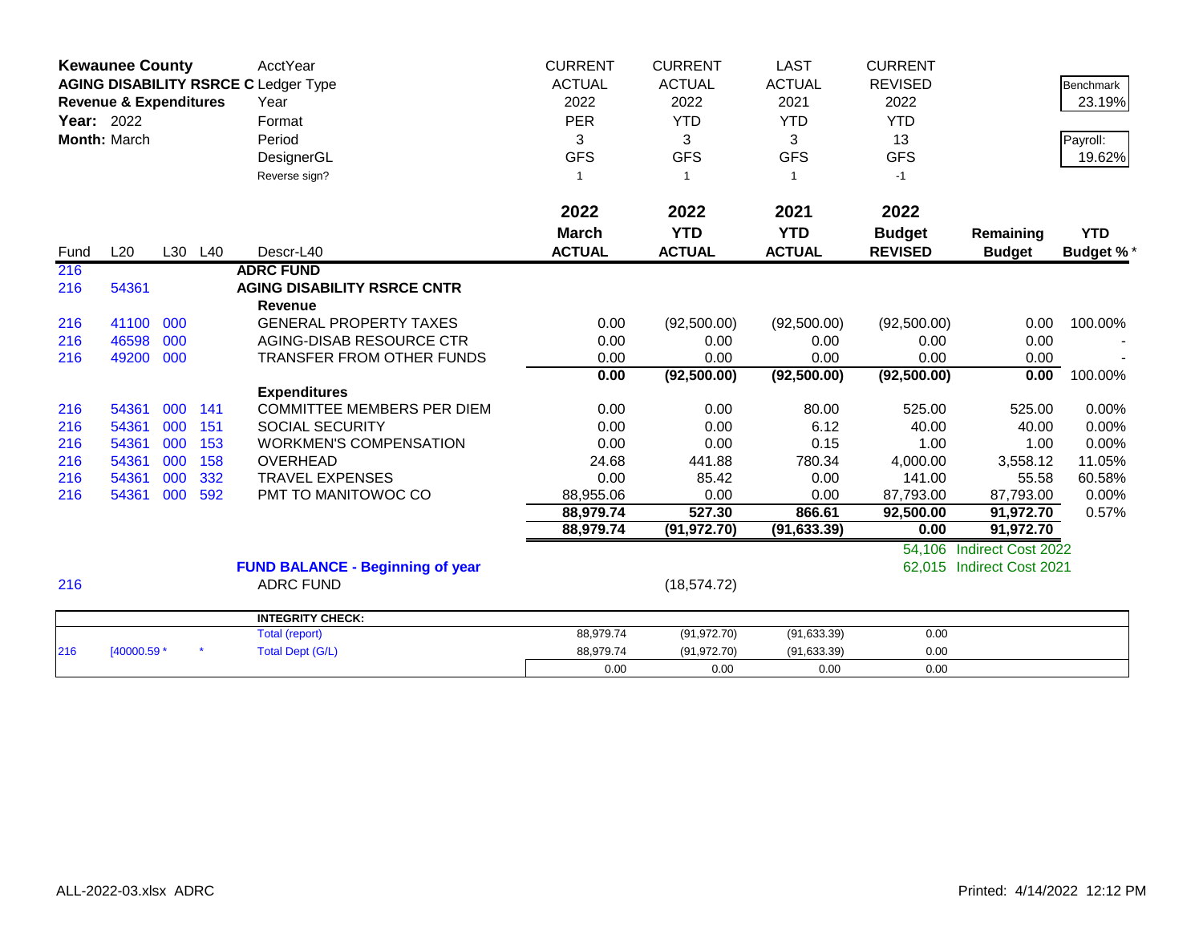**Kewaunee County**
**AGING DISABILITY RSRCE C**
**Revenue & Expenditures**
**Year:** 2022
**Month:** March

| | | | | AcctYear | CURRENT | CURRENT | LAST | CURRENT | | |
|---|---|---|---|---|---|---|---|---|---|---|
| | | | | Ledger Type | ACTUAL | ACTUAL | ACTUAL | REVISED | | Benchmark |
| | | | | Year | 2022 | 2022 | 2021 | 2022 | | 23.19% |
| | | | | Format | PER | YTD | YTD | YTD | | |
| | | | | Period | 3 | 3 | 3 | 13 | | Payroll: |
| | | | | DesignerGL | GFS | GFS | GFS | GFS | | 19.62% |
| | | | | Reverse sign? | 1 | 1 | 1 | -1 | | |
| | | | | | 2022 | 2022 | 2021 | 2022 | | |
| | | | | | March | YTD | YTD | Budget | Remaining | YTD |
| Fund | L20 | L30 | L40 | Descr-L40 | ACTUAL | ACTUAL | ACTUAL | REVISED | Budget | Budget %* |
| 216 | | | | **ADRC FUND** | | | | | | |
| 216 | 54361 | | | **AGING DISABILITY RSRCE CNTR** | | | | | | |
| | | | | **Revenue** | | | | | | |
| 216 | 41100 | 000 | | GENERAL PROPERTY TAXES | 0.00 | (92,500.00) | (92,500.00) | (92,500.00) | 0.00 | 100.00% |
| 216 | 46598 | 000 | | AGING-DISAB RESOURCE CTR | 0.00 | 0.00 | 0.00 | 0.00 | 0.00 | - |
| 216 | 49200 | 000 | | TRANSFER FROM OTHER FUNDS | 0.00 | 0.00 | 0.00 | 0.00 | 0.00 | - |
| | | | | | **0.00** | **(92,500.00)** | **(92,500.00)** | **(92,500.00)** | **0.00** | 100.00% |
| | | | | **Expenditures** | | | | | | |
| 216 | 54361 | 000 | 141 | COMMITTEE MEMBERS PER DIEM | 0.00 | 0.00 | 80.00 | 525.00 | 525.00 | 0.00% |
| 216 | 54361 | 000 | 151 | SOCIAL SECURITY | 0.00 | 0.00 | 6.12 | 40.00 | 40.00 | 0.00% |
| 216 | 54361 | 000 | 153 | WORKMEN'S COMPENSATION | 0.00 | 0.00 | 0.15 | 1.00 | 1.00 | 0.00% |
| 216 | 54361 | 000 | 158 | OVERHEAD | 24.68 | 441.88 | 780.34 | 4,000.00 | 3,558.12 | 11.05% |
| 216 | 54361 | 000 | 332 | TRAVEL EXPENSES | 0.00 | 85.42 | 0.00 | 141.00 | 55.58 | 60.58% |
| 216 | 54361 | 000 | 592 | PMT TO MANITOWOC CO | 88,955.06 | 0.00 | 0.00 | 87,793.00 | 87,793.00 | 0.00% |
| | | | | | **88,979.74** | **527.30** | **866.61** | **92,500.00** | **91,972.70** | 0.57% |
| | | | | | **88,979.74** | **(91,972.70)** | **(91,633.39)** | **0.00** | **91,972.70** | |
| | | | | | | | | 54,106 | Indirect Cost 2022 | |
| | | | | **FUND BALANCE - Beginning of year** | | | | 62,015 | Indirect Cost 2021 | |
| 216 | | | | ADRC FUND | | (18,574.72) | | | | |

| | | | INTEGRITY CHECK: | | | | |
|---|---|---|---|---|---|---|---|
| | | | Total (report) | 88,979.74 | (91,972.70) | (91,633.39) | 0.00 |
| 216 | [40000.59 * | * | Total Dept (G/L) | 88,979.74 | (91,972.70) | (91,633.39) | 0.00 |
| | | | | 0.00 | 0.00 | 0.00 | 0.00 |

ALL-2022-03.xlsx ADRC — Printed: 4/14/2022 12:12 PM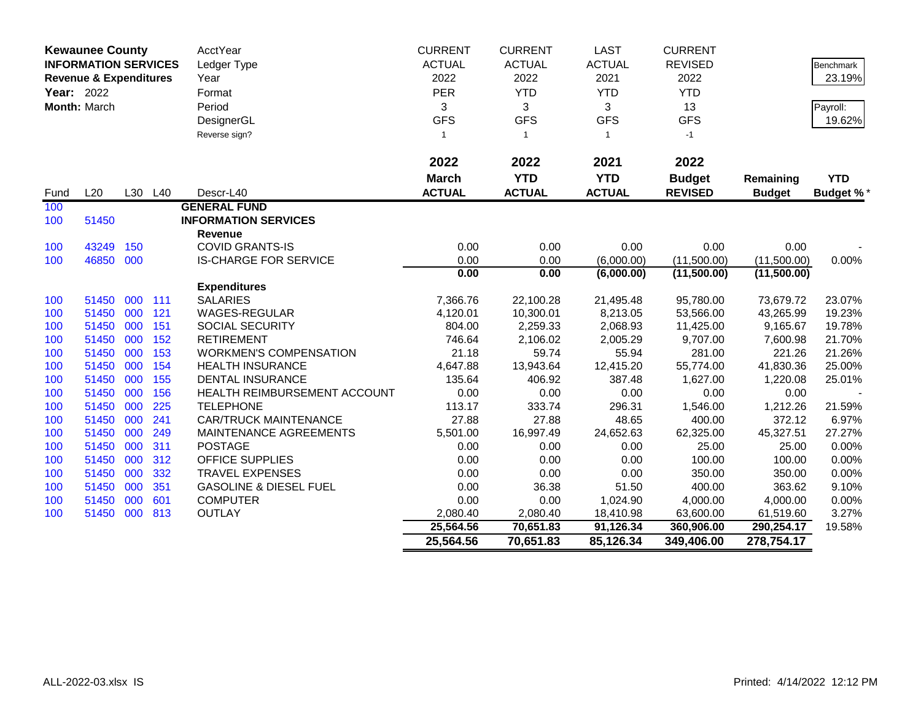**Kewaunee County**
**INFORMATION SERVICES**
**Revenue & Expenditures**
**Year:** 2022
**Month:** March

| | | | | | CURRENT | CURRENT | LAST | CURRENT | | |
|---|---|---|---|---|---|---|---|---|---|---|
| | | | | AcctYear | CURRENT | CURRENT | LAST | CURRENT | | Benchmark |
| | | | | Ledger Type | ACTUAL | ACTUAL | ACTUAL | REVISED | | 23.19% |
| | | | | Year | 2022 | 2022 | 2021 | 2022 | | |
| | | | | Format | PER | YTD | YTD | YTD | | Payroll: |
| | | | | Period | 3 | 3 | 3 | 13 | | 19.62% |
| | | | | DesignerGL | GFS | GFS | GFS | GFS | | |
| | | | | Reverse sign? | 1 | 1 | 1 | -1 | | |
| | | | | | **2022** | **2022** | **2021** | **2022** | | |
| | | | | | **March** | **YTD** | **YTD** | **Budget** | **Remaining** | **YTD** |
| Fund | L20 | L30 | L40 | Descr-L40 | **ACTUAL** | **ACTUAL** | **ACTUAL** | **REVISED** | **Budget** | **Budget %*** |
| 100 | | | | **GENERAL FUND** | | | | | | |
| 100 | 51450 | | | **INFORMATION SERVICES** | | | | | | |
| | | | | **Revenue** | | | | | | |
| 100 | 43249 | 150 | | COVID GRANTS-IS | 0.00 | 0.00 | 0.00 | 0.00 | 0.00 | - |
| 100 | 46850 | 000 | | IS-CHARGE FOR SERVICE | 0.00 | 0.00 | (6,000.00) | (11,500.00) | (11,500.00) | 0.00% |
| | | | | | **0.00** | **0.00** | **(6,000.00)** | **(11,500.00)** | **(11,500.00)** | |
| | | | | **Expenditures** | | | | | | |
| 100 | 51450 | 000 | 111 | SALARIES | 7,366.76 | 22,100.28 | 21,495.48 | 95,780.00 | 73,679.72 | 23.07% |
| 100 | 51450 | 000 | 121 | WAGES-REGULAR | 4,120.01 | 10,300.01 | 8,213.05 | 53,566.00 | 43,265.99 | 19.23% |
| 100 | 51450 | 000 | 151 | SOCIAL SECURITY | 804.00 | 2,259.33 | 2,068.93 | 11,425.00 | 9,165.67 | 19.78% |
| 100 | 51450 | 000 | 152 | RETIREMENT | 746.64 | 2,106.02 | 2,005.29 | 9,707.00 | 7,600.98 | 21.70% |
| 100 | 51450 | 000 | 153 | WORKMEN'S COMPENSATION | 21.18 | 59.74 | 55.94 | 281.00 | 221.26 | 21.26% |
| 100 | 51450 | 000 | 154 | HEALTH INSURANCE | 4,647.88 | 13,943.64 | 12,415.20 | 55,774.00 | 41,830.36 | 25.00% |
| 100 | 51450 | 000 | 155 | DENTAL INSURANCE | 135.64 | 406.92 | 387.48 | 1,627.00 | 1,220.08 | 25.01% |
| 100 | 51450 | 000 | 156 | HEALTH REIMBURSEMENT ACCOUNT | 0.00 | 0.00 | 0.00 | 0.00 | 0.00 | - |
| 100 | 51450 | 000 | 225 | TELEPHONE | 113.17 | 333.74 | 296.31 | 1,546.00 | 1,212.26 | 21.59% |
| 100 | 51450 | 000 | 241 | CAR/TRUCK MAINTENANCE | 27.88 | 27.88 | 48.65 | 400.00 | 372.12 | 6.97% |
| 100 | 51450 | 000 | 249 | MAINTENANCE AGREEMENTS | 5,501.00 | 16,997.49 | 24,652.63 | 62,325.00 | 45,327.51 | 27.27% |
| 100 | 51450 | 000 | 311 | POSTAGE | 0.00 | 0.00 | 0.00 | 25.00 | 25.00 | 0.00% |
| 100 | 51450 | 000 | 312 | OFFICE SUPPLIES | 0.00 | 0.00 | 0.00 | 100.00 | 100.00 | 0.00% |
| 100 | 51450 | 000 | 332 | TRAVEL EXPENSES | 0.00 | 0.00 | 0.00 | 350.00 | 350.00 | 0.00% |
| 100 | 51450 | 000 | 351 | GASOLINE & DIESEL FUEL | 0.00 | 36.38 | 51.50 | 400.00 | 363.62 | 9.10% |
| 100 | 51450 | 000 | 601 | COMPUTER | 0.00 | 0.00 | 1,024.90 | 4,000.00 | 4,000.00 | 0.00% |
| 100 | 51450 | 000 | 813 | OUTLAY | 2,080.40 | 2,080.40 | 18,410.98 | 63,600.00 | 61,519.60 | 3.27% |
| | | | | | **25,564.56** | **70,651.83** | **91,126.34** | **360,906.00** | **290,254.17** | 19.58% |
| | | | | | **25,564.56** | **70,651.83** | **85,126.34** | **349,406.00** | **278,754.17** | |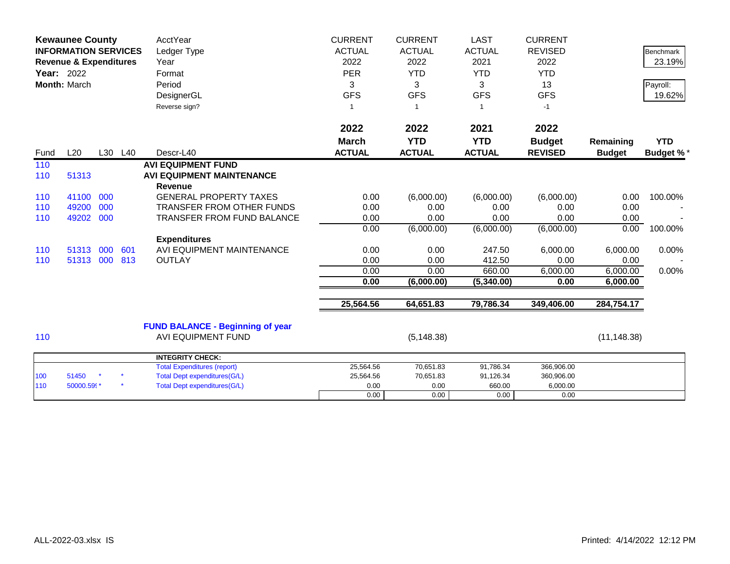**Kewaunee County**
**INFORMATION SERVICES**
**Revenue & Expenditures**
**Year:** 2022
**Month:** March

| | | | | AcctYear | CURRENT | CURRENT | LAST | CURRENT | | |
|---|---|---|---|---|---|---|---|---|---|---|
| | | | | Ledger Type | ACTUAL | ACTUAL | ACTUAL | REVISED | | Benchmark |
| | | | | Year | 2022 | 2022 | 2021 | 2022 | | 23.19% |
| | | | | Format | PER | YTD | YTD | YTD | | |
| | | | | Period | 3 | 3 | 3 | 13 | | Payroll: |
| | | | | DesignerGL | GFS | GFS | GFS | GFS | | 19.62% |
| | | | | Reverse sign? | 1 | 1 | 1 | -1 | | |
| | | | | | **2022** | **2022** | **2021** | **2022** | | |
| | | | | | **March** | **YTD** | **YTD** | **Budget** | **Remaining** | **YTD** |
| Fund | L20 | L30 | L40 | Descr-L40 | **ACTUAL** | **ACTUAL** | **ACTUAL** | **REVISED** | **Budget** | **Budget %*** |
| 110 | | | | **AVI EQUIPMENT FUND** | | | | | | |
| 110 | 51313 | | | **AVI EQUIPMENT MAINTENANCE** | | | | | | |
| | | | | **Revenue** | | | | | | |
| 110 | 41100 | 000 | | GENERAL PROPERTY TAXES | 0.00 | (6,000.00) | (6,000.00) | (6,000.00) | 0.00 | 100.00% |
| 110 | 49200 | 000 | | TRANSFER FROM OTHER FUNDS | 0.00 | 0.00 | 0.00 | 0.00 | 0.00 | - |
| 110 | 49202 | 000 | | TRANSFER FROM FUND BALANCE | 0.00 | 0.00 | 0.00 | 0.00 | 0.00 | - |
| | | | | | 0.00 | (6,000.00) | (6,000.00) | (6,000.00) | 0.00 | 100.00% |
| | | | | **Expenditures** | | | | | | |
| 110 | 51313 | 000 | 601 | AVI EQUIPMENT MAINTENANCE | 0.00 | 0.00 | 247.50 | 6,000.00 | 6,000.00 | 0.00% |
| 110 | 51313 | 000 | 813 | OUTLAY | 0.00 | 0.00 | 412.50 | 0.00 | 0.00 | - |
| | | | | | 0.00 | 0.00 | 660.00 | 6,000.00 | 6,000.00 | 0.00% |
| | | | | | **0.00** | **(6,000.00)** | **(5,340.00)** | **0.00** | **6,000.00** | |
| | | | | | **25,564.56** | **64,651.83** | **79,786.34** | **349,406.00** | **284,754.17** | |
| | | | | **FUND BALANCE - Beginning of year** | | | | | | |
| 110 | | | | AVI EQUIPMENT FUND | | (5,148.38) | | | (11,148.38) | |

| | | | | **INTEGRITY CHECK:** | | | | |
|---|---|---|---|---|---|---|---|---|
| | | | | Total Expenditures (report) | 25,564.56 | 70,651.83 | 91,786.34 | 366,906.00 |
| 100 | 51450 | * | * | Total Dept expenditures(G/L) | 25,564.56 | 70,651.83 | 91,126.34 | 360,906.00 |
| 110 | 50000.59 | * | * | Total Dept expenditures(G/L) | 0.00 | 0.00 | 660.00 | 6,000.00 |
| | | | | | 0.00 | 0.00 | 0.00 | 0.00 |

ALL-2022-03.xlsx IS

Printed: 4/14/2022 12:12 PM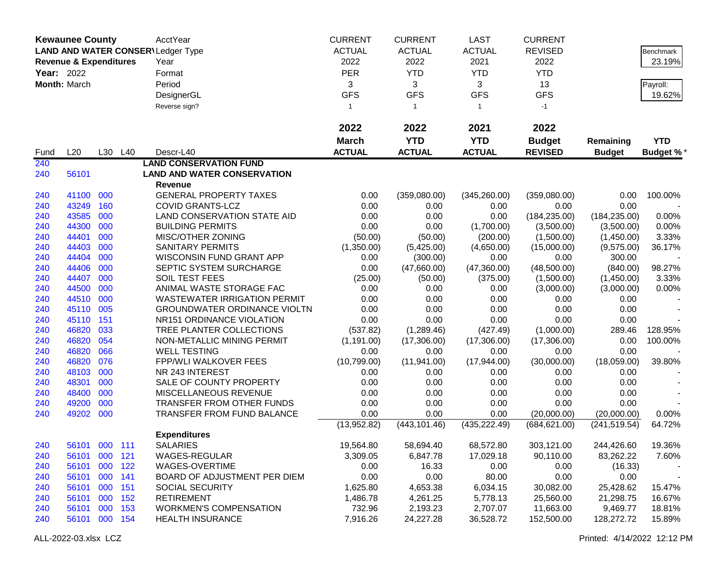| Kewaunee County | | | | AcctYear | CURRENT | CURRENT | LAST | CURRENT | | |
|---|---|---|---|---|---|---|---|---|---|---|
| LAND AND WATER CONSER\ | | | | Ledger Type | ACTUAL | ACTUAL | ACTUAL | REVISED | | Benchmark |
| Revenue & Expenditures | | | | Year | 2022 | 2022 | 2021 | 2022 | | 23.19% |
| Year: 2022 | | | | Format | PER | YTD | YTD | YTD | | |
| Month: March | | | | Period | 3 | 3 | 3 | 13 | | Payroll: |
| | | | | DesignerGL | GFS | GFS | GFS | GFS | | 19.62% |
| | | | | Reverse sign? | 1 | 1 | 1 | -1 | | |
| | | | | | 2022 | 2022 | 2021 | 2022 | | |
| | | | | | March | YTD | YTD | Budget | Remaining | YTD |
| Fund | L20 | L30 | L40 | Descr-L40 | ACTUAL | ACTUAL | ACTUAL | REVISED | Budget | Budget % * |
| 240 | | | | **LAND CONSERVATION FUND** | | | | | | |
| 240 | 56101 | | | **LAND AND WATER CONSERVATION** | | | | | | |
| | | | | **Revenue** | | | | | | |
| 240 | 41100 | 000 | | GENERAL PROPERTY TAXES | 0.00 | (359,080.00) | (345,260.00) | (359,080.00) | 0.00 | 100.00% |
| 240 | 43249 | 160 | | COVID GRANTS-LCZ | 0.00 | 0.00 | 0.00 | 0.00 | 0.00 | - |
| 240 | 43585 | 000 | | LAND CONSERVATION STATE AID | 0.00 | 0.00 | 0.00 | (184,235.00) | (184,235.00) | 0.00% |
| 240 | 44300 | 000 | | BUILDING PERMITS | 0.00 | 0.00 | (1,700.00) | (3,500.00) | (3,500.00) | 0.00% |
| 240 | 44401 | 000 | | MISC/OTHER ZONING | (50.00) | (50.00) | (200.00) | (1,500.00) | (1,450.00) | 3.33% |
| 240 | 44403 | 000 | | SANITARY PERMITS | (1,350.00) | (5,425.00) | (4,650.00) | (15,000.00) | (9,575.00) | 36.17% |
| 240 | 44404 | 000 | | WISCONSIN FUND GRANT APP | 0.00 | (300.00) | 0.00 | 0.00 | 300.00 | - |
| 240 | 44406 | 000 | | SEPTIC SYSTEM SURCHARGE | 0.00 | (47,660.00) | (47,360.00) | (48,500.00) | (840.00) | 98.27% |
| 240 | 44407 | 000 | | SOIL TEST FEES | (25.00) | (50.00) | (375.00) | (1,500.00) | (1,450.00) | 3.33% |
| 240 | 44500 | 000 | | ANIMAL WASTE STORAGE FAC | 0.00 | 0.00 | 0.00 | (3,000.00) | (3,000.00) | 0.00% |
| 240 | 44510 | 000 | | WASTEWATER IRRIGATION PERMIT | 0.00 | 0.00 | 0.00 | 0.00 | 0.00 | - |
| 240 | 45110 | 005 | | GROUNDWATER ORDINANCE VIOLTN | 0.00 | 0.00 | 0.00 | 0.00 | 0.00 | - |
| 240 | 45110 | 151 | | NR151 ORDINANCE VIOLATION | 0.00 | 0.00 | 0.00 | 0.00 | 0.00 | - |
| 240 | 46820 | 033 | | TREE PLANTER COLLECTIONS | (537.82) | (1,289.46) | (427.49) | (1,000.00) | 289.46 | 128.95% |
| 240 | 46820 | 054 | | NON-METALLIC MINING PERMIT | (1,191.00) | (17,306.00) | (17,306.00) | (17,306.00) | 0.00 | 100.00% |
| 240 | 46820 | 066 | | WELL TESTING | 0.00 | 0.00 | 0.00 | 0.00 | 0.00 | - |
| 240 | 46820 | 076 | | FPP/WLI WALKOVER FEES | (10,799.00) | (11,941.00) | (17,944.00) | (30,000.00) | (18,059.00) | 39.80% |
| 240 | 48103 | 000 | | NR 243 INTEREST | 0.00 | 0.00 | 0.00 | 0.00 | 0.00 | - |
| 240 | 48301 | 000 | | SALE OF COUNTY PROPERTY | 0.00 | 0.00 | 0.00 | 0.00 | 0.00 | - |
| 240 | 48400 | 000 | | MISCELLANEOUS REVENUE | 0.00 | 0.00 | 0.00 | 0.00 | 0.00 | - |
| 240 | 49200 | 000 | | TRANSFER FROM OTHER FUNDS | 0.00 | 0.00 | 0.00 | 0.00 | 0.00 | - |
| 240 | 49202 | 000 | | TRANSFER FROM FUND BALANCE | 0.00 | 0.00 | 0.00 | (20,000.00) | (20,000.00) | 0.00% |
| | | | | | (13,952.82) | (443,101.46) | (435,222.49) | (684,621.00) | (241,519.54) | 64.72% |
| | | | | **Expenditures** | | | | | | |
| 240 | 56101 | 000 | 111 | SALARIES | 19,564.80 | 58,694.40 | 68,572.80 | 303,121.00 | 244,426.60 | 19.36% |
| 240 | 56101 | 000 | 121 | WAGES-REGULAR | 3,309.05 | 6,847.78 | 17,029.18 | 90,110.00 | 83,262.22 | 7.60% |
| 240 | 56101 | 000 | 122 | WAGES-OVERTIME | 0.00 | 16.33 | 0.00 | 0.00 | (16.33) | - |
| 240 | 56101 | 000 | 141 | BOARD OF ADJUSTMENT PER DIEM | 0.00 | 0.00 | 80.00 | 0.00 | 0.00 | - |
| 240 | 56101 | 000 | 151 | SOCIAL SECURITY | 1,625.80 | 4,653.38 | 6,034.15 | 30,082.00 | 25,428.62 | 15.47% |
| 240 | 56101 | 000 | 152 | RETIREMENT | 1,486.78 | 4,261.25 | 5,778.13 | 25,560.00 | 21,298.75 | 16.67% |
| 240 | 56101 | 000 | 153 | WORKMEN'S COMPENSATION | 732.96 | 2,193.23 | 2,707.07 | 11,663.00 | 9,469.77 | 18.81% |
| 240 | 56101 | 000 | 154 | HEALTH INSURANCE | 7,916.26 | 24,227.28 | 36,528.72 | 152,500.00 | 128,272.72 | 15.89% |

ALL-2022-03.xlsx LCZ

Printed: 4/14/2022 12:12 PM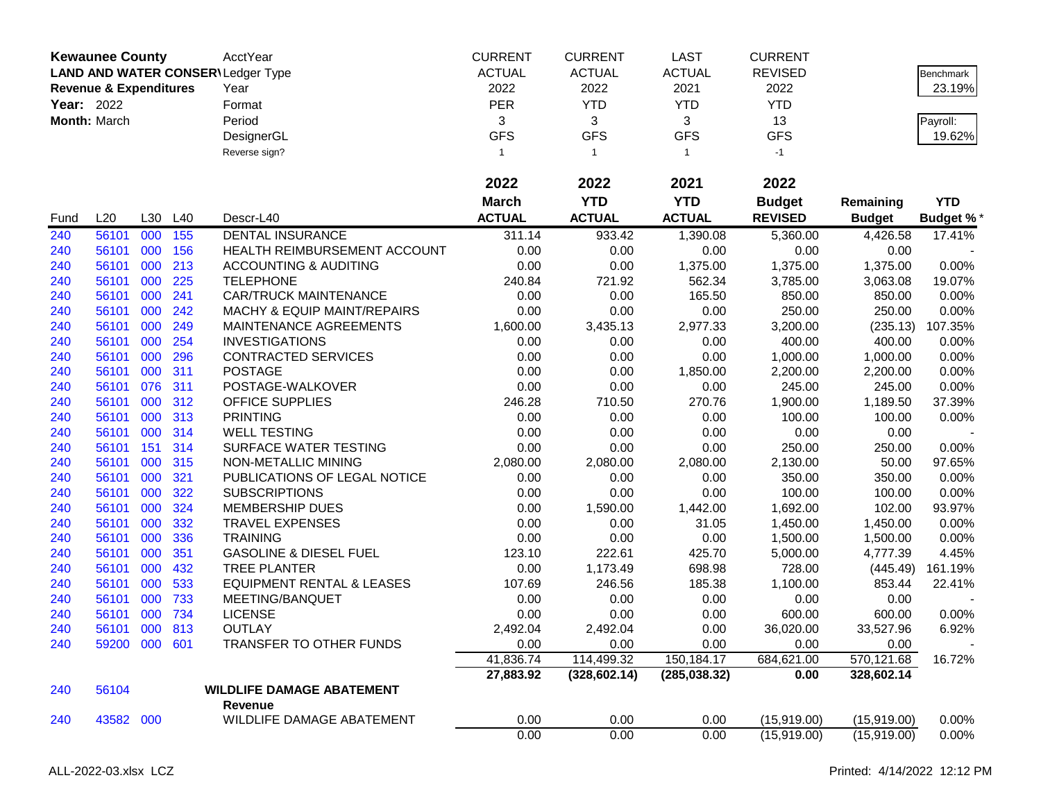**Kewaunee County**
**LAND AND WATER CONSERVATION**
**Revenue & Expenditures**
**Year:** 2022
**Month:** March

| | | | | AcctYear | CURRENT | CURRENT | LAST | CURRENT | | |
|---|---|---|---|---|---|---|---|---|---|---|
| | | | | Ledger Type | ACTUAL | ACTUAL | ACTUAL | REVISED | | Benchmark |
| | | | | Year | 2022 | 2022 | 2021 | 2022 | | 23.19% |
| | | | | Format | PER | YTD | YTD | YTD | | |
| | | | | Period | 3 | 3 | 3 | 13 | | Payroll: |
| | | | | DesignerGL | GFS | GFS | GFS | GFS | | 19.62% |
| | | | | Reverse sign? | 1 | 1 | 1 | -1 | | |

| Fund | L20 | L30 | L40 | Descr-L40 | 2022 March ACTUAL | 2022 YTD ACTUAL | 2021 YTD ACTUAL | 2022 Budget REVISED | Remaining Budget | YTD Budget % * |
|---|---|---|---|---|---|---|---|---|---|---|
| 240 | 56101 | 000 | 155 | DENTAL INSURANCE | 311.14 | 933.42 | 1,390.08 | 5,360.00 | 4,426.58 | 17.41% |
| 240 | 56101 | 000 | 156 | HEALTH REIMBURSEMENT ACCOUNT | 0.00 | 0.00 | 0.00 | 0.00 | 0.00 | - |
| 240 | 56101 | 000 | 213 | ACCOUNTING & AUDITING | 0.00 | 0.00 | 1,375.00 | 1,375.00 | 1,375.00 | 0.00% |
| 240 | 56101 | 000 | 225 | TELEPHONE | 240.84 | 721.92 | 562.34 | 3,785.00 | 3,063.08 | 19.07% |
| 240 | 56101 | 000 | 241 | CAR/TRUCK MAINTENANCE | 0.00 | 0.00 | 165.50 | 850.00 | 850.00 | 0.00% |
| 240 | 56101 | 000 | 242 | MACHY & EQUIP MAINT/REPAIRS | 0.00 | 0.00 | 0.00 | 250.00 | 250.00 | 0.00% |
| 240 | 56101 | 000 | 249 | MAINTENANCE AGREEMENTS | 1,600.00 | 3,435.13 | 2,977.33 | 3,200.00 | (235.13) | 107.35% |
| 240 | 56101 | 000 | 254 | INVESTIGATIONS | 0.00 | 0.00 | 0.00 | 400.00 | 400.00 | 0.00% |
| 240 | 56101 | 000 | 296 | CONTRACTED SERVICES | 0.00 | 0.00 | 0.00 | 1,000.00 | 1,000.00 | 0.00% |
| 240 | 56101 | 000 | 311 | POSTAGE | 0.00 | 0.00 | 1,850.00 | 2,200.00 | 2,200.00 | 0.00% |
| 240 | 56101 | 076 | 311 | POSTAGE-WALKOVER | 0.00 | 0.00 | 0.00 | 245.00 | 245.00 | 0.00% |
| 240 | 56101 | 000 | 312 | OFFICE SUPPLIES | 246.28 | 710.50 | 270.76 | 1,900.00 | 1,189.50 | 37.39% |
| 240 | 56101 | 000 | 313 | PRINTING | 0.00 | 0.00 | 0.00 | 100.00 | 100.00 | 0.00% |
| 240 | 56101 | 000 | 314 | WELL TESTING | 0.00 | 0.00 | 0.00 | 0.00 | 0.00 | - |
| 240 | 56101 | 151 | 314 | SURFACE WATER TESTING | 0.00 | 0.00 | 0.00 | 250.00 | 250.00 | 0.00% |
| 240 | 56101 | 000 | 315 | NON-METALLIC MINING | 2,080.00 | 2,080.00 | 2,080.00 | 2,130.00 | 50.00 | 97.65% |
| 240 | 56101 | 000 | 321 | PUBLICATIONS OF LEGAL NOTICE | 0.00 | 0.00 | 0.00 | 350.00 | 350.00 | 0.00% |
| 240 | 56101 | 000 | 322 | SUBSCRIPTIONS | 0.00 | 0.00 | 0.00 | 100.00 | 100.00 | 0.00% |
| 240 | 56101 | 000 | 324 | MEMBERSHIP DUES | 0.00 | 1,590.00 | 1,442.00 | 1,692.00 | 102.00 | 93.97% |
| 240 | 56101 | 000 | 332 | TRAVEL EXPENSES | 0.00 | 0.00 | 31.05 | 1,450.00 | 1,450.00 | 0.00% |
| 240 | 56101 | 000 | 336 | TRAINING | 0.00 | 0.00 | 0.00 | 1,500.00 | 1,500.00 | 0.00% |
| 240 | 56101 | 000 | 351 | GASOLINE & DIESEL FUEL | 123.10 | 222.61 | 425.70 | 5,000.00 | 4,777.39 | 4.45% |
| 240 | 56101 | 000 | 432 | TREE PLANTER | 0.00 | 1,173.49 | 698.98 | 728.00 | (445.49) | 161.19% |
| 240 | 56101 | 000 | 533 | EQUIPMENT RENTAL & LEASES | 107.69 | 246.56 | 185.38 | 1,100.00 | 853.44 | 22.41% |
| 240 | 56101 | 000 | 733 | MEETING/BANQUET | 0.00 | 0.00 | 0.00 | 0.00 | 0.00 | - |
| 240 | 56101 | 000 | 734 | LICENSE | 0.00 | 0.00 | 0.00 | 600.00 | 600.00 | 0.00% |
| 240 | 56101 | 000 | 813 | OUTLAY | 2,492.04 | 2,492.04 | 0.00 | 36,020.00 | 33,527.96 | 6.92% |
| 240 | 59200 | 000 | 601 | TRANSFER TO OTHER FUNDS | 0.00 | 0.00 | 0.00 | 0.00 | 0.00 | - |
| | | | | | 41,836.74 | 114,499.32 | 150,184.17 | 684,621.00 | 570,121.68 | 16.72% |
| | | | | | **27,883.92** | **(328,602.14)** | **(285,038.32)** | **0.00** | **328,602.14** | |
| 240 | 56104 | | | **WILDLIFE DAMAGE ABATEMENT** | | | | | | |
| | | | | **Revenue** | | | | | | |
| 240 | 43582 | 000 | | WILDLIFE DAMAGE ABATEMENT | 0.00 | 0.00 | 0.00 | (15,919.00) | (15,919.00) | 0.00% |
| | | | | | 0.00 | 0.00 | 0.00 | (15,919.00) | (15,919.00) | 0.00% |

ALL-2022-03.xlsx LCZ — Printed: 4/14/2022 12:12 PM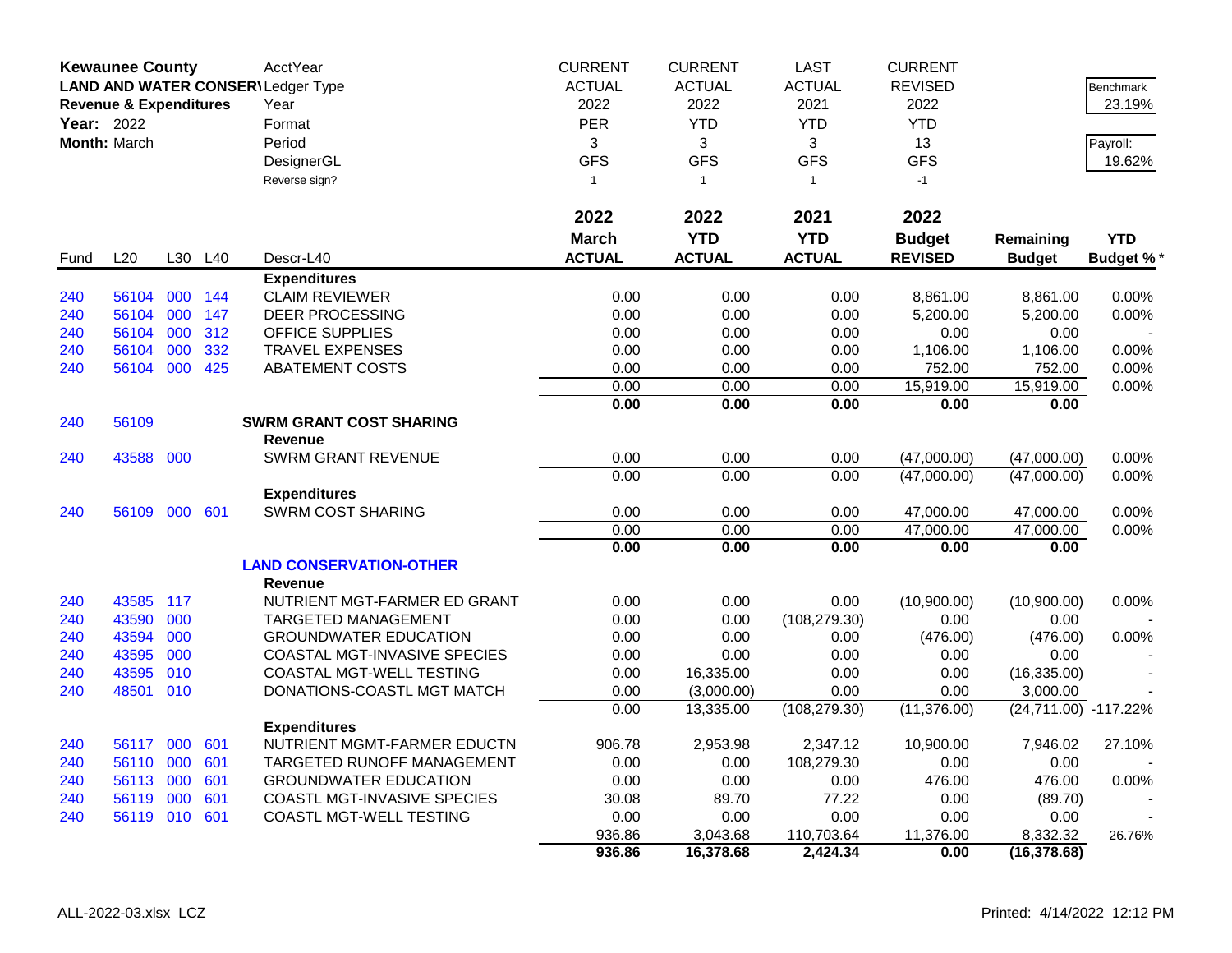| **Kewaunee County** | | | | AcctYear | CURRENT | CURRENT | LAST | CURRENT | | |
|---|---|---|---|---|---|---|---|---|---|---|
| **LAND AND WATER CONSERV** | | | | Ledger Type | ACTUAL | ACTUAL | ACTUAL | REVISED | | Benchmark |
| **Revenue & Expenditures** | | | | Year | 2022 | 2022 | 2021 | 2022 | | 23.19% |
| **Year:** 2022 | | | | Format | PER | YTD | YTD | YTD | | |
| **Month:** March | | | | Period | 3 | 3 | 3 | 13 | | Payroll: |
| | | | | DesignerGL | GFS | GFS | GFS | GFS | | 19.62% |
| | | | | Reverse sign? | 1 | 1 | 1 | -1 | | |
| | | | | | **2022** | **2022** | **2021** | **2022** | | |
| | | | | | **March** | **YTD** | **YTD** | **Budget** | **Remaining** | **YTD** |
| Fund | L20 | L30 | L40 | Descr-L40 | **ACTUAL** | **ACTUAL** | **ACTUAL** | **REVISED** | **Budget** | **Budget %*** |
| | | | | **Expenditures** | | | | | | |
| 240 | 56104 | 000 | 144 | CLAIM REVIEWER | 0.00 | 0.00 | 0.00 | 8,861.00 | 8,861.00 | 0.00% |
| 240 | 56104 | 000 | 147 | DEER PROCESSING | 0.00 | 0.00 | 0.00 | 5,200.00 | 5,200.00 | 0.00% |
| 240 | 56104 | 000 | 312 | OFFICE SUPPLIES | 0.00 | 0.00 | 0.00 | 0.00 | 0.00 | - |
| 240 | 56104 | 000 | 332 | TRAVEL EXPENSES | 0.00 | 0.00 | 0.00 | 1,106.00 | 1,106.00 | 0.00% |
| 240 | 56104 | 000 | 425 | ABATEMENT COSTS | 0.00 | 0.00 | 0.00 | 752.00 | 752.00 | 0.00% |
| | | | | | 0.00 | 0.00 | 0.00 | 15,919.00 | 15,919.00 | 0.00% |
| | | | | | **0.00** | **0.00** | **0.00** | **0.00** | **0.00** | |
| 240 | 56109 | | | **SWRM GRANT COST SHARING** | | | | | | |
| | | | | **Revenue** | | | | | | |
| 240 | 43588 | 000 | | SWRM GRANT REVENUE | 0.00 | 0.00 | 0.00 | (47,000.00) | (47,000.00) | 0.00% |
| | | | | | 0.00 | 0.00 | 0.00 | (47,000.00) | (47,000.00) | 0.00% |
| | | | | **Expenditures** | | | | | | |
| 240 | 56109 | 000 | 601 | SWRM COST SHARING | 0.00 | 0.00 | 0.00 | 47,000.00 | 47,000.00 | 0.00% |
| | | | | | 0.00 | 0.00 | 0.00 | 47,000.00 | 47,000.00 | 0.00% |
| | | | | | **0.00** | **0.00** | **0.00** | **0.00** | **0.00** | |
| | | | | **LAND CONSERVATION-OTHER** | | | | | | |
| | | | | **Revenue** | | | | | | |
| 240 | 43585 | 117 | | NUTRIENT MGT-FARMER ED GRANT | 0.00 | 0.00 | 0.00 | (10,900.00) | (10,900.00) | 0.00% |
| 240 | 43590 | 000 | | TARGETED MANAGEMENT | 0.00 | 0.00 | (108,279.30) | 0.00 | 0.00 | - |
| 240 | 43594 | 000 | | GROUNDWATER EDUCATION | 0.00 | 0.00 | 0.00 | (476.00) | (476.00) | 0.00% |
| 240 | 43595 | 000 | | COASTAL MGT-INVASIVE SPECIES | 0.00 | 0.00 | 0.00 | 0.00 | 0.00 | - |
| 240 | 43595 | 010 | | COASTAL MGT-WELL TESTING | 0.00 | 16,335.00 | 0.00 | 0.00 | (16,335.00) | - |
| 240 | 48501 | 010 | | DONATIONS-COASTL MGT MATCH | 0.00 | (3,000.00) | 0.00 | 0.00 | 3,000.00 | - |
| | | | | | 0.00 | 13,335.00 | (108,279.30) | (11,376.00) | (24,711.00) | -117.22% |
| | | | | **Expenditures** | | | | | | |
| 240 | 56117 | 000 | 601 | NUTRIENT MGMT-FARMER EDUCTN | 906.78 | 2,953.98 | 2,347.12 | 10,900.00 | 7,946.02 | 27.10% |
| 240 | 56110 | 000 | 601 | TARGETED RUNOFF MANAGEMENT | 0.00 | 0.00 | 108,279.30 | 0.00 | 0.00 | - |
| 240 | 56113 | 000 | 601 | GROUNDWATER EDUCATION | 0.00 | 0.00 | 0.00 | 476.00 | 476.00 | 0.00% |
| 240 | 56119 | 000 | 601 | COASTL MGT-INVASIVE SPECIES | 30.08 | 89.70 | 77.22 | 0.00 | (89.70) | - |
| 240 | 56119 | 010 | 601 | COASTL MGT-WELL TESTING | 0.00 | 0.00 | 0.00 | 0.00 | 0.00 | - |
| | | | | | 936.86 | 3,043.68 | 110,703.64 | 11,376.00 | 8,332.32 | 26.76% |
| | | | | | **936.86** | **16,378.68** | **2,424.34** | **0.00** | **(16,378.68)** | |

ALL-2022-03.xlsx LCZ | Printed: 4/14/2022 12:12 PM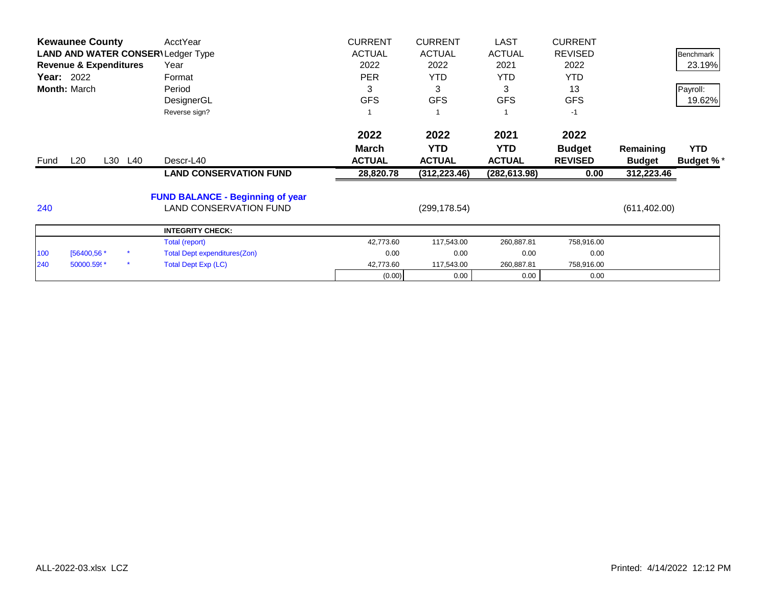**Kewaunee County**
**LAND AND WATER CONSERV**
**Revenue & Expenditures**
**Year:** 2022
**Month:** March

| | | | | AcctYear | CURRENT | CURRENT | LAST | CURRENT | | |
|---|---|---|---|---|---|---|---|---|---|---|
| | | | | Ledger Type | ACTUAL | ACTUAL | ACTUAL | REVISED | | Benchmark |
| | | | | Year | 2022 | 2022 | 2021 | 2022 | | 23.19% |
| | | | | Format | PER | YTD | YTD | YTD | | |
| | | | | Period | 3 | 3 | 3 | 13 | | Payroll: |
| | | | | DesignerGL | GFS | GFS | GFS | GFS | | 19.62% |
| | | | | Reverse sign? | 1 | 1 | 1 | -1 | | |
| | | | | | **2022** | **2022** | **2021** | **2022** | | |
| | | | | | **March** | **YTD** | **YTD** | **Budget** | **Remaining** | **YTD** |
| Fund | L20 | L30 | L40 | Descr-L40 | **ACTUAL** | **ACTUAL** | **ACTUAL** | **REVISED** | **Budget** | **Budget %*** |
| | | | | **LAND CONSERVATION FUND** | **28,820.78** | **(312,223.46)** | **(282,613.98)** | **0.00** | **312,223.46** | |
| | | | | **FUND BALANCE - Beginning of year** | | | | | | |
| 240 | | | | LAND CONSERVATION FUND | | (299,178.54) | | | (611,402.00) | |

| | | | **INTEGRITY CHECK:** | | | | |
|---|---|---|---|---|---|---|---|
| | | | Total (report) | 42,773.60 | 117,543.00 | 260,887.81 | 758,916.00 |
| 100 | [56400,56 * | * | Total Dept expenditures(Zon) | 0.00 | 0.00 | 0.00 | 0.00 |
| 240 | 50000.59 * | * | Total Dept Exp (LC) | 42,773.60 | 117,543.00 | 260,887.81 | 758,916.00 |
| | | | | (0.00) | 0.00 | 0.00 | 0.00 |

ALL-2022-03.xlsx LCZ    Printed: 4/14/2022 12:12 PM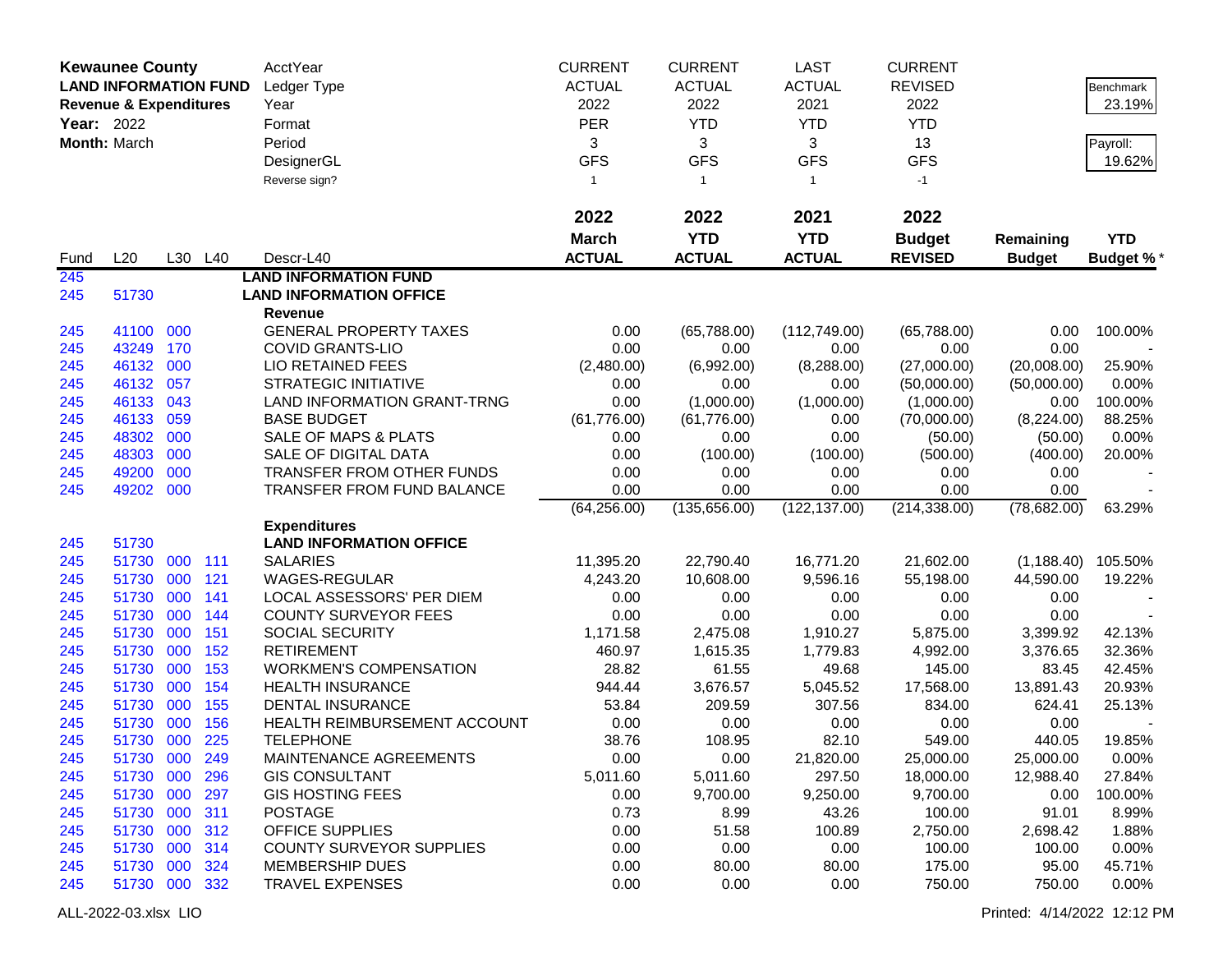| **Kewaunee County** | | | | AcctYear | CURRENT | CURRENT | LAST | CURRENT | | |
|---|---|---|---|---|---|---|---|---|---|---|
| **LAND INFORMATION FUND** | | | | Ledger Type | ACTUAL | ACTUAL | ACTUAL | REVISED | | Benchmark |
| **Revenue & Expenditures** | | | | Year | 2022 | 2022 | 2021 | 2022 | | 23.19% |
| **Year:** 2022 | | | | Format | PER | YTD | YTD | YTD | | |
| **Month:** March | | | | Period | 3 | 3 | 3 | 13 | | Payroll: |
| | | | | DesignerGL | GFS | GFS | GFS | GFS | | 19.62% |
| | | | | Reverse sign? | 1 | 1 | 1 | -1 | | |
| | | | | | **2022** | **2022** | **2021** | **2022** | | |
| | | | | | **March** | **YTD** | **YTD** | **Budget** | **Remaining** | **YTD** |
| Fund | L20 | L30 | L40 | Descr-L40 | **ACTUAL** | **ACTUAL** | **ACTUAL** | **REVISED** | **Budget** | **Budget %*** |
| 245 | | | | **LAND INFORMATION FUND** | | | | | | |
| 245 | 51730 | | | **LAND INFORMATION OFFICE** | | | | | | |
| | | | | **Revenue** | | | | | | |
| 245 | 41100 | 000 | | GENERAL PROPERTY TAXES | 0.00 | (65,788.00) | (112,749.00) | (65,788.00) | 0.00 | 100.00% |
| 245 | 43249 | 170 | | COVID GRANTS-LIO | 0.00 | 0.00 | 0.00 | 0.00 | 0.00 | - |
| 245 | 46132 | 000 | | LIO RETAINED FEES | (2,480.00) | (6,992.00) | (8,288.00) | (27,000.00) | (20,008.00) | 25.90% |
| 245 | 46132 | 057 | | STRATEGIC INITIATIVE | 0.00 | 0.00 | 0.00 | (50,000.00) | (50,000.00) | 0.00% |
| 245 | 46133 | 043 | | LAND INFORMATION GRANT-TRNG | 0.00 | (1,000.00) | (1,000.00) | (1,000.00) | 0.00 | 100.00% |
| 245 | 46133 | 059 | | BASE BUDGET | (61,776.00) | (61,776.00) | 0.00 | (70,000.00) | (8,224.00) | 88.25% |
| 245 | 48302 | 000 | | SALE OF MAPS & PLATS | 0.00 | 0.00 | 0.00 | (50.00) | (50.00) | 0.00% |
| 245 | 48303 | 000 | | SALE OF DIGITAL DATA | 0.00 | (100.00) | (100.00) | (500.00) | (400.00) | 20.00% |
| 245 | 49200 | 000 | | TRANSFER FROM OTHER FUNDS | 0.00 | 0.00 | 0.00 | 0.00 | 0.00 | - |
| 245 | 49202 | 000 | | TRANSFER FROM FUND BALANCE | 0.00 | 0.00 | 0.00 | 0.00 | 0.00 | - |
| | | | | | (64,256.00) | (135,656.00) | (122,137.00) | (214,338.00) | (78,682.00) | 63.29% |
| | | | | **Expenditures** | | | | | | |
| 245 | 51730 | | | **LAND INFORMATION OFFICE** | | | | | | |
| 245 | 51730 | 000 | 111 | SALARIES | 11,395.20 | 22,790.40 | 16,771.20 | 21,602.00 | (1,188.40) | 105.50% |
| 245 | 51730 | 000 | 121 | WAGES-REGULAR | 4,243.20 | 10,608.00 | 9,596.16 | 55,198.00 | 44,590.00 | 19.22% |
| 245 | 51730 | 000 | 141 | LOCAL ASSESSORS' PER DIEM | 0.00 | 0.00 | 0.00 | 0.00 | 0.00 | - |
| 245 | 51730 | 000 | 144 | COUNTY SURVEYOR FEES | 0.00 | 0.00 | 0.00 | 0.00 | 0.00 | - |
| 245 | 51730 | 000 | 151 | SOCIAL SECURITY | 1,171.58 | 2,475.08 | 1,910.27 | 5,875.00 | 3,399.92 | 42.13% |
| 245 | 51730 | 000 | 152 | RETIREMENT | 460.97 | 1,615.35 | 1,779.83 | 4,992.00 | 3,376.65 | 32.36% |
| 245 | 51730 | 000 | 153 | WORKMEN'S COMPENSATION | 28.82 | 61.55 | 49.68 | 145.00 | 83.45 | 42.45% |
| 245 | 51730 | 000 | 154 | HEALTH INSURANCE | 944.44 | 3,676.57 | 5,045.52 | 17,568.00 | 13,891.43 | 20.93% |
| 245 | 51730 | 000 | 155 | DENTAL INSURANCE | 53.84 | 209.59 | 307.56 | 834.00 | 624.41 | 25.13% |
| 245 | 51730 | 000 | 156 | HEALTH REIMBURSEMENT ACCOUNT | 0.00 | 0.00 | 0.00 | 0.00 | 0.00 | - |
| 245 | 51730 | 000 | 225 | TELEPHONE | 38.76 | 108.95 | 82.10 | 549.00 | 440.05 | 19.85% |
| 245 | 51730 | 000 | 249 | MAINTENANCE AGREEMENTS | 0.00 | 0.00 | 21,820.00 | 25,000.00 | 25,000.00 | 0.00% |
| 245 | 51730 | 000 | 296 | GIS CONSULTANT | 5,011.60 | 5,011.60 | 297.50 | 18,000.00 | 12,988.40 | 27.84% |
| 245 | 51730 | 000 | 297 | GIS HOSTING FEES | 0.00 | 9,700.00 | 9,250.00 | 9,700.00 | 0.00 | 100.00% |
| 245 | 51730 | 000 | 311 | POSTAGE | 0.73 | 8.99 | 43.26 | 100.00 | 91.01 | 8.99% |
| 245 | 51730 | 000 | 312 | OFFICE SUPPLIES | 0.00 | 51.58 | 100.89 | 2,750.00 | 2,698.42 | 1.88% |
| 245 | 51730 | 000 | 314 | COUNTY SURVEYOR SUPPLIES | 0.00 | 0.00 | 0.00 | 100.00 | 100.00 | 0.00% |
| 245 | 51730 | 000 | 324 | MEMBERSHIP DUES | 0.00 | 80.00 | 80.00 | 175.00 | 95.00 | 45.71% |
| 245 | 51730 | 000 | 332 | TRAVEL EXPENSES | 0.00 | 0.00 | 0.00 | 750.00 | 750.00 | 0.00% |

ALL-2022-03.xlsx LIO

Printed: 4/14/2022 12:12 PM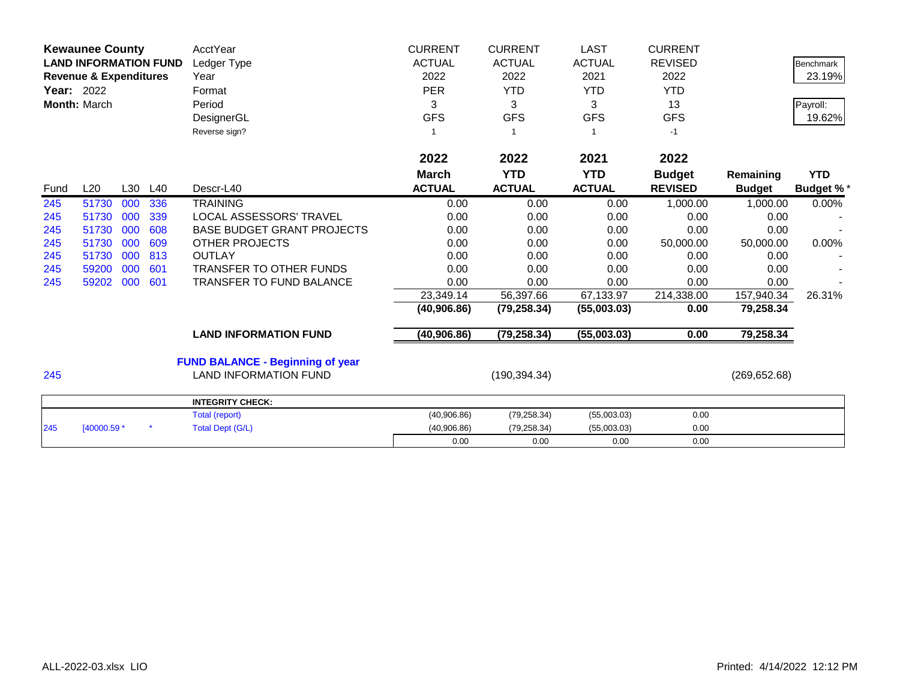**Kewaunee County**
**LAND INFORMATION FUND**
**Revenue & Expenditures**
**Year:** 2022
**Month:** March

| | CURRENT | CURRENT | LAST | CURRENT | | |
|---|---|---|---|---|---|---|
| AcctYear | | | | | | |
| Ledger Type | ACTUAL | ACTUAL | ACTUAL | REVISED | | Benchmark |
| Year | 2022 | 2022 | 2021 | 2022 | | 23.19% |
| Format | PER | YTD | YTD | YTD | | |
| Period | 3 | 3 | 3 | 13 | | Payroll: |
| DesignerGL | GFS | GFS | GFS | GFS | | 19.62% |
| Reverse sign? | 1 | 1 | 1 | -1 | | |

| Fund | L20 | L30 | L40 | Descr-L40 | 2022 March ACTUAL | 2022 YTD ACTUAL | 2021 YTD ACTUAL | 2022 Budget REVISED | Remaining Budget | YTD Budget % * |
|---|---|---|---|---|---|---|---|---|---|---|
| 245 | 51730 | 000 | 336 | TRAINING | 0.00 | 0.00 | 0.00 | 1,000.00 | 1,000.00 | 0.00% |
| 245 | 51730 | 000 | 339 | LOCAL ASSESSORS' TRAVEL | 0.00 | 0.00 | 0.00 | 0.00 | 0.00 | - |
| 245 | 51730 | 000 | 608 | BASE BUDGET GRANT PROJECTS | 0.00 | 0.00 | 0.00 | 0.00 | 0.00 | - |
| 245 | 51730 | 000 | 609 | OTHER PROJECTS | 0.00 | 0.00 | 0.00 | 50,000.00 | 50,000.00 | 0.00% |
| 245 | 51730 | 000 | 813 | OUTLAY | 0.00 | 0.00 | 0.00 | 0.00 | 0.00 | - |
| 245 | 59200 | 000 | 601 | TRANSFER TO OTHER FUNDS | 0.00 | 0.00 | 0.00 | 0.00 | 0.00 | - |
| 245 | 59202 | 000 | 601 | TRANSFER TO FUND BALANCE | 0.00 | 0.00 | 0.00 | 0.00 | 0.00 | - |
| | | | | | 23,349.14 | 56,397.66 | 67,133.97 | 214,338.00 | 157,940.34 | 26.31% |
| | | | | | **(40,906.86)** | **(79,258.34)** | **(55,003.03)** | **0.00** | **79,258.34** | |
| | | | | **LAND INFORMATION FUND** | **(40,906.86)** | **(79,258.34)** | **(55,003.03)** | **0.00** | **79,258.34** | |

**FUND BALANCE - Beginning of year**

| Fund | Descr | YTD ACTUAL | Remaining Budget |
|---|---|---|---|
| 245 | LAND INFORMATION FUND | (190,394.34) | (269,652.68) |

| | | | INTEGRITY CHECK: | | | | |
|---|---|---|---|---|---|---|---|
| | | | Total (report) | (40,906.86) | (79,258.34) | (55,003.03) | 0.00 |
| 245 | [40000.59 * | * | Total Dept (G/L) | (40,906.86) | (79,258.34) | (55,003.03) | 0.00 |
| | | | | 0.00 | 0.00 | 0.00 | 0.00 |

ALL-2022-03.xlsx LIO

Printed: 4/14/2022 12:12 PM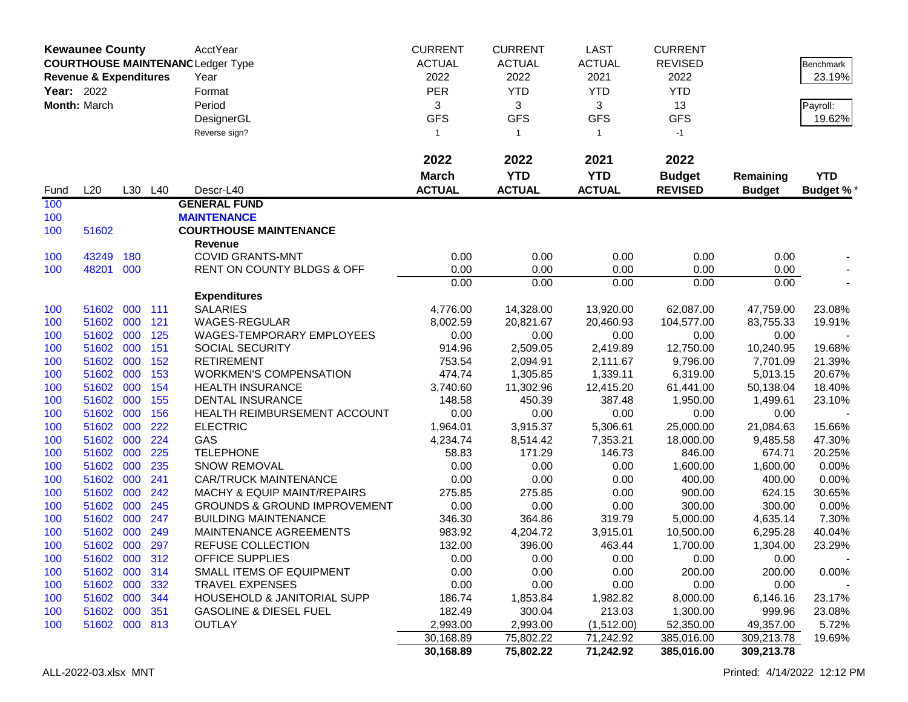**Kewaunee County**
**COURTHOUSE MAINTENANCE**
**Revenue & Expenditures**
**Year:** 2022
**Month:** March

| | CURRENT | CURRENT | LAST | CURRENT | | |
|---|---|---|---|---|---|---|
| AcctYear | ACTUAL | ACTUAL | ACTUAL | REVISED | | Benchmark |
| Ledger Type | 2022 | 2022 | 2021 | 2022 | | 23.19% |
| Year | PER | YTD | YTD | YTD | | |
| Format | 3 | 3 | 3 | 13 | | Payroll: |
| Period | GFS | GFS | GFS | GFS | | 19.62% |
| DesignerGL | | | | | | |
| Reverse sign? | 1 | 1 | 1 | -1 | | |

| Fund | L20 | L30 | L40 | Descr-L40 | 2022 March ACTUAL | 2022 YTD ACTUAL | 2021 YTD ACTUAL | 2022 Budget REVISED | Remaining Budget | YTD Budget % * |
|---|---|---|---|---|---|---|---|---|---|---|
| 100 | | | | **GENERAL FUND** | | | | | | |
| 100 | | | | **MAINTENANCE** | | | | | | |
| 100 | 51602 | | | **COURTHOUSE MAINTENANCE** | | | | | | |
| | | | | **Revenue** | | | | | | |
| 100 | 43249 | 180 | | COVID GRANTS-MNT | 0.00 | 0.00 | 0.00 | 0.00 | 0.00 | - |
| 100 | 48201 | 000 | | RENT ON COUNTY BLDGS & OFF | 0.00 | 0.00 | 0.00 | 0.00 | 0.00 | - |
| | | | | | 0.00 | 0.00 | 0.00 | 0.00 | 0.00 | - |
| | | | | **Expenditures** | | | | | | |
| 100 | 51602 | 000 | 111 | SALARIES | 4,776.00 | 14,328.00 | 13,920.00 | 62,087.00 | 47,759.00 | 23.08% |
| 100 | 51602 | 000 | 121 | WAGES-REGULAR | 8,002.59 | 20,821.67 | 20,460.93 | 104,577.00 | 83,755.33 | 19.91% |
| 100 | 51602 | 000 | 125 | WAGES-TEMPORARY EMPLOYEES | 0.00 | 0.00 | 0.00 | 0.00 | 0.00 | - |
| 100 | 51602 | 000 | 151 | SOCIAL SECURITY | 914.96 | 2,509.05 | 2,419.89 | 12,750.00 | 10,240.95 | 19.68% |
| 100 | 51602 | 000 | 152 | RETIREMENT | 753.54 | 2,094.91 | 2,111.67 | 9,796.00 | 7,701.09 | 21.39% |
| 100 | 51602 | 000 | 153 | WORKMEN'S COMPENSATION | 474.74 | 1,305.85 | 1,339.11 | 6,319.00 | 5,013.15 | 20.67% |
| 100 | 51602 | 000 | 154 | HEALTH INSURANCE | 3,740.60 | 11,302.96 | 12,415.20 | 61,441.00 | 50,138.04 | 18.40% |
| 100 | 51602 | 000 | 155 | DENTAL INSURANCE | 148.58 | 450.39 | 387.48 | 1,950.00 | 1,499.61 | 23.10% |
| 100 | 51602 | 000 | 156 | HEALTH REIMBURSEMENT ACCOUNT | 0.00 | 0.00 | 0.00 | 0.00 | 0.00 | - |
| 100 | 51602 | 000 | 222 | ELECTRIC | 1,964.01 | 3,915.37 | 5,306.61 | 25,000.00 | 21,084.63 | 15.66% |
| 100 | 51602 | 000 | 224 | GAS | 4,234.74 | 8,514.42 | 7,353.21 | 18,000.00 | 9,485.58 | 47.30% |
| 100 | 51602 | 000 | 225 | TELEPHONE | 58.83 | 171.29 | 146.73 | 846.00 | 674.71 | 20.25% |
| 100 | 51602 | 000 | 235 | SNOW REMOVAL | 0.00 | 0.00 | 0.00 | 1,600.00 | 1,600.00 | 0.00% |
| 100 | 51602 | 000 | 241 | CAR/TRUCK MAINTENANCE | 0.00 | 0.00 | 0.00 | 400.00 | 400.00 | 0.00% |
| 100 | 51602 | 000 | 242 | MACHY & EQUIP MAINT/REPAIRS | 275.85 | 275.85 | 0.00 | 900.00 | 624.15 | 30.65% |
| 100 | 51602 | 000 | 245 | GROUNDS & GROUND IMPROVEMENT | 0.00 | 0.00 | 0.00 | 300.00 | 300.00 | 0.00% |
| 100 | 51602 | 000 | 247 | BUILDING MAINTENANCE | 346.30 | 364.86 | 319.79 | 5,000.00 | 4,635.14 | 7.30% |
| 100 | 51602 | 000 | 249 | MAINTENANCE AGREEMENTS | 983.92 | 4,204.72 | 3,915.01 | 10,500.00 | 6,295.28 | 40.04% |
| 100 | 51602 | 000 | 297 | REFUSE COLLECTION | 132.00 | 396.00 | 463.44 | 1,700.00 | 1,304.00 | 23.29% |
| 100 | 51602 | 000 | 312 | OFFICE SUPPLIES | 0.00 | 0.00 | 0.00 | 0.00 | 0.00 | - |
| 100 | 51602 | 000 | 314 | SMALL ITEMS OF EQUIPMENT | 0.00 | 0.00 | 0.00 | 200.00 | 200.00 | 0.00% |
| 100 | 51602 | 000 | 332 | TRAVEL EXPENSES | 0.00 | 0.00 | 0.00 | 0.00 | 0.00 | - |
| 100 | 51602 | 000 | 344 | HOUSEHOLD & JANITORIAL SUPP | 186.74 | 1,853.84 | 1,982.82 | 8,000.00 | 6,146.16 | 23.17% |
| 100 | 51602 | 000 | 351 | GASOLINE & DIESEL FUEL | 182.49 | 300.04 | 213.03 | 1,300.00 | 999.96 | 23.08% |
| 100 | 51602 | 000 | 813 | OUTLAY | 2,993.00 | 2,993.00 | (1,512.00) | 52,350.00 | 49,357.00 | 5.72% |
| | | | | | 30,168.89 | 75,802.22 | 71,242.92 | 385,016.00 | 309,213.78 | 19.69% |
| | | | | | **30,168.89** | **75,802.22** | **71,242.92** | **385,016.00** | **309,213.78** | |

ALL-2022-03.xlsx MNT

Printed: 4/14/2022 12:12 PM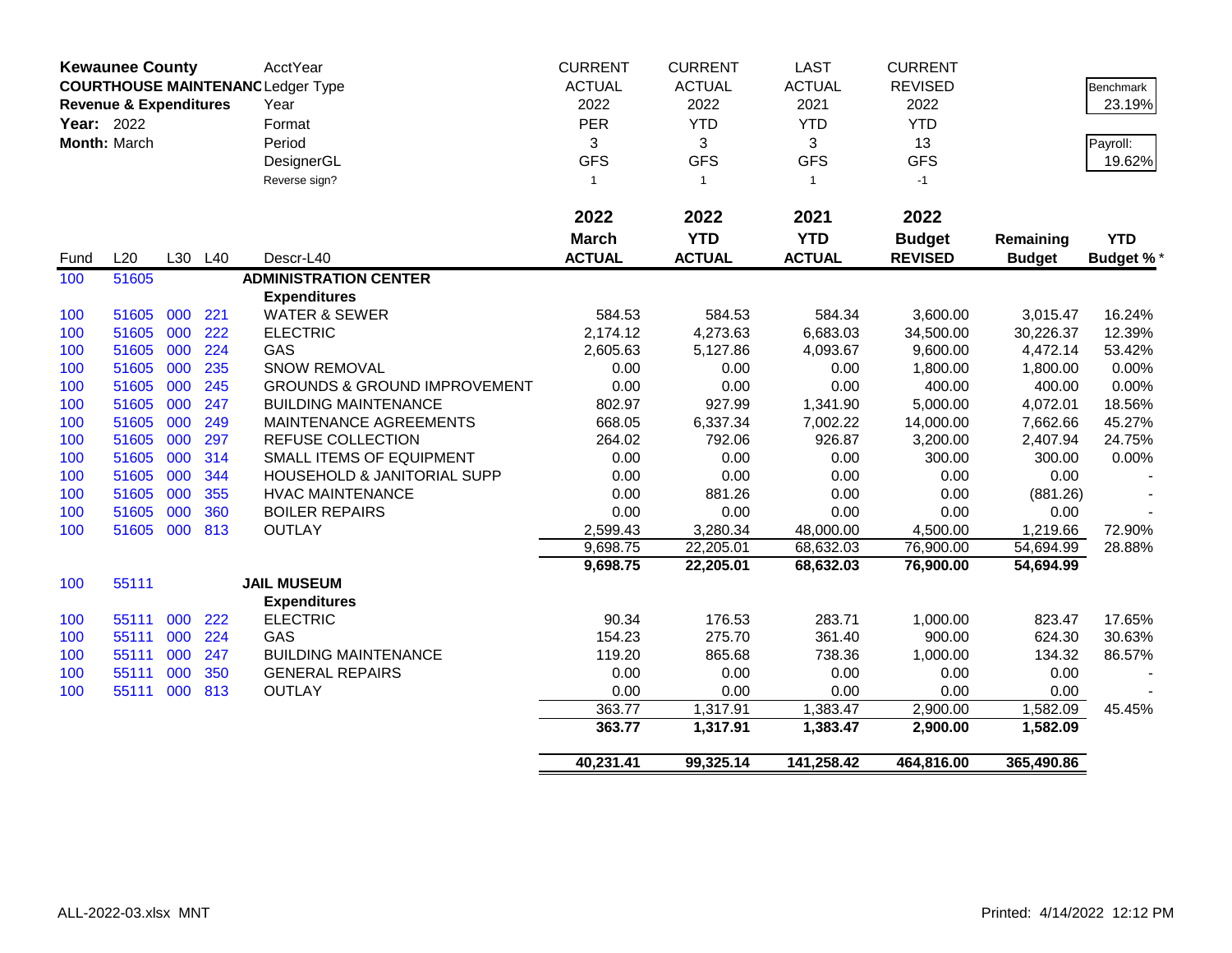| **Kewaunee County** | | | | AcctYear | CURRENT | CURRENT | LAST | CURRENT | | |
|---|---|---|---|---|---|---|---|---|---|---|
| **COURTHOUSE MAINTENANC** | | | | Ledger Type | ACTUAL | ACTUAL | ACTUAL | REVISED | | Benchmark |
| **Revenue & Expenditures** | | | | Year | 2022 | 2022 | 2021 | 2022 | | 23.19% |
| **Year:** 2022 | | | | Format | PER | YTD | YTD | YTD | | |
| **Month:** March | | | | Period | 3 | 3 | 3 | 13 | | Payroll: |
| | | | | DesignerGL | GFS | GFS | GFS | GFS | | 19.62% |
| | | | | Reverse sign? | 1 | 1 | 1 | -1 | | |
| | | | | | **2022** | **2022** | **2021** | **2022** | | |
| | | | | | **March** | **YTD** | **YTD** | **Budget** | **Remaining** | **YTD** |
| Fund | L20 | L30 | L40 | Descr-L40 | **ACTUAL** | **ACTUAL** | **ACTUAL** | **REVISED** | **Budget** | **Budget %*** |
| 100 | 51605 | | | **ADMINISTRATION CENTER** | | | | | | |
| | | | | **Expenditures** | | | | | | |
| 100 | 51605 | 000 | 221 | WATER & SEWER | 584.53 | 584.53 | 584.34 | 3,600.00 | 3,015.47 | 16.24% |
| 100 | 51605 | 000 | 222 | ELECTRIC | 2,174.12 | 4,273.63 | 6,683.03 | 34,500.00 | 30,226.37 | 12.39% |
| 100 | 51605 | 000 | 224 | GAS | 2,605.63 | 5,127.86 | 4,093.67 | 9,600.00 | 4,472.14 | 53.42% |
| 100 | 51605 | 000 | 235 | SNOW REMOVAL | 0.00 | 0.00 | 0.00 | 1,800.00 | 1,800.00 | 0.00% |
| 100 | 51605 | 000 | 245 | GROUNDS & GROUND IMPROVEMENT | 0.00 | 0.00 | 0.00 | 400.00 | 400.00 | 0.00% |
| 100 | 51605 | 000 | 247 | BUILDING MAINTENANCE | 802.97 | 927.99 | 1,341.90 | 5,000.00 | 4,072.01 | 18.56% |
| 100 | 51605 | 000 | 249 | MAINTENANCE AGREEMENTS | 668.05 | 6,337.34 | 7,002.22 | 14,000.00 | 7,662.66 | 45.27% |
| 100 | 51605 | 000 | 297 | REFUSE COLLECTION | 264.02 | 792.06 | 926.87 | 3,200.00 | 2,407.94 | 24.75% |
| 100 | 51605 | 000 | 314 | SMALL ITEMS OF EQUIPMENT | 0.00 | 0.00 | 0.00 | 300.00 | 300.00 | 0.00% |
| 100 | 51605 | 000 | 344 | HOUSEHOLD & JANITORIAL SUPP | 0.00 | 0.00 | 0.00 | 0.00 | 0.00 | - |
| 100 | 51605 | 000 | 355 | HVAC MAINTENANCE | 0.00 | 881.26 | 0.00 | 0.00 | (881.26) | - |
| 100 | 51605 | 000 | 360 | BOILER REPAIRS | 0.00 | 0.00 | 0.00 | 0.00 | 0.00 | - |
| 100 | 51605 | 000 | 813 | OUTLAY | 2,599.43 | 3,280.34 | 48,000.00 | 4,500.00 | 1,219.66 | 72.90% |
| | | | | | 9,698.75 | 22,205.01 | 68,632.03 | 76,900.00 | 54,694.99 | 28.88% |
| | | | | | **9,698.75** | **22,205.01** | **68,632.03** | **76,900.00** | **54,694.99** | |
| 100 | 55111 | | | **JAIL MUSEUM** | | | | | | |
| | | | | **Expenditures** | | | | | | |
| 100 | 55111 | 000 | 222 | ELECTRIC | 90.34 | 176.53 | 283.71 | 1,000.00 | 823.47 | 17.65% |
| 100 | 55111 | 000 | 224 | GAS | 154.23 | 275.70 | 361.40 | 900.00 | 624.30 | 30.63% |
| 100 | 55111 | 000 | 247 | BUILDING MAINTENANCE | 119.20 | 865.68 | 738.36 | 1,000.00 | 134.32 | 86.57% |
| 100 | 55111 | 000 | 350 | GENERAL REPAIRS | 0.00 | 0.00 | 0.00 | 0.00 | 0.00 | - |
| 100 | 55111 | 000 | 813 | OUTLAY | 0.00 | 0.00 | 0.00 | 0.00 | 0.00 | - |
| | | | | | 363.77 | 1,317.91 | 1,383.47 | 2,900.00 | 1,582.09 | 45.45% |
| | | | | | **363.77** | **1,317.91** | **1,383.47** | **2,900.00** | **1,582.09** | |
| | | | | | **40,231.41** | **99,325.14** | **141,258.42** | **464,816.00** | **365,490.86** | |

ALL-2022-03.xlsx MNT

Printed: 4/14/2022 12:12 PM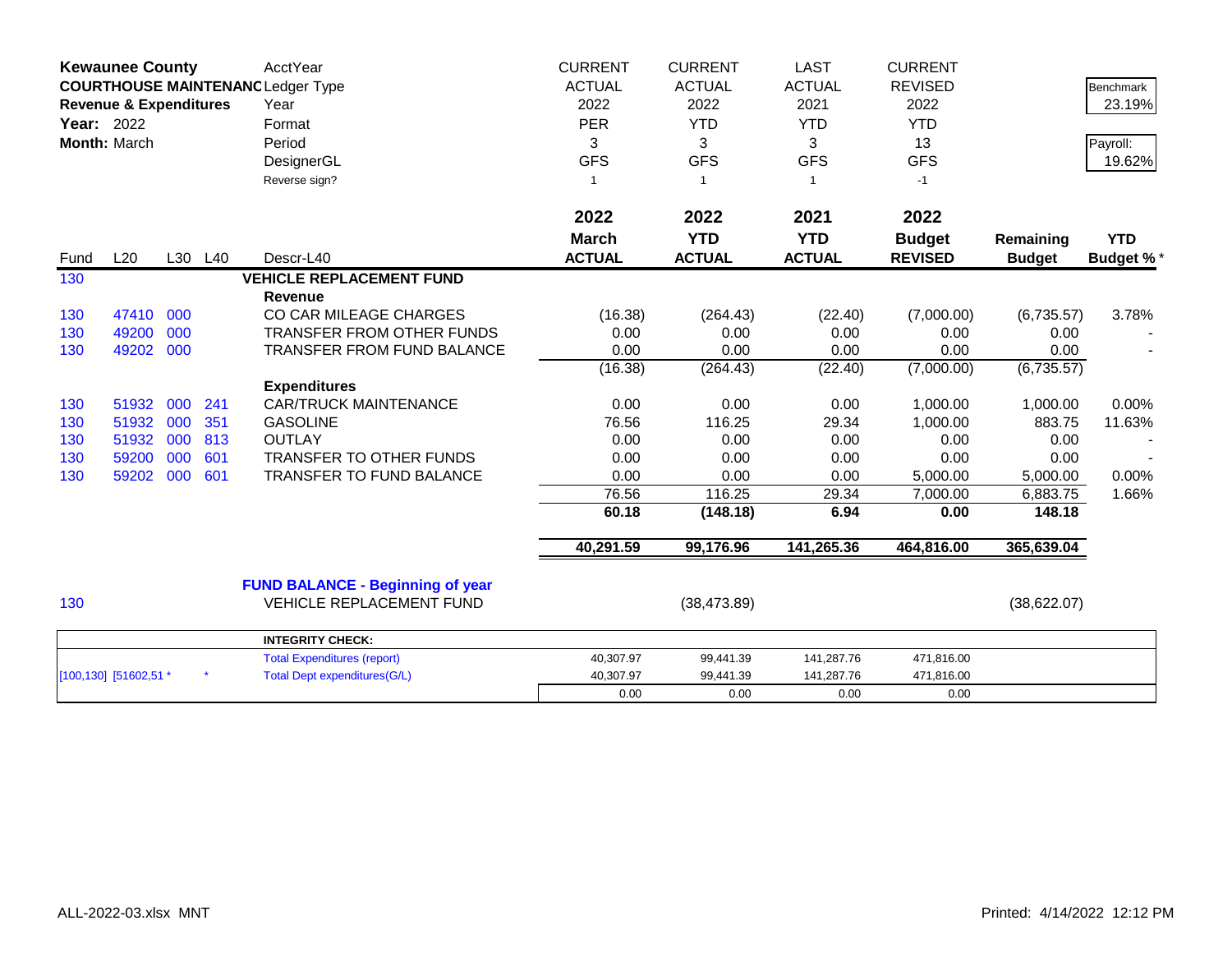| **Kewaunee County** | | | | AcctYear | CURRENT | CURRENT | LAST | CURRENT | | |
|---|---|---|---|---|---|---|---|---|---|---|
| **COURTHOUSE MAINTENANC** | | | | Ledger Type | ACTUAL | ACTUAL | ACTUAL | REVISED | | Benchmark |
| **Revenue & Expenditures** | | | | Year | 2022 | 2022 | 2021 | 2022 | | 23.19% |
| **Year:** 2022 | | | | Format | PER | YTD | YTD | YTD | | |
| **Month:** March | | | | Period | 3 | 3 | 3 | 13 | | Payroll: |
| | | | | DesignerGL | GFS | GFS | GFS | GFS | | 19.62% |
| | | | | Reverse sign? | 1 | 1 | 1 | -1 | | |
| | | | | | **2022** | **2022** | **2021** | **2022** | | |
| | | | | | **March** | **YTD** | **YTD** | **Budget** | **Remaining** | **YTD** |
| Fund | L20 | L30 | L40 | Descr-L40 | **ACTUAL** | **ACTUAL** | **ACTUAL** | **REVISED** | **Budget** | **Budget %*** |
| 130 | | | | **VEHICLE REPLACEMENT FUND** | | | | | | |
| | | | | **Revenue** | | | | | | |
| 130 | 47410 | 000 | | CO CAR MILEAGE CHARGES | (16.38) | (264.43) | (22.40) | (7,000.00) | (6,735.57) | 3.78% |
| 130 | 49200 | 000 | | TRANSFER FROM OTHER FUNDS | 0.00 | 0.00 | 0.00 | 0.00 | 0.00 | - |
| 130 | 49202 | 000 | | TRANSFER FROM FUND BALANCE | 0.00 | 0.00 | 0.00 | 0.00 | 0.00 | - |
| | | | | | (16.38) | (264.43) | (22.40) | (7,000.00) | (6,735.57) | |
| | | | | **Expenditures** | | | | | | |
| 130 | 51932 | 000 | 241 | CAR/TRUCK MAINTENANCE | 0.00 | 0.00 | 0.00 | 1,000.00 | 1,000.00 | 0.00% |
| 130 | 51932 | 000 | 351 | GASOLINE | 76.56 | 116.25 | 29.34 | 1,000.00 | 883.75 | 11.63% |
| 130 | 51932 | 000 | 813 | OUTLAY | 0.00 | 0.00 | 0.00 | 0.00 | 0.00 | - |
| 130 | 59200 | 000 | 601 | TRANSFER TO OTHER FUNDS | 0.00 | 0.00 | 0.00 | 0.00 | 0.00 | - |
| 130 | 59202 | 000 | 601 | TRANSFER TO FUND BALANCE | 0.00 | 0.00 | 0.00 | 5,000.00 | 5,000.00 | 0.00% |
| | | | | | 76.56 | 116.25 | 29.34 | 7,000.00 | 6,883.75 | 1.66% |
| | | | | | **60.18** | **(148.18)** | **6.94** | **0.00** | **148.18** | |
| | | | | | **40,291.59** | **99,176.96** | **141,265.36** | **464,816.00** | **365,639.04** | |
| | | | | **FUND BALANCE - Beginning of year** | | | | | | |
| 130 | | | | VEHICLE REPLACEMENT FUND | | (38,473.89) | | | (38,622.07) | |

| | | | | | | | |
|---|---|---|---|---|---|---|---|
| | **INTEGRITY CHECK:** | | | | | | |
| | Total Expenditures (report) | 40,307.97 | 99,441.39 | 141,287.76 | 471,816.00 | | |
| [100,130] [51602,51 * | * | Total Dept expenditures(G/L) | 40,307.97 | 99,441.39 | 141,287.76 | 471,816.00 | |
| | | 0.00 | 0.00 | 0.00 | 0.00 | | |

ALL-2022-03.xlsx MNT

Printed: 4/14/2022 12:12 PM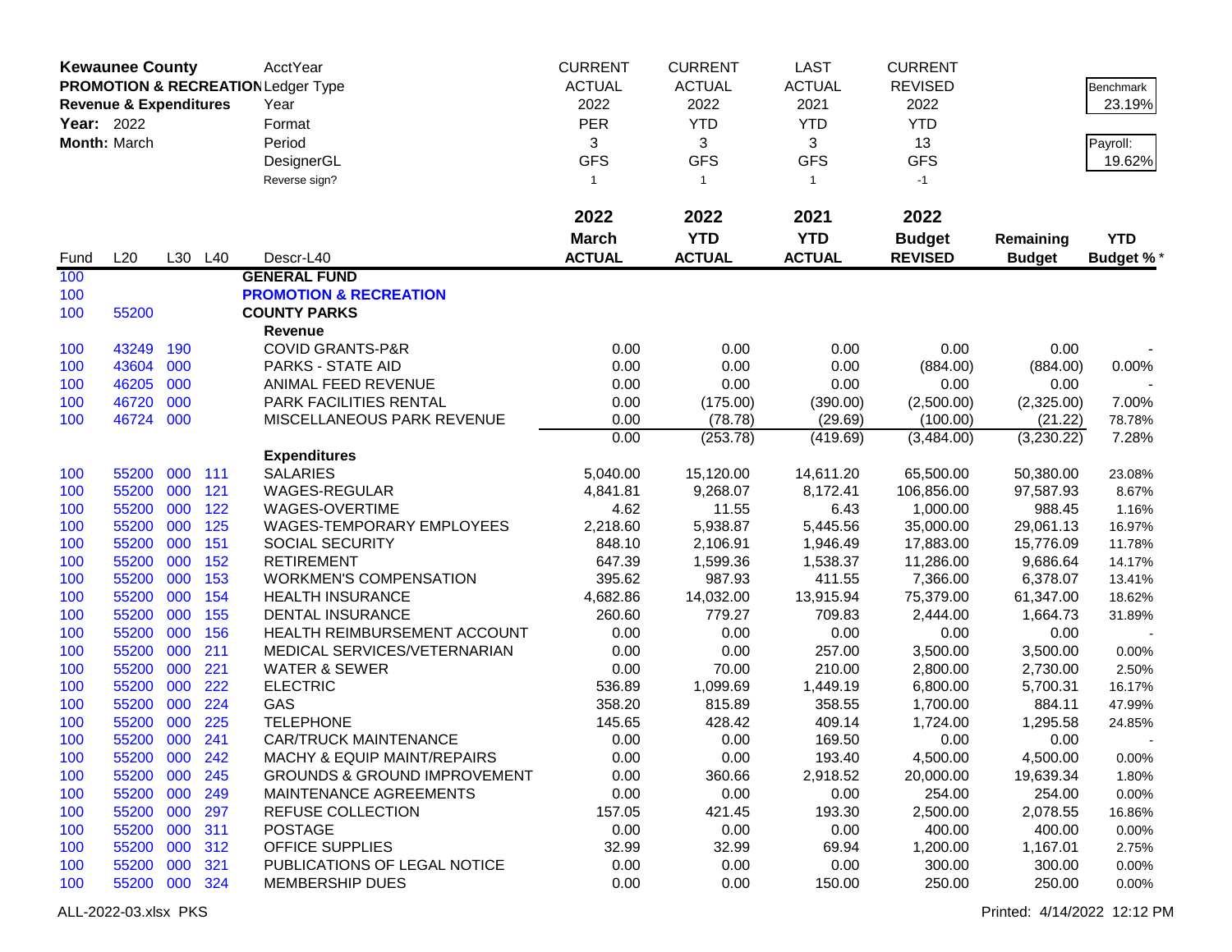**Kewaunee County**
**PROMOTION & RECREATION**
**Revenue & Expenditures**
**Year:** 2022
**Month:** March

| | | | | AcctYear | CURRENT | CURRENT | LAST | CURRENT | | |
|---|---|---|---|---|---|---|---|---|---|---|
| | | | | Ledger Type | ACTUAL | ACTUAL | ACTUAL | REVISED | | Benchmark |
| | | | | Year | 2022 | 2022 | 2021 | 2022 | | 23.19% |
| | | | | Format | PER | YTD | YTD | YTD | | |
| | | | | Period | 3 | 3 | 3 | 13 | | Payroll: |
| | | | | DesignerGL | GFS | GFS | GFS | GFS | | 19.62% |
| | | | | Reverse sign? | 1 | 1 | 1 | -1 | | |
| | | | | | **2022** | **2022** | **2021** | **2022** | | |
| | | | | | **March** | **YTD** | **YTD** | **Budget** | **Remaining** | **YTD** |
| Fund | L20 | L30 | L40 | Descr-L40 | **ACTUAL** | **ACTUAL** | **ACTUAL** | **REVISED** | **Budget** | **Budget %*** |
| 100 | | | | **GENERAL FUND** | | | | | | |
| 100 | | | | **PROMOTION & RECREATION** | | | | | | |
| 100 | 55200 | | | **COUNTY PARKS** | | | | | | |
| | | | | **Revenue** | | | | | | |
| 100 | 43249 | 190 | | COVID GRANTS-P&R | 0.00 | 0.00 | 0.00 | 0.00 | 0.00 | - |
| 100 | 43604 | 000 | | PARKS - STATE AID | 0.00 | 0.00 | 0.00 | (884.00) | (884.00) | 0.00% |
| 100 | 46205 | 000 | | ANIMAL FEED REVENUE | 0.00 | 0.00 | 0.00 | 0.00 | 0.00 | - |
| 100 | 46720 | 000 | | PARK FACILITIES RENTAL | 0.00 | (175.00) | (390.00) | (2,500.00) | (2,325.00) | 7.00% |
| 100 | 46724 | 000 | | MISCELLANEOUS PARK REVENUE | 0.00 | (78.78) | (29.69) | (100.00) | (21.22) | 78.78% |
| | | | | | 0.00 | (253.78) | (419.69) | (3,484.00) | (3,230.22) | 7.28% |
| | | | | **Expenditures** | | | | | | |
| 100 | 55200 | 000 | 111 | SALARIES | 5,040.00 | 15,120.00 | 14,611.20 | 65,500.00 | 50,380.00 | 23.08% |
| 100 | 55200 | 000 | 121 | WAGES-REGULAR | 4,841.81 | 9,268.07 | 8,172.41 | 106,856.00 | 97,587.93 | 8.67% |
| 100 | 55200 | 000 | 122 | WAGES-OVERTIME | 4.62 | 11.55 | 6.43 | 1,000.00 | 988.45 | 1.16% |
| 100 | 55200 | 000 | 125 | WAGES-TEMPORARY EMPLOYEES | 2,218.60 | 5,938.87 | 5,445.56 | 35,000.00 | 29,061.13 | 16.97% |
| 100 | 55200 | 000 | 151 | SOCIAL SECURITY | 848.10 | 2,106.91 | 1,946.49 | 17,883.00 | 15,776.09 | 11.78% |
| 100 | 55200 | 000 | 152 | RETIREMENT | 647.39 | 1,599.36 | 1,538.37 | 11,286.00 | 9,686.64 | 14.17% |
| 100 | 55200 | 000 | 153 | WORKMEN'S COMPENSATION | 395.62 | 987.93 | 411.55 | 7,366.00 | 6,378.07 | 13.41% |
| 100 | 55200 | 000 | 154 | HEALTH INSURANCE | 4,682.86 | 14,032.00 | 13,915.94 | 75,379.00 | 61,347.00 | 18.62% |
| 100 | 55200 | 000 | 155 | DENTAL INSURANCE | 260.60 | 779.27 | 709.83 | 2,444.00 | 1,664.73 | 31.89% |
| 100 | 55200 | 000 | 156 | HEALTH REIMBURSEMENT ACCOUNT | 0.00 | 0.00 | 0.00 | 0.00 | 0.00 | - |
| 100 | 55200 | 000 | 211 | MEDICAL SERVICES/VETERNARIAN | 0.00 | 0.00 | 257.00 | 3,500.00 | 3,500.00 | 0.00% |
| 100 | 55200 | 000 | 221 | WATER & SEWER | 0.00 | 70.00 | 210.00 | 2,800.00 | 2,730.00 | 2.50% |
| 100 | 55200 | 000 | 222 | ELECTRIC | 536.89 | 1,099.69 | 1,449.19 | 6,800.00 | 5,700.31 | 16.17% |
| 100 | 55200 | 000 | 224 | GAS | 358.20 | 815.89 | 358.55 | 1,700.00 | 884.11 | 47.99% |
| 100 | 55200 | 000 | 225 | TELEPHONE | 145.65 | 428.42 | 409.14 | 1,724.00 | 1,295.58 | 24.85% |
| 100 | 55200 | 000 | 241 | CAR/TRUCK MAINTENANCE | 0.00 | 0.00 | 169.50 | 0.00 | 0.00 | - |
| 100 | 55200 | 000 | 242 | MACHY & EQUIP MAINT/REPAIRS | 0.00 | 0.00 | 193.40 | 4,500.00 | 4,500.00 | 0.00% |
| 100 | 55200 | 000 | 245 | GROUNDS & GROUND IMPROVEMENT | 0.00 | 360.66 | 2,918.52 | 20,000.00 | 19,639.34 | 1.80% |
| 100 | 55200 | 000 | 249 | MAINTENANCE AGREEMENTS | 0.00 | 0.00 | 0.00 | 254.00 | 254.00 | 0.00% |
| 100 | 55200 | 000 | 297 | REFUSE COLLECTION | 157.05 | 421.45 | 193.30 | 2,500.00 | 2,078.55 | 16.86% |
| 100 | 55200 | 000 | 311 | POSTAGE | 0.00 | 0.00 | 0.00 | 400.00 | 400.00 | 0.00% |
| 100 | 55200 | 000 | 312 | OFFICE SUPPLIES | 32.99 | 32.99 | 69.94 | 1,200.00 | 1,167.01 | 2.75% |
| 100 | 55200 | 000 | 321 | PUBLICATIONS OF LEGAL NOTICE | 0.00 | 0.00 | 0.00 | 300.00 | 300.00 | 0.00% |
| 100 | 55200 | 000 | 324 | MEMBERSHIP DUES | 0.00 | 0.00 | 150.00 | 250.00 | 250.00 | 0.00% |

ALL-2022-03.xlsx PKS    Printed: 4/14/2022 12:12 PM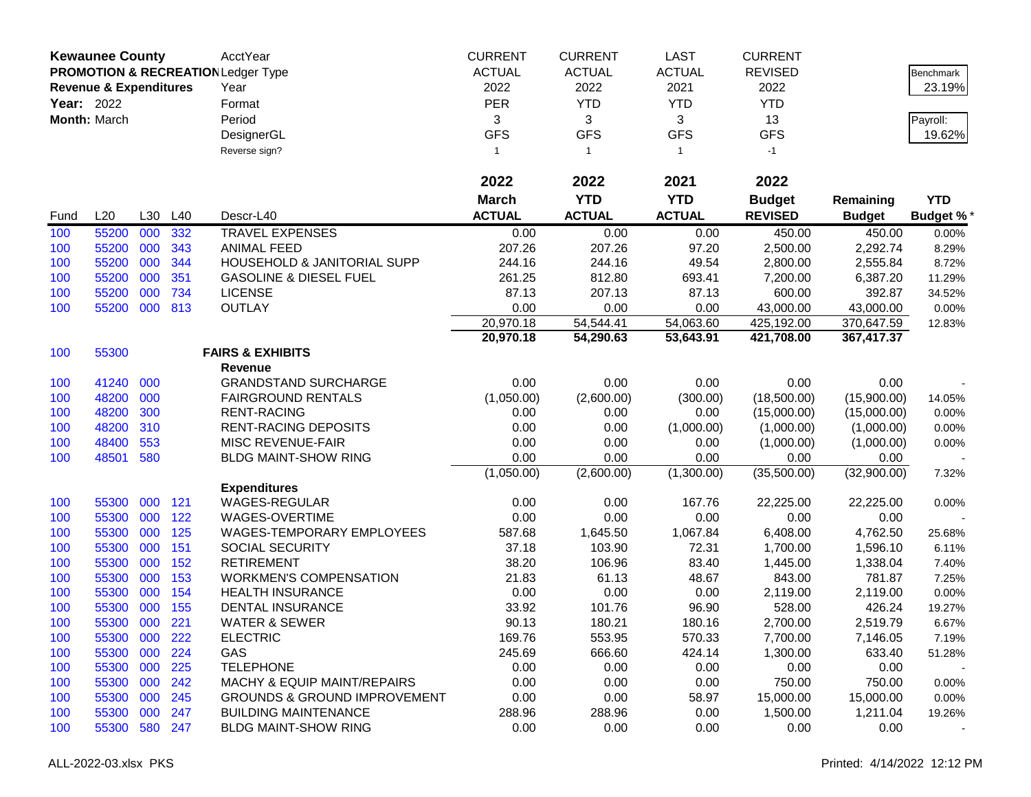**Kewaunee County**
**PROMOTION & RECREATION**
**Revenue & Expenditures**
**Year:** 2022
**Month:** March

| AcctYear | CURRENT | CURRENT | LAST | CURRENT | | |
|---|---|---|---|---|---|---|
| Ledger Type | ACTUAL | ACTUAL | ACTUAL | REVISED | | Benchmark |
| Year | 2022 | 2022 | 2021 | 2022 | | 23.19% |
| Format | PER | YTD | YTD | YTD | | |
| Period | 3 | 3 | 3 | 13 | | Payroll: |
| DesignerGL | GFS | GFS | GFS | GFS | | 19.62% |
| Reverse sign? | 1 | 1 | 1 | -1 | | |

| Fund | L20 | L30 | L40 | Descr-L40 | 2022 March ACTUAL | 2022 YTD ACTUAL | 2021 YTD ACTUAL | 2022 Budget REVISED | Remaining Budget | YTD Budget % * |
|---|---|---|---|---|---|---|---|---|---|---|
| 100 | 55200 | 000 | 332 | TRAVEL EXPENSES | 0.00 | 0.00 | 0.00 | 450.00 | 450.00 | 0.00% |
| 100 | 55200 | 000 | 343 | ANIMAL FEED | 207.26 | 207.26 | 97.20 | 2,500.00 | 2,292.74 | 8.29% |
| 100 | 55200 | 000 | 344 | HOUSEHOLD & JANITORIAL SUPP | 244.16 | 244.16 | 49.54 | 2,800.00 | 2,555.84 | 8.72% |
| 100 | 55200 | 000 | 351 | GASOLINE & DIESEL FUEL | 261.25 | 812.80 | 693.41 | 7,200.00 | 6,387.20 | 11.29% |
| 100 | 55200 | 000 | 734 | LICENSE | 87.13 | 207.13 | 87.13 | 600.00 | 392.87 | 34.52% |
| 100 | 55200 | 000 | 813 | OUTLAY | 0.00 | 0.00 | 0.00 | 43,000.00 | 43,000.00 | 0.00% |
| | | | | | 20,970.18 | 54,544.41 | 54,063.60 | 425,192.00 | 370,647.59 | 12.83% |
| | | | | | **20,970.18** | **54,290.63** | **53,643.91** | **421,708.00** | **367,417.37** | |
| 100 | 55300 | | | **FAIRS & EXHIBITS** | | | | | | |
| | | | | **Revenue** | | | | | | |
| 100 | 41240 | 000 | | GRANDSTAND SURCHARGE | 0.00 | 0.00 | 0.00 | 0.00 | 0.00 | - |
| 100 | 48200 | 000 | | FAIRGROUND RENTALS | (1,050.00) | (2,600.00) | (300.00) | (18,500.00) | (15,900.00) | 14.05% |
| 100 | 48200 | 300 | | RENT-RACING | 0.00 | 0.00 | 0.00 | (15,000.00) | (15,000.00) | 0.00% |
| 100 | 48200 | 310 | | RENT-RACING DEPOSITS | 0.00 | 0.00 | (1,000.00) | (1,000.00) | (1,000.00) | 0.00% |
| 100 | 48400 | 553 | | MISC REVENUE-FAIR | 0.00 | 0.00 | 0.00 | (1,000.00) | (1,000.00) | 0.00% |
| 100 | 48501 | 580 | | BLDG MAINT-SHOW RING | 0.00 | 0.00 | 0.00 | 0.00 | 0.00 | - |
| | | | | | (1,050.00) | (2,600.00) | (1,300.00) | (35,500.00) | (32,900.00) | 7.32% |
| | | | | **Expenditures** | | | | | | |
| 100 | 55300 | 000 | 121 | WAGES-REGULAR | 0.00 | 0.00 | 167.76 | 22,225.00 | 22,225.00 | 0.00% |
| 100 | 55300 | 000 | 122 | WAGES-OVERTIME | 0.00 | 0.00 | 0.00 | 0.00 | 0.00 | - |
| 100 | 55300 | 000 | 125 | WAGES-TEMPORARY EMPLOYEES | 587.68 | 1,645.50 | 1,067.84 | 6,408.00 | 4,762.50 | 25.68% |
| 100 | 55300 | 000 | 151 | SOCIAL SECURITY | 37.18 | 103.90 | 72.31 | 1,700.00 | 1,596.10 | 6.11% |
| 100 | 55300 | 000 | 152 | RETIREMENT | 38.20 | 106.96 | 83.40 | 1,445.00 | 1,338.04 | 7.40% |
| 100 | 55300 | 000 | 153 | WORKMEN'S COMPENSATION | 21.83 | 61.13 | 48.67 | 843.00 | 781.87 | 7.25% |
| 100 | 55300 | 000 | 154 | HEALTH INSURANCE | 0.00 | 0.00 | 0.00 | 2,119.00 | 2,119.00 | 0.00% |
| 100 | 55300 | 000 | 155 | DENTAL INSURANCE | 33.92 | 101.76 | 96.90 | 528.00 | 426.24 | 19.27% |
| 100 | 55300 | 000 | 221 | WATER & SEWER | 90.13 | 180.21 | 180.16 | 2,700.00 | 2,519.79 | 6.67% |
| 100 | 55300 | 000 | 222 | ELECTRIC | 169.76 | 553.95 | 570.33 | 7,700.00 | 7,146.05 | 7.19% |
| 100 | 55300 | 000 | 224 | GAS | 245.69 | 666.60 | 424.14 | 1,300.00 | 633.40 | 51.28% |
| 100 | 55300 | 000 | 225 | TELEPHONE | 0.00 | 0.00 | 0.00 | 0.00 | 0.00 | - |
| 100 | 55300 | 000 | 242 | MACHY & EQUIP MAINT/REPAIRS | 0.00 | 0.00 | 0.00 | 750.00 | 750.00 | 0.00% |
| 100 | 55300 | 000 | 245 | GROUNDS & GROUND IMPROVEMENT | 0.00 | 0.00 | 58.97 | 15,000.00 | 15,000.00 | 0.00% |
| 100 | 55300 | 000 | 247 | BUILDING MAINTENANCE | 288.96 | 288.96 | 0.00 | 1,500.00 | 1,211.04 | 19.26% |
| 100 | 55300 | 580 | 247 | BLDG MAINT-SHOW RING | 0.00 | 0.00 | 0.00 | 0.00 | 0.00 | - |

ALL-2022-03.xlsx PKS　　　　Printed: 4/14/2022 12:12 PM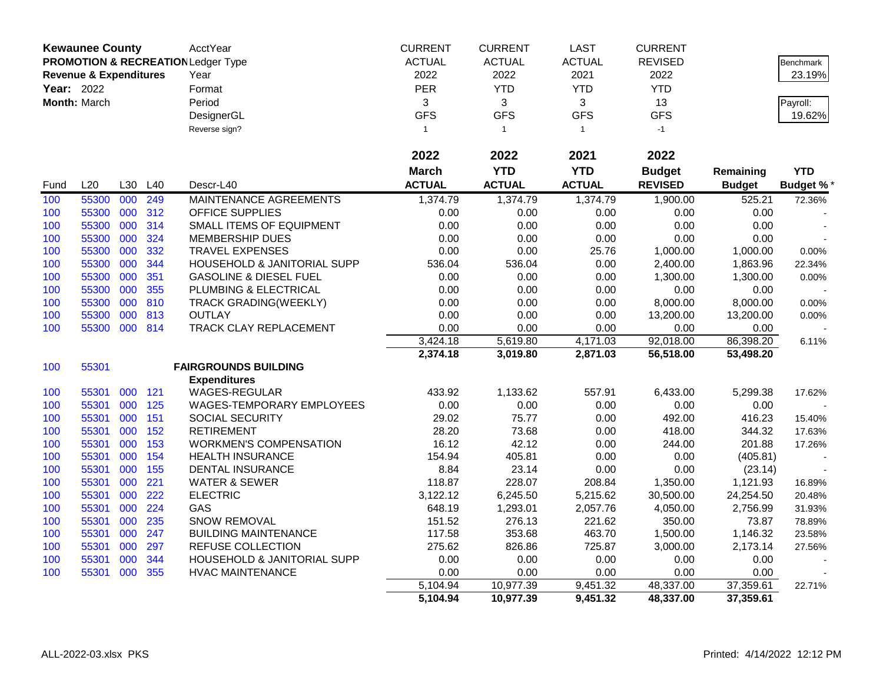**Kewaunee County**
**PROMOTION & RECREATION**
**Revenue & Expenditures**
**Year:** 2022
**Month:** March

| AcctYear | CURRENT | CURRENT | LAST | CURRENT |
|---|---|---|---|---|
| Ledger Type | ACTUAL | ACTUAL | ACTUAL | REVISED |
| Year | 2022 | 2022 | 2021 | 2022 |
| Format | PER | YTD | YTD | YTD |
| Period | 3 | 3 | 3 | 13 |
| DesignerGL | GFS | GFS | GFS | GFS |
| Reverse sign? | 1 | 1 | 1 | -1 |

Benchmark: 23.19%
Payroll: 19.62%

| Fund | L20 | L30 | L40 | Descr-L40 | 2022 March ACTUAL | 2022 YTD ACTUAL | 2021 YTD ACTUAL | 2022 Budget REVISED | Remaining Budget | YTD Budget % * |
|---|---|---|---|---|---|---|---|---|---|---|
| 100 | 55300 | 000 | 249 | MAINTENANCE AGREEMENTS | 1,374.79 | 1,374.79 | 1,374.79 | 1,900.00 | 525.21 | 72.36% |
| 100 | 55300 | 000 | 312 | OFFICE SUPPLIES | 0.00 | 0.00 | 0.00 | 0.00 | 0.00 | - |
| 100 | 55300 | 000 | 314 | SMALL ITEMS OF EQUIPMENT | 0.00 | 0.00 | 0.00 | 0.00 | 0.00 | - |
| 100 | 55300 | 000 | 324 | MEMBERSHIP DUES | 0.00 | 0.00 | 0.00 | 0.00 | 0.00 | - |
| 100 | 55300 | 000 | 332 | TRAVEL EXPENSES | 0.00 | 0.00 | 25.76 | 1,000.00 | 1,000.00 | 0.00% |
| 100 | 55300 | 000 | 344 | HOUSEHOLD & JANITORIAL SUPP | 536.04 | 536.04 | 0.00 | 2,400.00 | 1,863.96 | 22.34% |
| 100 | 55300 | 000 | 351 | GASOLINE & DIESEL FUEL | 0.00 | 0.00 | 0.00 | 1,300.00 | 1,300.00 | 0.00% |
| 100 | 55300 | 000 | 355 | PLUMBING & ELECTRICAL | 0.00 | 0.00 | 0.00 | 0.00 | 0.00 | - |
| 100 | 55300 | 000 | 810 | TRACK GRADING(WEEKLY) | 0.00 | 0.00 | 0.00 | 8,000.00 | 8,000.00 | 0.00% |
| 100 | 55300 | 000 | 813 | OUTLAY | 0.00 | 0.00 | 0.00 | 13,200.00 | 13,200.00 | 0.00% |
| 100 | 55300 | 000 | 814 | TRACK CLAY REPLACEMENT | 0.00 | 0.00 | 0.00 | 0.00 | 0.00 | - |
| | | | | | 3,424.18 | 5,619.80 | 4,171.03 | 92,018.00 | 86,398.20 | 6.11% |
| | | | | | **2,374.18** | **3,019.80** | **2,871.03** | **56,518.00** | **53,498.20** | |
| 100 | 55301 | | | **FAIRGROUNDS BUILDING** | | | | | | |
| | | | | **Expenditures** | | | | | | |
| 100 | 55301 | 000 | 121 | WAGES-REGULAR | 433.92 | 1,133.62 | 557.91 | 6,433.00 | 5,299.38 | 17.62% |
| 100 | 55301 | 000 | 125 | WAGES-TEMPORARY EMPLOYEES | 0.00 | 0.00 | 0.00 | 0.00 | 0.00 | - |
| 100 | 55301 | 000 | 151 | SOCIAL SECURITY | 29.02 | 75.77 | 0.00 | 492.00 | 416.23 | 15.40% |
| 100 | 55301 | 000 | 152 | RETIREMENT | 28.20 | 73.68 | 0.00 | 418.00 | 344.32 | 17.63% |
| 100 | 55301 | 000 | 153 | WORKMEN'S COMPENSATION | 16.12 | 42.12 | 0.00 | 244.00 | 201.88 | 17.26% |
| 100 | 55301 | 000 | 154 | HEALTH INSURANCE | 154.94 | 405.81 | 0.00 | 0.00 | (405.81) | - |
| 100 | 55301 | 000 | 155 | DENTAL INSURANCE | 8.84 | 23.14 | 0.00 | 0.00 | (23.14) | - |
| 100 | 55301 | 000 | 221 | WATER & SEWER | 118.87 | 228.07 | 208.84 | 1,350.00 | 1,121.93 | 16.89% |
| 100 | 55301 | 000 | 222 | ELECTRIC | 3,122.12 | 6,245.50 | 5,215.62 | 30,500.00 | 24,254.50 | 20.48% |
| 100 | 55301 | 000 | 224 | GAS | 648.19 | 1,293.01 | 2,057.76 | 4,050.00 | 2,756.99 | 31.93% |
| 100 | 55301 | 000 | 235 | SNOW REMOVAL | 151.52 | 276.13 | 221.62 | 350.00 | 73.87 | 78.89% |
| 100 | 55301 | 000 | 247 | BUILDING MAINTENANCE | 117.58 | 353.68 | 463.70 | 1,500.00 | 1,146.32 | 23.58% |
| 100 | 55301 | 000 | 297 | REFUSE COLLECTION | 275.62 | 826.86 | 725.87 | 3,000.00 | 2,173.14 | 27.56% |
| 100 | 55301 | 000 | 344 | HOUSEHOLD & JANITORIAL SUPP | 0.00 | 0.00 | 0.00 | 0.00 | 0.00 | - |
| 100 | 55301 | 000 | 355 | HVAC MAINTENANCE | 0.00 | 0.00 | 0.00 | 0.00 | 0.00 | - |
| | | | | | 5,104.94 | 10,977.39 | 9,451.32 | 48,337.00 | 37,359.61 | 22.71% |
| | | | | | **5,104.94** | **10,977.39** | **9,451.32** | **48,337.00** | **37,359.61** | |

ALL-2022-03.xlsx PKS     Printed: 4/14/2022 12:12 PM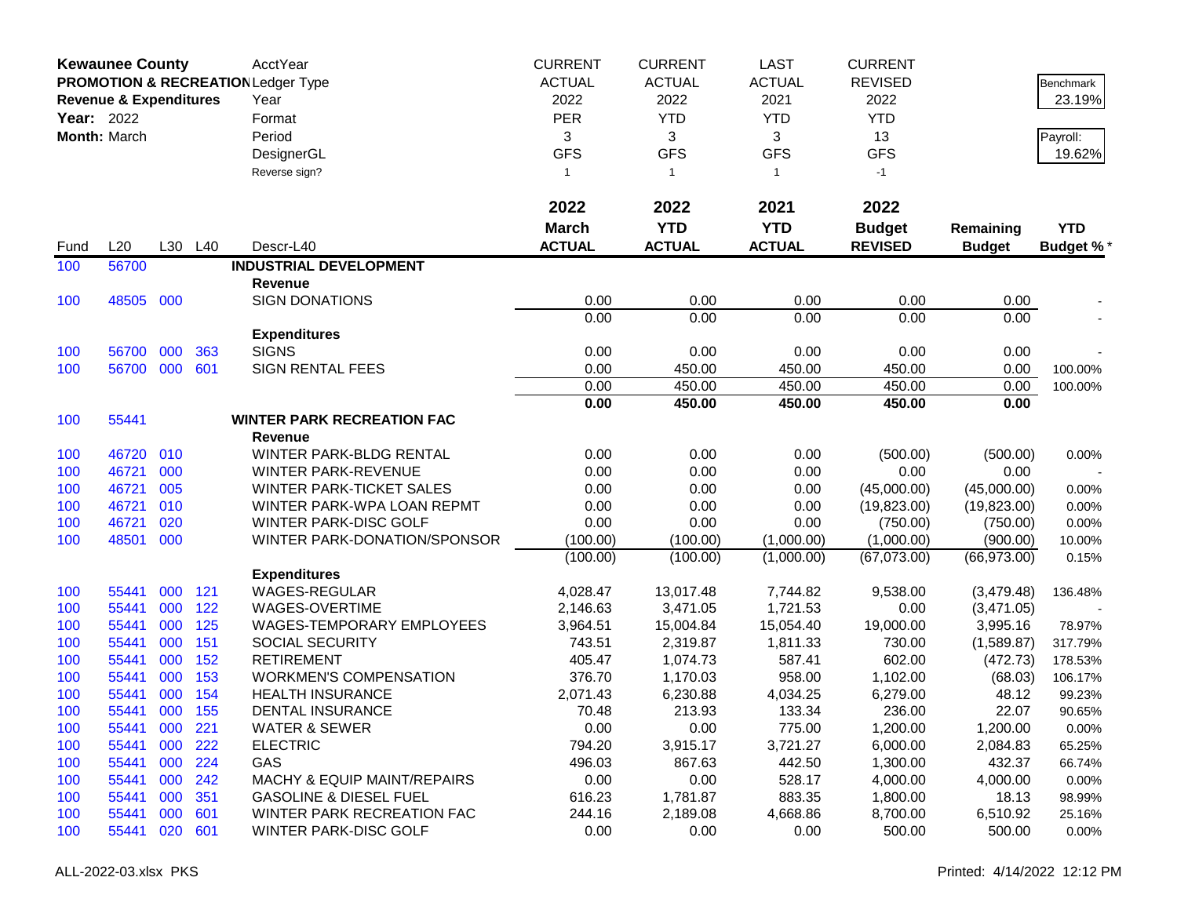**Kewaunee County**
**PROMOTION & RECREATION**
**Revenue & Expenditures**
**Year:** 2022
**Month:** March

| | | | | AcctYear | CURRENT | CURRENT | LAST | CURRENT | | |
|---|---|---|---|---|---|---|---|---|---|---|
| | | | | Ledger Type | ACTUAL | ACTUAL | ACTUAL | REVISED | | Benchmark |
| | | | | Year | 2022 | 2022 | 2021 | 2022 | | 23.19% |
| | | | | Format | PER | YTD | YTD | YTD | | |
| | | | | Period | 3 | 3 | 3 | 13 | | Payroll: |
| | | | | DesignerGL | GFS | GFS | GFS | GFS | | 19.62% |
| | | | | Reverse sign? | 1 | 1 | 1 | -1 | | |
| | | | | | **2022** | **2022** | **2021** | **2022** | | |
| | | | | | **March** | **YTD** | **YTD** | **Budget** | **Remaining** | **YTD** |
| Fund | L20 | L30 | L40 | Descr-L40 | **ACTUAL** | **ACTUAL** | **ACTUAL** | **REVISED** | **Budget** | **Budget %*** |
| 100 | 56700 | | | **INDUSTRIAL DEVELOPMENT** | | | | | | |
| | | | | **Revenue** | | | | | | |
| 100 | 48505 | 000 | | SIGN DONATIONS | 0.00 | 0.00 | 0.00 | 0.00 | 0.00 | - |
| | | | | | 0.00 | 0.00 | 0.00 | 0.00 | 0.00 | - |
| | | | | **Expenditures** | | | | | | |
| 100 | 56700 | 000 | 363 | SIGNS | 0.00 | 0.00 | 0.00 | 0.00 | 0.00 | - |
| 100 | 56700 | 000 | 601 | SIGN RENTAL FEES | 0.00 | 450.00 | 450.00 | 450.00 | 0.00 | 100.00% |
| | | | | | 0.00 | 450.00 | 450.00 | 450.00 | 0.00 | 100.00% |
| | | | | | **0.00** | **450.00** | **450.00** | **450.00** | **0.00** | |
| 100 | 55441 | | | **WINTER PARK RECREATION FAC** | | | | | | |
| | | | | **Revenue** | | | | | | |
| 100 | 46720 | 010 | | WINTER PARK-BLDG RENTAL | 0.00 | 0.00 | 0.00 | (500.00) | (500.00) | 0.00% |
| 100 | 46721 | 000 | | WINTER PARK-REVENUE | 0.00 | 0.00 | 0.00 | 0.00 | 0.00 | - |
| 100 | 46721 | 005 | | WINTER PARK-TICKET SALES | 0.00 | 0.00 | 0.00 | (45,000.00) | (45,000.00) | 0.00% |
| 100 | 46721 | 010 | | WINTER PARK-WPA LOAN REPMT | 0.00 | 0.00 | 0.00 | (19,823.00) | (19,823.00) | 0.00% |
| 100 | 46721 | 020 | | WINTER PARK-DISC GOLF | 0.00 | 0.00 | 0.00 | (750.00) | (750.00) | 0.00% |
| 100 | 48501 | 000 | | WINTER PARK-DONATION/SPONSOR | (100.00) | (100.00) | (1,000.00) | (1,000.00) | (900.00) | 10.00% |
| | | | | | (100.00) | (100.00) | (1,000.00) | (67,073.00) | (66,973.00) | 0.15% |
| | | | | **Expenditures** | | | | | | |
| 100 | 55441 | 000 | 121 | WAGES-REGULAR | 4,028.47 | 13,017.48 | 7,744.82 | 9,538.00 | (3,479.48) | 136.48% |
| 100 | 55441 | 000 | 122 | WAGES-OVERTIME | 2,146.63 | 3,471.05 | 1,721.53 | 0.00 | (3,471.05) | - |
| 100 | 55441 | 000 | 125 | WAGES-TEMPORARY EMPLOYEES | 3,964.51 | 15,004.84 | 15,054.40 | 19,000.00 | 3,995.16 | 78.97% |
| 100 | 55441 | 000 | 151 | SOCIAL SECURITY | 743.51 | 2,319.87 | 1,811.33 | 730.00 | (1,589.87) | 317.79% |
| 100 | 55441 | 000 | 152 | RETIREMENT | 405.47 | 1,074.73 | 587.41 | 602.00 | (472.73) | 178.53% |
| 100 | 55441 | 000 | 153 | WORKMEN'S COMPENSATION | 376.70 | 1,170.03 | 958.00 | 1,102.00 | (68.03) | 106.17% |
| 100 | 55441 | 000 | 154 | HEALTH INSURANCE | 2,071.43 | 6,230.88 | 4,034.25 | 6,279.00 | 48.12 | 99.23% |
| 100 | 55441 | 000 | 155 | DENTAL INSURANCE | 70.48 | 213.93 | 133.34 | 236.00 | 22.07 | 90.65% |
| 100 | 55441 | 000 | 221 | WATER & SEWER | 0.00 | 0.00 | 775.00 | 1,200.00 | 1,200.00 | 0.00% |
| 100 | 55441 | 000 | 222 | ELECTRIC | 794.20 | 3,915.17 | 3,721.27 | 6,000.00 | 2,084.83 | 65.25% |
| 100 | 55441 | 000 | 224 | GAS | 496.03 | 867.63 | 442.50 | 1,300.00 | 432.37 | 66.74% |
| 100 | 55441 | 000 | 242 | MACHY & EQUIP MAINT/REPAIRS | 0.00 | 0.00 | 528.17 | 4,000.00 | 4,000.00 | 0.00% |
| 100 | 55441 | 000 | 351 | GASOLINE & DIESEL FUEL | 616.23 | 1,781.87 | 883.35 | 1,800.00 | 18.13 | 98.99% |
| 100 | 55441 | 000 | 601 | WINTER PARK RECREATION FAC | 244.16 | 2,189.08 | 4,668.86 | 8,700.00 | 6,510.92 | 25.16% |
| 100 | 55441 | 020 | 601 | WINTER PARK-DISC GOLF | 0.00 | 0.00 | 0.00 | 500.00 | 500.00 | 0.00% |

ALL-2022-03.xlsx PKS

Printed: 4/14/2022 12:12 PM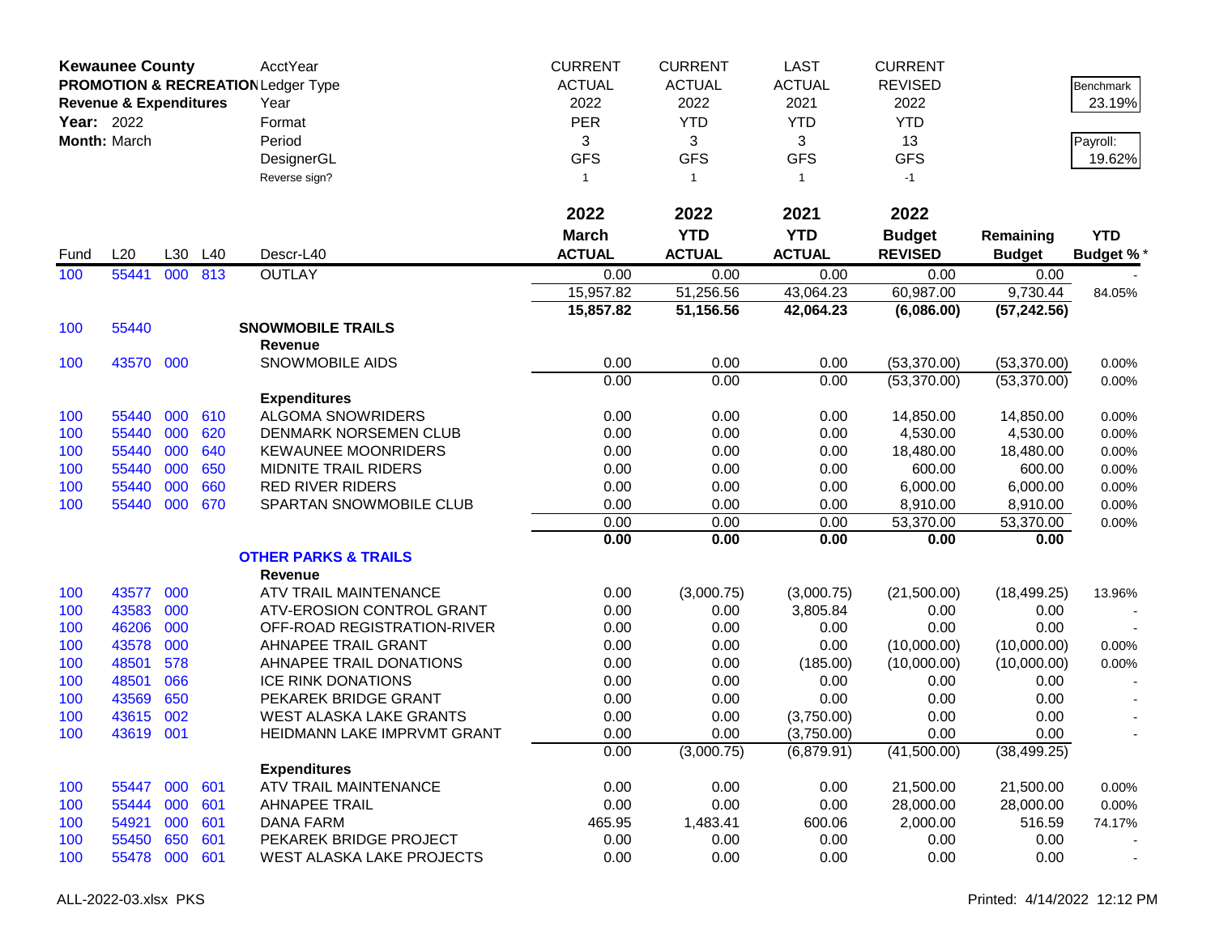**Kewaunee County**
**PROMOTION & RECREATION**
**Revenue & Expenditures**
**Year:** 2022
**Month:** March

| | | | | AcctYear | CURRENT | CURRENT | LAST | CURRENT | | |
|---|---|---|---|---|---|---|---|---|---|---|
| | | | | Ledger Type | ACTUAL | ACTUAL | ACTUAL | REVISED | | Benchmark 23.19% |
| | | | | Year | 2022 | 2022 | 2021 | 2022 | | |
| | | | | Format | PER | YTD | YTD | YTD | | |
| | | | | Period | 3 | 3 | 3 | 13 | | Payroll: 19.62% |
| | | | | DesignerGL | GFS | GFS | GFS | GFS | | |
| | | | | Reverse sign? | 1 | 1 | 1 | -1 | | |
| | | | | | **2022 March ACTUAL** | **2022 YTD ACTUAL** | **2021 YTD ACTUAL** | **2022 Budget REVISED** | **Remaining Budget** | **YTD Budget %*** |
| Fund | L20 | L30 | L40 | Descr-L40 | | | | | | |
| 100 | 55441 | 000 | 813 | OUTLAY | 0.00 | 0.00 | 0.00 | 0.00 | 0.00 | - |
| | | | | | 15,957.82 | 51,256.56 | 43,064.23 | 60,987.00 | 9,730.44 | 84.05% |
| | | | | | **15,857.82** | **51,156.56** | **42,064.23** | **(6,086.00)** | **(57,242.56)** | |
| 100 | 55440 | | | **SNOWMOBILE TRAILS** | | | | | | |
| | | | | **Revenue** | | | | | | |
| 100 | 43570 | 000 | | SNOWMOBILE AIDS | 0.00 | 0.00 | 0.00 | (53,370.00) | (53,370.00) | 0.00% |
| | | | | | 0.00 | 0.00 | 0.00 | (53,370.00) | (53,370.00) | 0.00% |
| | | | | **Expenditures** | | | | | | |
| 100 | 55440 | 000 | 610 | ALGOMA SNOWRIDERS | 0.00 | 0.00 | 0.00 | 14,850.00 | 14,850.00 | 0.00% |
| 100 | 55440 | 000 | 620 | DENMARK NORSEMEN CLUB | 0.00 | 0.00 | 0.00 | 4,530.00 | 4,530.00 | 0.00% |
| 100 | 55440 | 000 | 640 | KEWAUNEE MOONRIDERS | 0.00 | 0.00 | 0.00 | 18,480.00 | 18,480.00 | 0.00% |
| 100 | 55440 | 000 | 650 | MIDNITE TRAIL RIDERS | 0.00 | 0.00 | 0.00 | 600.00 | 600.00 | 0.00% |
| 100 | 55440 | 000 | 660 | RED RIVER RIDERS | 0.00 | 0.00 | 0.00 | 6,000.00 | 6,000.00 | 0.00% |
| 100 | 55440 | 000 | 670 | SPARTAN SNOWMOBILE CLUB | 0.00 | 0.00 | 0.00 | 8,910.00 | 8,910.00 | 0.00% |
| | | | | | 0.00 | 0.00 | 0.00 | 53,370.00 | 53,370.00 | 0.00% |
| | | | | | **0.00** | **0.00** | **0.00** | **0.00** | **0.00** | |
| | | | | **OTHER PARKS & TRAILS** | | | | | | |
| | | | | **Revenue** | | | | | | |
| 100 | 43577 | 000 | | ATV TRAIL MAINTENANCE | 0.00 | (3,000.75) | (3,000.75) | (21,500.00) | (18,499.25) | 13.96% |
| 100 | 43583 | 000 | | ATV-EROSION CONTROL GRANT | 0.00 | 0.00 | 3,805.84 | 0.00 | 0.00 | - |
| 100 | 46206 | 000 | | OFF-ROAD REGISTRATION-RIVER | 0.00 | 0.00 | 0.00 | 0.00 | 0.00 | - |
| 100 | 43578 | 000 | | AHNAPEE TRAIL GRANT | 0.00 | 0.00 | 0.00 | (10,000.00) | (10,000.00) | 0.00% |
| 100 | 48501 | 578 | | AHNAPEE TRAIL DONATIONS | 0.00 | 0.00 | (185.00) | (10,000.00) | (10,000.00) | 0.00% |
| 100 | 48501 | 066 | | ICE RINK DONATIONS | 0.00 | 0.00 | 0.00 | 0.00 | 0.00 | - |
| 100 | 43569 | 650 | | PEKAREK BRIDGE GRANT | 0.00 | 0.00 | 0.00 | 0.00 | 0.00 | - |
| 100 | 43615 | 002 | | WEST ALASKA LAKE GRANTS | 0.00 | 0.00 | (3,750.00) | 0.00 | 0.00 | - |
| 100 | 43619 | 001 | | HEIDMANN LAKE IMPRVMT GRANT | 0.00 | 0.00 | (3,750.00) | 0.00 | 0.00 | - |
| | | | | | 0.00 | (3,000.75) | (6,879.91) | (41,500.00) | (38,499.25) | |
| | | | | **Expenditures** | | | | | | |
| 100 | 55447 | 000 | 601 | ATV TRAIL MAINTENANCE | 0.00 | 0.00 | 0.00 | 21,500.00 | 21,500.00 | 0.00% |
| 100 | 55444 | 000 | 601 | AHNAPEE TRAIL | 0.00 | 0.00 | 0.00 | 28,000.00 | 28,000.00 | 0.00% |
| 100 | 54921 | 000 | 601 | DANA FARM | 465.95 | 1,483.41 | 600.06 | 2,000.00 | 516.59 | 74.17% |
| 100 | 55450 | 650 | 601 | PEKAREK BRIDGE PROJECT | 0.00 | 0.00 | 0.00 | 0.00 | 0.00 | - |
| 100 | 55478 | 000 | 601 | WEST ALASKA LAKE PROJECTS | 0.00 | 0.00 | 0.00 | 0.00 | 0.00 | - |

ALL-2022-03.xlsx PKS

Printed: 4/14/2022 12:12 PM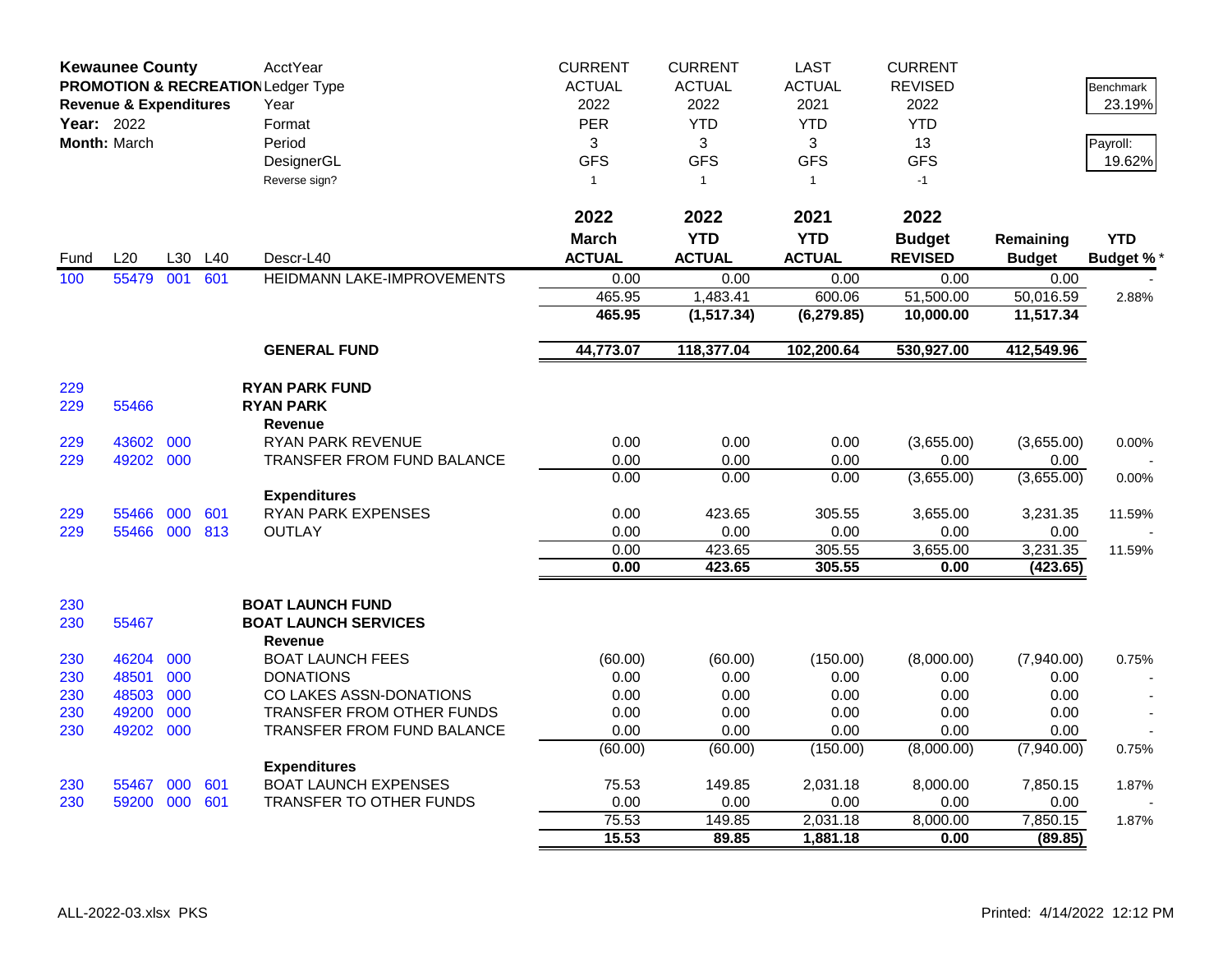| **Kewaunee County** | | | | AcctYear | CURRENT | CURRENT | LAST | CURRENT | | |
|---|---|---|---|---|---|---|---|---|---|---|
| **PROMOTION & RECREATION** | | | | Ledger Type | ACTUAL | ACTUAL | ACTUAL | REVISED | | Benchmark |
| **Revenue & Expenditures** | | | | Year | 2022 | 2022 | 2021 | 2022 | | 23.19% |
| **Year:** 2022 | | | | Format | PER | YTD | YTD | YTD | | |
| **Month:** March | | | | Period | 3 | 3 | 3 | 13 | | Payroll: |
| | | | | DesignerGL | GFS | GFS | GFS | GFS | | 19.62% |
| | | | | Reverse sign? | 1 | 1 | 1 | -1 | | |
| | | | | | **2022** | **2022** | **2021** | **2022** | | |
| | | | | | **March** | **YTD** | **YTD** | **Budget** | **Remaining** | **YTD** |
| Fund | L20 | L30 | L40 | Descr-L40 | **ACTUAL** | **ACTUAL** | **ACTUAL** | **REVISED** | **Budget** | **Budget %*** |
| 100 | 55479 | 001 | 601 | HEIDMANN LAKE-IMPROVEMENTS | 0.00 | 0.00 | 0.00 | 0.00 | 0.00 | - |
| | | | | | 465.95 | 1,483.41 | 600.06 | 51,500.00 | 50,016.59 | 2.88% |
| | | | | | **465.95** | **(1,517.34)** | **(6,279.85)** | **10,000.00** | **11,517.34** | |
| | | | | **GENERAL FUND** | **44,773.07** | **118,377.04** | **102,200.64** | **530,927.00** | **412,549.96** | |
| 229 | | | | **RYAN PARK FUND** | | | | | | |
| 229 | 55466 | | | **RYAN PARK** | | | | | | |
| | | | | **Revenue** | | | | | | |
| 229 | 43602 | 000 | | RYAN PARK REVENUE | 0.00 | 0.00 | 0.00 | (3,655.00) | (3,655.00) | 0.00% |
| 229 | 49202 | 000 | | TRANSFER FROM FUND BALANCE | 0.00 | 0.00 | 0.00 | 0.00 | 0.00 | - |
| | | | | | 0.00 | 0.00 | 0.00 | (3,655.00) | (3,655.00) | 0.00% |
| | | | | **Expenditures** | | | | | | |
| 229 | 55466 | 000 | 601 | RYAN PARK EXPENSES | 0.00 | 423.65 | 305.55 | 3,655.00 | 3,231.35 | 11.59% |
| 229 | 55466 | 000 | 813 | OUTLAY | 0.00 | 0.00 | 0.00 | 0.00 | 0.00 | - |
| | | | | | 0.00 | 423.65 | 305.55 | 3,655.00 | 3,231.35 | 11.59% |
| | | | | | **0.00** | **423.65** | **305.55** | **0.00** | **(423.65)** | |
| 230 | | | | **BOAT LAUNCH FUND** | | | | | | |
| 230 | 55467 | | | **BOAT LAUNCH SERVICES** | | | | | | |
| | | | | **Revenue** | | | | | | |
| 230 | 46204 | 000 | | BOAT LAUNCH FEES | (60.00) | (60.00) | (150.00) | (8,000.00) | (7,940.00) | 0.75% |
| 230 | 48501 | 000 | | DONATIONS | 0.00 | 0.00 | 0.00 | 0.00 | 0.00 | - |
| 230 | 48503 | 000 | | CO LAKES ASSN-DONATIONS | 0.00 | 0.00 | 0.00 | 0.00 | 0.00 | - |
| 230 | 49200 | 000 | | TRANSFER FROM OTHER FUNDS | 0.00 | 0.00 | 0.00 | 0.00 | 0.00 | - |
| 230 | 49202 | 000 | | TRANSFER FROM FUND BALANCE | 0.00 | 0.00 | 0.00 | 0.00 | 0.00 | - |
| | | | | | (60.00) | (60.00) | (150.00) | (8,000.00) | (7,940.00) | 0.75% |
| | | | | **Expenditures** | | | | | | |
| 230 | 55467 | 000 | 601 | BOAT LAUNCH EXPENSES | 75.53 | 149.85 | 2,031.18 | 8,000.00 | 7,850.15 | 1.87% |
| 230 | 59200 | 000 | 601 | TRANSFER TO OTHER FUNDS | 0.00 | 0.00 | 0.00 | 0.00 | 0.00 | - |
| | | | | | 75.53 | 149.85 | 2,031.18 | 8,000.00 | 7,850.15 | 1.87% |
| | | | | | **15.53** | **89.85** | **1,881.18** | **0.00** | **(89.85)** | |

ALL-2022-03.xlsx PKS

Printed: 4/14/2022 12:12 PM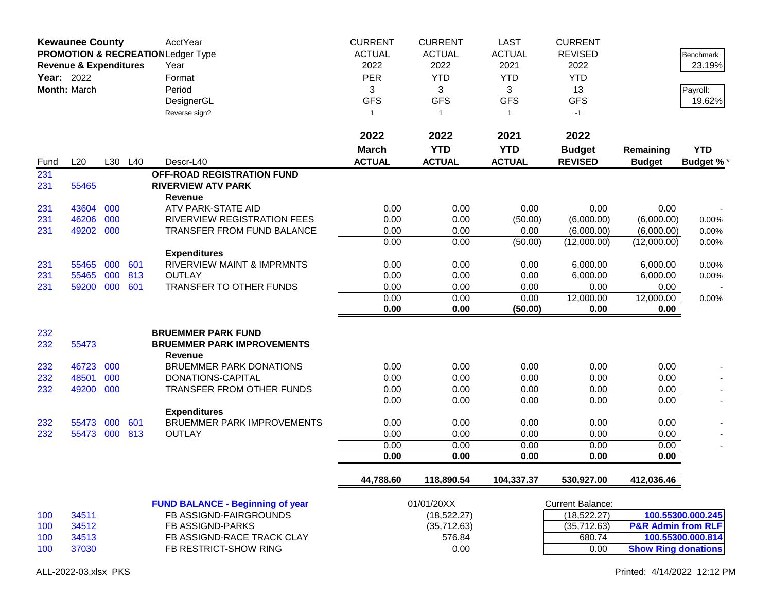**Kewaunee County**
**PROMOTION & RECREATION**
**Revenue & Expenditures**
**Year:** 2022
**Month:** March

| | CURRENT | CURRENT | LAST | CURRENT | | |
|---|---|---|---|---|---|---|
| AcctYear | ACTUAL | ACTUAL | ACTUAL | REVISED | | Benchmark |
| Ledger Type | 2022 | 2022 | 2021 | 2022 | | 23.19% |
| Year | PER | YTD | YTD | YTD | | |
| Format | 3 | 3 | 3 | 13 | | Payroll: |
| Period | GFS | GFS | GFS | GFS | | 19.62% |
| DesignerGL | 1 | 1 | 1 | -1 | | |
| Reverse sign? | | | | | | |

| Fund | L20 | L30 | L40 | Descr-L40 | 2022 March ACTUAL | 2022 YTD ACTUAL | 2021 YTD ACTUAL | 2022 Budget REVISED | Remaining Budget | YTD Budget % * |
|---|---|---|---|---|---|---|---|---|---|---|
| 231 | | | | **OFF-ROAD REGISTRATION FUND** | | | | | | |
| 231 | 55465 | | | **RIVERVIEW ATV PARK** | | | | | | |
| | | | | **Revenue** | | | | | | |
| 231 | 43604 | 000 | | ATV PARK-STATE AID | 0.00 | 0.00 | 0.00 | 0.00 | 0.00 | - |
| 231 | 46206 | 000 | | RIVERVIEW REGISTRATION FEES | 0.00 | 0.00 | (50.00) | (6,000.00) | (6,000.00) | 0.00% |
| 231 | 49202 | 000 | | TRANSFER FROM FUND BALANCE | 0.00 | 0.00 | 0.00 | (6,000.00) | (6,000.00) | 0.00% |
| | | | | | 0.00 | 0.00 | (50.00) | (12,000.00) | (12,000.00) | 0.00% |
| | | | | **Expenditures** | | | | | | |
| 231 | 55465 | 000 | 601 | RIVERVIEW MAINT & IMPRMNTS | 0.00 | 0.00 | 0.00 | 6,000.00 | 6,000.00 | 0.00% |
| 231 | 55465 | 000 | 813 | OUTLAY | 0.00 | 0.00 | 0.00 | 6,000.00 | 6,000.00 | 0.00% |
| 231 | 59200 | 000 | 601 | TRANSFER TO OTHER FUNDS | 0.00 | 0.00 | 0.00 | 0.00 | 0.00 | - |
| | | | | | 0.00 | 0.00 | 0.00 | 12,000.00 | 12,000.00 | 0.00% |
| | | | | | **0.00** | **0.00** | **(50.00)** | **0.00** | **0.00** | |
| 232 | | | | **BRUEMMER PARK FUND** | | | | | | |
| 232 | 55473 | | | **BRUEMMER PARK IMPROVEMENTS** | | | | | | |
| | | | | **Revenue** | | | | | | |
| 232 | 46723 | 000 | | BRUEMMER PARK DONATIONS | 0.00 | 0.00 | 0.00 | 0.00 | 0.00 | - |
| 232 | 48501 | 000 | | DONATIONS-CAPITAL | 0.00 | 0.00 | 0.00 | 0.00 | 0.00 | - |
| 232 | 49200 | 000 | | TRANSFER FROM OTHER FUNDS | 0.00 | 0.00 | 0.00 | 0.00 | 0.00 | - |
| | | | | | 0.00 | 0.00 | 0.00 | 0.00 | 0.00 | - |
| | | | | **Expenditures** | | | | | | |
| 232 | 55473 | 000 | 601 | BRUEMMER PARK IMPROVEMENTS | 0.00 | 0.00 | 0.00 | 0.00 | 0.00 | - |
| 232 | 55473 | 000 | 813 | OUTLAY | 0.00 | 0.00 | 0.00 | 0.00 | 0.00 | - |
| | | | | | 0.00 | 0.00 | 0.00 | 0.00 | 0.00 | - |
| | | | | | **0.00** | **0.00** | **0.00** | **0.00** | **0.00** | |
| | | | | | **44,788.60** | **118,890.54** | **104,337.37** | **530,927.00** | **412,036.46** | |

| Fund | L20 | Description | 01/01/20XX | Current Balance: | |
|---|---|---|---|---|---|
| | | **FUND BALANCE - Beginning of year** | | | |
| 100 | 34511 | FB ASSIGND-FAIRGROUNDS | (18,522.27) | (18,522.27) | **100.55300.000.245** |
| 100 | 34512 | FB ASSIGND-PARKS | (35,712.63) | (35,712.63) | **P&R Admin from RLF** |
| 100 | 34513 | FB ASSIGND-RACE TRACK CLAY | 576.84 | 680.74 | **100.55300.000.814** |
| 100 | 37030 | FB RESTRICT-SHOW RING | 0.00 | 0.00 | **Show Ring donations** |

ALL-2022-03.xlsx PKS

Printed: 4/14/2022 12:12 PM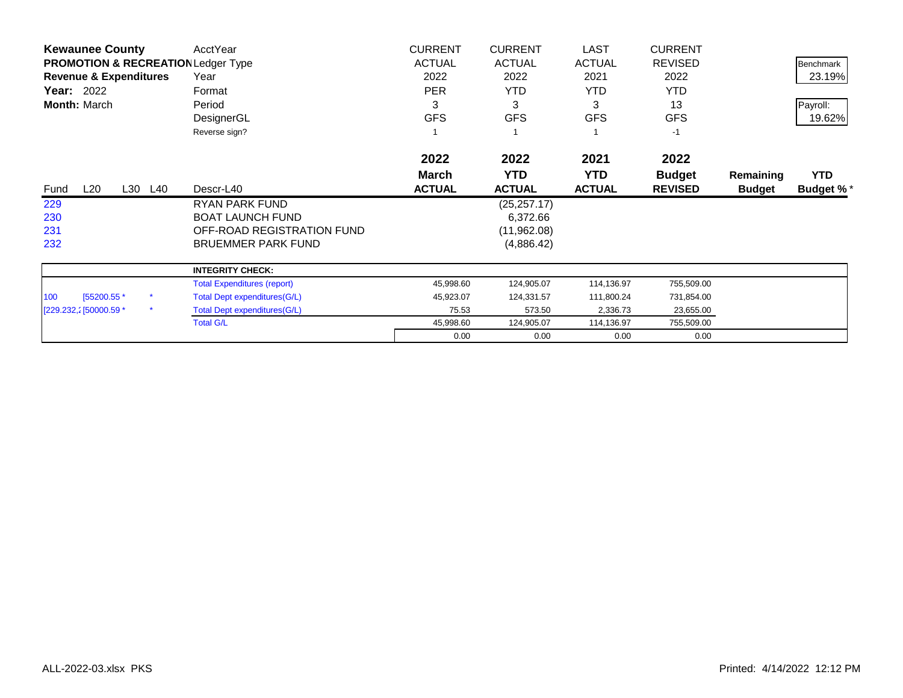**Kewaunee County**
**PROMOTION & RECREATION**
**Revenue & Expenditures**
**Year:** 2022
**Month:** March

| | | | | AcctYear | CURRENT | CURRENT | LAST | CURRENT | | Benchmark |
|---|---|---|---|---|---|---|---|---|---|---|
| | | | | Ledger Type | ACTUAL | ACTUAL | ACTUAL | REVISED | | 23.19% |
| | | | | Year | 2022 | 2022 | 2021 | 2022 | | |
| | | | | Format | PER | YTD | YTD | YTD | | Payroll: |
| | | | | Period | 3 | 3 | 3 | 13 | | 19.62% |
| | | | | DesignerGL | GFS | GFS | GFS | GFS | | |
| | | | | Reverse sign? | 1 | 1 | 1 | -1 | | |
| | | | | | **2022** | **2022** | **2021** | **2022** | | |
| | | | | | **March** | **YTD** | **YTD** | **Budget** | **Remaining** | **YTD** |
| Fund | L20 | L30 | L40 | Descr-L40 | **ACTUAL** | **ACTUAL** | **ACTUAL** | **REVISED** | **Budget** | **Budget %*** |
| 229 | | | | RYAN PARK FUND | | (25,257.17) | | | | |
| 230 | | | | BOAT LAUNCH FUND | | 6,372.66 | | | | |
| 231 | | | | OFF-ROAD REGISTRATION FUND | | (11,962.08) | | | | |
| 232 | | | | BRUEMMER PARK FUND | | (4,886.42) | | | | |

| | | | **INTEGRITY CHECK:** | | | | |
|---|---|---|---|---|---|---|---|
| | | | Total Expenditures (report) | 45,998.60 | 124,905.07 | 114,136.97 | 755,509.00 |
| 100 | [55200.55 * | * | Total Dept expenditures(G/L) | 45,923.07 | 124,331.57 | 111,800.24 | 731,854.00 |
| [229.232,2 | [50000.59 * | * | Total Dept expenditures(G/L) | 75.53 | 573.50 | 2,336.73 | 23,655.00 |
| | | | Total G/L | 45,998.60 | 124,905.07 | 114,136.97 | 755,509.00 |
| | | | | 0.00 | 0.00 | 0.00 | 0.00 |

ALL-2022-03.xlsx PKS

Printed: 4/14/2022 12:12 PM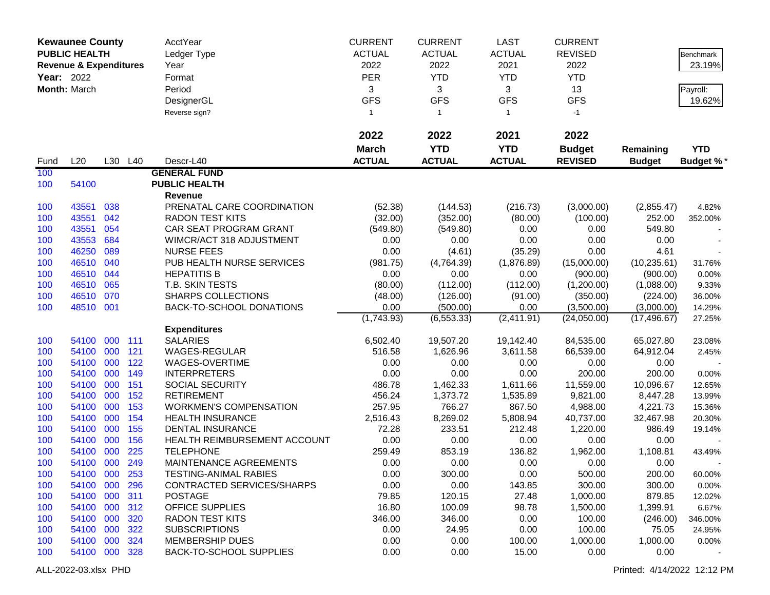**Kewaunee County**
**PUBLIC HEALTH**
**Revenue & Expenditures**
**Year:** 2022
**Month:** March

| | | | | | | | | | | |
|---|---|---|---|---|---|---|---|---|---|---|
| | | | | AcctYear | CURRENT | CURRENT | LAST | CURRENT | | |
| | | | | Ledger Type | ACTUAL | ACTUAL | ACTUAL | REVISED | | Benchmark |
| | | | | Year | 2022 | 2022 | 2021 | 2022 | | 23.19% |
| | | | | Format | PER | YTD | YTD | YTD | | |
| | | | | Period | 3 | 3 | 3 | 13 | | Payroll: |
| | | | | DesignerGL | GFS | GFS | GFS | GFS | | 19.62% |
| | | | | Reverse sign? | 1 | 1 | 1 | -1 | | |
| | | | | | **2022** | **2022** | **2021** | **2022** | | |
| | | | | | **March** | **YTD** | **YTD** | **Budget** | **Remaining** | **YTD** |
| Fund | L20 | L30 | L40 | Descr-L40 | **ACTUAL** | **ACTUAL** | **ACTUAL** | **REVISED** | **Budget** | **Budget %*** |
| 100 | | | | **GENERAL FUND** | | | | | | |
| 100 | 54100 | | | **PUBLIC HEALTH** | | | | | | |
| | | | | **Revenue** | | | | | | |
| 100 | 43551 | 038 | | PRENATAL CARE COORDINATION | (52.38) | (144.53) | (216.73) | (3,000.00) | (2,855.47) | 4.82% |
| 100 | 43551 | 042 | | RADON TEST KITS | (32.00) | (352.00) | (80.00) | (100.00) | 252.00 | 352.00% |
| 100 | 43551 | 054 | | CAR SEAT PROGRAM GRANT | (549.80) | (549.80) | 0.00 | 0.00 | 549.80 | - |
| 100 | 43553 | 684 | | WIMCR/ACT 318 ADJUSTMENT | 0.00 | 0.00 | 0.00 | 0.00 | 0.00 | - |
| 100 | 46250 | 089 | | NURSE FEES | 0.00 | (4.61) | (35.29) | 0.00 | 4.61 | - |
| 100 | 46510 | 040 | | PUB HEALTH NURSE SERVICES | (981.75) | (4,764.39) | (1,876.89) | (15,000.00) | (10,235.61) | 31.76% |
| 100 | 46510 | 044 | | HEPATITIS B | 0.00 | 0.00 | 0.00 | (900.00) | (900.00) | 0.00% |
| 100 | 46510 | 065 | | T.B. SKIN TESTS | (80.00) | (112.00) | (112.00) | (1,200.00) | (1,088.00) | 9.33% |
| 100 | 46510 | 070 | | SHARPS COLLECTIONS | (48.00) | (126.00) | (91.00) | (350.00) | (224.00) | 36.00% |
| 100 | 48510 | 001 | | BACK-TO-SCHOOL DONATIONS | 0.00 | (500.00) | 0.00 | (3,500.00) | (3,000.00) | 14.29% |
| | | | | | (1,743.93) | (6,553.33) | (2,411.91) | (24,050.00) | (17,496.67) | 27.25% |
| | | | | **Expenditures** | | | | | | |
| 100 | 54100 | 000 | 111 | SALARIES | 6,502.40 | 19,507.20 | 19,142.40 | 84,535.00 | 65,027.80 | 23.08% |
| 100 | 54100 | 000 | 121 | WAGES-REGULAR | 516.58 | 1,626.96 | 3,611.58 | 66,539.00 | 64,912.04 | 2.45% |
| 100 | 54100 | 000 | 122 | WAGES-OVERTIME | 0.00 | 0.00 | 0.00 | 0.00 | 0.00 | - |
| 100 | 54100 | 000 | 149 | INTERPRETERS | 0.00 | 0.00 | 0.00 | 200.00 | 200.00 | 0.00% |
| 100 | 54100 | 000 | 151 | SOCIAL SECURITY | 486.78 | 1,462.33 | 1,611.66 | 11,559.00 | 10,096.67 | 12.65% |
| 100 | 54100 | 000 | 152 | RETIREMENT | 456.24 | 1,373.72 | 1,535.89 | 9,821.00 | 8,447.28 | 13.99% |
| 100 | 54100 | 000 | 153 | WORKMEN'S COMPENSATION | 257.95 | 766.27 | 867.50 | 4,988.00 | 4,221.73 | 15.36% |
| 100 | 54100 | 000 | 154 | HEALTH INSURANCE | 2,516.43 | 8,269.02 | 5,808.94 | 40,737.00 | 32,467.98 | 20.30% |
| 100 | 54100 | 000 | 155 | DENTAL INSURANCE | 72.28 | 233.51 | 212.48 | 1,220.00 | 986.49 | 19.14% |
| 100 | 54100 | 000 | 156 | HEALTH REIMBURSEMENT ACCOUNT | 0.00 | 0.00 | 0.00 | 0.00 | 0.00 | - |
| 100 | 54100 | 000 | 225 | TELEPHONE | 259.49 | 853.19 | 136.82 | 1,962.00 | 1,108.81 | 43.49% |
| 100 | 54100 | 000 | 249 | MAINTENANCE AGREEMENTS | 0.00 | 0.00 | 0.00 | 0.00 | 0.00 | - |
| 100 | 54100 | 000 | 253 | TESTING-ANIMAL RABIES | 0.00 | 300.00 | 0.00 | 500.00 | 200.00 | 60.00% |
| 100 | 54100 | 000 | 296 | CONTRACTED SERVICES/SHARPS | 0.00 | 0.00 | 143.85 | 300.00 | 300.00 | 0.00% |
| 100 | 54100 | 000 | 311 | POSTAGE | 79.85 | 120.15 | 27.48 | 1,000.00 | 879.85 | 12.02% |
| 100 | 54100 | 000 | 312 | OFFICE SUPPLIES | 16.80 | 100.09 | 98.78 | 1,500.00 | 1,399.91 | 6.67% |
| 100 | 54100 | 000 | 320 | RADON TEST KITS | 346.00 | 346.00 | 0.00 | 100.00 | (246.00) | 346.00% |
| 100 | 54100 | 000 | 322 | SUBSCRIPTIONS | 0.00 | 24.95 | 0.00 | 100.00 | 75.05 | 24.95% |
| 100 | 54100 | 000 | 324 | MEMBERSHIP DUES | 0.00 | 0.00 | 100.00 | 1,000.00 | 1,000.00 | 0.00% |
| 100 | 54100 | 000 | 328 | BACK-TO-SCHOOL SUPPLIES | 0.00 | 0.00 | 15.00 | 0.00 | 0.00 | - |

ALL-2022-03.xlsx PHD — Printed: 4/14/2022 12:12 PM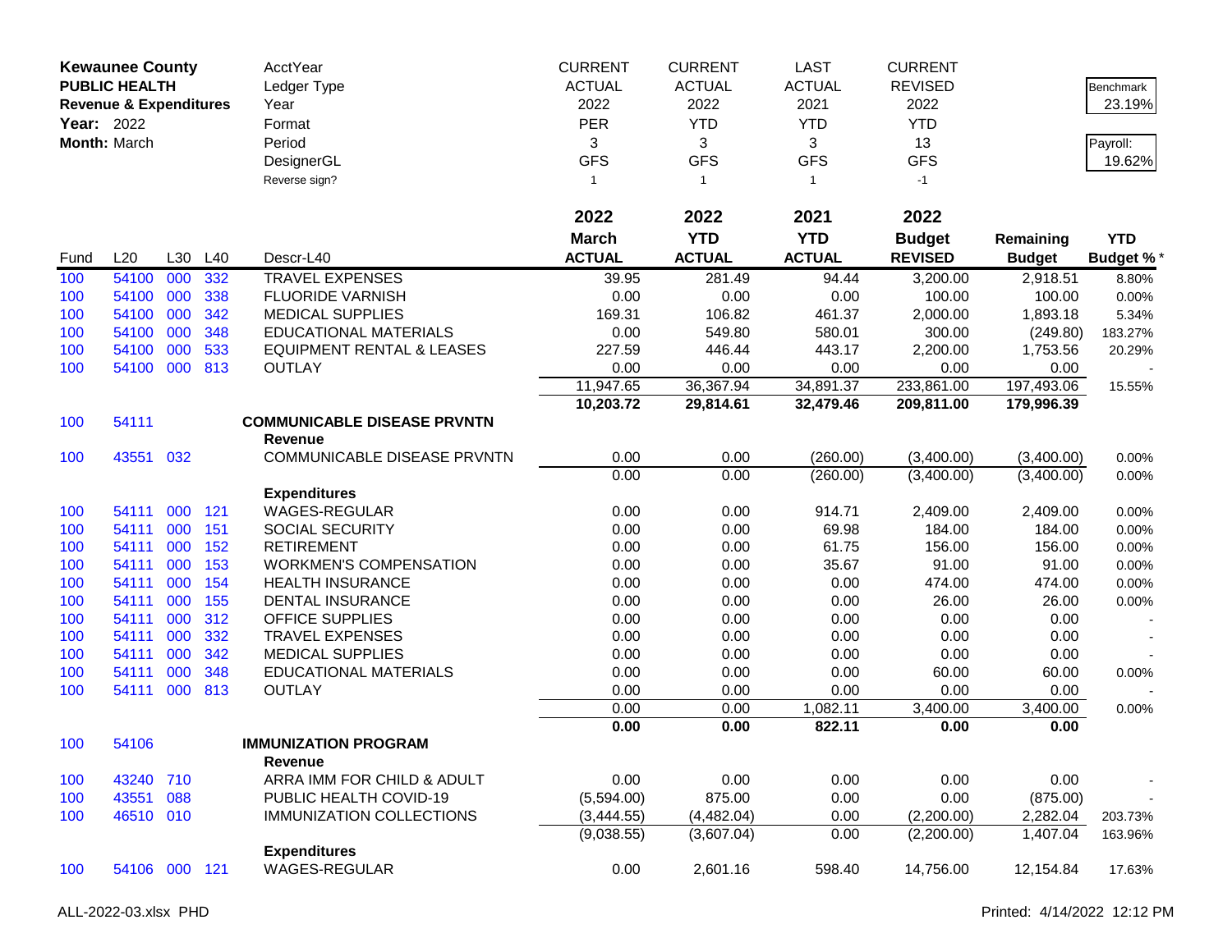| Kewaunee County | | | | AcctYear | CURRENT | CURRENT | LAST | CURRENT | | |
|---|---|---|---|---|---|---|---|---|---|---|
| PUBLIC HEALTH | | | | Ledger Type | ACTUAL | ACTUAL | ACTUAL | REVISED | | Benchmark |
| Revenue & Expenditures | | | | Year | 2022 | 2022 | 2021 | 2022 | | 23.19% |
| Year: 2022 | | | | Format | PER | YTD | YTD | YTD | | |
| Month: March | | | | Period | 3 | 3 | 3 | 13 | | Payroll: |
| | | | | DesignerGL | GFS | GFS | GFS | GFS | | 19.62% |
| | | | | Reverse sign? | 1 | 1 | 1 | -1 | | |

| Fund | L20 | L30 | L40 | Descr-L40 | 2022 March ACTUAL | 2022 YTD ACTUAL | 2021 YTD ACTUAL | 2022 Budget REVISED | Remaining Budget | YTD Budget % * |
|---|---|---|---|---|---|---|---|---|---|---|
| 100 | 54100 | 000 | 332 | TRAVEL EXPENSES | 39.95 | 281.49 | 94.44 | 3,200.00 | 2,918.51 | 8.80% |
| 100 | 54100 | 000 | 338 | FLUORIDE VARNISH | 0.00 | 0.00 | 0.00 | 100.00 | 100.00 | 0.00% |
| 100 | 54100 | 000 | 342 | MEDICAL SUPPLIES | 169.31 | 106.82 | 461.37 | 2,000.00 | 1,893.18 | 5.34% |
| 100 | 54100 | 000 | 348 | EDUCATIONAL MATERIALS | 0.00 | 549.80 | 580.01 | 300.00 | (249.80) | 183.27% |
| 100 | 54100 | 000 | 533 | EQUIPMENT RENTAL & LEASES | 227.59 | 446.44 | 443.17 | 2,200.00 | 1,753.56 | 20.29% |
| 100 | 54100 | 000 | 813 | OUTLAY | 0.00 | 0.00 | 0.00 | 0.00 | 0.00 | - |
| | | | | | 11,947.65 | 36,367.94 | 34,891.37 | 233,861.00 | 197,493.06 | 15.55% |
| | | | | | **10,203.72** | **29,814.61** | **32,479.46** | **209,811.00** | **179,996.39** | |
| 100 | 54111 | | | **COMMUNICABLE DISEASE PRVNTN** | | | | | | |
| | | | | **Revenue** | | | | | | |
| 100 | 43551 | 032 | | COMMUNICABLE DISEASE PRVNTN | 0.00 | 0.00 | (260.00) | (3,400.00) | (3,400.00) | 0.00% |
| | | | | | 0.00 | 0.00 | (260.00) | (3,400.00) | (3,400.00) | 0.00% |
| | | | | **Expenditures** | | | | | | |
| 100 | 54111 | 000 | 121 | WAGES-REGULAR | 0.00 | 0.00 | 914.71 | 2,409.00 | 2,409.00 | 0.00% |
| 100 | 54111 | 000 | 151 | SOCIAL SECURITY | 0.00 | 0.00 | 69.98 | 184.00 | 184.00 | 0.00% |
| 100 | 54111 | 000 | 152 | RETIREMENT | 0.00 | 0.00 | 61.75 | 156.00 | 156.00 | 0.00% |
| 100 | 54111 | 000 | 153 | WORKMEN'S COMPENSATION | 0.00 | 0.00 | 35.67 | 91.00 | 91.00 | 0.00% |
| 100 | 54111 | 000 | 154 | HEALTH INSURANCE | 0.00 | 0.00 | 0.00 | 474.00 | 474.00 | 0.00% |
| 100 | 54111 | 000 | 155 | DENTAL INSURANCE | 0.00 | 0.00 | 0.00 | 26.00 | 26.00 | 0.00% |
| 100 | 54111 | 000 | 312 | OFFICE SUPPLIES | 0.00 | 0.00 | 0.00 | 0.00 | 0.00 | - |
| 100 | 54111 | 000 | 332 | TRAVEL EXPENSES | 0.00 | 0.00 | 0.00 | 0.00 | 0.00 | - |
| 100 | 54111 | 000 | 342 | MEDICAL SUPPLIES | 0.00 | 0.00 | 0.00 | 0.00 | 0.00 | - |
| 100 | 54111 | 000 | 348 | EDUCATIONAL MATERIALS | 0.00 | 0.00 | 0.00 | 60.00 | 60.00 | 0.00% |
| 100 | 54111 | 000 | 813 | OUTLAY | 0.00 | 0.00 | 0.00 | 0.00 | 0.00 | - |
| | | | | | 0.00 | 0.00 | 1,082.11 | 3,400.00 | 3,400.00 | 0.00% |
| | | | | | **0.00** | **0.00** | **822.11** | **0.00** | **0.00** | |
| 100 | 54106 | | | **IMMUNIZATION PROGRAM** | | | | | | |
| | | | | **Revenue** | | | | | | |
| 100 | 43240 | 710 | | ARRA IMM FOR CHILD & ADULT | 0.00 | 0.00 | 0.00 | 0.00 | 0.00 | - |
| 100 | 43551 | 088 | | PUBLIC HEALTH COVID-19 | (5,594.00) | 875.00 | 0.00 | 0.00 | (875.00) | - |
| 100 | 46510 | 010 | | IMMUNIZATION COLLECTIONS | (3,444.55) | (4,482.04) | 0.00 | (2,200.00) | 2,282.04 | 203.73% |
| | | | | | (9,038.55) | (3,607.04) | 0.00 | (2,200.00) | 1,407.04 | 163.96% |
| | | | | **Expenditures** | | | | | | |
| 100 | 54106 | 000 | 121 | WAGES-REGULAR | 0.00 | 2,601.16 | 598.40 | 14,756.00 | 12,154.84 | 17.63% |

ALL-2022-03.xlsx PHD    Printed: 4/14/2022 12:12 PM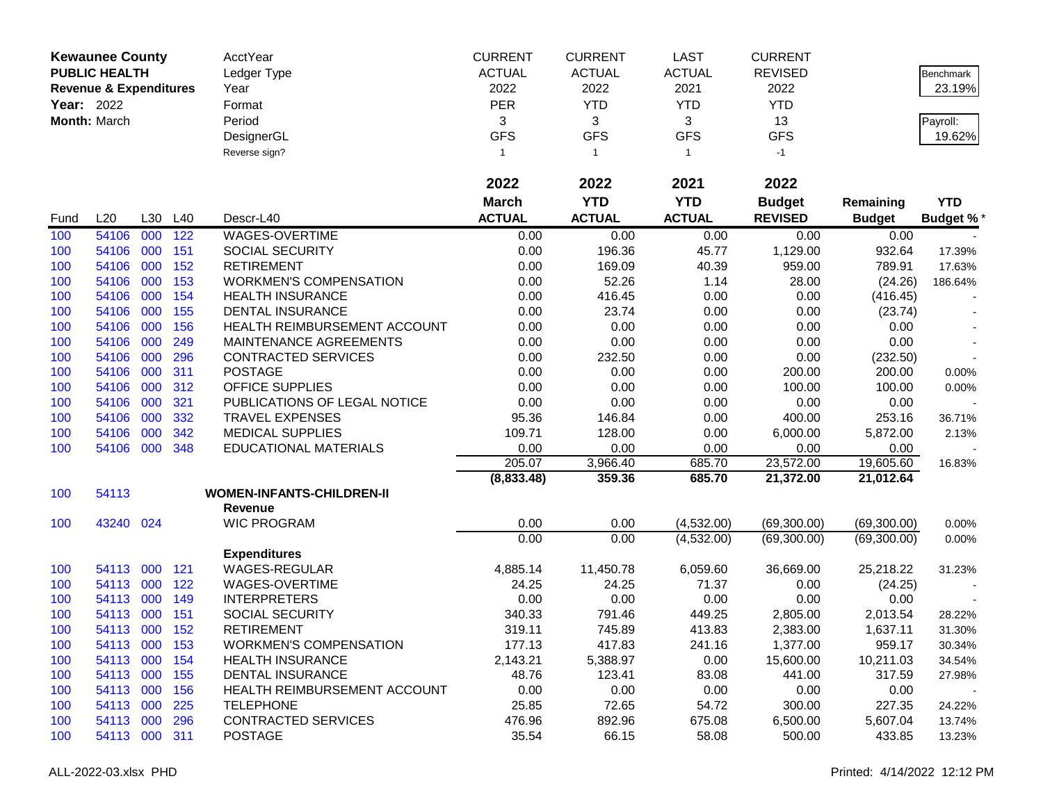| **Kewaunee County** | | | | AcctYear | CURRENT | CURRENT | LAST | CURRENT | | |
|---|---|---|---|---|---|---|---|---|---|---|
| **PUBLIC HEALTH** | | | | Ledger Type | ACTUAL | ACTUAL | ACTUAL | REVISED | | Benchmark |
| **Revenue & Expenditures** | | | | Year | 2022 | 2022 | 2021 | 2022 | | 23.19% |
| **Year:** 2022 | | | | Format | PER | YTD | YTD | YTD | | |
| **Month:** March | | | | Period | 3 | 3 | 3 | 13 | | Payroll: |
| | | | | DesignerGL | GFS | GFS | GFS | GFS | | 19.62% |
| | | | | Reverse sign? | 1 | 1 | 1 | -1 | | |
| | | | | | **2022** | **2022** | **2021** | **2022** | | |
| | | | | | **March** | **YTD** | **YTD** | **Budget** | **Remaining** | **YTD** |
| Fund | L20 | L30 | L40 | Descr-L40 | **ACTUAL** | **ACTUAL** | **ACTUAL** | **REVISED** | **Budget** | **Budget %** * |
| 100 | 54106 | 000 | 122 | WAGES-OVERTIME | 0.00 | 0.00 | 0.00 | 0.00 | 0.00 | - |
| 100 | 54106 | 000 | 151 | SOCIAL SECURITY | 0.00 | 196.36 | 45.77 | 1,129.00 | 932.64 | 17.39% |
| 100 | 54106 | 000 | 152 | RETIREMENT | 0.00 | 169.09 | 40.39 | 959.00 | 789.91 | 17.63% |
| 100 | 54106 | 000 | 153 | WORKMEN'S COMPENSATION | 0.00 | 52.26 | 1.14 | 28.00 | (24.26) | 186.64% |
| 100 | 54106 | 000 | 154 | HEALTH INSURANCE | 0.00 | 416.45 | 0.00 | 0.00 | (416.45) | - |
| 100 | 54106 | 000 | 155 | DENTAL INSURANCE | 0.00 | 23.74 | 0.00 | 0.00 | (23.74) | - |
| 100 | 54106 | 000 | 156 | HEALTH REIMBURSEMENT ACCOUNT | 0.00 | 0.00 | 0.00 | 0.00 | 0.00 | - |
| 100 | 54106 | 000 | 249 | MAINTENANCE AGREEMENTS | 0.00 | 0.00 | 0.00 | 0.00 | 0.00 | - |
| 100 | 54106 | 000 | 296 | CONTRACTED SERVICES | 0.00 | 232.50 | 0.00 | 0.00 | (232.50) | - |
| 100 | 54106 | 000 | 311 | POSTAGE | 0.00 | 0.00 | 0.00 | 200.00 | 200.00 | 0.00% |
| 100 | 54106 | 000 | 312 | OFFICE SUPPLIES | 0.00 | 0.00 | 0.00 | 100.00 | 100.00 | 0.00% |
| 100 | 54106 | 000 | 321 | PUBLICATIONS OF LEGAL NOTICE | 0.00 | 0.00 | 0.00 | 0.00 | 0.00 | - |
| 100 | 54106 | 000 | 332 | TRAVEL EXPENSES | 95.36 | 146.84 | 0.00 | 400.00 | 253.16 | 36.71% |
| 100 | 54106 | 000 | 342 | MEDICAL SUPPLIES | 109.71 | 128.00 | 0.00 | 6,000.00 | 5,872.00 | 2.13% |
| 100 | 54106 | 000 | 348 | EDUCATIONAL MATERIALS | 0.00 | 0.00 | 0.00 | 0.00 | 0.00 | - |
| | | | | | 205.07 | 3,966.40 | 685.70 | 23,572.00 | 19,605.60 | 16.83% |
| | | | | | **(8,833.48)** | **359.36** | **685.70** | **21,372.00** | **21,012.64** | |
| 100 | 54113 | | | **WOMEN-INFANTS-CHILDREN-II** | | | | | | |
| | | | | **Revenue** | | | | | | |
| 100 | 43240 | 024 | | WIC PROGRAM | 0.00 | 0.00 | (4,532.00) | (69,300.00) | (69,300.00) | 0.00% |
| | | | | | 0.00 | 0.00 | (4,532.00) | (69,300.00) | (69,300.00) | 0.00% |
| | | | | **Expenditures** | | | | | | |
| 100 | 54113 | 000 | 121 | WAGES-REGULAR | 4,885.14 | 11,450.78 | 6,059.60 | 36,669.00 | 25,218.22 | 31.23% |
| 100 | 54113 | 000 | 122 | WAGES-OVERTIME | 24.25 | 24.25 | 71.37 | 0.00 | (24.25) | - |
| 100 | 54113 | 000 | 149 | INTERPRETERS | 0.00 | 0.00 | 0.00 | 0.00 | 0.00 | - |
| 100 | 54113 | 000 | 151 | SOCIAL SECURITY | 340.33 | 791.46 | 449.25 | 2,805.00 | 2,013.54 | 28.22% |
| 100 | 54113 | 000 | 152 | RETIREMENT | 319.11 | 745.89 | 413.83 | 2,383.00 | 1,637.11 | 31.30% |
| 100 | 54113 | 000 | 153 | WORKMEN'S COMPENSATION | 177.13 | 417.83 | 241.16 | 1,377.00 | 959.17 | 30.34% |
| 100 | 54113 | 000 | 154 | HEALTH INSURANCE | 2,143.21 | 5,388.97 | 0.00 | 15,600.00 | 10,211.03 | 34.54% |
| 100 | 54113 | 000 | 155 | DENTAL INSURANCE | 48.76 | 123.41 | 83.08 | 441.00 | 317.59 | 27.98% |
| 100 | 54113 | 000 | 156 | HEALTH REIMBURSEMENT ACCOUNT | 0.00 | 0.00 | 0.00 | 0.00 | 0.00 | - |
| 100 | 54113 | 000 | 225 | TELEPHONE | 25.85 | 72.65 | 54.72 | 300.00 | 227.35 | 24.22% |
| 100 | 54113 | 000 | 296 | CONTRACTED SERVICES | 476.96 | 892.96 | 675.08 | 6,500.00 | 5,607.04 | 13.74% |
| 100 | 54113 | 000 | 311 | POSTAGE | 35.54 | 66.15 | 58.08 | 500.00 | 433.85 | 13.23% |

ALL-2022-03.xlsx PHD                                                                 Printed: 4/14/2022 12:12 PM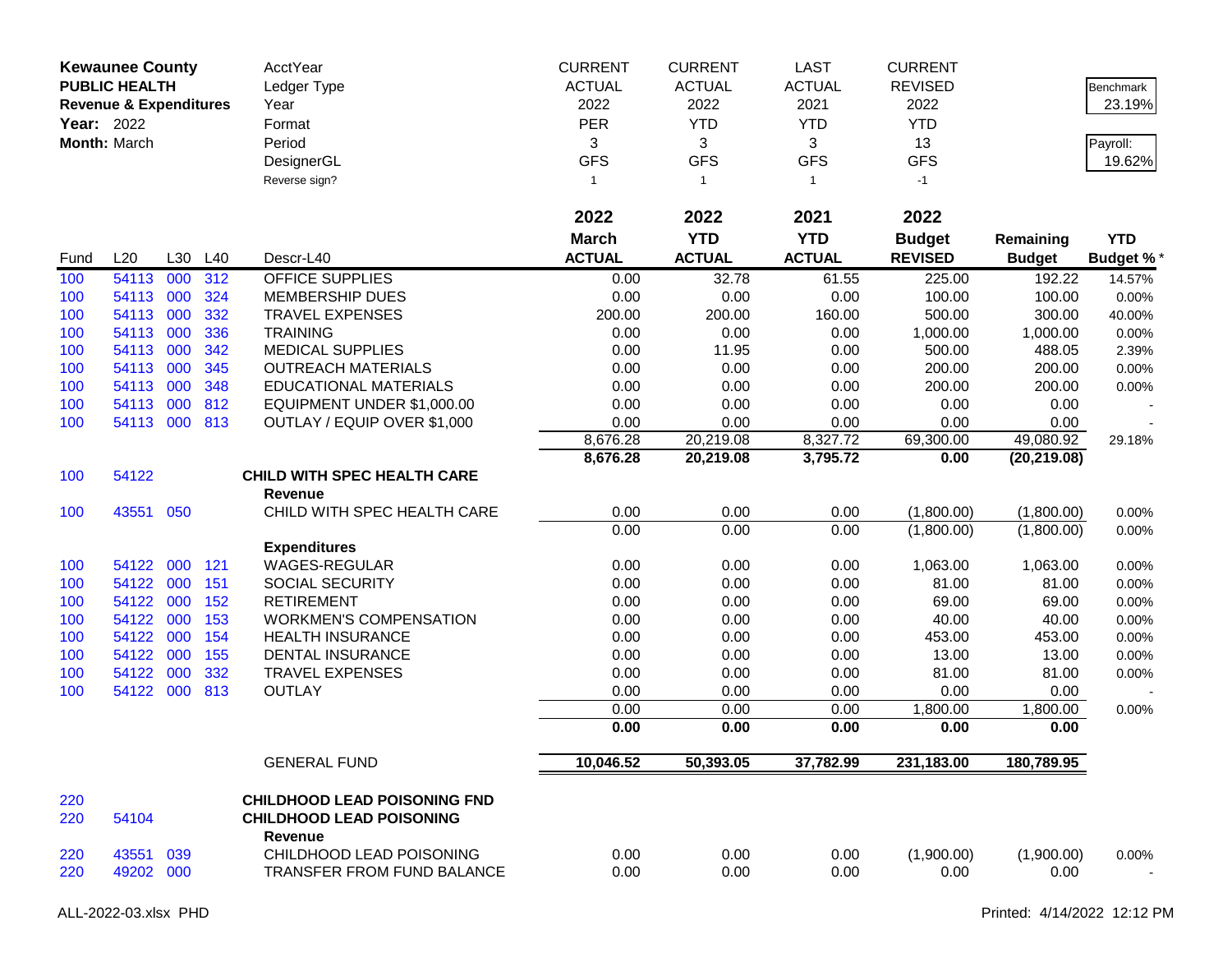| Kewaunee County | | | | AcctYear | CURRENT | CURRENT | LAST | CURRENT | | |
|---|---|---|---|---|---|---|---|---|---|---|
| PUBLIC HEALTH | | | | Ledger Type | ACTUAL | ACTUAL | ACTUAL | REVISED | | Benchmark |
| Revenue & Expenditures | | | | Year | 2022 | 2022 | 2021 | 2022 | | 23.19% |
| Year: 2022 | | | | Format | PER | YTD | YTD | YTD | | |
| Month: March | | | | Period | 3 | 3 | 3 | 13 | | Payroll: |
| | | | | DesignerGL | GFS | GFS | GFS | GFS | | 19.62% |
| | | | | Reverse sign? | 1 | 1 | 1 | -1 | | |
| | | | | | **2022** | **2022** | **2021** | **2022** | | |
| | | | | | **March** | **YTD** | **YTD** | **Budget** | **Remaining** | **YTD** |
| Fund | L20 | L30 | L40 | Descr-L40 | **ACTUAL** | **ACTUAL** | **ACTUAL** | **REVISED** | **Budget** | **Budget %** * |
| 100 | 54113 | 000 | 312 | OFFICE SUPPLIES | 0.00 | 32.78 | 61.55 | 225.00 | 192.22 | 14.57% |
| 100 | 54113 | 000 | 324 | MEMBERSHIP DUES | 0.00 | 0.00 | 0.00 | 100.00 | 100.00 | 0.00% |
| 100 | 54113 | 000 | 332 | TRAVEL EXPENSES | 200.00 | 200.00 | 160.00 | 500.00 | 300.00 | 40.00% |
| 100 | 54113 | 000 | 336 | TRAINING | 0.00 | 0.00 | 0.00 | 1,000.00 | 1,000.00 | 0.00% |
| 100 | 54113 | 000 | 342 | MEDICAL SUPPLIES | 0.00 | 11.95 | 0.00 | 500.00 | 488.05 | 2.39% |
| 100 | 54113 | 000 | 345 | OUTREACH MATERIALS | 0.00 | 0.00 | 0.00 | 200.00 | 200.00 | 0.00% |
| 100 | 54113 | 000 | 348 | EDUCATIONAL MATERIALS | 0.00 | 0.00 | 0.00 | 200.00 | 200.00 | 0.00% |
| 100 | 54113 | 000 | 812 | EQUIPMENT UNDER $1,000.00 | 0.00 | 0.00 | 0.00 | 0.00 | 0.00 | - |
| 100 | 54113 | 000 | 813 | OUTLAY / EQUIP OVER $1,000 | 0.00 | 0.00 | 0.00 | 0.00 | 0.00 | - |
| | | | | | 8,676.28 | 20,219.08 | 8,327.72 | 69,300.00 | 49,080.92 | 29.18% |
| | | | | | **8,676.28** | **20,219.08** | **3,795.72** | **0.00** | **(20,219.08)** | |
| 100 | 54122 | | | **CHILD WITH SPEC HEALTH CARE** | | | | | | |
| | | | | **Revenue** | | | | | | |
| 100 | 43551 | 050 | | CHILD WITH SPEC HEALTH CARE | 0.00 | 0.00 | 0.00 | (1,800.00) | (1,800.00) | 0.00% |
| | | | | | 0.00 | 0.00 | 0.00 | (1,800.00) | (1,800.00) | 0.00% |
| | | | | **Expenditures** | | | | | | |
| 100 | 54122 | 000 | 121 | WAGES-REGULAR | 0.00 | 0.00 | 0.00 | 1,063.00 | 1,063.00 | 0.00% |
| 100 | 54122 | 000 | 151 | SOCIAL SECURITY | 0.00 | 0.00 | 0.00 | 81.00 | 81.00 | 0.00% |
| 100 | 54122 | 000 | 152 | RETIREMENT | 0.00 | 0.00 | 0.00 | 69.00 | 69.00 | 0.00% |
| 100 | 54122 | 000 | 153 | WORKMEN'S COMPENSATION | 0.00 | 0.00 | 0.00 | 40.00 | 40.00 | 0.00% |
| 100 | 54122 | 000 | 154 | HEALTH INSURANCE | 0.00 | 0.00 | 0.00 | 453.00 | 453.00 | 0.00% |
| 100 | 54122 | 000 | 155 | DENTAL INSURANCE | 0.00 | 0.00 | 0.00 | 13.00 | 13.00 | 0.00% |
| 100 | 54122 | 000 | 332 | TRAVEL EXPENSES | 0.00 | 0.00 | 0.00 | 81.00 | 81.00 | 0.00% |
| 100 | 54122 | 000 | 813 | OUTLAY | 0.00 | 0.00 | 0.00 | 0.00 | 0.00 | - |
| | | | | | 0.00 | 0.00 | 0.00 | 1,800.00 | 1,800.00 | 0.00% |
| | | | | | **0.00** | **0.00** | **0.00** | **0.00** | **0.00** | |
| | | | | GENERAL FUND | **10,046.52** | **50,393.05** | **37,782.99** | **231,183.00** | **180,789.95** | |
| 220 | | | | **CHILDHOOD LEAD POISONING FND** | | | | | | |
| 220 | 54104 | | | **CHILDHOOD LEAD POISONING** | | | | | | |
| | | | | **Revenue** | | | | | | |
| 220 | 43551 | 039 | | CHILDHOOD LEAD POISONING | 0.00 | 0.00 | 0.00 | (1,900.00) | (1,900.00) | 0.00% |
| 220 | 49202 | 000 | | TRANSFER FROM FUND BALANCE | 0.00 | 0.00 | 0.00 | 0.00 | 0.00 | - |

ALL-2022-03.xlsx PHD

Printed: 4/14/2022 12:12 PM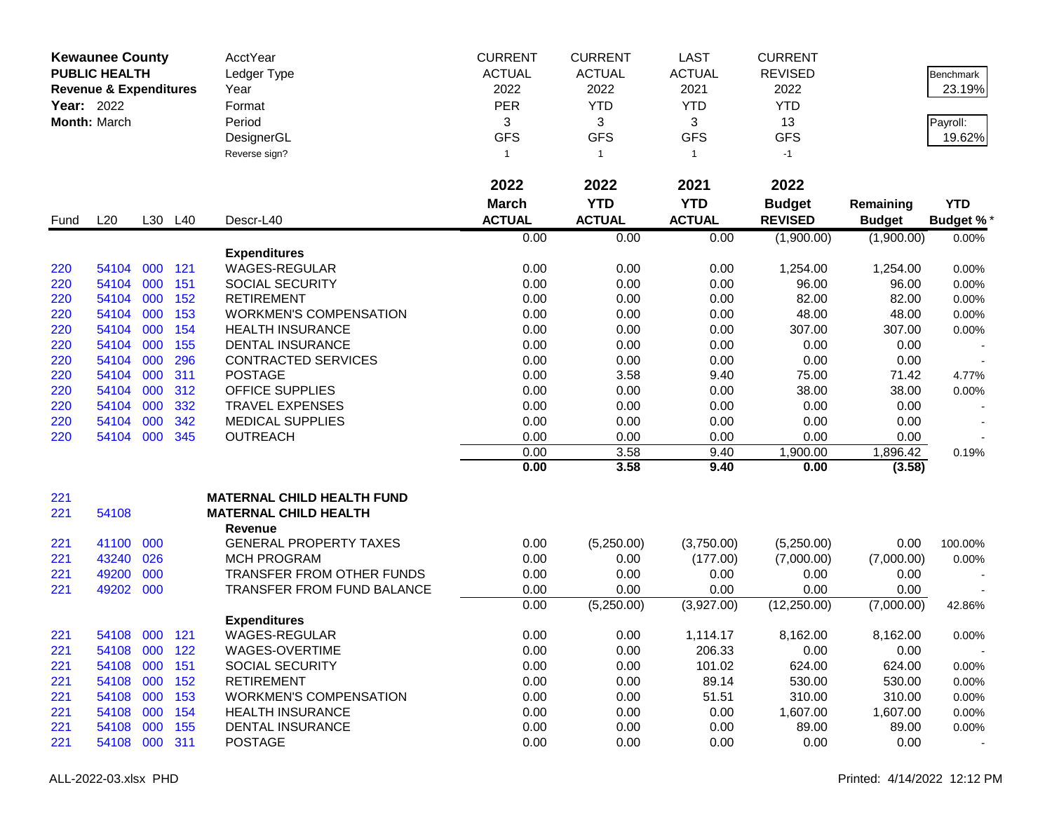| Kewaunee County PUBLIC HEALTH Revenue & Expenditures Year: 2022 Month: March | | | | AcctYear Ledger Type Year Format Period DesignerGL Reverse sign? | CURRENT ACTUAL 2022 PER 3 GFS 1 | CURRENT ACTUAL 2022 YTD 3 GFS 1 | LAST ACTUAL 2021 YTD 3 GFS 1 | CURRENT REVISED 2022 YTD 13 GFS -1 | | Benchmark 23.19% Payroll: 19.62% |
|---|---|---|---|---|---|---|---|---|---|---|
| | | | | | **2022** | **2022** | **2021** | **2022** | | |
| **Fund** | **L20** | **L30** | **L40** | **Descr-L40** | **March ACTUAL** | **YTD ACTUAL** | **YTD ACTUAL** | **Budget REVISED** | **Remaining Budget** | **YTD Budget % *** |
| | | | | | 0.00 | 0.00 | 0.00 | (1,900.00) | (1,900.00) | 0.00% |
| | | | | **Expenditures** | | | | | | |
| 220 | 54104 | 000 | 121 | WAGES-REGULAR | 0.00 | 0.00 | 0.00 | 1,254.00 | 1,254.00 | 0.00% |
| 220 | 54104 | 000 | 151 | SOCIAL SECURITY | 0.00 | 0.00 | 0.00 | 96.00 | 96.00 | 0.00% |
| 220 | 54104 | 000 | 152 | RETIREMENT | 0.00 | 0.00 | 0.00 | 82.00 | 82.00 | 0.00% |
| 220 | 54104 | 000 | 153 | WORKMEN'S COMPENSATION | 0.00 | 0.00 | 0.00 | 48.00 | 48.00 | 0.00% |
| 220 | 54104 | 000 | 154 | HEALTH INSURANCE | 0.00 | 0.00 | 0.00 | 307.00 | 307.00 | 0.00% |
| 220 | 54104 | 000 | 155 | DENTAL INSURANCE | 0.00 | 0.00 | 0.00 | 0.00 | 0.00 | - |
| 220 | 54104 | 000 | 296 | CONTRACTED SERVICES | 0.00 | 0.00 | 0.00 | 0.00 | 0.00 | - |
| 220 | 54104 | 000 | 311 | POSTAGE | 0.00 | 3.58 | 9.40 | 75.00 | 71.42 | 4.77% |
| 220 | 54104 | 000 | 312 | OFFICE SUPPLIES | 0.00 | 0.00 | 0.00 | 38.00 | 38.00 | 0.00% |
| 220 | 54104 | 000 | 332 | TRAVEL EXPENSES | 0.00 | 0.00 | 0.00 | 0.00 | 0.00 | - |
| 220 | 54104 | 000 | 342 | MEDICAL SUPPLIES | 0.00 | 0.00 | 0.00 | 0.00 | 0.00 | - |
| 220 | 54104 | 000 | 345 | OUTREACH | 0.00 | 0.00 | 0.00 | 0.00 | 0.00 | - |
| | | | | | 0.00 | 3.58 | 9.40 | 1,900.00 | 1,896.42 | 0.19% |
| | | | | | **0.00** | **3.58** | **9.40** | **0.00** | **(3.58)** | |
| 221 | | | | **MATERNAL CHILD HEALTH FUND** | | | | | | |
| 221 | 54108 | | | **MATERNAL CHILD HEALTH** | | | | | | |
| | | | | **Revenue** | | | | | | |
| 221 | 41100 | 000 | | GENERAL PROPERTY TAXES | 0.00 | (5,250.00) | (3,750.00) | (5,250.00) | 0.00 | 100.00% |
| 221 | 43240 | 026 | | MCH PROGRAM | 0.00 | 0.00 | (177.00) | (7,000.00) | (7,000.00) | 0.00% |
| 221 | 49200 | 000 | | TRANSFER FROM OTHER FUNDS | 0.00 | 0.00 | 0.00 | 0.00 | 0.00 | - |
| 221 | 49202 | 000 | | TRANSFER FROM FUND BALANCE | 0.00 | 0.00 | 0.00 | 0.00 | 0.00 | - |
| | | | | | 0.00 | (5,250.00) | (3,927.00) | (12,250.00) | (7,000.00) | 42.86% |
| | | | | **Expenditures** | | | | | | |
| 221 | 54108 | 000 | 121 | WAGES-REGULAR | 0.00 | 0.00 | 1,114.17 | 8,162.00 | 8,162.00 | 0.00% |
| 221 | 54108 | 000 | 122 | WAGES-OVERTIME | 0.00 | 0.00 | 206.33 | 0.00 | 0.00 | - |
| 221 | 54108 | 000 | 151 | SOCIAL SECURITY | 0.00 | 0.00 | 101.02 | 624.00 | 624.00 | 0.00% |
| 221 | 54108 | 000 | 152 | RETIREMENT | 0.00 | 0.00 | 89.14 | 530.00 | 530.00 | 0.00% |
| 221 | 54108 | 000 | 153 | WORKMEN'S COMPENSATION | 0.00 | 0.00 | 51.51 | 310.00 | 310.00 | 0.00% |
| 221 | 54108 | 000 | 154 | HEALTH INSURANCE | 0.00 | 0.00 | 0.00 | 1,607.00 | 1,607.00 | 0.00% |
| 221 | 54108 | 000 | 155 | DENTAL INSURANCE | 0.00 | 0.00 | 0.00 | 89.00 | 89.00 | 0.00% |
| 221 | 54108 | 000 | 311 | POSTAGE | 0.00 | 0.00 | 0.00 | 0.00 | 0.00 | - |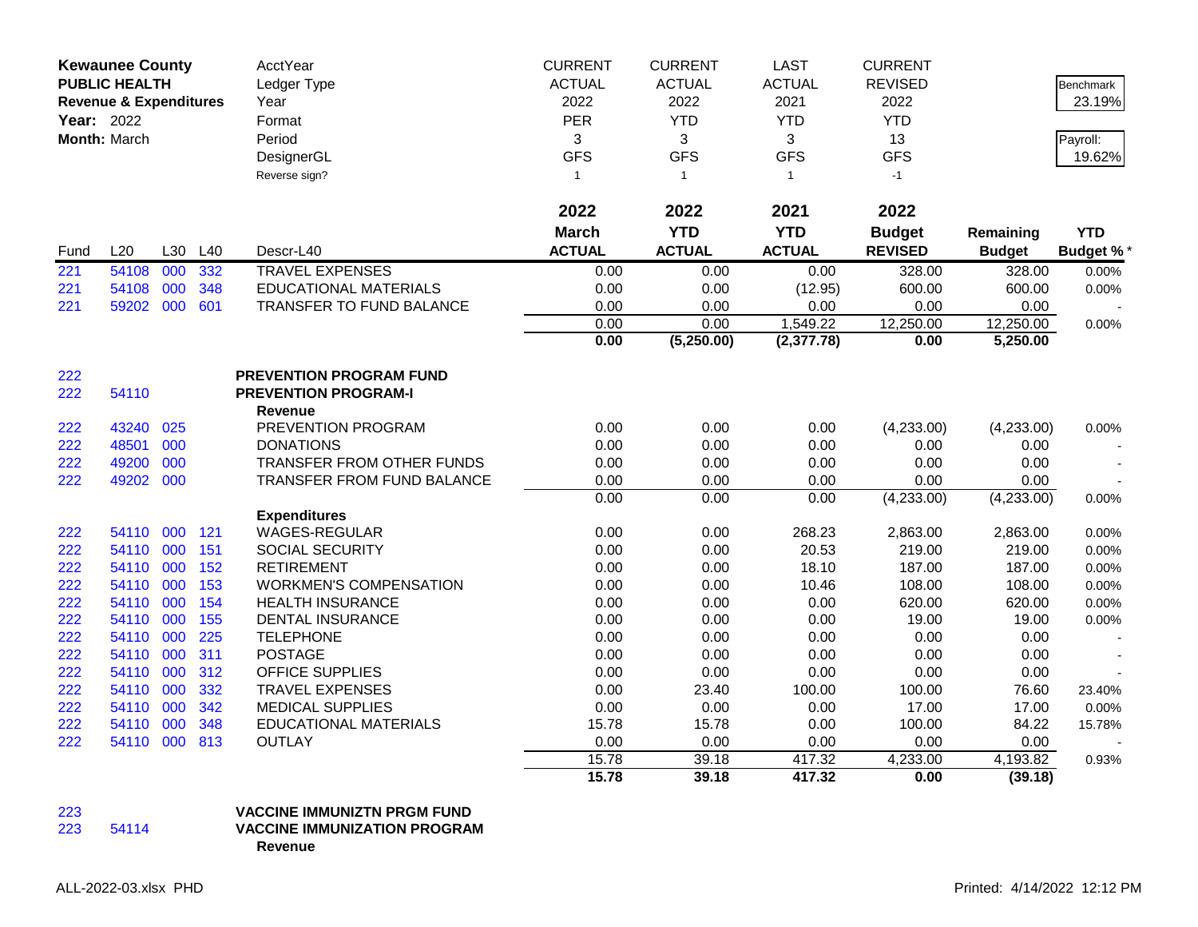**Kewaunee County**
**PUBLIC HEALTH**
**Revenue & Expenditures**
**Year:** 2022
**Month:** March

| | CURRENT | CURRENT | LAST | CURRENT | | |
|---|---|---|---|---|---|---|
| AcctYear | ACTUAL | ACTUAL | ACTUAL | REVISED | | Benchmark |
| Ledger Type | 2022 | 2022 | 2021 | 2022 | | 23.19% |
| Year | PER | YTD | YTD | YTD | | |
| Format | 3 | 3 | 3 | 13 | | Payroll: |
| Period | GFS | GFS | GFS | GFS | | 19.62% |
| DesignerGL | 1 | 1 | 1 | -1 | | |
| Reverse sign? | | | | | | |

| Fund | L20 | L30 | L40 | Descr-L40 | 2022 March ACTUAL | 2022 YTD ACTUAL | 2021 YTD ACTUAL | 2022 Budget REVISED | Remaining Budget | YTD Budget % * |
|---|---|---|---|---|---|---|---|---|---|---|
| 221 | 54108 | 000 | 332 | TRAVEL EXPENSES | 0.00 | 0.00 | 0.00 | 328.00 | 328.00 | 0.00% |
| 221 | 54108 | 000 | 348 | EDUCATIONAL MATERIALS | 0.00 | 0.00 | (12.95) | 600.00 | 600.00 | 0.00% |
| 221 | 59202 | 000 | 601 | TRANSFER TO FUND BALANCE | 0.00 | 0.00 | 0.00 | 0.00 | 0.00 | - |
| | | | | | 0.00 | 0.00 | 1,549.22 | 12,250.00 | 12,250.00 | 0.00% |
| | | | | | **0.00** | **(5,250.00)** | **(2,377.78)** | **0.00** | **5,250.00** | |
| 222 | | | | **PREVENTION PROGRAM FUND** | | | | | | |
| 222 | 54110 | | | **PREVENTION PROGRAM-I** | | | | | | |
| | | | | **Revenue** | | | | | | |
| 222 | 43240 | 025 | | PREVENTION PROGRAM | 0.00 | 0.00 | 0.00 | (4,233.00) | (4,233.00) | 0.00% |
| 222 | 48501 | 000 | | DONATIONS | 0.00 | 0.00 | 0.00 | 0.00 | 0.00 | - |
| 222 | 49200 | 000 | | TRANSFER FROM OTHER FUNDS | 0.00 | 0.00 | 0.00 | 0.00 | 0.00 | - |
| 222 | 49202 | 000 | | TRANSFER FROM FUND BALANCE | 0.00 | 0.00 | 0.00 | 0.00 | 0.00 | - |
| | | | | | 0.00 | 0.00 | 0.00 | (4,233.00) | (4,233.00) | 0.00% |
| | | | | **Expenditures** | | | | | | |
| 222 | 54110 | 000 | 121 | WAGES-REGULAR | 0.00 | 0.00 | 268.23 | 2,863.00 | 2,863.00 | 0.00% |
| 222 | 54110 | 000 | 151 | SOCIAL SECURITY | 0.00 | 0.00 | 20.53 | 219.00 | 219.00 | 0.00% |
| 222 | 54110 | 000 | 152 | RETIREMENT | 0.00 | 0.00 | 18.10 | 187.00 | 187.00 | 0.00% |
| 222 | 54110 | 000 | 153 | WORKMEN'S COMPENSATION | 0.00 | 0.00 | 10.46 | 108.00 | 108.00 | 0.00% |
| 222 | 54110 | 000 | 154 | HEALTH INSURANCE | 0.00 | 0.00 | 0.00 | 620.00 | 620.00 | 0.00% |
| 222 | 54110 | 000 | 155 | DENTAL INSURANCE | 0.00 | 0.00 | 0.00 | 19.00 | 19.00 | 0.00% |
| 222 | 54110 | 000 | 225 | TELEPHONE | 0.00 | 0.00 | 0.00 | 0.00 | 0.00 | - |
| 222 | 54110 | 000 | 311 | POSTAGE | 0.00 | 0.00 | 0.00 | 0.00 | 0.00 | - |
| 222 | 54110 | 000 | 312 | OFFICE SUPPLIES | 0.00 | 0.00 | 0.00 | 0.00 | 0.00 | - |
| 222 | 54110 | 000 | 332 | TRAVEL EXPENSES | 0.00 | 23.40 | 100.00 | 100.00 | 76.60 | 23.40% |
| 222 | 54110 | 000 | 342 | MEDICAL SUPPLIES | 0.00 | 0.00 | 0.00 | 17.00 | 17.00 | 0.00% |
| 222 | 54110 | 000 | 348 | EDUCATIONAL MATERIALS | 15.78 | 15.78 | 0.00 | 100.00 | 84.22 | 15.78% |
| 222 | 54110 | 000 | 813 | OUTLAY | 0.00 | 0.00 | 0.00 | 0.00 | 0.00 | - |
| | | | | | 15.78 | 39.18 | 417.32 | 4,233.00 | 4,193.82 | 0.93% |
| | | | | | **15.78** | **39.18** | **417.32** | **0.00** | **(39.18)** | |
| 223 | | | | **VACCINE IMMUNIZTN PRGM FUND** | | | | | | |
| 223 | 54114 | | | **VACCINE IMMUNIZATION PROGRAM** | | | | | | |
| | | | | **Revenue** | | | | | | |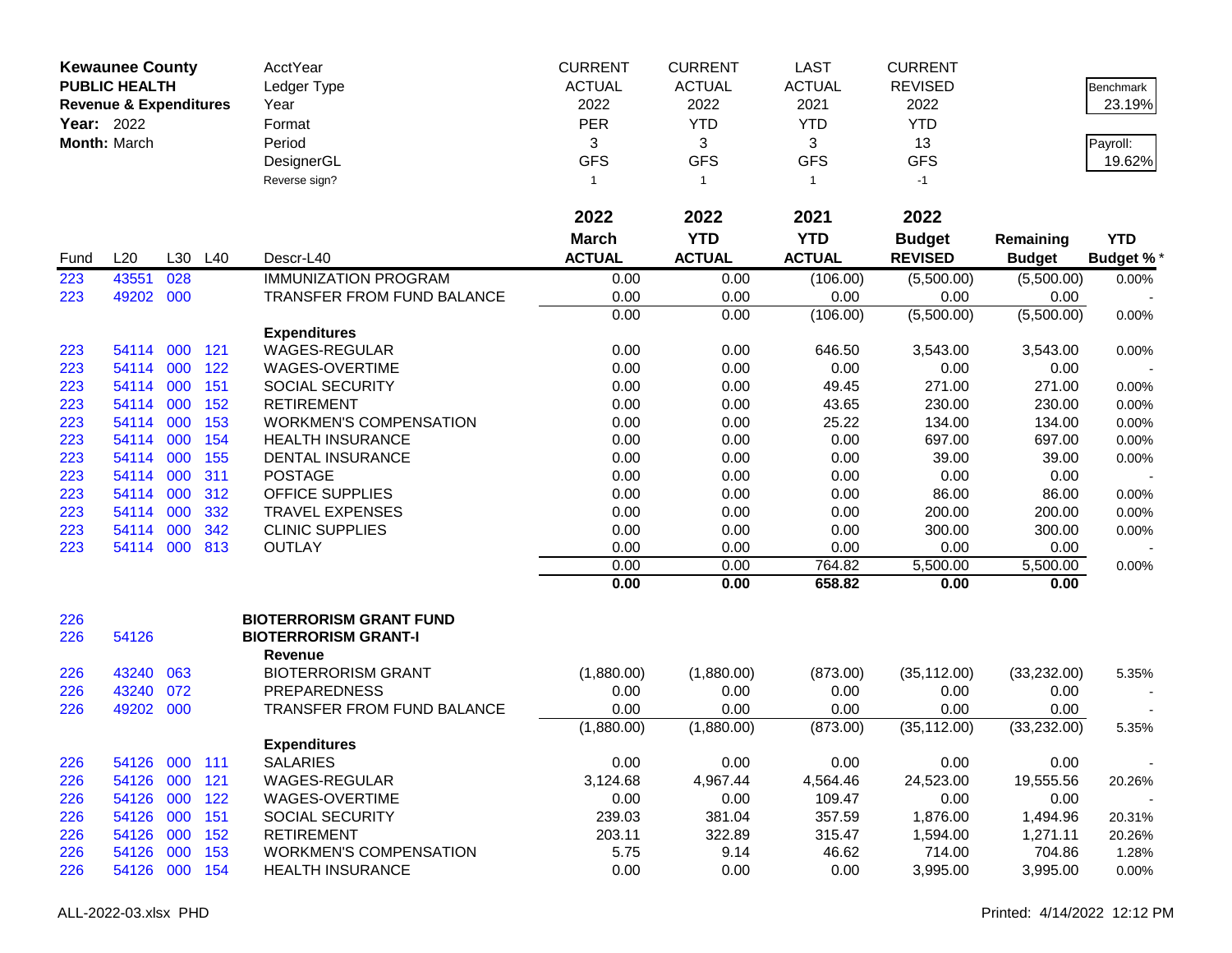| **Kewaunee County** | | | | AcctYear | CURRENT | CURRENT | LAST | CURRENT | | |
|---|---|---|---|---|---|---|---|---|---|---|
| **PUBLIC HEALTH** | | | | Ledger Type | ACTUAL | ACTUAL | ACTUAL | REVISED | | Benchmark |
| **Revenue & Expenditures** | | | | Year | 2022 | 2022 | 2021 | 2022 | | 23.19% |
| **Year:** 2022 | | | | Format | PER | YTD | YTD | YTD | | |
| **Month:** March | | | | Period | 3 | 3 | 3 | 13 | | Payroll: |
| | | | | DesignerGL | GFS | GFS | GFS | GFS | | 19.62% |
| | | | | Reverse sign? | 1 | 1 | 1 | -1 | | |
| | | | | | **2022** | **2022** | **2021** | **2022** | | |
| **Fund** | **L20** | **L30** | **L40** | **Descr-L40** | **March ACTUAL** | **YTD ACTUAL** | **YTD ACTUAL** | **Budget REVISED** | **Remaining Budget** | **YTD Budget %*** |
| 223 | 43551 | 028 | | IMMUNIZATION PROGRAM | 0.00 | 0.00 | (106.00) | (5,500.00) | (5,500.00) | 0.00% |
| 223 | 49202 | 000 | | TRANSFER FROM FUND BALANCE | 0.00 | 0.00 | 0.00 | 0.00 | 0.00 | - |
| | | | | | 0.00 | 0.00 | (106.00) | (5,500.00) | (5,500.00) | 0.00% |
| | | | | **Expenditures** | | | | | | |
| 223 | 54114 | 000 | 121 | WAGES-REGULAR | 0.00 | 0.00 | 646.50 | 3,543.00 | 3,543.00 | 0.00% |
| 223 | 54114 | 000 | 122 | WAGES-OVERTIME | 0.00 | 0.00 | 0.00 | 0.00 | 0.00 | - |
| 223 | 54114 | 000 | 151 | SOCIAL SECURITY | 0.00 | 0.00 | 49.45 | 271.00 | 271.00 | 0.00% |
| 223 | 54114 | 000 | 152 | RETIREMENT | 0.00 | 0.00 | 43.65 | 230.00 | 230.00 | 0.00% |
| 223 | 54114 | 000 | 153 | WORKMEN'S COMPENSATION | 0.00 | 0.00 | 25.22 | 134.00 | 134.00 | 0.00% |
| 223 | 54114 | 000 | 154 | HEALTH INSURANCE | 0.00 | 0.00 | 0.00 | 697.00 | 697.00 | 0.00% |
| 223 | 54114 | 000 | 155 | DENTAL INSURANCE | 0.00 | 0.00 | 0.00 | 39.00 | 39.00 | 0.00% |
| 223 | 54114 | 000 | 311 | POSTAGE | 0.00 | 0.00 | 0.00 | 0.00 | 0.00 | - |
| 223 | 54114 | 000 | 312 | OFFICE SUPPLIES | 0.00 | 0.00 | 0.00 | 86.00 | 86.00 | 0.00% |
| 223 | 54114 | 000 | 332 | TRAVEL EXPENSES | 0.00 | 0.00 | 0.00 | 200.00 | 200.00 | 0.00% |
| 223 | 54114 | 000 | 342 | CLINIC SUPPLIES | 0.00 | 0.00 | 0.00 | 300.00 | 300.00 | 0.00% |
| 223 | 54114 | 000 | 813 | OUTLAY | 0.00 | 0.00 | 0.00 | 0.00 | 0.00 | - |
| | | | | | 0.00 | 0.00 | 764.82 | 5,500.00 | 5,500.00 | 0.00% |
| | | | | | **0.00** | **0.00** | **658.82** | **0.00** | **0.00** | |
| 226 | | | | **BIOTERRORISM GRANT FUND** | | | | | | |
| 226 | 54126 | | | **BIOTERRORISM GRANT-I** | | | | | | |
| | | | | **Revenue** | | | | | | |
| 226 | 43240 | 063 | | BIOTERRORISM GRANT | (1,880.00) | (1,880.00) | (873.00) | (35,112.00) | (33,232.00) | 5.35% |
| 226 | 43240 | 072 | | PREPAREDNESS | 0.00 | 0.00 | 0.00 | 0.00 | 0.00 | - |
| 226 | 49202 | 000 | | TRANSFER FROM FUND BALANCE | 0.00 | 0.00 | 0.00 | 0.00 | 0.00 | - |
| | | | | | (1,880.00) | (1,880.00) | (873.00) | (35,112.00) | (33,232.00) | 5.35% |
| | | | | **Expenditures** | | | | | | |
| 226 | 54126 | 000 | 111 | SALARIES | 0.00 | 0.00 | 0.00 | 0.00 | 0.00 | - |
| 226 | 54126 | 000 | 121 | WAGES-REGULAR | 3,124.68 | 4,967.44 | 4,564.46 | 24,523.00 | 19,555.56 | 20.26% |
| 226 | 54126 | 000 | 122 | WAGES-OVERTIME | 0.00 | 0.00 | 109.47 | 0.00 | 0.00 | - |
| 226 | 54126 | 000 | 151 | SOCIAL SECURITY | 239.03 | 381.04 | 357.59 | 1,876.00 | 1,494.96 | 20.31% |
| 226 | 54126 | 000 | 152 | RETIREMENT | 203.11 | 322.89 | 315.47 | 1,594.00 | 1,271.11 | 20.26% |
| 226 | 54126 | 000 | 153 | WORKMEN'S COMPENSATION | 5.75 | 9.14 | 46.62 | 714.00 | 704.86 | 1.28% |
| 226 | 54126 | 000 | 154 | HEALTH INSURANCE | 0.00 | 0.00 | 0.00 | 3,995.00 | 3,995.00 | 0.00% |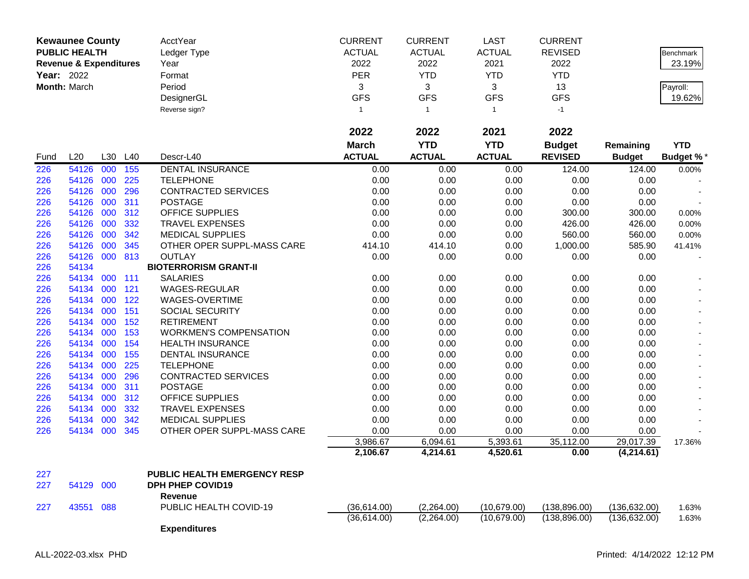| **Kewaunee County** | | | | AcctYear | CURRENT | CURRENT | LAST | CURRENT | | |
|---|---|---|---|---|---|---|---|---|---|---|
| **PUBLIC HEALTH** | | | | Ledger Type | ACTUAL | ACTUAL | ACTUAL | REVISED | | Benchmark |
| **Revenue & Expenditures** | | | | Year | 2022 | 2022 | 2021 | 2022 | | 23.19% |
| **Year:** 2022 | | | | Format | PER | YTD | YTD | YTD | | |
| **Month:** March | | | | Period | 3 | 3 | 3 | 13 | | Payroll: |
| | | | | DesignerGL | GFS | GFS | GFS | GFS | | 19.62% |
| | | | | Reverse sign? | 1 | 1 | 1 | -1 | | |
| | | | | | **2022** | **2022** | **2021** | **2022** | | |
| | | | | | **March** | **YTD** | **YTD** | **Budget** | **Remaining** | **YTD** |
| Fund | L20 | L30 | L40 | Descr-L40 | **ACTUAL** | **ACTUAL** | **ACTUAL** | **REVISED** | **Budget** | **Budget %*** |
| 226 | 54126 | 000 | 155 | DENTAL INSURANCE | 0.00 | 0.00 | 0.00 | 124.00 | 124.00 | 0.00% |
| 226 | 54126 | 000 | 225 | TELEPHONE | 0.00 | 0.00 | 0.00 | 0.00 | 0.00 | - |
| 226 | 54126 | 000 | 296 | CONTRACTED SERVICES | 0.00 | 0.00 | 0.00 | 0.00 | 0.00 | - |
| 226 | 54126 | 000 | 311 | POSTAGE | 0.00 | 0.00 | 0.00 | 0.00 | 0.00 | - |
| 226 | 54126 | 000 | 312 | OFFICE SUPPLIES | 0.00 | 0.00 | 0.00 | 300.00 | 300.00 | 0.00% |
| 226 | 54126 | 000 | 332 | TRAVEL EXPENSES | 0.00 | 0.00 | 0.00 | 426.00 | 426.00 | 0.00% |
| 226 | 54126 | 000 | 342 | MEDICAL SUPPLIES | 0.00 | 0.00 | 0.00 | 560.00 | 560.00 | 0.00% |
| 226 | 54126 | 000 | 345 | OTHER OPER SUPPL-MASS CARE | 414.10 | 414.10 | 0.00 | 1,000.00 | 585.90 | 41.41% |
| 226 | 54126 | 000 | 813 | OUTLAY | 0.00 | 0.00 | 0.00 | 0.00 | 0.00 | - |
| 226 | 54134 | | | **BIOTERRORISM GRANT-II** | | | | | | |
| 226 | 54134 | 000 | 111 | SALARIES | 0.00 | 0.00 | 0.00 | 0.00 | 0.00 | - |
| 226 | 54134 | 000 | 121 | WAGES-REGULAR | 0.00 | 0.00 | 0.00 | 0.00 | 0.00 | - |
| 226 | 54134 | 000 | 122 | WAGES-OVERTIME | 0.00 | 0.00 | 0.00 | 0.00 | 0.00 | - |
| 226 | 54134 | 000 | 151 | SOCIAL SECURITY | 0.00 | 0.00 | 0.00 | 0.00 | 0.00 | - |
| 226 | 54134 | 000 | 152 | RETIREMENT | 0.00 | 0.00 | 0.00 | 0.00 | 0.00 | - |
| 226 | 54134 | 000 | 153 | WORKMEN'S COMPENSATION | 0.00 | 0.00 | 0.00 | 0.00 | 0.00 | - |
| 226 | 54134 | 000 | 154 | HEALTH INSURANCE | 0.00 | 0.00 | 0.00 | 0.00 | 0.00 | - |
| 226 | 54134 | 000 | 155 | DENTAL INSURANCE | 0.00 | 0.00 | 0.00 | 0.00 | 0.00 | - |
| 226 | 54134 | 000 | 225 | TELEPHONE | 0.00 | 0.00 | 0.00 | 0.00 | 0.00 | - |
| 226 | 54134 | 000 | 296 | CONTRACTED SERVICES | 0.00 | 0.00 | 0.00 | 0.00 | 0.00 | - |
| 226 | 54134 | 000 | 311 | POSTAGE | 0.00 | 0.00 | 0.00 | 0.00 | 0.00 | - |
| 226 | 54134 | 000 | 312 | OFFICE SUPPLIES | 0.00 | 0.00 | 0.00 | 0.00 | 0.00 | - |
| 226 | 54134 | 000 | 332 | TRAVEL EXPENSES | 0.00 | 0.00 | 0.00 | 0.00 | 0.00 | - |
| 226 | 54134 | 000 | 342 | MEDICAL SUPPLIES | 0.00 | 0.00 | 0.00 | 0.00 | 0.00 | - |
| 226 | 54134 | 000 | 345 | OTHER OPER SUPPL-MASS CARE | 0.00 | 0.00 | 0.00 | 0.00 | 0.00 | - |
| | | | | | 3,986.67 | 6,094.61 | 5,393.61 | 35,112.00 | 29,017.39 | 17.36% |
| | | | | | **2,106.67** | **4,214.61** | **4,520.61** | **0.00** | **(4,214.61)** | |
| 227 | | | | **PUBLIC HEALTH EMERGENCY RESP** | | | | | | |
| 227 | 54129 | 000 | | **DPH PHEP COVID19** | | | | | | |
| | | | | **Revenue** | | | | | | |
| 227 | 43551 | 088 | | PUBLIC HEALTH COVID-19 | (36,614.00) | (2,264.00) | (10,679.00) | (138,896.00) | (136,632.00) | 1.63% |
| | | | | | (36,614.00) | (2,264.00) | (10,679.00) | (138,896.00) | (136,632.00) | 1.63% |
| | | | | **Expenditures** | | | | | | |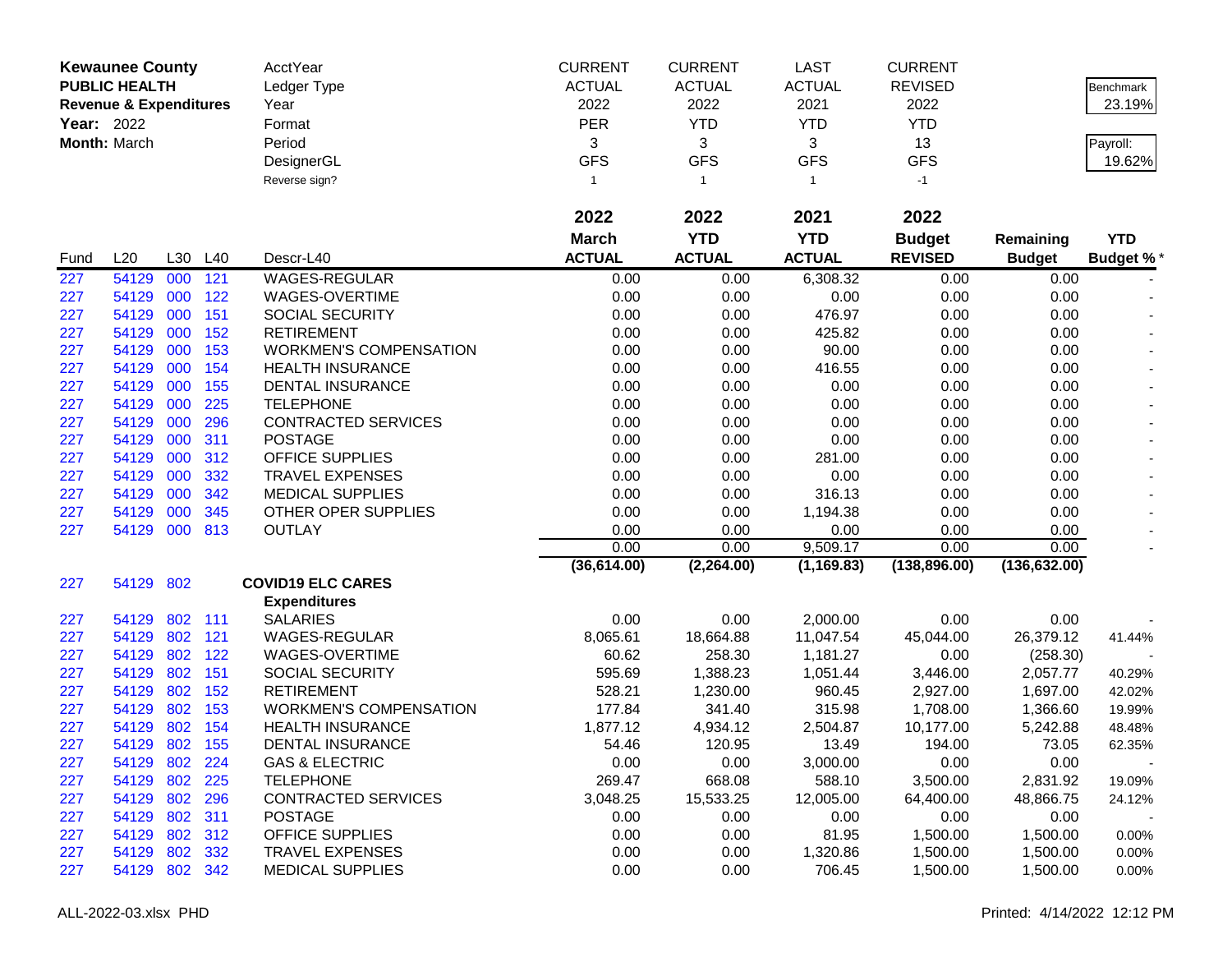**Kewaunee County**
**PUBLIC HEALTH**
**Revenue & Expenditures**
**Year:** 2022
**Month:** March

| | CURRENT | CURRENT | LAST | CURRENT | | |
|---|---|---|---|---|---|---|
| AcctYear | | | | | | |
| Ledger Type | ACTUAL | ACTUAL | ACTUAL | REVISED | | Benchmark |
| Year | 2022 | 2022 | 2021 | 2022 | | 23.19% |
| Format | PER | YTD | YTD | YTD | | |
| Period | 3 | 3 | 3 | 13 | | Payroll: |
| DesignerGL | GFS | GFS | GFS | GFS | | 19.62% |
| Reverse sign? | 1 | 1 | 1 | -1 | | |

| Fund | L20 | L30 | L40 | Descr-L40 | 2022 March ACTUAL | 2022 YTD ACTUAL | 2021 YTD ACTUAL | 2022 Budget REVISED | Remaining Budget | YTD Budget %* |
|---|---|---|---|---|---|---|---|---|---|---|
| 227 | 54129 | 000 | 121 | WAGES-REGULAR | 0.00 | 0.00 | 6,308.32 | 0.00 | 0.00 | - |
| 227 | 54129 | 000 | 122 | WAGES-OVERTIME | 0.00 | 0.00 | 0.00 | 0.00 | 0.00 | - |
| 227 | 54129 | 000 | 151 | SOCIAL SECURITY | 0.00 | 0.00 | 476.97 | 0.00 | 0.00 | - |
| 227 | 54129 | 000 | 152 | RETIREMENT | 0.00 | 0.00 | 425.82 | 0.00 | 0.00 | - |
| 227 | 54129 | 000 | 153 | WORKMEN'S COMPENSATION | 0.00 | 0.00 | 90.00 | 0.00 | 0.00 | - |
| 227 | 54129 | 000 | 154 | HEALTH INSURANCE | 0.00 | 0.00 | 416.55 | 0.00 | 0.00 | - |
| 227 | 54129 | 000 | 155 | DENTAL INSURANCE | 0.00 | 0.00 | 0.00 | 0.00 | 0.00 | - |
| 227 | 54129 | 000 | 225 | TELEPHONE | 0.00 | 0.00 | 0.00 | 0.00 | 0.00 | - |
| 227 | 54129 | 000 | 296 | CONTRACTED SERVICES | 0.00 | 0.00 | 0.00 | 0.00 | 0.00 | - |
| 227 | 54129 | 000 | 311 | POSTAGE | 0.00 | 0.00 | 0.00 | 0.00 | 0.00 | - |
| 227 | 54129 | 000 | 312 | OFFICE SUPPLIES | 0.00 | 0.00 | 281.00 | 0.00 | 0.00 | - |
| 227 | 54129 | 000 | 332 | TRAVEL EXPENSES | 0.00 | 0.00 | 0.00 | 0.00 | 0.00 | - |
| 227 | 54129 | 000 | 342 | MEDICAL SUPPLIES | 0.00 | 0.00 | 316.13 | 0.00 | 0.00 | - |
| 227 | 54129 | 000 | 345 | OTHER OPER SUPPLIES | 0.00 | 0.00 | 1,194.38 | 0.00 | 0.00 | - |
| 227 | 54129 | 000 | 813 | OUTLAY | 0.00 | 0.00 | 0.00 | 0.00 | 0.00 | - |
| | | | | | 0.00 | 0.00 | 9,509.17 | 0.00 | 0.00 | - |
| | | | | | (36,614.00) | (2,264.00) | (1,169.83) | (138,896.00) | (136,632.00) | |
| 227 | 54129 | 802 | | **COVID19 ELC CARES** | | | | | | |
| | | | | **Expenditures** | | | | | | |
| 227 | 54129 | 802 | 111 | SALARIES | 0.00 | 0.00 | 2,000.00 | 0.00 | 0.00 | - |
| 227 | 54129 | 802 | 121 | WAGES-REGULAR | 8,065.61 | 18,664.88 | 11,047.54 | 45,044.00 | 26,379.12 | 41.44% |
| 227 | 54129 | 802 | 122 | WAGES-OVERTIME | 60.62 | 258.30 | 1,181.27 | 0.00 | (258.30) | - |
| 227 | 54129 | 802 | 151 | SOCIAL SECURITY | 595.69 | 1,388.23 | 1,051.44 | 3,446.00 | 2,057.77 | 40.29% |
| 227 | 54129 | 802 | 152 | RETIREMENT | 528.21 | 1,230.00 | 960.45 | 2,927.00 | 1,697.00 | 42.02% |
| 227 | 54129 | 802 | 153 | WORKMEN'S COMPENSATION | 177.84 | 341.40 | 315.98 | 1,708.00 | 1,366.60 | 19.99% |
| 227 | 54129 | 802 | 154 | HEALTH INSURANCE | 1,877.12 | 4,934.12 | 2,504.87 | 10,177.00 | 5,242.88 | 48.48% |
| 227 | 54129 | 802 | 155 | DENTAL INSURANCE | 54.46 | 120.95 | 13.49 | 194.00 | 73.05 | 62.35% |
| 227 | 54129 | 802 | 224 | GAS & ELECTRIC | 0.00 | 0.00 | 3,000.00 | 0.00 | 0.00 | - |
| 227 | 54129 | 802 | 225 | TELEPHONE | 269.47 | 668.08 | 588.10 | 3,500.00 | 2,831.92 | 19.09% |
| 227 | 54129 | 802 | 296 | CONTRACTED SERVICES | 3,048.25 | 15,533.25 | 12,005.00 | 64,400.00 | 48,866.75 | 24.12% |
| 227 | 54129 | 802 | 311 | POSTAGE | 0.00 | 0.00 | 0.00 | 0.00 | 0.00 | - |
| 227 | 54129 | 802 | 312 | OFFICE SUPPLIES | 0.00 | 0.00 | 81.95 | 1,500.00 | 1,500.00 | 0.00% |
| 227 | 54129 | 802 | 332 | TRAVEL EXPENSES | 0.00 | 0.00 | 1,320.86 | 1,500.00 | 1,500.00 | 0.00% |
| 227 | 54129 | 802 | 342 | MEDICAL SUPPLIES | 0.00 | 0.00 | 706.45 | 1,500.00 | 1,500.00 | 0.00% |

ALL-2022-03.xlsx PHD

Printed: 4/14/2022 12:12 PM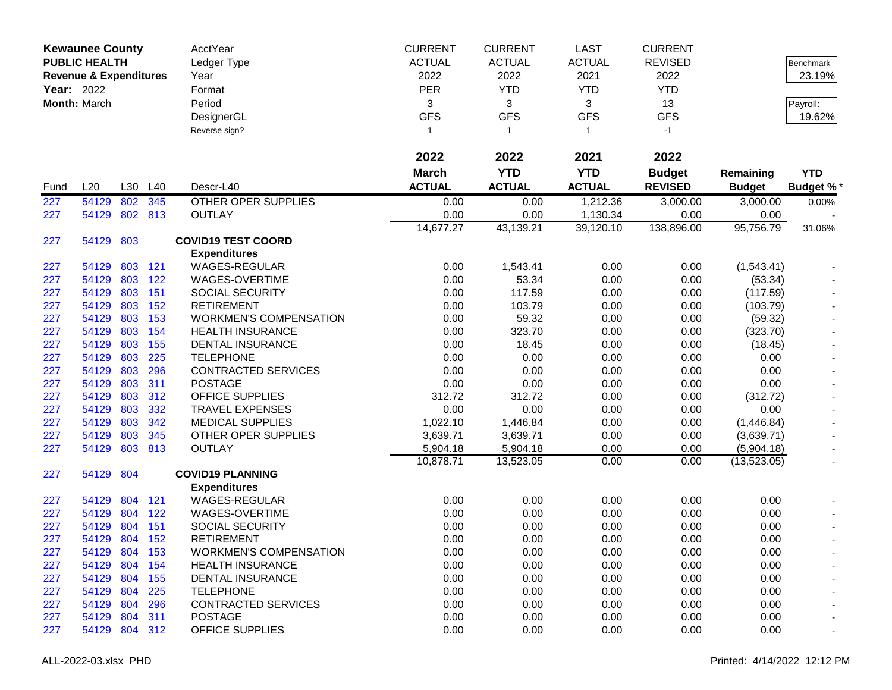**Kewaunee County**
**PUBLIC HEALTH**
**Revenue & Expenditures**
**Year:** 2022
**Month:** March

| AcctYear | CURRENT | CURRENT | LAST | CURRENT |
|---|---|---|---|---|
| Ledger Type | ACTUAL | ACTUAL | ACTUAL | REVISED |
| Year | 2022 | 2022 | 2021 | 2022 |
| Format | PER | YTD | YTD | YTD |
| Period | 3 | 3 | 3 | 13 |
| DesignerGL | GFS | GFS | GFS | GFS |
| Reverse sign? | 1 | 1 | 1 | -1 |

Benchmark 23.19%
Payroll: 19.62%

| Fund | L20 | L30 | L40 | Descr-L40 | 2022 March ACTUAL | 2022 YTD ACTUAL | 2021 YTD ACTUAL | 2022 Budget REVISED | Remaining Budget | YTD Budget % * |
|---|---|---|---|---|---|---|---|---|---|---|
| 227 | 54129 | 802 | 345 | OTHER OPER SUPPLIES | 0.00 | 0.00 | 1,212.36 | 3,000.00 | 3,000.00 | 0.00% |
| 227 | 54129 | 802 | 813 | OUTLAY | 0.00 | 0.00 | 1,130.34 | 0.00 | 0.00 | - |
| | | | | | 14,677.27 | 43,139.21 | 39,120.10 | 138,896.00 | 95,756.79 | 31.06% |
| 227 | 54129 | 803 | | **COVID19 TEST COORD** | | | | | | |
| | | | | **Expenditures** | | | | | | |
| 227 | 54129 | 803 | 121 | WAGES-REGULAR | 0.00 | 1,543.41 | 0.00 | 0.00 | (1,543.41) | - |
| 227 | 54129 | 803 | 122 | WAGES-OVERTIME | 0.00 | 53.34 | 0.00 | 0.00 | (53.34) | - |
| 227 | 54129 | 803 | 151 | SOCIAL SECURITY | 0.00 | 117.59 | 0.00 | 0.00 | (117.59) | - |
| 227 | 54129 | 803 | 152 | RETIREMENT | 0.00 | 103.79 | 0.00 | 0.00 | (103.79) | - |
| 227 | 54129 | 803 | 153 | WORKMEN'S COMPENSATION | 0.00 | 59.32 | 0.00 | 0.00 | (59.32) | - |
| 227 | 54129 | 803 | 154 | HEALTH INSURANCE | 0.00 | 323.70 | 0.00 | 0.00 | (323.70) | - |
| 227 | 54129 | 803 | 155 | DENTAL INSURANCE | 0.00 | 18.45 | 0.00 | 0.00 | (18.45) | - |
| 227 | 54129 | 803 | 225 | TELEPHONE | 0.00 | 0.00 | 0.00 | 0.00 | 0.00 | - |
| 227 | 54129 | 803 | 296 | CONTRACTED SERVICES | 0.00 | 0.00 | 0.00 | 0.00 | 0.00 | - |
| 227 | 54129 | 803 | 311 | POSTAGE | 0.00 | 0.00 | 0.00 | 0.00 | 0.00 | - |
| 227 | 54129 | 803 | 312 | OFFICE SUPPLIES | 312.72 | 312.72 | 0.00 | 0.00 | (312.72) | - |
| 227 | 54129 | 803 | 332 | TRAVEL EXPENSES | 0.00 | 0.00 | 0.00 | 0.00 | 0.00 | - |
| 227 | 54129 | 803 | 342 | MEDICAL SUPPLIES | 1,022.10 | 1,446.84 | 0.00 | 0.00 | (1,446.84) | - |
| 227 | 54129 | 803 | 345 | OTHER OPER SUPPLIES | 3,639.71 | 3,639.71 | 0.00 | 0.00 | (3,639.71) | - |
| 227 | 54129 | 803 | 813 | OUTLAY | 5,904.18 | 5,904.18 | 0.00 | 0.00 | (5,904.18) | - |
| | | | | | 10,878.71 | 13,523.05 | 0.00 | 0.00 | (13,523.05) | - |
| 227 | 54129 | 804 | | **COVID19 PLANNING** | | | | | | |
| | | | | **Expenditures** | | | | | | |
| 227 | 54129 | 804 | 121 | WAGES-REGULAR | 0.00 | 0.00 | 0.00 | 0.00 | 0.00 | - |
| 227 | 54129 | 804 | 122 | WAGES-OVERTIME | 0.00 | 0.00 | 0.00 | 0.00 | 0.00 | - |
| 227 | 54129 | 804 | 151 | SOCIAL SECURITY | 0.00 | 0.00 | 0.00 | 0.00 | 0.00 | - |
| 227 | 54129 | 804 | 152 | RETIREMENT | 0.00 | 0.00 | 0.00 | 0.00 | 0.00 | - |
| 227 | 54129 | 804 | 153 | WORKMEN'S COMPENSATION | 0.00 | 0.00 | 0.00 | 0.00 | 0.00 | - |
| 227 | 54129 | 804 | 154 | HEALTH INSURANCE | 0.00 | 0.00 | 0.00 | 0.00 | 0.00 | - |
| 227 | 54129 | 804 | 155 | DENTAL INSURANCE | 0.00 | 0.00 | 0.00 | 0.00 | 0.00 | - |
| 227 | 54129 | 804 | 225 | TELEPHONE | 0.00 | 0.00 | 0.00 | 0.00 | 0.00 | - |
| 227 | 54129 | 804 | 296 | CONTRACTED SERVICES | 0.00 | 0.00 | 0.00 | 0.00 | 0.00 | - |
| 227 | 54129 | 804 | 311 | POSTAGE | 0.00 | 0.00 | 0.00 | 0.00 | 0.00 | - |
| 227 | 54129 | 804 | 312 | OFFICE SUPPLIES | 0.00 | 0.00 | 0.00 | 0.00 | 0.00 | - |

ALL-2022-03.xlsx PHD    Printed: 4/14/2022 12:12 PM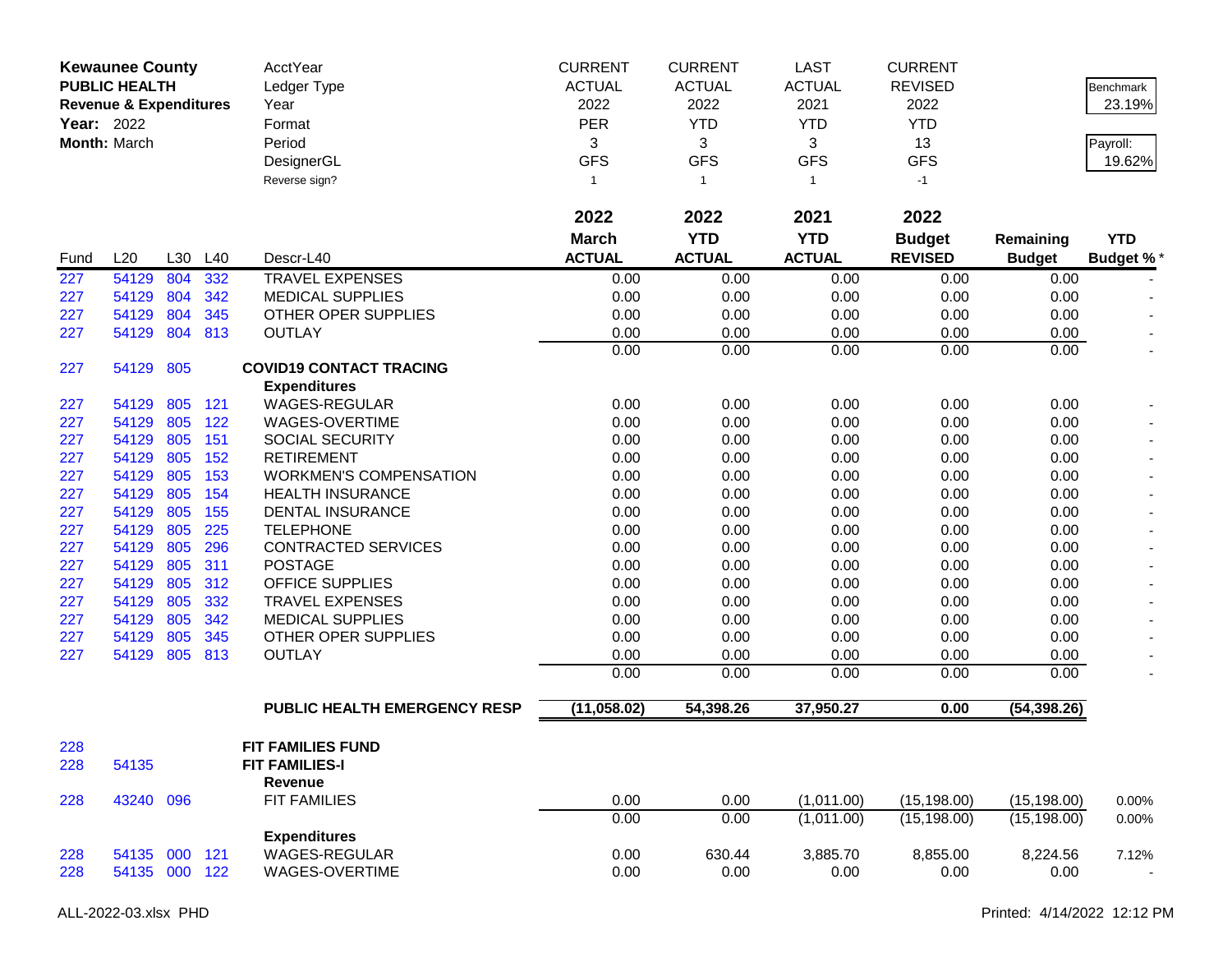| Kewaunee County | | | AcctYear | CURRENT | CURRENT | LAST | CURRENT | | |
|---|---|---|---|---|---|---|---|---|---|
| PUBLIC HEALTH | | | Ledger Type | ACTUAL | ACTUAL | ACTUAL | REVISED | | Benchmark |
| Revenue & Expenditures | | | Year | 2022 | 2022 | 2021 | 2022 | | 23.19% |
| Year: 2022 | | | Format | PER | YTD | YTD | YTD | | |
| Month: March | | | Period | 3 | 3 | 3 | 13 | | Payroll: |
| | | | DesignerGL | GFS | GFS | GFS | GFS | | 19.62% |
| | | | Reverse sign? | 1 | 1 | 1 | -1 | | |

| Fund | L20 | L30 | L40 | Descr-L40 | 2022 March ACTUAL | 2022 YTD ACTUAL | 2021 YTD ACTUAL | 2022 Budget REVISED | Remaining Budget | YTD Budget % * |
|---|---|---|---|---|---|---|---|---|---|---|
| 227 | 54129 | 804 | 332 | TRAVEL EXPENSES | 0.00 | 0.00 | 0.00 | 0.00 | 0.00 | - |
| 227 | 54129 | 804 | 342 | MEDICAL SUPPLIES | 0.00 | 0.00 | 0.00 | 0.00 | 0.00 | - |
| 227 | 54129 | 804 | 345 | OTHER OPER SUPPLIES | 0.00 | 0.00 | 0.00 | 0.00 | 0.00 | - |
| 227 | 54129 | 804 | 813 | OUTLAY | 0.00 | 0.00 | 0.00 | 0.00 | 0.00 | - |
| | | | | | 0.00 | 0.00 | 0.00 | 0.00 | 0.00 | - |
| 227 | 54129 | 805 | | **COVID19 CONTACT TRACING** | | | | | | |
| | | | | **Expenditures** | | | | | | |
| 227 | 54129 | 805 | 121 | WAGES-REGULAR | 0.00 | 0.00 | 0.00 | 0.00 | 0.00 | - |
| 227 | 54129 | 805 | 122 | WAGES-OVERTIME | 0.00 | 0.00 | 0.00 | 0.00 | 0.00 | - |
| 227 | 54129 | 805 | 151 | SOCIAL SECURITY | 0.00 | 0.00 | 0.00 | 0.00 | 0.00 | - |
| 227 | 54129 | 805 | 152 | RETIREMENT | 0.00 | 0.00 | 0.00 | 0.00 | 0.00 | - |
| 227 | 54129 | 805 | 153 | WORKMEN'S COMPENSATION | 0.00 | 0.00 | 0.00 | 0.00 | 0.00 | - |
| 227 | 54129 | 805 | 154 | HEALTH INSURANCE | 0.00 | 0.00 | 0.00 | 0.00 | 0.00 | - |
| 227 | 54129 | 805 | 155 | DENTAL INSURANCE | 0.00 | 0.00 | 0.00 | 0.00 | 0.00 | - |
| 227 | 54129 | 805 | 225 | TELEPHONE | 0.00 | 0.00 | 0.00 | 0.00 | 0.00 | - |
| 227 | 54129 | 805 | 296 | CONTRACTED SERVICES | 0.00 | 0.00 | 0.00 | 0.00 | 0.00 | - |
| 227 | 54129 | 805 | 311 | POSTAGE | 0.00 | 0.00 | 0.00 | 0.00 | 0.00 | - |
| 227 | 54129 | 805 | 312 | OFFICE SUPPLIES | 0.00 | 0.00 | 0.00 | 0.00 | 0.00 | - |
| 227 | 54129 | 805 | 332 | TRAVEL EXPENSES | 0.00 | 0.00 | 0.00 | 0.00 | 0.00 | - |
| 227 | 54129 | 805 | 342 | MEDICAL SUPPLIES | 0.00 | 0.00 | 0.00 | 0.00 | 0.00 | - |
| 227 | 54129 | 805 | 345 | OTHER OPER SUPPLIES | 0.00 | 0.00 | 0.00 | 0.00 | 0.00 | - |
| 227 | 54129 | 805 | 813 | OUTLAY | 0.00 | 0.00 | 0.00 | 0.00 | 0.00 | - |
| | | | | | 0.00 | 0.00 | 0.00 | 0.00 | 0.00 | - |
| | | | | **PUBLIC HEALTH EMERGENCY RESP** | **(11,058.02)** | **54,398.26** | **37,950.27** | **0.00** | **(54,398.26)** | |
| 228 | | | | **FIT FAMILIES FUND** | | | | | | |
| 228 | 54135 | | | **FIT FAMILIES-I** | | | | | | |
| | | | | **Revenue** | | | | | | |
| 228 | 43240 | 096 | | FIT FAMILIES | 0.00 | 0.00 | (1,011.00) | (15,198.00) | (15,198.00) | 0.00% |
| | | | | | 0.00 | 0.00 | (1,011.00) | (15,198.00) | (15,198.00) | 0.00% |
| | | | | **Expenditures** | | | | | | |
| 228 | 54135 | 000 | 121 | WAGES-REGULAR | 0.00 | 630.44 | 3,885.70 | 8,855.00 | 8,224.56 | 7.12% |
| 228 | 54135 | 000 | 122 | WAGES-OVERTIME | 0.00 | 0.00 | 0.00 | 0.00 | 0.00 | - |

ALL-2022-03.xlsx PHD — Printed: 4/14/2022 12:12 PM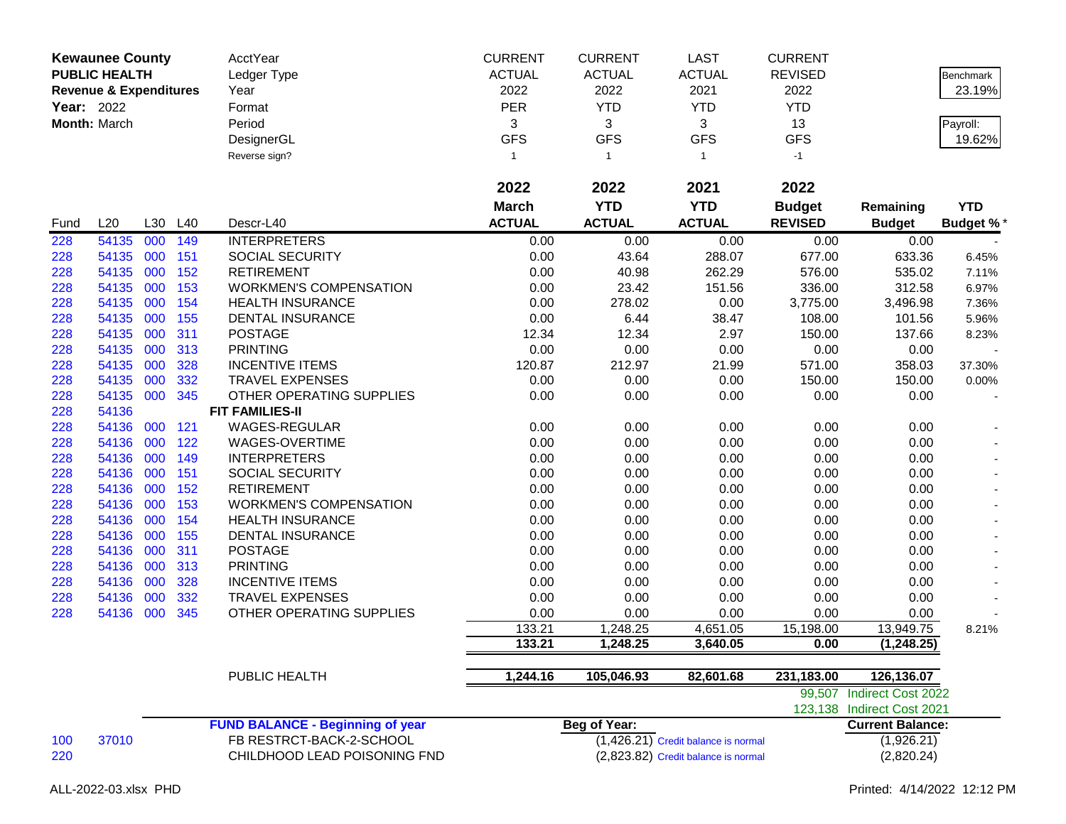| **Kewaunee County** | | | | AcctYear | CURRENT | CURRENT | LAST | CURRENT | | |
|---|---|---|---|---|---|---|---|---|---|---|
| **PUBLIC HEALTH** | | | | Ledger Type | ACTUAL | ACTUAL | ACTUAL | REVISED | | Benchmark |
| **Revenue & Expenditures** | | | | Year | 2022 | 2022 | 2021 | 2022 | | 23.19% |
| **Year:** 2022 | | | | Format | PER | YTD | YTD | YTD | | |
| **Month:** March | | | | Period | 3 | 3 | 3 | 13 | | Payroll: |
| | | | | DesignerGL | GFS | GFS | GFS | GFS | | 19.62% |
| | | | | Reverse sign? | 1 | 1 | 1 | -1 | | |

| Fund | L20 | L30 | L40 | Descr-L40 | 2022 March ACTUAL | 2022 YTD ACTUAL | 2021 YTD ACTUAL | 2022 Budget REVISED | Remaining Budget | YTD Budget % * |
|---|---|---|---|---|---|---|---|---|---|---|
| 228 | 54135 | 000 | 149 | INTERPRETERS | 0.00 | 0.00 | 0.00 | 0.00 | 0.00 | - |
| 228 | 54135 | 000 | 151 | SOCIAL SECURITY | 0.00 | 43.64 | 288.07 | 677.00 | 633.36 | 6.45% |
| 228 | 54135 | 000 | 152 | RETIREMENT | 0.00 | 40.98 | 262.29 | 576.00 | 535.02 | 7.11% |
| 228 | 54135 | 000 | 153 | WORKMEN'S COMPENSATION | 0.00 | 23.42 | 151.56 | 336.00 | 312.58 | 6.97% |
| 228 | 54135 | 000 | 154 | HEALTH INSURANCE | 0.00 | 278.02 | 0.00 | 3,775.00 | 3,496.98 | 7.36% |
| 228 | 54135 | 000 | 155 | DENTAL INSURANCE | 0.00 | 6.44 | 38.47 | 108.00 | 101.56 | 5.96% |
| 228 | 54135 | 000 | 311 | POSTAGE | 12.34 | 12.34 | 2.97 | 150.00 | 137.66 | 8.23% |
| 228 | 54135 | 000 | 313 | PRINTING | 0.00 | 0.00 | 0.00 | 0.00 | 0.00 | - |
| 228 | 54135 | 000 | 328 | INCENTIVE ITEMS | 120.87 | 212.97 | 21.99 | 571.00 | 358.03 | 37.30% |
| 228 | 54135 | 000 | 332 | TRAVEL EXPENSES | 0.00 | 0.00 | 0.00 | 150.00 | 150.00 | 0.00% |
| 228 | 54135 | 000 | 345 | OTHER OPERATING SUPPLIES | 0.00 | 0.00 | 0.00 | 0.00 | 0.00 | - |
| 228 | 54136 | | | **FIT FAMILIES-II** | | | | | | |
| 228 | 54136 | 000 | 121 | WAGES-REGULAR | 0.00 | 0.00 | 0.00 | 0.00 | 0.00 | - |
| 228 | 54136 | 000 | 122 | WAGES-OVERTIME | 0.00 | 0.00 | 0.00 | 0.00 | 0.00 | - |
| 228 | 54136 | 000 | 149 | INTERPRETERS | 0.00 | 0.00 | 0.00 | 0.00 | 0.00 | - |
| 228 | 54136 | 000 | 151 | SOCIAL SECURITY | 0.00 | 0.00 | 0.00 | 0.00 | 0.00 | - |
| 228 | 54136 | 000 | 152 | RETIREMENT | 0.00 | 0.00 | 0.00 | 0.00 | 0.00 | - |
| 228 | 54136 | 000 | 153 | WORKMEN'S COMPENSATION | 0.00 | 0.00 | 0.00 | 0.00 | 0.00 | - |
| 228 | 54136 | 000 | 154 | HEALTH INSURANCE | 0.00 | 0.00 | 0.00 | 0.00 | 0.00 | - |
| 228 | 54136 | 000 | 155 | DENTAL INSURANCE | 0.00 | 0.00 | 0.00 | 0.00 | 0.00 | - |
| 228 | 54136 | 000 | 311 | POSTAGE | 0.00 | 0.00 | 0.00 | 0.00 | 0.00 | - |
| 228 | 54136 | 000 | 313 | PRINTING | 0.00 | 0.00 | 0.00 | 0.00 | 0.00 | - |
| 228 | 54136 | 000 | 328 | INCENTIVE ITEMS | 0.00 | 0.00 | 0.00 | 0.00 | 0.00 | - |
| 228 | 54136 | 000 | 332 | TRAVEL EXPENSES | 0.00 | 0.00 | 0.00 | 0.00 | 0.00 | - |
| 228 | 54136 | 000 | 345 | OTHER OPERATING SUPPLIES | 0.00 | 0.00 | 0.00 | 0.00 | 0.00 | - |
| | | | | | 133.21 | 1,248.25 | 4,651.05 | 15,198.00 | 13,949.75 | 8.21% |
| | | | | | **133.21** | **1,248.25** | **3,640.05** | **0.00** | **(1,248.25)** | |
| | | | | PUBLIC HEALTH | **1,244.16** | **105,046.93** | **82,601.68** | **231,183.00** | **126,136.07** | |
| | | | | | | | | 99,507 | Indirect Cost 2022 | |
| | | | | | | | | 123,138 | Indirect Cost 2021 | |
| | | | | **FUND BALANCE - Beginning of year** | | **Beg of Year:** | | | **Current Balance:** | |
| 100 | 37010 | | | FB RESTRCT-BACK-2-SCHOOL | | (1,426.21) | Credit balance is normal | | (1,926.21) | |
| 220 | | | | CHILDHOOD LEAD POISONING FND | | (2,823.82) | Credit balance is normal | | (2,820.24) | |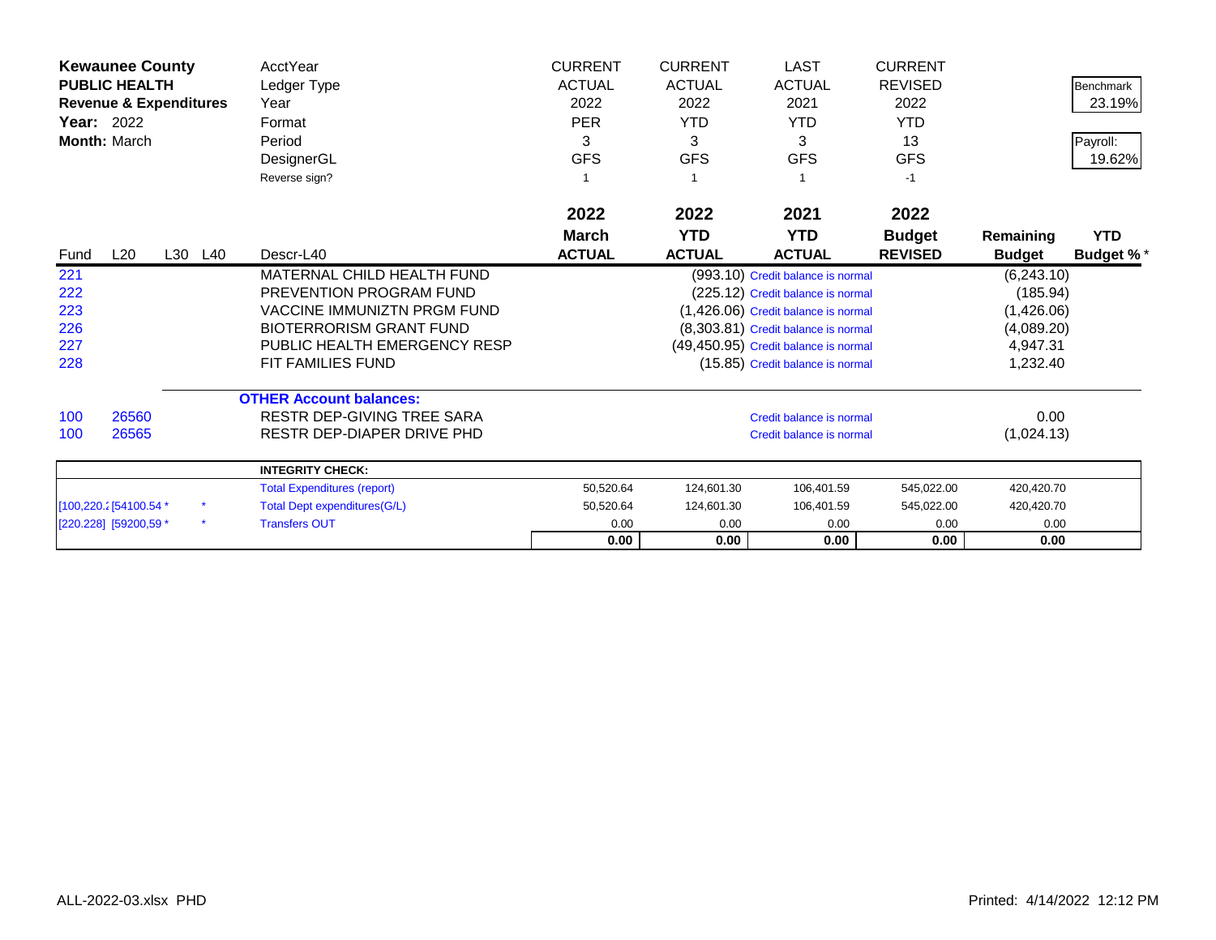| Kewaunee County | | | | AcctYear | CURRENT | CURRENT | LAST | CURRENT | | |
|---|---|---|---|---|---|---|---|---|---|---|
| PUBLIC HEALTH | | | | Ledger Type | ACTUAL | ACTUAL | ACTUAL | REVISED | | Benchmark |
| Revenue & Expenditures | | | | Year | 2022 | 2022 | 2021 | 2022 | | 23.19% |
| Year: 2022 | | | | Format | PER | YTD | YTD | YTD | | |
| Month: March | | | | Period | 3 | 3 | 3 | 13 | | Payroll: |
| | | | | DesignerGL | GFS | GFS | GFS | GFS | | 19.62% |
| | | | | Reverse sign? | 1 | 1 | 1 | -1 | | |

| Fund | L20 | L30 | L40 | Descr-L40 | 2022 March ACTUAL | 2022 YTD ACTUAL | 2021 YTD ACTUAL | 2022 Budget REVISED | Remaining Budget | YTD Budget %* |
|---|---|---|---|---|---|---|---|---|---|---|
| 221 | | | | MATERNAL CHILD HEALTH FUND | | | (993.10) Credit balance is normal | | (6,243.10) | |
| 222 | | | | PREVENTION PROGRAM FUND | | | (225.12) Credit balance is normal | | (185.94) | |
| 223 | | | | VACCINE IMMUNIZTN PRGM FUND | | | (1,426.06) Credit balance is normal | | (1,426.06) | |
| 226 | | | | BIOTERRORISM GRANT FUND | | | (8,303.81) Credit balance is normal | | (4,089.20) | |
| 227 | | | | PUBLIC HEALTH EMERGENCY RESP | | | (49,450.95) Credit balance is normal | | 4,947.31 | |
| 228 | | | | FIT FAMILIES FUND | | | (15.85) Credit balance is normal | | 1,232.40 | |
| | | | | **OTHER Account balances:** | | | | | | |
| 100 | 26560 | | | RESTR DEP-GIVING TREE SARA | | | Credit balance is normal | | 0.00 | |
| 100 | 26565 | | | RESTR DEP-DIAPER DRIVE PHD | | | Credit balance is normal | | (1,024.13) | |

| | | | | | | | | | |
|---|---|---|---|---|---|---|---|---|---|
| | | | **INTEGRITY CHECK:** | | | | | | |
| | | | Total Expenditures (report) | 50,520.64 | 124,601.30 | 106,401.59 | 545,022.00 | 420,420.70 | |
| [100,220.2 | [54100.54 * | * | Total Dept expenditures(G/L) | 50,520.64 | 124,601.30 | 106,401.59 | 545,022.00 | 420,420.70 | |
| [220.228] | [59200,59 * | * | Transfers OUT | 0.00 | 0.00 | 0.00 | 0.00 | 0.00 | |
| | | | | **0.00** | **0.00** | **0.00** | **0.00** | **0.00** | |

ALL-2022-03.xlsx PHD

Printed: 4/14/2022 12:12 PM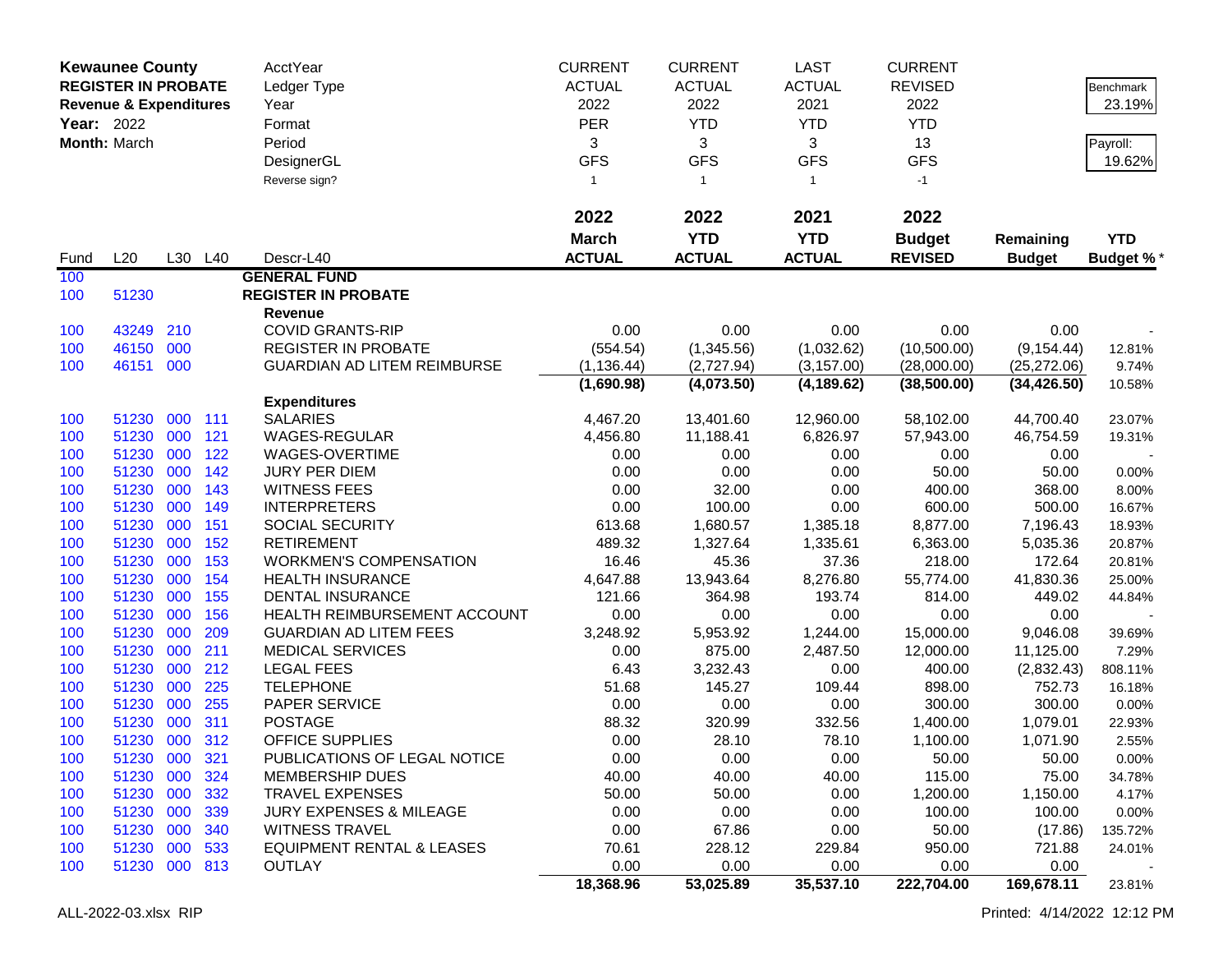**Kewaunee County**
**REGISTER IN PROBATE**
**Revenue & Expenditures**
**Year:** 2022
**Month:** March

| | | | | AcctYear | CURRENT | CURRENT | LAST | CURRENT | | |
|---|---|---|---|---|---|---|---|---|---|---|
| | | | | Ledger Type | ACTUAL | ACTUAL | ACTUAL | REVISED | | Benchmark |
| | | | | Year | 2022 | 2022 | 2021 | 2022 | | 23.19% |
| | | | | Format | PER | YTD | YTD | YTD | | |
| | | | | Period | 3 | 3 | 3 | 13 | | Payroll: |
| | | | | DesignerGL | GFS | GFS | GFS | GFS | | 19.62% |
| | | | | Reverse sign? | 1 | 1 | 1 | -1 | | |
| | | | | | **2022** | **2022** | **2021** | **2022** | | |
| **Fund** | **L20** | **L30** | **L40** | **Descr-L40** | **March ACTUAL** | **YTD ACTUAL** | **YTD ACTUAL** | **Budget REVISED** | **Remaining Budget** | **YTD Budget %\*** |
| 100 | | | | **GENERAL FUND** | | | | | | |
| 100 | 51230 | | | **REGISTER IN PROBATE** | | | | | | |
| | | | | **Revenue** | | | | | | |
| 100 | 43249 | 210 | | COVID GRANTS-RIP | 0.00 | 0.00 | 0.00 | 0.00 | 0.00 | - |
| 100 | 46150 | 000 | | REGISTER IN PROBATE | (554.54) | (1,345.56) | (1,032.62) | (10,500.00) | (9,154.44) | 12.81% |
| 100 | 46151 | 000 | | GUARDIAN AD LITEM REIMBURSE | (1,136.44) | (2,727.94) | (3,157.00) | (28,000.00) | (25,272.06) | 9.74% |
| | | | | | **(1,690.98)** | **(4,073.50)** | **(4,189.62)** | **(38,500.00)** | **(34,426.50)** | 10.58% |
| | | | | **Expenditures** | | | | | | |
| 100 | 51230 | 000 | 111 | SALARIES | 4,467.20 | 13,401.60 | 12,960.00 | 58,102.00 | 44,700.40 | 23.07% |
| 100 | 51230 | 000 | 121 | WAGES-REGULAR | 4,456.80 | 11,188.41 | 6,826.97 | 57,943.00 | 46,754.59 | 19.31% |
| 100 | 51230 | 000 | 122 | WAGES-OVERTIME | 0.00 | 0.00 | 0.00 | 0.00 | 0.00 | - |
| 100 | 51230 | 000 | 142 | JURY PER DIEM | 0.00 | 0.00 | 0.00 | 50.00 | 50.00 | 0.00% |
| 100 | 51230 | 000 | 143 | WITNESS FEES | 0.00 | 32.00 | 0.00 | 400.00 | 368.00 | 8.00% |
| 100 | 51230 | 000 | 149 | INTERPRETERS | 0.00 | 100.00 | 0.00 | 600.00 | 500.00 | 16.67% |
| 100 | 51230 | 000 | 151 | SOCIAL SECURITY | 613.68 | 1,680.57 | 1,385.18 | 8,877.00 | 7,196.43 | 18.93% |
| 100 | 51230 | 000 | 152 | RETIREMENT | 489.32 | 1,327.64 | 1,335.61 | 6,363.00 | 5,035.36 | 20.87% |
| 100 | 51230 | 000 | 153 | WORKMEN'S COMPENSATION | 16.46 | 45.36 | 37.36 | 218.00 | 172.64 | 20.81% |
| 100 | 51230 | 000 | 154 | HEALTH INSURANCE | 4,647.88 | 13,943.64 | 8,276.80 | 55,774.00 | 41,830.36 | 25.00% |
| 100 | 51230 | 000 | 155 | DENTAL INSURANCE | 121.66 | 364.98 | 193.74 | 814.00 | 449.02 | 44.84% |
| 100 | 51230 | 000 | 156 | HEALTH REIMBURSEMENT ACCOUNT | 0.00 | 0.00 | 0.00 | 0.00 | 0.00 | - |
| 100 | 51230 | 000 | 209 | GUARDIAN AD LITEM FEES | 3,248.92 | 5,953.92 | 1,244.00 | 15,000.00 | 9,046.08 | 39.69% |
| 100 | 51230 | 000 | 211 | MEDICAL SERVICES | 0.00 | 875.00 | 2,487.50 | 12,000.00 | 11,125.00 | 7.29% |
| 100 | 51230 | 000 | 212 | LEGAL FEES | 6.43 | 3,232.43 | 0.00 | 400.00 | (2,832.43) | 808.11% |
| 100 | 51230 | 000 | 225 | TELEPHONE | 51.68 | 145.27 | 109.44 | 898.00 | 752.73 | 16.18% |
| 100 | 51230 | 000 | 255 | PAPER SERVICE | 0.00 | 0.00 | 0.00 | 300.00 | 300.00 | 0.00% |
| 100 | 51230 | 000 | 311 | POSTAGE | 88.32 | 320.99 | 332.56 | 1,400.00 | 1,079.01 | 22.93% |
| 100 | 51230 | 000 | 312 | OFFICE SUPPLIES | 0.00 | 28.10 | 78.10 | 1,100.00 | 1,071.90 | 2.55% |
| 100 | 51230 | 000 | 321 | PUBLICATIONS OF LEGAL NOTICE | 0.00 | 0.00 | 0.00 | 50.00 | 50.00 | 0.00% |
| 100 | 51230 | 000 | 324 | MEMBERSHIP DUES | 40.00 | 40.00 | 40.00 | 115.00 | 75.00 | 34.78% |
| 100 | 51230 | 000 | 332 | TRAVEL EXPENSES | 50.00 | 50.00 | 0.00 | 1,200.00 | 1,150.00 | 4.17% |
| 100 | 51230 | 000 | 339 | JURY EXPENSES & MILEAGE | 0.00 | 0.00 | 0.00 | 100.00 | 100.00 | 0.00% |
| 100 | 51230 | 000 | 340 | WITNESS TRAVEL | 0.00 | 67.86 | 0.00 | 50.00 | (17.86) | 135.72% |
| 100 | 51230 | 000 | 533 | EQUIPMENT RENTAL & LEASES | 70.61 | 228.12 | 229.84 | 950.00 | 721.88 | 24.01% |
| 100 | 51230 | 000 | 813 | OUTLAY | 0.00 | 0.00 | 0.00 | 0.00 | 0.00 | - |
| | | | | | **18,368.96** | **53,025.89** | **35,537.10** | **222,704.00** | **169,678.11** | 23.81% |

ALL-2022-03.xlsx RIP — Printed: 4/14/2022 12:12 PM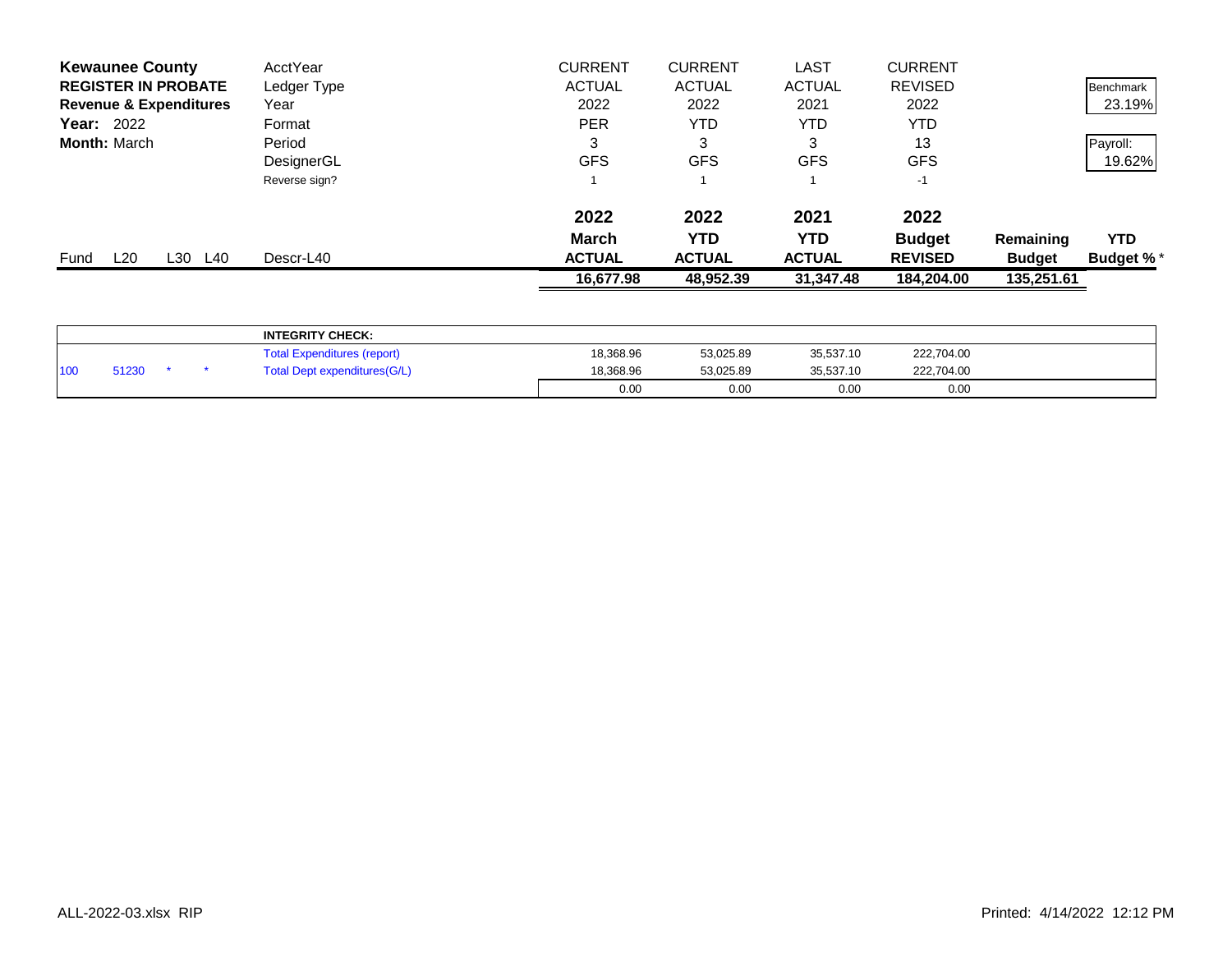**Kewaunee County**
**REGISTER IN PROBATE**
**Revenue & Expenditures**
**Year:** 2022
**Month:** March

| | | | | AcctYear | CURRENT | CURRENT | LAST | CURRENT | | |
|---|---|---|---|---|---|---|---|---|---|---|
| | | | | Ledger Type | ACTUAL | ACTUAL | ACTUAL | REVISED | | Benchmark |
| | | | | Year | 2022 | 2022 | 2021 | 2022 | | 23.19% |
| | | | | Format | PER | YTD | YTD | YTD | | |
| | | | | Period | 3 | 3 | 3 | 13 | | Payroll: |
| | | | | DesignerGL | GFS | GFS | GFS | GFS | | 19.62% |
| | | | | Reverse sign? | 1 | 1 | 1 | -1 | | |
| | | | | | **2022** | **2022** | **2021** | **2022** | | |
| | | | | | **March** | **YTD** | **YTD** | **Budget** | **Remaining** | **YTD** |
| Fund | L20 | L30 | L40 | Descr-L40 | **ACTUAL** | **ACTUAL** | **ACTUAL** | **REVISED** | **Budget** | **Budget %*** |
| | | | | | **16,677.98** | **48,952.39** | **31,347.48** | **184,204.00** | **135,251.61** | |

| | | | | **INTEGRITY CHECK:** | | | | |
|---|---|---|---|---|---|---|---|---|
| | | | | Total Expenditures (report) | 18,368.96 | 53,025.89 | 35,537.10 | 222,704.00 |
| 100 | 51230 | * | * | Total Dept expenditures(G/L) | 18,368.96 | 53,025.89 | 35,537.10 | 222,704.00 |
| | | | | | 0.00 | 0.00 | 0.00 | 0.00 |

ALL-2022-03.xlsx RIP

Printed: 4/14/2022 12:12 PM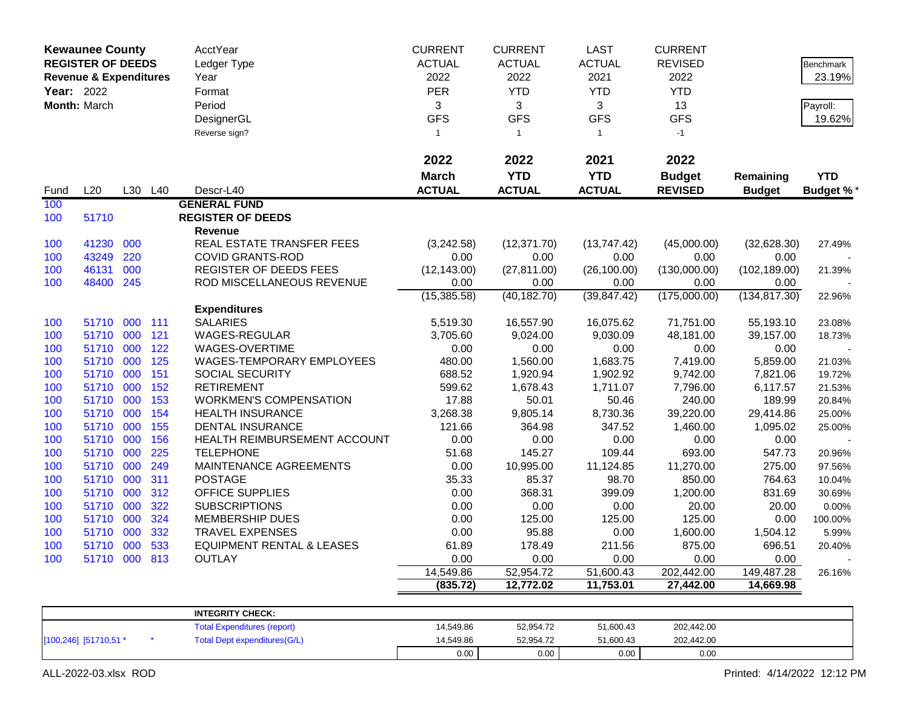**Kewaunee County**
**REGISTER OF DEEDS**
**Revenue & Expenditures**
**Year:** 2022
**Month:** March

| | CURRENT | CURRENT | LAST | CURRENT | | |
|---|---|---|---|---|---|---|
| AcctYear | ACTUAL | ACTUAL | ACTUAL | REVISED | | Benchmark |
| Ledger Type | 2022 | 2022 | 2021 | 2022 | | 23.19% |
| Year | PER | YTD | YTD | YTD | | |
| Format | 3 | 3 | 3 | 13 | | Payroll: |
| Period | GFS | GFS | GFS | GFS | | 19.62% |
| DesignerGL | 1 | 1 | 1 | -1 | | |
| Reverse sign? | | | | | | |

| Fund | L20 | L30 | L40 | Descr-L40 | 2022 March ACTUAL | 2022 YTD ACTUAL | 2021 YTD ACTUAL | 2022 Budget REVISED | Remaining Budget | YTD Budget % * |
|---|---|---|---|---|---|---|---|---|---|---|
| 100 | | | | **GENERAL FUND** | | | | | | |
| 100 | 51710 | | | **REGISTER OF DEEDS** | | | | | | |
| | | | | **Revenue** | | | | | | |
| 100 | 41230 | 000 | | REAL ESTATE TRANSFER FEES | (3,242.58) | (12,371.70) | (13,747.42) | (45,000.00) | (32,628.30) | 27.49% |
| 100 | 43249 | 220 | | COVID GRANTS-ROD | 0.00 | 0.00 | 0.00 | 0.00 | 0.00 | - |
| 100 | 46131 | 000 | | REGISTER OF DEEDS FEES | (12,143.00) | (27,811.00) | (26,100.00) | (130,000.00) | (102,189.00) | 21.39% |
| 100 | 48400 | 245 | | ROD MISCELLANEOUS REVENUE | 0.00 | 0.00 | 0.00 | 0.00 | 0.00 | - |
| | | | | | (15,385.58) | (40,182.70) | (39,847.42) | (175,000.00) | (134,817.30) | 22.96% |
| | | | | **Expenditures** | | | | | | |
| 100 | 51710 | 000 | 111 | SALARIES | 5,519.30 | 16,557.90 | 16,075.62 | 71,751.00 | 55,193.10 | 23.08% |
| 100 | 51710 | 000 | 121 | WAGES-REGULAR | 3,705.60 | 9,024.00 | 9,030.09 | 48,181.00 | 39,157.00 | 18.73% |
| 100 | 51710 | 000 | 122 | WAGES-OVERTIME | 0.00 | 0.00 | 0.00 | 0.00 | 0.00 | - |
| 100 | 51710 | 000 | 125 | WAGES-TEMPORARY EMPLOYEES | 480.00 | 1,560.00 | 1,683.75 | 7,419.00 | 5,859.00 | 21.03% |
| 100 | 51710 | 000 | 151 | SOCIAL SECURITY | 688.52 | 1,920.94 | 1,902.92 | 9,742.00 | 7,821.06 | 19.72% |
| 100 | 51710 | 000 | 152 | RETIREMENT | 599.62 | 1,678.43 | 1,711.07 | 7,796.00 | 6,117.57 | 21.53% |
| 100 | 51710 | 000 | 153 | WORKMEN'S COMPENSATION | 17.88 | 50.01 | 50.46 | 240.00 | 189.99 | 20.84% |
| 100 | 51710 | 000 | 154 | HEALTH INSURANCE | 3,268.38 | 9,805.14 | 8,730.36 | 39,220.00 | 29,414.86 | 25.00% |
| 100 | 51710 | 000 | 155 | DENTAL INSURANCE | 121.66 | 364.98 | 347.52 | 1,460.00 | 1,095.02 | 25.00% |
| 100 | 51710 | 000 | 156 | HEALTH REIMBURSEMENT ACCOUNT | 0.00 | 0.00 | 0.00 | 0.00 | 0.00 | - |
| 100 | 51710 | 000 | 225 | TELEPHONE | 51.68 | 145.27 | 109.44 | 693.00 | 547.73 | 20.96% |
| 100 | 51710 | 000 | 249 | MAINTENANCE AGREEMENTS | 0.00 | 10,995.00 | 11,124.85 | 11,270.00 | 275.00 | 97.56% |
| 100 | 51710 | 000 | 311 | POSTAGE | 35.33 | 85.37 | 98.70 | 850.00 | 764.63 | 10.04% |
| 100 | 51710 | 000 | 312 | OFFICE SUPPLIES | 0.00 | 368.31 | 399.09 | 1,200.00 | 831.69 | 30.69% |
| 100 | 51710 | 000 | 322 | SUBSCRIPTIONS | 0.00 | 0.00 | 0.00 | 20.00 | 20.00 | 0.00% |
| 100 | 51710 | 000 | 324 | MEMBERSHIP DUES | 0.00 | 125.00 | 125.00 | 125.00 | 0.00 | 100.00% |
| 100 | 51710 | 000 | 332 | TRAVEL EXPENSES | 0.00 | 95.88 | 0.00 | 1,600.00 | 1,504.12 | 5.99% |
| 100 | 51710 | 000 | 533 | EQUIPMENT RENTAL & LEASES | 61.89 | 178.49 | 211.56 | 875.00 | 696.51 | 20.40% |
| 100 | 51710 | 000 | 813 | OUTLAY | 0.00 | 0.00 | 0.00 | 0.00 | 0.00 | - |
| | | | | | 14,549.86 | 52,954.72 | 51,600.43 | 202,442.00 | 149,487.28 | 26.16% |
| | | | | | **(835.72)** | **12,772.02** | **11,753.01** | **27,442.00** | **14,669.98** | |

| | | **INTEGRITY CHECK:** | | | | |
|---|---|---|---|---|---|---|
| | | Total Expenditures (report) | 14,549.86 | 52,954.72 | 51,600.43 | 202,442.00 |
| [100,246] [51710,51 * | * | Total Dept expenditures(G/L) | 14,549.86 | 52,954.72 | 51,600.43 | 202,442.00 |
| | | | 0.00 | 0.00 | 0.00 | 0.00 |

ALL-2022-03.xlsx ROD

Printed: 4/14/2022 12:12 PM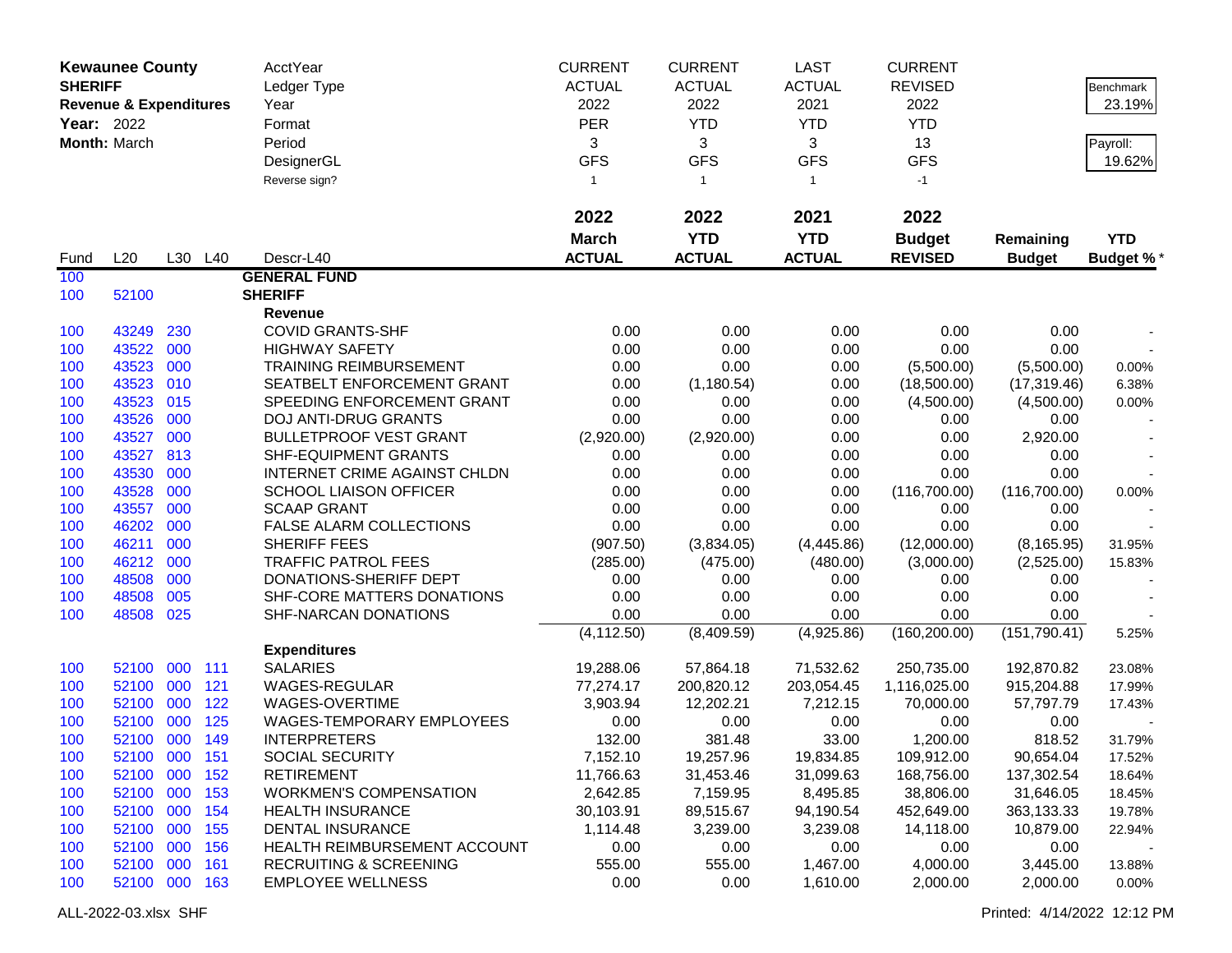**Kewaunee County**
**SHERIFF**
**Revenue & Expenditures**
**Year:** 2022
**Month:** March

| | | | | AcctYear | CURRENT | CURRENT | LAST | CURRENT | | |
|---|---|---|---|---|---|---|---|---|---|---|
| | | | | Ledger Type | ACTUAL | ACTUAL | ACTUAL | REVISED | | Benchmark |
| | | | | Year | 2022 | 2022 | 2021 | 2022 | | 23.19% |
| | | | | Format | PER | YTD | YTD | YTD | | |
| | | | | Period | 3 | 3 | 3 | 13 | | Payroll: |
| | | | | DesignerGL | GFS | GFS | GFS | GFS | | 19.62% |
| | | | | Reverse sign? | 1 | 1 | 1 | -1 | | |
| | | | | | **2022 March ACTUAL** | **2022 YTD ACTUAL** | **2021 YTD ACTUAL** | **2022 Budget REVISED** | **Remaining Budget** | **YTD Budget %*** |
| Fund | L20 | L30 | L40 | Descr-L40 | | | | | | |
| 100 | | | | **GENERAL FUND** | | | | | | |
| 100 | 52100 | | | **SHERIFF** | | | | | | |
| | | | | **Revenue** | | | | | | |
| 100 | 43249 | 230 | | COVID GRANTS-SHF | 0.00 | 0.00 | 0.00 | 0.00 | 0.00 | - |
| 100 | 43522 | 000 | | HIGHWAY SAFETY | 0.00 | 0.00 | 0.00 | 0.00 | 0.00 | - |
| 100 | 43523 | 000 | | TRAINING REIMBURSEMENT | 0.00 | 0.00 | 0.00 | (5,500.00) | (5,500.00) | 0.00% |
| 100 | 43523 | 010 | | SEATBELT ENFORCEMENT GRANT | 0.00 | (1,180.54) | 0.00 | (18,500.00) | (17,319.46) | 6.38% |
| 100 | 43523 | 015 | | SPEEDING ENFORCEMENT GRANT | 0.00 | 0.00 | 0.00 | (4,500.00) | (4,500.00) | 0.00% |
| 100 | 43526 | 000 | | DOJ ANTI-DRUG GRANTS | 0.00 | 0.00 | 0.00 | 0.00 | 0.00 | - |
| 100 | 43527 | 000 | | BULLETPROOF VEST GRANT | (2,920.00) | (2,920.00) | 0.00 | 0.00 | 2,920.00 | - |
| 100 | 43527 | 813 | | SHF-EQUIPMENT GRANTS | 0.00 | 0.00 | 0.00 | 0.00 | 0.00 | - |
| 100 | 43530 | 000 | | INTERNET CRIME AGAINST CHLDN | 0.00 | 0.00 | 0.00 | 0.00 | 0.00 | - |
| 100 | 43528 | 000 | | SCHOOL LIAISON OFFICER | 0.00 | 0.00 | 0.00 | (116,700.00) | (116,700.00) | 0.00% |
| 100 | 43557 | 000 | | SCAAP GRANT | 0.00 | 0.00 | 0.00 | 0.00 | 0.00 | - |
| 100 | 46202 | 000 | | FALSE ALARM COLLECTIONS | 0.00 | 0.00 | 0.00 | 0.00 | 0.00 | - |
| 100 | 46211 | 000 | | SHERIFF FEES | (907.50) | (3,834.05) | (4,445.86) | (12,000.00) | (8,165.95) | 31.95% |
| 100 | 46212 | 000 | | TRAFFIC PATROL FEES | (285.00) | (475.00) | (480.00) | (3,000.00) | (2,525.00) | 15.83% |
| 100 | 48508 | 000 | | DONATIONS-SHERIFF DEPT | 0.00 | 0.00 | 0.00 | 0.00 | 0.00 | - |
| 100 | 48508 | 005 | | SHF-CORE MATTERS DONATIONS | 0.00 | 0.00 | 0.00 | 0.00 | 0.00 | - |
| 100 | 48508 | 025 | | SHF-NARCAN DONATIONS | 0.00 | 0.00 | 0.00 | 0.00 | 0.00 | - |
| | | | | | (4,112.50) | (8,409.59) | (4,925.86) | (160,200.00) | (151,790.41) | 5.25% |
| | | | | **Expenditures** | | | | | | |
| 100 | 52100 | 000 | 111 | SALARIES | 19,288.06 | 57,864.18 | 71,532.62 | 250,735.00 | 192,870.82 | 23.08% |
| 100 | 52100 | 000 | 121 | WAGES-REGULAR | 77,274.17 | 200,820.12 | 203,054.45 | 1,116,025.00 | 915,204.88 | 17.99% |
| 100 | 52100 | 000 | 122 | WAGES-OVERTIME | 3,903.94 | 12,202.21 | 7,212.15 | 70,000.00 | 57,797.79 | 17.43% |
| 100 | 52100 | 000 | 125 | WAGES-TEMPORARY EMPLOYEES | 0.00 | 0.00 | 0.00 | 0.00 | 0.00 | - |
| 100 | 52100 | 000 | 149 | INTERPRETERS | 132.00 | 381.48 | 33.00 | 1,200.00 | 818.52 | 31.79% |
| 100 | 52100 | 000 | 151 | SOCIAL SECURITY | 7,152.10 | 19,257.96 | 19,834.85 | 109,912.00 | 90,654.04 | 17.52% |
| 100 | 52100 | 000 | 152 | RETIREMENT | 11,766.63 | 31,453.46 | 31,099.63 | 168,756.00 | 137,302.54 | 18.64% |
| 100 | 52100 | 000 | 153 | WORKMEN'S COMPENSATION | 2,642.85 | 7,159.95 | 8,495.85 | 38,806.00 | 31,646.05 | 18.45% |
| 100 | 52100 | 000 | 154 | HEALTH INSURANCE | 30,103.91 | 89,515.67 | 94,190.54 | 452,649.00 | 363,133.33 | 19.78% |
| 100 | 52100 | 000 | 155 | DENTAL INSURANCE | 1,114.48 | 3,239.00 | 3,239.08 | 14,118.00 | 10,879.00 | 22.94% |
| 100 | 52100 | 000 | 156 | HEALTH REIMBURSEMENT ACCOUNT | 0.00 | 0.00 | 0.00 | 0.00 | 0.00 | - |
| 100 | 52100 | 000 | 161 | RECRUITING & SCREENING | 555.00 | 555.00 | 1,467.00 | 4,000.00 | 3,445.00 | 13.88% |
| 100 | 52100 | 000 | 163 | EMPLOYEE WELLNESS | 0.00 | 0.00 | 1,610.00 | 2,000.00 | 2,000.00 | 0.00% |

ALL-2022-03.xlsx SHF

Printed: 4/14/2022 12:12 PM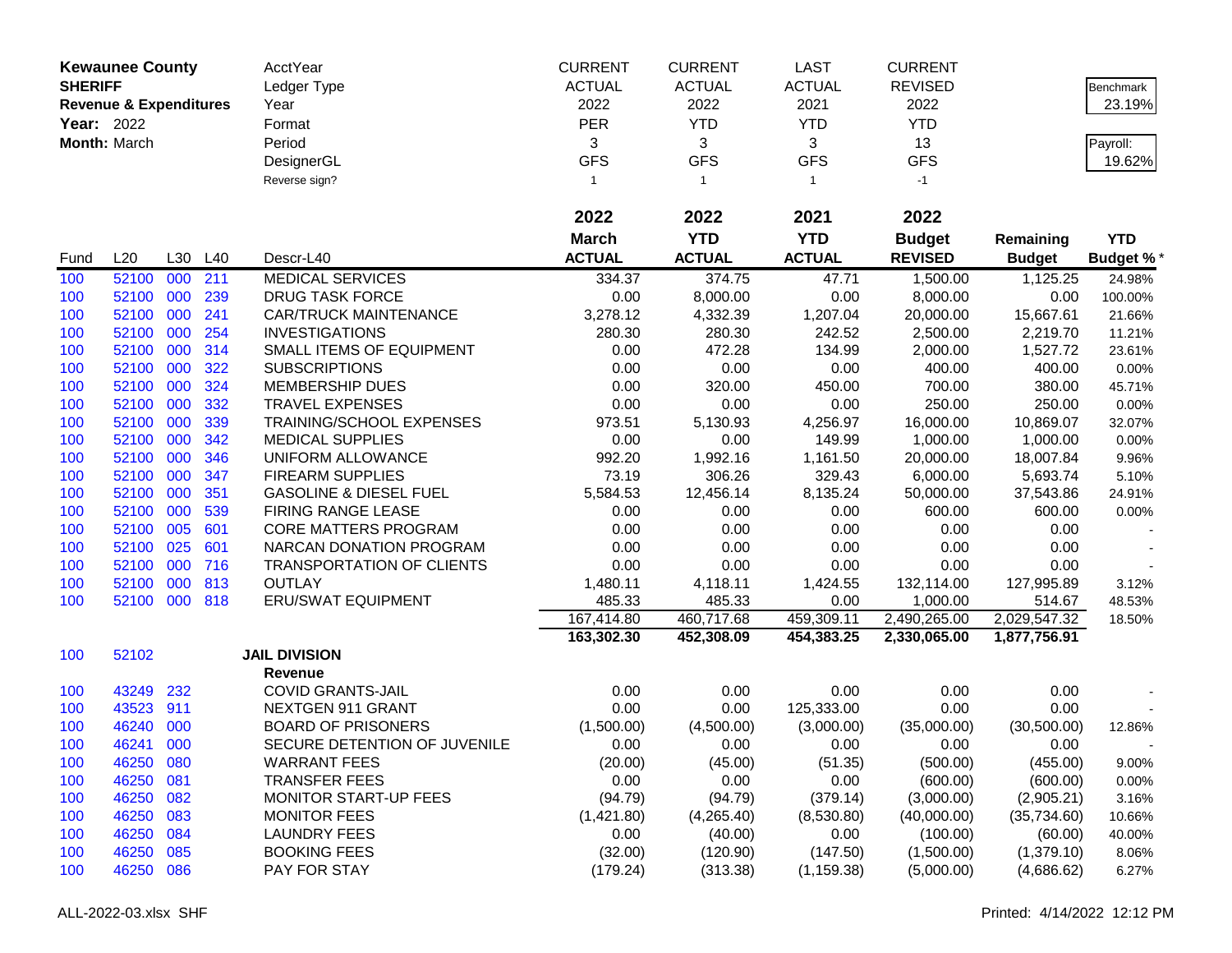**Kewaunee County**
**SHERIFF**
**Revenue & Expenditures**
**Year:** 2022
**Month:** March

| | | | | AcctYear | CURRENT | CURRENT | LAST | CURRENT | | |
|---|---|---|---|---|---|---|---|---|---|---|
| | | | | Ledger Type | ACTUAL | ACTUAL | ACTUAL | REVISED | | Benchmark |
| | | | | Year | 2022 | 2022 | 2021 | 2022 | | 23.19% |
| | | | | Format | PER | YTD | YTD | YTD | | |
| | | | | Period | 3 | 3 | 3 | 13 | | Payroll: |
| | | | | DesignerGL | GFS | GFS | GFS | GFS | | 19.62% |
| | | | | Reverse sign? | 1 | 1 | 1 | -1 | | |

| Fund | L20 | L30 | L40 | Descr-L40 | 2022 March ACTUAL | 2022 YTD ACTUAL | 2021 YTD ACTUAL | 2022 Budget REVISED | Remaining Budget | YTD Budget % * |
|---|---|---|---|---|---|---|---|---|---|---|
| 100 | 52100 | 000 | 211 | MEDICAL SERVICES | 334.37 | 374.75 | 47.71 | 1,500.00 | 1,125.25 | 24.98% |
| 100 | 52100 | 000 | 239 | DRUG TASK FORCE | 0.00 | 8,000.00 | 0.00 | 8,000.00 | 0.00 | 100.00% |
| 100 | 52100 | 000 | 241 | CAR/TRUCK MAINTENANCE | 3,278.12 | 4,332.39 | 1,207.04 | 20,000.00 | 15,667.61 | 21.66% |
| 100 | 52100 | 000 | 254 | INVESTIGATIONS | 280.30 | 280.30 | 242.52 | 2,500.00 | 2,219.70 | 11.21% |
| 100 | 52100 | 000 | 314 | SMALL ITEMS OF EQUIPMENT | 0.00 | 472.28 | 134.99 | 2,000.00 | 1,527.72 | 23.61% |
| 100 | 52100 | 000 | 322 | SUBSCRIPTIONS | 0.00 | 0.00 | 0.00 | 400.00 | 400.00 | 0.00% |
| 100 | 52100 | 000 | 324 | MEMBERSHIP DUES | 0.00 | 320.00 | 450.00 | 700.00 | 380.00 | 45.71% |
| 100 | 52100 | 000 | 332 | TRAVEL EXPENSES | 0.00 | 0.00 | 0.00 | 250.00 | 250.00 | 0.00% |
| 100 | 52100 | 000 | 339 | TRAINING/SCHOOL EXPENSES | 973.51 | 5,130.93 | 4,256.97 | 16,000.00 | 10,869.07 | 32.07% |
| 100 | 52100 | 000 | 342 | MEDICAL SUPPLIES | 0.00 | 0.00 | 149.99 | 1,000.00 | 1,000.00 | 0.00% |
| 100 | 52100 | 000 | 346 | UNIFORM ALLOWANCE | 992.20 | 1,992.16 | 1,161.50 | 20,000.00 | 18,007.84 | 9.96% |
| 100 | 52100 | 000 | 347 | FIREARM SUPPLIES | 73.19 | 306.26 | 329.43 | 6,000.00 | 5,693.74 | 5.10% |
| 100 | 52100 | 000 | 351 | GASOLINE & DIESEL FUEL | 5,584.53 | 12,456.14 | 8,135.24 | 50,000.00 | 37,543.86 | 24.91% |
| 100 | 52100 | 000 | 539 | FIRING RANGE LEASE | 0.00 | 0.00 | 0.00 | 600.00 | 600.00 | 0.00% |
| 100 | 52100 | 005 | 601 | CORE MATTERS PROGRAM | 0.00 | 0.00 | 0.00 | 0.00 | 0.00 | - |
| 100 | 52100 | 025 | 601 | NARCAN DONATION PROGRAM | 0.00 | 0.00 | 0.00 | 0.00 | 0.00 | - |
| 100 | 52100 | 000 | 716 | TRANSPORTATION OF CLIENTS | 0.00 | 0.00 | 0.00 | 0.00 | 0.00 | - |
| 100 | 52100 | 000 | 813 | OUTLAY | 1,480.11 | 4,118.11 | 1,424.55 | 132,114.00 | 127,995.89 | 3.12% |
| 100 | 52100 | 000 | 818 | ERU/SWAT EQUIPMENT | 485.33 | 485.33 | 0.00 | 1,000.00 | 514.67 | 48.53% |
| | | | | | 167,414.80 | 460,717.68 | 459,309.11 | 2,490,265.00 | 2,029,547.32 | 18.50% |
| | | | | | **163,302.30** | **452,308.09** | **454,383.25** | **2,330,065.00** | **1,877,756.91** | |
| 100 | 52102 | | | **JAIL DIVISION** | | | | | | |
| | | | | **Revenue** | | | | | | |
| 100 | 43249 | 232 | | COVID GRANTS-JAIL | 0.00 | 0.00 | 0.00 | 0.00 | 0.00 | - |
| 100 | 43523 | 911 | | NEXTGEN 911 GRANT | 0.00 | 0.00 | 125,333.00 | 0.00 | 0.00 | - |
| 100 | 46240 | 000 | | BOARD OF PRISONERS | (1,500.00) | (4,500.00) | (3,000.00) | (35,000.00) | (30,500.00) | 12.86% |
| 100 | 46241 | 000 | | SECURE DETENTION OF JUVENILE | 0.00 | 0.00 | 0.00 | 0.00 | 0.00 | - |
| 100 | 46250 | 080 | | WARRANT FEES | (20.00) | (45.00) | (51.35) | (500.00) | (455.00) | 9.00% |
| 100 | 46250 | 081 | | TRANSFER FEES | 0.00 | 0.00 | 0.00 | (600.00) | (600.00) | 0.00% |
| 100 | 46250 | 082 | | MONITOR START-UP FEES | (94.79) | (94.79) | (379.14) | (3,000.00) | (2,905.21) | 3.16% |
| 100 | 46250 | 083 | | MONITOR FEES | (1,421.80) | (4,265.40) | (8,530.80) | (40,000.00) | (35,734.60) | 10.66% |
| 100 | 46250 | 084 | | LAUNDRY FEES | 0.00 | (40.00) | 0.00 | (100.00) | (60.00) | 40.00% |
| 100 | 46250 | 085 | | BOOKING FEES | (32.00) | (120.90) | (147.50) | (1,500.00) | (1,379.10) | 8.06% |
| 100 | 46250 | 086 | | PAY FOR STAY | (179.24) | (313.38) | (1,159.38) | (5,000.00) | (4,686.62) | 6.27% |

ALL-2022-03.xlsx SHF	Printed: 4/14/2022 12:12 PM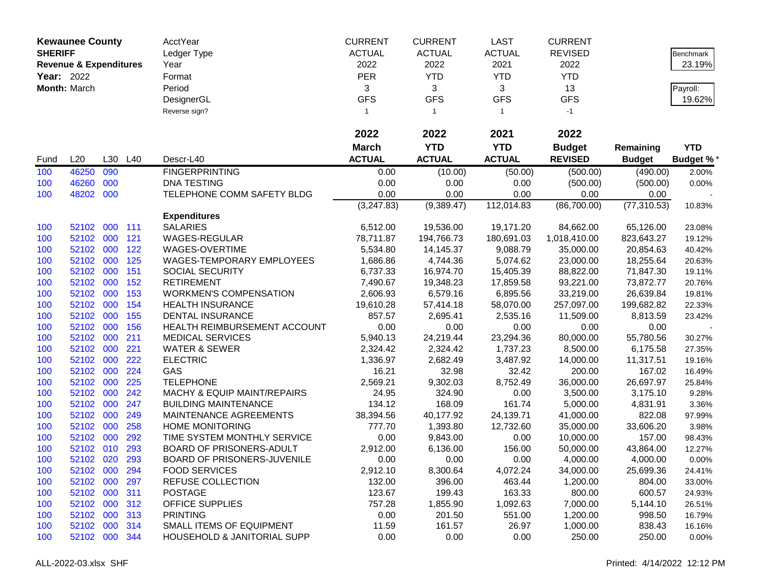**Kewaunee County**
**SHERIFF**
**Revenue & Expenditures**
**Year:** 2022
**Month:** March

| | CURRENT | CURRENT | LAST | CURRENT | | |
|---|---|---|---|---|---|---|
| AcctYear | ACTUAL | ACTUAL | ACTUAL | REVISED | | Benchmark |
| Ledger Type | 2022 | 2022 | 2021 | 2022 | | 23.19% |
| Year | PER | YTD | YTD | YTD | | |
| Format | 3 | 3 | 3 | 13 | | Payroll: |
| Period | GFS | GFS | GFS | GFS | | 19.62% |
| DesignerGL | | | | | | |
| Reverse sign? | 1 | 1 | 1 | -1 | | |

| Fund | L20 | L30 | L40 | Descr-L40 | 2022 March ACTUAL | 2022 YTD ACTUAL | 2021 YTD ACTUAL | 2022 Budget REVISED | Remaining Budget | YTD Budget % * |
|---|---|---|---|---|---|---|---|---|---|---|
| 100 | 46250 | 090 | | FINGERPRINTING | 0.00 | (10.00) | (50.00) | (500.00) | (490.00) | 2.00% |
| 100 | 46260 | 000 | | DNA TESTING | 0.00 | 0.00 | 0.00 | (500.00) | (500.00) | 0.00% |
| 100 | 48202 | 000 | | TELEPHONE COMM SAFETY BLDG | 0.00 | 0.00 | 0.00 | 0.00 | 0.00 | - |
| | | | | | (3,247.83) | (9,389.47) | 112,014.83 | (86,700.00) | (77,310.53) | 10.83% |
| | | | | **Expenditures** | | | | | | |
| 100 | 52102 | 000 | 111 | SALARIES | 6,512.00 | 19,536.00 | 19,171.20 | 84,662.00 | 65,126.00 | 23.08% |
| 100 | 52102 | 000 | 121 | WAGES-REGULAR | 78,711.87 | 194,766.73 | 180,691.03 | 1,018,410.00 | 823,643.27 | 19.12% |
| 100 | 52102 | 000 | 122 | WAGES-OVERTIME | 5,534.80 | 14,145.37 | 9,088.79 | 35,000.00 | 20,854.63 | 40.42% |
| 100 | 52102 | 000 | 125 | WAGES-TEMPORARY EMPLOYEES | 1,686.86 | 4,744.36 | 5,074.62 | 23,000.00 | 18,255.64 | 20.63% |
| 100 | 52102 | 000 | 151 | SOCIAL SECURITY | 6,737.33 | 16,974.70 | 15,405.39 | 88,822.00 | 71,847.30 | 19.11% |
| 100 | 52102 | 000 | 152 | RETIREMENT | 7,490.67 | 19,348.23 | 17,859.58 | 93,221.00 | 73,872.77 | 20.76% |
| 100 | 52102 | 000 | 153 | WORKMEN'S COMPENSATION | 2,606.93 | 6,579.16 | 6,895.56 | 33,219.00 | 26,639.84 | 19.81% |
| 100 | 52102 | 000 | 154 | HEALTH INSURANCE | 19,610.28 | 57,414.18 | 58,070.00 | 257,097.00 | 199,682.82 | 22.33% |
| 100 | 52102 | 000 | 155 | DENTAL INSURANCE | 857.57 | 2,695.41 | 2,535.16 | 11,509.00 | 8,813.59 | 23.42% |
| 100 | 52102 | 000 | 156 | HEALTH REIMBURSEMENT ACCOUNT | 0.00 | 0.00 | 0.00 | 0.00 | 0.00 | - |
| 100 | 52102 | 000 | 211 | MEDICAL SERVICES | 5,940.13 | 24,219.44 | 23,294.36 | 80,000.00 | 55,780.56 | 30.27% |
| 100 | 52102 | 000 | 221 | WATER & SEWER | 2,324.42 | 2,324.42 | 1,737.23 | 8,500.00 | 6,175.58 | 27.35% |
| 100 | 52102 | 000 | 222 | ELECTRIC | 1,336.97 | 2,682.49 | 3,487.92 | 14,000.00 | 11,317.51 | 19.16% |
| 100 | 52102 | 000 | 224 | GAS | 16.21 | 32.98 | 32.42 | 200.00 | 167.02 | 16.49% |
| 100 | 52102 | 000 | 225 | TELEPHONE | 2,569.21 | 9,302.03 | 8,752.49 | 36,000.00 | 26,697.97 | 25.84% |
| 100 | 52102 | 000 | 242 | MACHY & EQUIP MAINT/REPAIRS | 24.95 | 324.90 | 0.00 | 3,500.00 | 3,175.10 | 9.28% |
| 100 | 52102 | 000 | 247 | BUILDING MAINTENANCE | 134.12 | 168.09 | 161.74 | 5,000.00 | 4,831.91 | 3.36% |
| 100 | 52102 | 000 | 249 | MAINTENANCE AGREEMENTS | 38,394.56 | 40,177.92 | 24,139.71 | 41,000.00 | 822.08 | 97.99% |
| 100 | 52102 | 000 | 258 | HOME MONITORING | 777.70 | 1,393.80 | 12,732.60 | 35,000.00 | 33,606.20 | 3.98% |
| 100 | 52102 | 000 | 292 | TIME SYSTEM MONTHLY SERVICE | 0.00 | 9,843.00 | 0.00 | 10,000.00 | 157.00 | 98.43% |
| 100 | 52102 | 010 | 293 | BOARD OF PRISONERS-ADULT | 2,912.00 | 6,136.00 | 156.00 | 50,000.00 | 43,864.00 | 12.27% |
| 100 | 52102 | 020 | 293 | BOARD OF PRISONERS-JUVENILE | 0.00 | 0.00 | 0.00 | 4,000.00 | 4,000.00 | 0.00% |
| 100 | 52102 | 000 | 294 | FOOD SERVICES | 2,912.10 | 8,300.64 | 4,072.24 | 34,000.00 | 25,699.36 | 24.41% |
| 100 | 52102 | 000 | 297 | REFUSE COLLECTION | 132.00 | 396.00 | 463.44 | 1,200.00 | 804.00 | 33.00% |
| 100 | 52102 | 000 | 311 | POSTAGE | 123.67 | 199.43 | 163.33 | 800.00 | 600.57 | 24.93% |
| 100 | 52102 | 000 | 312 | OFFICE SUPPLIES | 757.28 | 1,855.90 | 1,092.63 | 7,000.00 | 5,144.10 | 26.51% |
| 100 | 52102 | 000 | 313 | PRINTING | 0.00 | 201.50 | 551.00 | 1,200.00 | 998.50 | 16.79% |
| 100 | 52102 | 000 | 314 | SMALL ITEMS OF EQUIPMENT | 11.59 | 161.57 | 26.97 | 1,000.00 | 838.43 | 16.16% |
| 100 | 52102 | 000 | 344 | HOUSEHOLD & JANITORIAL SUPP | 0.00 | 0.00 | 0.00 | 250.00 | 250.00 | 0.00% |

ALL-2022-03.xlsx SHF    Printed: 4/14/2022 12:12 PM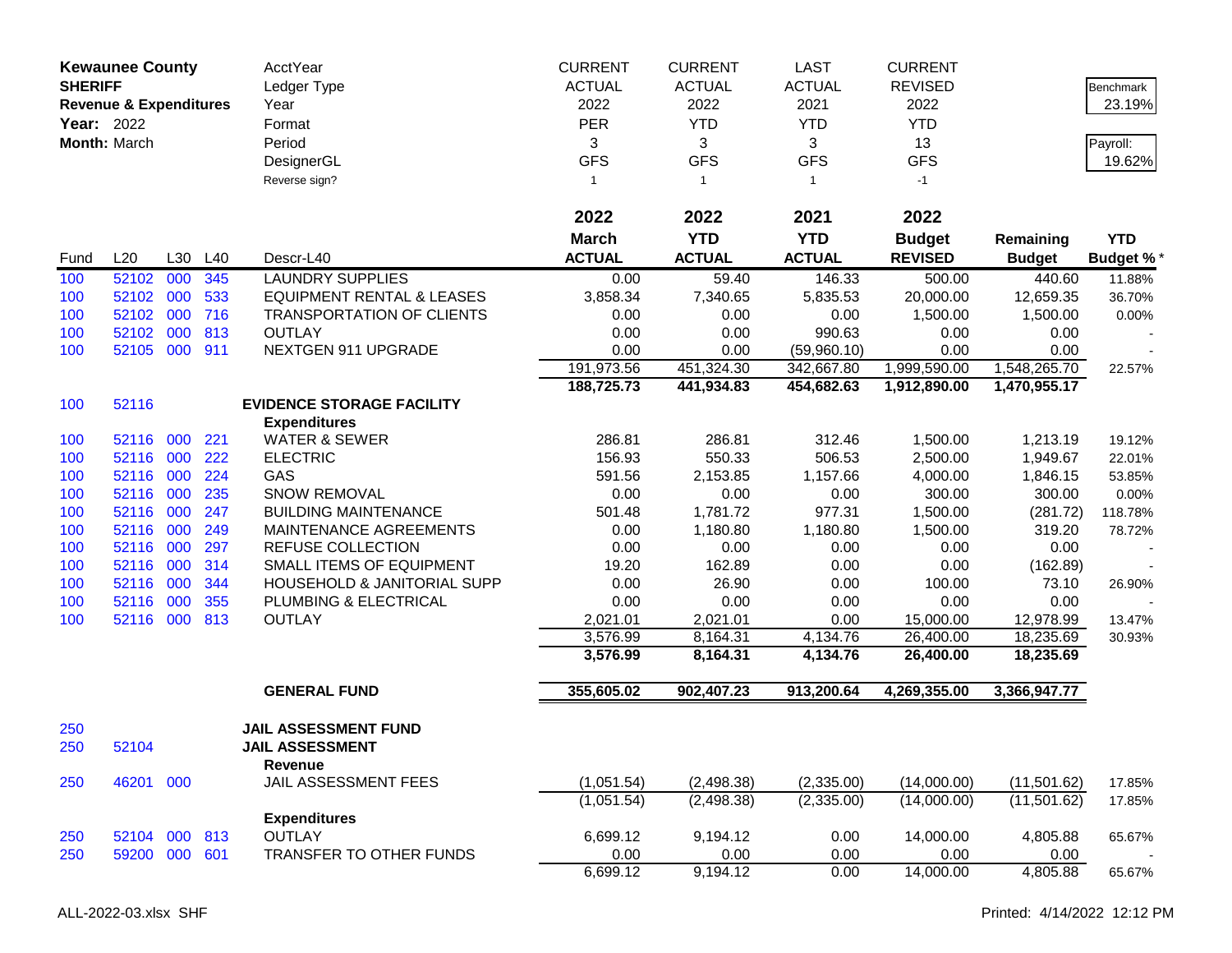**Kewaunee County**
**SHERIFF**
**Revenue & Expenditures**
**Year:** 2022
**Month:** March

| | CURRENT | CURRENT | LAST | CURRENT | | |
|---|---|---|---|---|---|---|
| AcctYear | ACTUAL | ACTUAL | ACTUAL | REVISED | | Benchmark |
| Ledger Type | 2022 | 2022 | 2021 | 2022 | | 23.19% |
| Year | PER | YTD | YTD | YTD | | |
| Format | 3 | 3 | 3 | 13 | | Payroll: |
| Period | GFS | GFS | GFS | GFS | | 19.62% |
| DesignerGL | | | | | | |
| Reverse sign? | 1 | 1 | 1 | -1 | | |

| Fund | L20 | L30 | L40 | Descr-L40 | 2022 March ACTUAL | 2022 YTD ACTUAL | 2021 YTD ACTUAL | 2022 Budget REVISED | Remaining Budget | YTD Budget % * |
|---|---|---|---|---|---|---|---|---|---|---|
| 100 | 52102 | 000 | 345 | LAUNDRY SUPPLIES | 0.00 | 59.40 | 146.33 | 500.00 | 440.60 | 11.88% |
| 100 | 52102 | 000 | 533 | EQUIPMENT RENTAL & LEASES | 3,858.34 | 7,340.65 | 5,835.53 | 20,000.00 | 12,659.35 | 36.70% |
| 100 | 52102 | 000 | 716 | TRANSPORTATION OF CLIENTS | 0.00 | 0.00 | 0.00 | 1,500.00 | 1,500.00 | 0.00% |
| 100 | 52102 | 000 | 813 | OUTLAY | 0.00 | 0.00 | 990.63 | 0.00 | 0.00 | - |
| 100 | 52105 | 000 | 911 | NEXTGEN 911 UPGRADE | 0.00 | 0.00 | (59,960.10) | 0.00 | 0.00 | - |
| | | | | | 191,973.56 | 451,324.30 | 342,667.80 | 1,999,590.00 | 1,548,265.70 | 22.57% |
| | | | | | **188,725.73** | **441,934.83** | **454,682.63** | **1,912,890.00** | **1,470,955.17** | |
| 100 | 52116 | | | **EVIDENCE STORAGE FACILITY** | | | | | | |
| | | | | **Expenditures** | | | | | | |
| 100 | 52116 | 000 | 221 | WATER & SEWER | 286.81 | 286.81 | 312.46 | 1,500.00 | 1,213.19 | 19.12% |
| 100 | 52116 | 000 | 222 | ELECTRIC | 156.93 | 550.33 | 506.53 | 2,500.00 | 1,949.67 | 22.01% |
| 100 | 52116 | 000 | 224 | GAS | 591.56 | 2,153.85 | 1,157.66 | 4,000.00 | 1,846.15 | 53.85% |
| 100 | 52116 | 000 | 235 | SNOW REMOVAL | 0.00 | 0.00 | 0.00 | 300.00 | 300.00 | 0.00% |
| 100 | 52116 | 000 | 247 | BUILDING MAINTENANCE | 501.48 | 1,781.72 | 977.31 | 1,500.00 | (281.72) | 118.78% |
| 100 | 52116 | 000 | 249 | MAINTENANCE AGREEMENTS | 0.00 | 1,180.80 | 1,180.80 | 1,500.00 | 319.20 | 78.72% |
| 100 | 52116 | 000 | 297 | REFUSE COLLECTION | 0.00 | 0.00 | 0.00 | 0.00 | 0.00 | - |
| 100 | 52116 | 000 | 314 | SMALL ITEMS OF EQUIPMENT | 19.20 | 162.89 | 0.00 | 0.00 | (162.89) | - |
| 100 | 52116 | 000 | 344 | HOUSEHOLD & JANITORIAL SUPP | 0.00 | 26.90 | 0.00 | 100.00 | 73.10 | 26.90% |
| 100 | 52116 | 000 | 355 | PLUMBING & ELECTRICAL | 0.00 | 0.00 | 0.00 | 0.00 | 0.00 | - |
| 100 | 52116 | 000 | 813 | OUTLAY | 2,021.01 | 2,021.01 | 0.00 | 15,000.00 | 12,978.99 | 13.47% |
| | | | | | 3,576.99 | 8,164.31 | 4,134.76 | 26,400.00 | 18,235.69 | 30.93% |
| | | | | | **3,576.99** | **8,164.31** | **4,134.76** | **26,400.00** | **18,235.69** | |
| | | | | **GENERAL FUND** | **355,605.02** | **902,407.23** | **913,200.64** | **4,269,355.00** | **3,366,947.77** | |
| 250 | | | | **JAIL ASSESSMENT FUND** | | | | | | |
| 250 | 52104 | | | **JAIL ASSESSMENT** | | | | | | |
| | | | | **Revenue** | | | | | | |
| 250 | 46201 | 000 | | JAIL ASSESSMENT FEES | (1,051.54) | (2,498.38) | (2,335.00) | (14,000.00) | (11,501.62) | 17.85% |
| | | | | | (1,051.54) | (2,498.38) | (2,335.00) | (14,000.00) | (11,501.62) | 17.85% |
| | | | | **Expenditures** | | | | | | |
| 250 | 52104 | 000 | 813 | OUTLAY | 6,699.12 | 9,194.12 | 0.00 | 14,000.00 | 4,805.88 | 65.67% |
| 250 | 59200 | 000 | 601 | TRANSFER TO OTHER FUNDS | 0.00 | 0.00 | 0.00 | 0.00 | 0.00 | - |
| | | | | | 6,699.12 | 9,194.12 | 0.00 | 14,000.00 | 4,805.88 | 65.67% |

ALL-2022-03.xlsx SHF

Printed: 4/14/2022 12:12 PM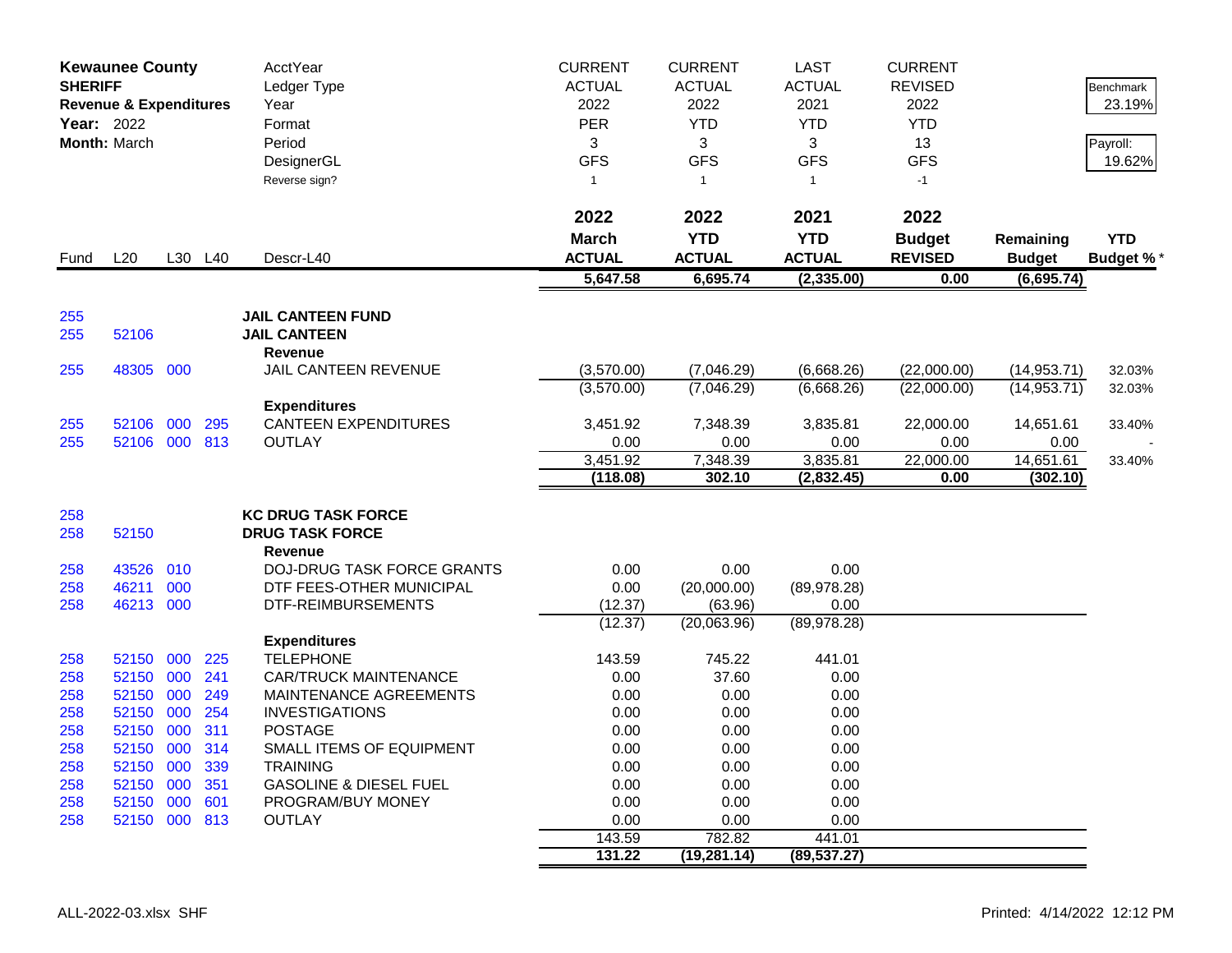**Kewaunee County**
**SHERIFF**
**Revenue & Expenditures**
**Year:** 2022
**Month:** March

| | | | | AcctYear | CURRENT | CURRENT | LAST | CURRENT | | Benchmark |
|---|---|---|---|---|---|---|---|---|---|---|
| | | | | Ledger Type | ACTUAL | ACTUAL | ACTUAL | REVISED | | 23.19% |
| | | | | Year | 2022 | 2022 | 2021 | 2022 | | |
| | | | | Format | PER | YTD | YTD | YTD | | Payroll: |
| | | | | Period | 3 | 3 | 3 | 13 | | 19.62% |
| | | | | DesignerGL | GFS | GFS | GFS | GFS | | |
| | | | | Reverse sign? | 1 | 1 | 1 | -1 | | |
| | | | | | **2022** | **2022** | **2021** | **2022** | | |
| | | | | | **March** | **YTD** | **YTD** | **Budget** | **Remaining** | **YTD** |
| Fund | L20 | L30 | L40 | Descr-L40 | **ACTUAL** | **ACTUAL** | **ACTUAL** | **REVISED** | **Budget** | **Budget %*** |
| | | | | | **5,647.58** | **6,695.74** | **(2,335.00)** | **0.00** | **(6,695.74)** | |
| 255 | | | | **JAIL CANTEEN FUND** | | | | | | |
| 255 | 52106 | | | **JAIL CANTEEN** | | | | | | |
| | | | | **Revenue** | | | | | | |
| 255 | 48305 | 000 | | JAIL CANTEEN REVENUE | (3,570.00) | (7,046.29) | (6,668.26) | (22,000.00) | (14,953.71) | 32.03% |
| | | | | | (3,570.00) | (7,046.29) | (6,668.26) | (22,000.00) | (14,953.71) | 32.03% |
| | | | | **Expenditures** | | | | | | |
| 255 | 52106 | 000 | 295 | CANTEEN EXPENDITURES | 3,451.92 | 7,348.39 | 3,835.81 | 22,000.00 | 14,651.61 | 33.40% |
| 255 | 52106 | 000 | 813 | OUTLAY | 0.00 | 0.00 | 0.00 | 0.00 | 0.00 | - |
| | | | | | 3,451.92 | 7,348.39 | 3,835.81 | 22,000.00 | 14,651.61 | 33.40% |
| | | | | | **(118.08)** | **302.10** | **(2,832.45)** | **0.00** | **(302.10)** | |
| 258 | | | | **KC DRUG TASK FORCE** | | | | | | |
| 258 | 52150 | | | **DRUG TASK FORCE** | | | | | | |
| | | | | **Revenue** | | | | | | |
| 258 | 43526 | 010 | | DOJ-DRUG TASK FORCE GRANTS | 0.00 | 0.00 | 0.00 | | | |
| 258 | 46211 | 000 | | DTF FEES-OTHER MUNICIPAL | 0.00 | (20,000.00) | (89,978.28) | | | |
| 258 | 46213 | 000 | | DTF-REIMBURSEMENTS | (12.37) | (63.96) | 0.00 | | | |
| | | | | | (12.37) | (20,063.96) | (89,978.28) | | | |
| | | | | **Expenditures** | | | | | | |
| 258 | 52150 | 000 | 225 | TELEPHONE | 143.59 | 745.22 | 441.01 | | | |
| 258 | 52150 | 000 | 241 | CAR/TRUCK MAINTENANCE | 0.00 | 37.60 | 0.00 | | | |
| 258 | 52150 | 000 | 249 | MAINTENANCE AGREEMENTS | 0.00 | 0.00 | 0.00 | | | |
| 258 | 52150 | 000 | 254 | INVESTIGATIONS | 0.00 | 0.00 | 0.00 | | | |
| 258 | 52150 | 000 | 311 | POSTAGE | 0.00 | 0.00 | 0.00 | | | |
| 258 | 52150 | 000 | 314 | SMALL ITEMS OF EQUIPMENT | 0.00 | 0.00 | 0.00 | | | |
| 258 | 52150 | 000 | 339 | TRAINING | 0.00 | 0.00 | 0.00 | | | |
| 258 | 52150 | 000 | 351 | GASOLINE & DIESEL FUEL | 0.00 | 0.00 | 0.00 | | | |
| 258 | 52150 | 000 | 601 | PROGRAM/BUY MONEY | 0.00 | 0.00 | 0.00 | | | |
| 258 | 52150 | 000 | 813 | OUTLAY | 0.00 | 0.00 | 0.00 | | | |
| | | | | | 143.59 | 782.82 | 441.01 | | | |
| | | | | | **131.22** | **(19,281.14)** | **(89,537.27)** | | | |

ALL-2022-03.xlsx SHF

Printed: 4/14/2022 12:12 PM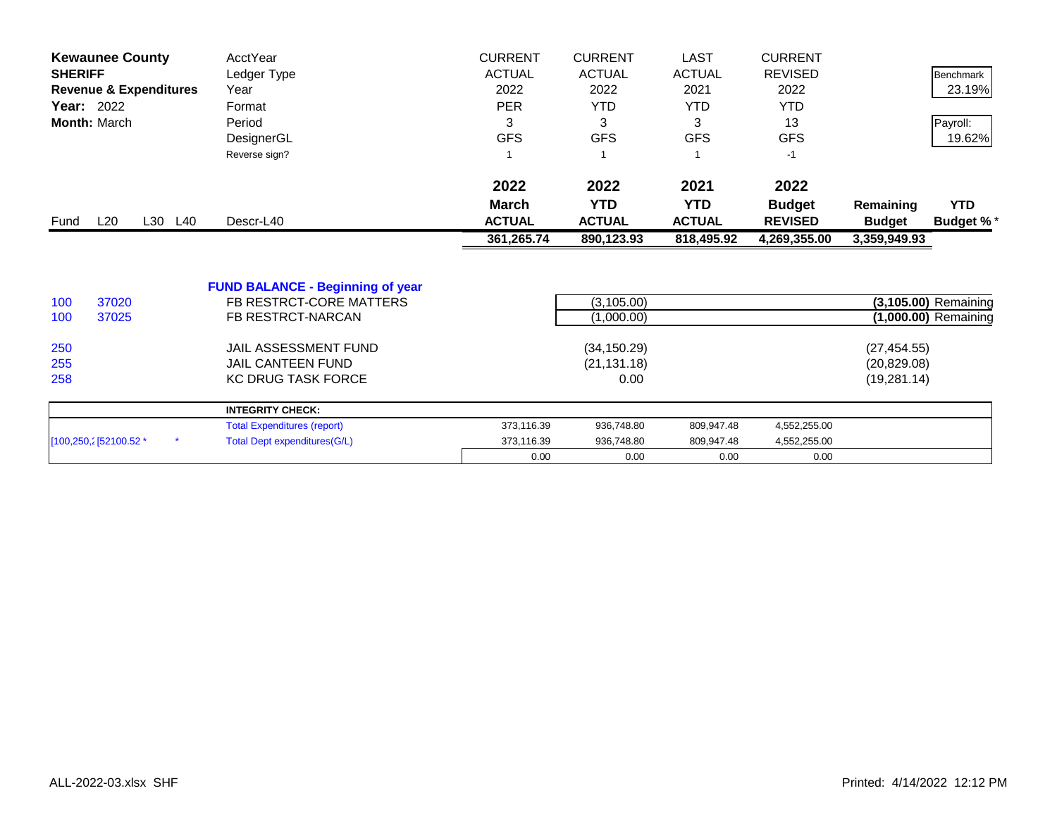| **Kewaunee County** | | | | AcctYear | CURRENT | CURRENT | LAST | CURRENT | | |
|---|---|---|---|---|---|---|---|---|---|---|
| **SHERIFF** | | | | Ledger Type | ACTUAL | ACTUAL | ACTUAL | REVISED | | Benchmark |
| **Revenue & Expenditures** | | | | Year | 2022 | 2022 | 2021 | 2022 | | 23.19% |
| **Year:** 2022 | | | | Format | PER | YTD | YTD | YTD | | |
| **Month:** March | | | | Period | 3 | 3 | 3 | 13 | | Payroll: |
| | | | | DesignerGL | GFS | GFS | GFS | GFS | | 19.62% |
| | | | | Reverse sign? | 1 | 1 | 1 | -1 | | |
| | | | | | **2022** | **2022** | **2021** | **2022** | | |
| | | | | | **March** | **YTD** | **YTD** | **Budget** | **Remaining** | **YTD** |
| Fund | L20 | L30 | L40 | Descr-L40 | **ACTUAL** | **ACTUAL** | **ACTUAL** | **REVISED** | **Budget** | **Budget %** * |
| | | | | | **361,265.74** | **890,123.93** | **818,495.92** | **4,269,355.00** | **3,359,949.93** | |
| | | | | **FUND BALANCE - Beginning of year** | | | | | | |
| 100 | 37020 | | | FB RESTRCT-CORE MATTERS | | (3,105.00) | | | **(3,105.00)** | Remaining |
| 100 | 37025 | | | FB RESTRCT-NARCAN | | (1,000.00) | | | **(1,000.00)** | Remaining |
| 250 | | | | JAIL ASSESSMENT FUND | | (34,150.29) | | | (27,454.55) | |
| 255 | | | | JAIL CANTEEN FUND | | (21,131.18) | | | (20,829.08) | |
| 258 | | | | KC DRUG TASK FORCE | | 0.00 | | | (19,281.14) | |

| | | **INTEGRITY CHECK:** | | | | |
|---|---|---|---|---|---|---|
| | | Total Expenditures (report) | 373,116.39 | 936,748.80 | 809,947.48 | 4,552,255.00 |
| [100,250,2 | [52100.52 * | * Total Dept expenditures(G/L) | 373,116.39 | 936,748.80 | 809,947.48 | 4,552,255.00 |
| | | | 0.00 | 0.00 | 0.00 | 0.00 |

ALL-2022-03.xlsx SHF

Printed: 4/14/2022 12:12 PM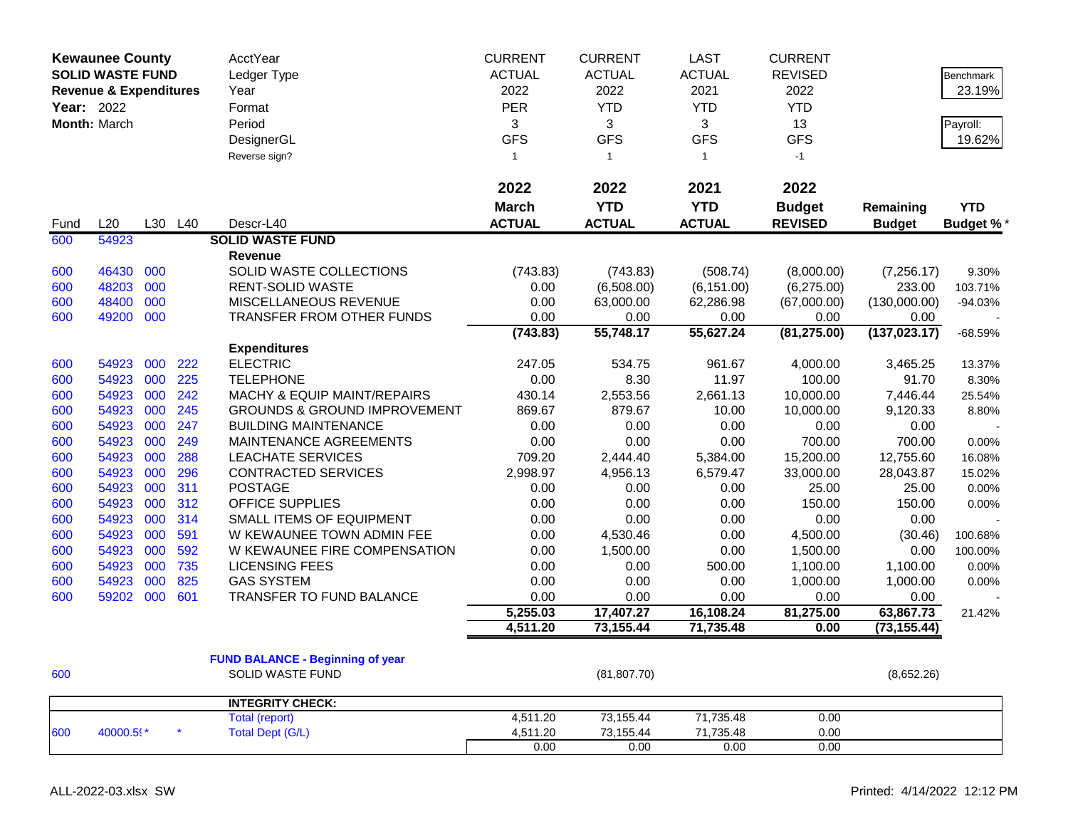**Kewaunee County**
**SOLID WASTE FUND**
**Revenue & Expenditures**
**Year:** 2022
**Month:** March

| | | | | AcctYear | CURRENT | CURRENT | LAST | CURRENT | | Benchmark |
|---|---|---|---|---|---|---|---|---|---|---|
| | | | | Ledger Type | ACTUAL | ACTUAL | ACTUAL | REVISED | | 23.19% |
| | | | | Year | 2022 | 2022 | 2021 | 2022 | | |
| | | | | Format | PER | YTD | YTD | YTD | | Payroll: |
| | | | | Period | 3 | 3 | 3 | 13 | | 19.62% |
| | | | | DesignerGL | GFS | GFS | GFS | GFS | | |
| | | | | Reverse sign? | 1 | 1 | 1 | -1 | | |
| | | | | | **2022 March ACTUAL** | **2022 YTD ACTUAL** | **2021 YTD ACTUAL** | **2022 Budget REVISED** | **Remaining Budget** | **YTD Budget %*** |
| Fund | L20 | L30 | L40 | Descr-L40 | | | | | | |
| 600 | 54923 | | | **SOLID WASTE FUND** | | | | | | |
| | | | | **Revenue** | | | | | | |
| 600 | 46430 | 000 | | SOLID WASTE COLLECTIONS | (743.83) | (743.83) | (508.74) | (8,000.00) | (7,256.17) | 9.30% |
| 600 | 48203 | 000 | | RENT-SOLID WASTE | 0.00 | (6,508.00) | (6,151.00) | (6,275.00) | 233.00 | 103.71% |
| 600 | 48400 | 000 | | MISCELLANEOUS REVENUE | 0.00 | 63,000.00 | 62,286.98 | (67,000.00) | (130,000.00) | -94.03% |
| 600 | 49200 | 000 | | TRANSFER FROM OTHER FUNDS | 0.00 | 0.00 | 0.00 | 0.00 | 0.00 | - |
| | | | | | **(743.83)** | **55,748.17** | **55,627.24** | **(81,275.00)** | **(137,023.17)** | -68.59% |
| | | | | **Expenditures** | | | | | | |
| 600 | 54923 | 000 | 222 | ELECTRIC | 247.05 | 534.75 | 961.67 | 4,000.00 | 3,465.25 | 13.37% |
| 600 | 54923 | 000 | 225 | TELEPHONE | 0.00 | 8.30 | 11.97 | 100.00 | 91.70 | 8.30% |
| 600 | 54923 | 000 | 242 | MACHY & EQUIP MAINT/REPAIRS | 430.14 | 2,553.56 | 2,661.13 | 10,000.00 | 7,446.44 | 25.54% |
| 600 | 54923 | 000 | 245 | GROUNDS & GROUND IMPROVEMENT | 869.67 | 879.67 | 10.00 | 10,000.00 | 9,120.33 | 8.80% |
| 600 | 54923 | 000 | 247 | BUILDING MAINTENANCE | 0.00 | 0.00 | 0.00 | 0.00 | 0.00 | - |
| 600 | 54923 | 000 | 249 | MAINTENANCE AGREEMENTS | 0.00 | 0.00 | 0.00 | 700.00 | 700.00 | 0.00% |
| 600 | 54923 | 000 | 288 | LEACHATE SERVICES | 709.20 | 2,444.40 | 5,384.00 | 15,200.00 | 12,755.60 | 16.08% |
| 600 | 54923 | 000 | 296 | CONTRACTED SERVICES | 2,998.97 | 4,956.13 | 6,579.47 | 33,000.00 | 28,043.87 | 15.02% |
| 600 | 54923 | 000 | 311 | POSTAGE | 0.00 | 0.00 | 0.00 | 25.00 | 25.00 | 0.00% |
| 600 | 54923 | 000 | 312 | OFFICE SUPPLIES | 0.00 | 0.00 | 0.00 | 150.00 | 150.00 | 0.00% |
| 600 | 54923 | 000 | 314 | SMALL ITEMS OF EQUIPMENT | 0.00 | 0.00 | 0.00 | 0.00 | 0.00 | - |
| 600 | 54923 | 000 | 591 | W KEWAUNEE TOWN ADMIN FEE | 0.00 | 4,530.46 | 0.00 | 4,500.00 | (30.46) | 100.68% |
| 600 | 54923 | 000 | 592 | W KEWAUNEE FIRE COMPENSATION | 0.00 | 1,500.00 | 0.00 | 1,500.00 | 0.00 | 100.00% |
| 600 | 54923 | 000 | 735 | LICENSING FEES | 0.00 | 0.00 | 500.00 | 1,100.00 | 1,100.00 | 0.00% |
| 600 | 54923 | 000 | 825 | GAS SYSTEM | 0.00 | 0.00 | 0.00 | 1,000.00 | 1,000.00 | 0.00% |
| 600 | 59202 | 000 | 601 | TRANSFER TO FUND BALANCE | 0.00 | 0.00 | 0.00 | 0.00 | 0.00 | - |
| | | | | | **5,255.03** | **17,407.27** | **16,108.24** | **81,275.00** | **63,867.73** | 21.42% |
| | | | | | **4,511.20** | **73,155.44** | **71,735.48** | **0.00** | **(73,155.44)** | |
| | | | | **FUND BALANCE - Beginning of year** | | | | | | |
| 600 | | | | SOLID WASTE FUND | | (81,807.70) | | | (8,652.26) | |

| | | | | **INTEGRITY CHECK:** | | | | |
|---|---|---|---|---|---|---|---|---|
| | | | | Total (report) | 4,511.20 | 73,155.44 | 71,735.48 | 0.00 |
| 600 | 40000.5(* | | * | Total Dept (G/L) | 4,511.20 | 73,155.44 | 71,735.48 | 0.00 |
| | | | | | 0.00 | 0.00 | 0.00 | 0.00 |

ALL-2022-03.xlsx SW

Printed: 4/14/2022 12:12 PM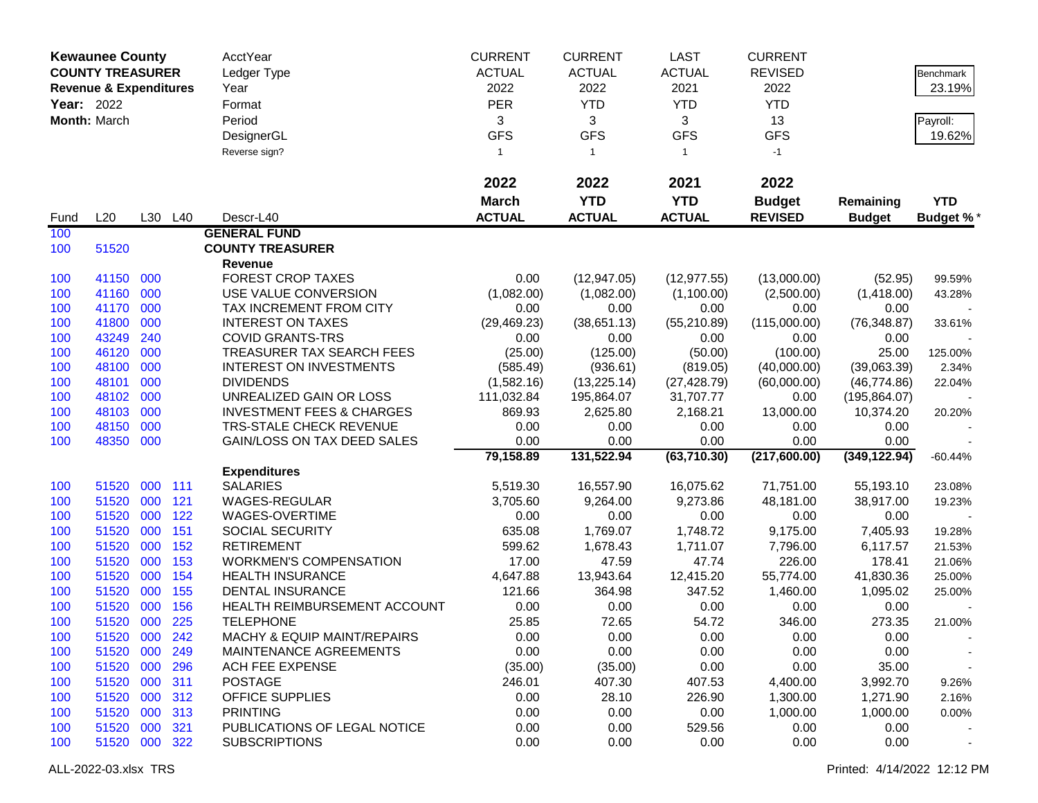**Kewaunee County**
**COUNTY TREASURER**
**Revenue & Expenditures**
**Year:** 2022
**Month:** March

| | CURRENT | CURRENT | LAST | CURRENT | | |
|---|---|---|---|---|---|---|
| AcctYear | | | | | | |
| Ledger Type | ACTUAL | ACTUAL | ACTUAL | REVISED | | Benchmark |
| Year | 2022 | 2022 | 2021 | 2022 | | 23.19% |
| Format | PER | YTD | YTD | YTD | | |
| Period | 3 | 3 | 3 | 13 | | Payroll: |
| DesignerGL | GFS | GFS | GFS | GFS | | 19.62% |
| Reverse sign? | 1 | 1 | 1 | -1 | | |

| Fund | L20 | L30 | L40 | Descr-L40 | 2022 March ACTUAL | 2022 YTD ACTUAL | 2021 YTD ACTUAL | 2022 Budget REVISED | Remaining Budget | YTD Budget % * |
|---|---|---|---|---|---|---|---|---|---|---|
| 100 | | | | **GENERAL FUND** | | | | | | |
| 100 | 51520 | | | **COUNTY TREASURER** | | | | | | |
| | | | | **Revenue** | | | | | | |
| 100 | 41150 | 000 | | FOREST CROP TAXES | 0.00 | (12,947.05) | (12,977.55) | (13,000.00) | (52.95) | 99.59% |
| 100 | 41160 | 000 | | USE VALUE CONVERSION | (1,082.00) | (1,082.00) | (1,100.00) | (2,500.00) | (1,418.00) | 43.28% |
| 100 | 41170 | 000 | | TAX INCREMENT FROM CITY | 0.00 | 0.00 | 0.00 | 0.00 | 0.00 | - |
| 100 | 41800 | 000 | | INTEREST ON TAXES | (29,469.23) | (38,651.13) | (55,210.89) | (115,000.00) | (76,348.87) | 33.61% |
| 100 | 43249 | 240 | | COVID GRANTS-TRS | 0.00 | 0.00 | 0.00 | 0.00 | 0.00 | - |
| 100 | 46120 | 000 | | TREASURER TAX SEARCH FEES | (25.00) | (125.00) | (50.00) | (100.00) | 25.00 | 125.00% |
| 100 | 48100 | 000 | | INTEREST ON INVESTMENTS | (585.49) | (936.61) | (819.05) | (40,000.00) | (39,063.39) | 2.34% |
| 100 | 48101 | 000 | | DIVIDENDS | (1,582.16) | (13,225.14) | (27,428.79) | (60,000.00) | (46,774.86) | 22.04% |
| 100 | 48102 | 000 | | UNREALIZED GAIN OR LOSS | 111,032.84 | 195,864.07 | 31,707.77 | 0.00 | (195,864.07) | - |
| 100 | 48103 | 000 | | INVESTMENT FEES & CHARGES | 869.93 | 2,625.80 | 2,168.21 | 13,000.00 | 10,374.20 | 20.20% |
| 100 | 48150 | 000 | | TRS-STALE CHECK REVENUE | 0.00 | 0.00 | 0.00 | 0.00 | 0.00 | - |
| 100 | 48350 | 000 | | GAIN/LOSS ON TAX DEED SALES | 0.00 | 0.00 | 0.00 | 0.00 | 0.00 | - |
| | | | | | **79,158.89** | **131,522.94** | **(63,710.30)** | **(217,600.00)** | **(349,122.94)** | -60.44% |
| | | | | **Expenditures** | | | | | | |
| 100 | 51520 | 000 | 111 | SALARIES | 5,519.30 | 16,557.90 | 16,075.62 | 71,751.00 | 55,193.10 | 23.08% |
| 100 | 51520 | 000 | 121 | WAGES-REGULAR | 3,705.60 | 9,264.00 | 9,273.86 | 48,181.00 | 38,917.00 | 19.23% |
| 100 | 51520 | 000 | 122 | WAGES-OVERTIME | 0.00 | 0.00 | 0.00 | 0.00 | 0.00 | - |
| 100 | 51520 | 000 | 151 | SOCIAL SECURITY | 635.08 | 1,769.07 | 1,748.72 | 9,175.00 | 7,405.93 | 19.28% |
| 100 | 51520 | 000 | 152 | RETIREMENT | 599.62 | 1,678.43 | 1,711.07 | 7,796.00 | 6,117.57 | 21.53% |
| 100 | 51520 | 000 | 153 | WORKMEN'S COMPENSATION | 17.00 | 47.59 | 47.74 | 226.00 | 178.41 | 21.06% |
| 100 | 51520 | 000 | 154 | HEALTH INSURANCE | 4,647.88 | 13,943.64 | 12,415.20 | 55,774.00 | 41,830.36 | 25.00% |
| 100 | 51520 | 000 | 155 | DENTAL INSURANCE | 121.66 | 364.98 | 347.52 | 1,460.00 | 1,095.02 | 25.00% |
| 100 | 51520 | 000 | 156 | HEALTH REIMBURSEMENT ACCOUNT | 0.00 | 0.00 | 0.00 | 0.00 | 0.00 | - |
| 100 | 51520 | 000 | 225 | TELEPHONE | 25.85 | 72.65 | 54.72 | 346.00 | 273.35 | 21.00% |
| 100 | 51520 | 000 | 242 | MACHY & EQUIP MAINT/REPAIRS | 0.00 | 0.00 | 0.00 | 0.00 | 0.00 | - |
| 100 | 51520 | 000 | 249 | MAINTENANCE AGREEMENTS | 0.00 | 0.00 | 0.00 | 0.00 | 0.00 | - |
| 100 | 51520 | 000 | 296 | ACH FEE EXPENSE | (35.00) | (35.00) | 0.00 | 0.00 | 35.00 | - |
| 100 | 51520 | 000 | 311 | POSTAGE | 246.01 | 407.30 | 407.53 | 4,400.00 | 3,992.70 | 9.26% |
| 100 | 51520 | 000 | 312 | OFFICE SUPPLIES | 0.00 | 28.10 | 226.90 | 1,300.00 | 1,271.90 | 2.16% |
| 100 | 51520 | 000 | 313 | PRINTING | 0.00 | 0.00 | 0.00 | 1,000.00 | 1,000.00 | 0.00% |
| 100 | 51520 | 000 | 321 | PUBLICATIONS OF LEGAL NOTICE | 0.00 | 0.00 | 529.56 | 0.00 | 0.00 | - |
| 100 | 51520 | 000 | 322 | SUBSCRIPTIONS | 0.00 | 0.00 | 0.00 | 0.00 | 0.00 | - |

ALL-2022-03.xlsx TRS    Printed: 4/14/2022 12:12 PM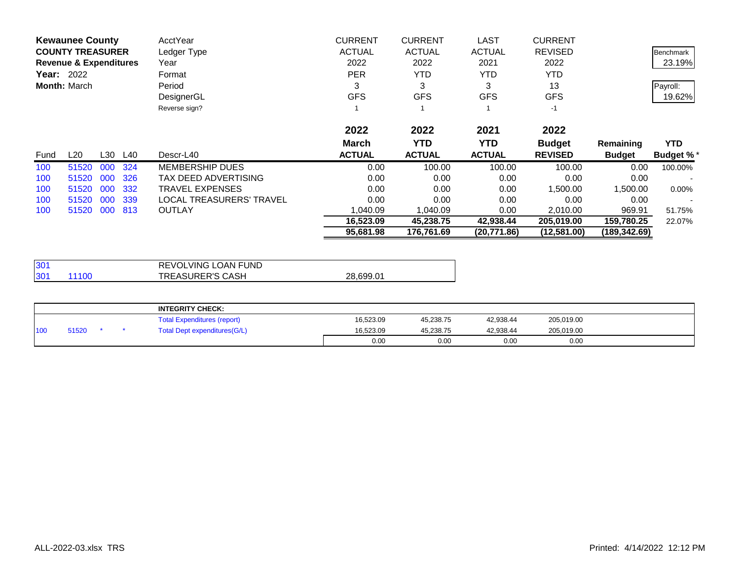**Kewaunee County**
**COUNTY TREASURER**
**Revenue & Expenditures**
**Year:** 2022
**Month:** March

| | | | | | | | | | | |
|---|---|---|---|---|---|---|---|---|---|---|
| | | | | AcctYear | CURRENT | CURRENT | LAST | CURRENT | | Benchmark |
| | | | | Ledger Type | ACTUAL | ACTUAL | ACTUAL | REVISED | | 23.19% |
| | | | | Year | 2022 | 2022 | 2021 | 2022 | | |
| | | | | Format | PER | YTD | YTD | YTD | | Payroll: |
| | | | | Period | 3 | 3 | 3 | 13 | | 19.62% |
| | | | | DesignerGL | GFS | GFS | GFS | GFS | | |
| | | | | Reverse sign? | 1 | 1 | 1 | -1 | | |
| Fund | L20 | L30 | L40 | Descr-L40 | **2022 March ACTUAL** | **2022 YTD ACTUAL** | **2021 YTD ACTUAL** | **2022 Budget REVISED** | **Remaining Budget** | **YTD Budget %*** |
| 100 | 51520 | 000 | 324 | MEMBERSHIP DUES | 0.00 | 100.00 | 100.00 | 100.00 | 0.00 | 100.00% |
| 100 | 51520 | 000 | 326 | TAX DEED ADVERTISING | 0.00 | 0.00 | 0.00 | 0.00 | 0.00 | - |
| 100 | 51520 | 000 | 332 | TRAVEL EXPENSES | 0.00 | 0.00 | 0.00 | 1,500.00 | 1,500.00 | 0.00% |
| 100 | 51520 | 000 | 339 | LOCAL TREASURERS' TRAVEL | 0.00 | 0.00 | 0.00 | 0.00 | 0.00 | - |
| 100 | 51520 | 000 | 813 | OUTLAY | 1,040.09 | 1,040.09 | 0.00 | 2,010.00 | 969.91 | 51.75% |
| | | | | | **16,523.09** | **45,238.75** | **42,938.44** | **205,019.00** | **159,780.25** | 22.07% |
| | | | | | **95,681.98** | **176,761.69** | **(20,771.86)** | **(12,581.00)** | **(189,342.69)** | |

| | | | |
|---|---|---|---|
| 301 | | REVOLVING LOAN FUND | |
| 301 | 11100 | TREASURER'S CASH | 28,699.01 |

| | | | | | | | | |
|---|---|---|---|---|---|---|---|---|
| | | | | **INTEGRITY CHECK:** | | | | |
| | | | | Total Expenditures (report) | 16,523.09 | 45,238.75 | 42,938.44 | 205,019.00 |
| 100 | 51520 | * | * | Total Dept expenditures(G/L) | 16,523.09 | 45,238.75 | 42,938.44 | 205,019.00 |
| | | | | | 0.00 | 0.00 | 0.00 | 0.00 |

ALL-2022-03.xlsx TRS Printed: 4/14/2022 12:12 PM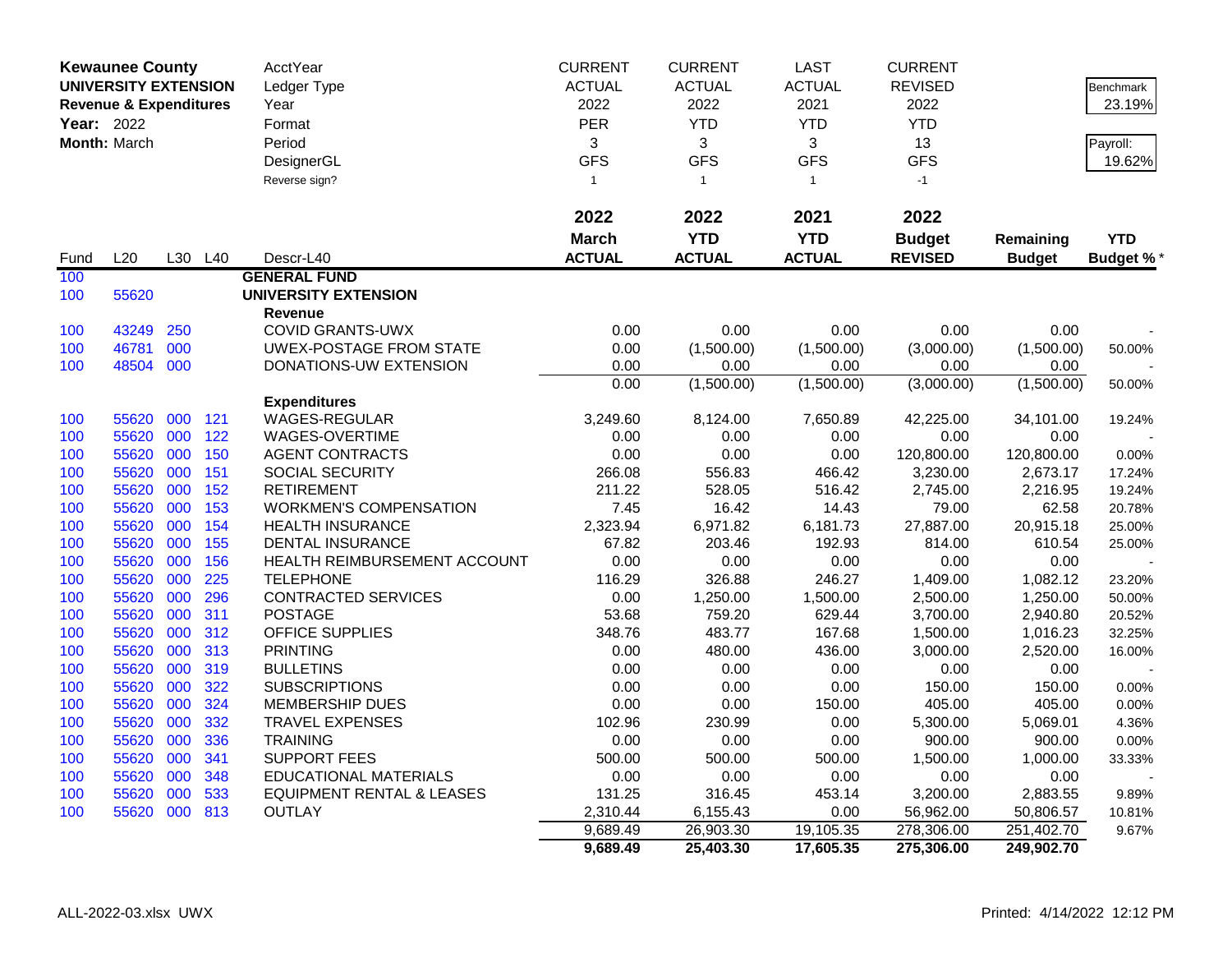**Kewaunee County**
**UNIVERSITY EXTENSION**
**Revenue & Expenditures**
**Year:** 2022
**Month:** March

| AcctYear | CURRENT | CURRENT | LAST | CURRENT |
|---|---|---|---|---|
| Ledger Type | ACTUAL | ACTUAL | ACTUAL | REVISED |
| Year | 2022 | 2022 | 2021 | 2022 |
| Format | PER | YTD | YTD | YTD |
| Period | 3 | 3 | 3 | 13 |
| DesignerGL | GFS | GFS | GFS | GFS |
| Reverse sign? | 1 | 1 | 1 | -1 |

Benchmark: 23.19%
Payroll: 19.62%

| Fund | L20 | L30 | L40 | Descr-L40 | 2022 March ACTUAL | 2022 YTD ACTUAL | 2021 YTD ACTUAL | 2022 Budget REVISED | Remaining Budget | YTD Budget % * |
|---|---|---|---|---|---|---|---|---|---|---|
| 100 | | | | **GENERAL FUND** | | | | | | |
| 100 | 55620 | | | **UNIVERSITY EXTENSION** | | | | | | |
| | | | | **Revenue** | | | | | | |
| 100 | 43249 | 250 | | COVID GRANTS-UWX | 0.00 | 0.00 | 0.00 | 0.00 | 0.00 | - |
| 100 | 46781 | 000 | | UWEX-POSTAGE FROM STATE | 0.00 | (1,500.00) | (1,500.00) | (3,000.00) | (1,500.00) | 50.00% |
| 100 | 48504 | 000 | | DONATIONS-UW EXTENSION | 0.00 | 0.00 | 0.00 | 0.00 | 0.00 | - |
| | | | | | 0.00 | (1,500.00) | (1,500.00) | (3,000.00) | (1,500.00) | 50.00% |
| | | | | **Expenditures** | | | | | | |
| 100 | 55620 | 000 | 121 | WAGES-REGULAR | 3,249.60 | 8,124.00 | 7,650.89 | 42,225.00 | 34,101.00 | 19.24% |
| 100 | 55620 | 000 | 122 | WAGES-OVERTIME | 0.00 | 0.00 | 0.00 | 0.00 | 0.00 | - |
| 100 | 55620 | 000 | 150 | AGENT CONTRACTS | 0.00 | 0.00 | 0.00 | 120,800.00 | 120,800.00 | 0.00% |
| 100 | 55620 | 000 | 151 | SOCIAL SECURITY | 266.08 | 556.83 | 466.42 | 3,230.00 | 2,673.17 | 17.24% |
| 100 | 55620 | 000 | 152 | RETIREMENT | 211.22 | 528.05 | 516.42 | 2,745.00 | 2,216.95 | 19.24% |
| 100 | 55620 | 000 | 153 | WORKMEN'S COMPENSATION | 7.45 | 16.42 | 14.43 | 79.00 | 62.58 | 20.78% |
| 100 | 55620 | 000 | 154 | HEALTH INSURANCE | 2,323.94 | 6,971.82 | 6,181.73 | 27,887.00 | 20,915.18 | 25.00% |
| 100 | 55620 | 000 | 155 | DENTAL INSURANCE | 67.82 | 203.46 | 192.93 | 814.00 | 610.54 | 25.00% |
| 100 | 55620 | 000 | 156 | HEALTH REIMBURSEMENT ACCOUNT | 0.00 | 0.00 | 0.00 | 0.00 | 0.00 | - |
| 100 | 55620 | 000 | 225 | TELEPHONE | 116.29 | 326.88 | 246.27 | 1,409.00 | 1,082.12 | 23.20% |
| 100 | 55620 | 000 | 296 | CONTRACTED SERVICES | 0.00 | 1,250.00 | 1,500.00 | 2,500.00 | 1,250.00 | 50.00% |
| 100 | 55620 | 000 | 311 | POSTAGE | 53.68 | 759.20 | 629.44 | 3,700.00 | 2,940.80 | 20.52% |
| 100 | 55620 | 000 | 312 | OFFICE SUPPLIES | 348.76 | 483.77 | 167.68 | 1,500.00 | 1,016.23 | 32.25% |
| 100 | 55620 | 000 | 313 | PRINTING | 0.00 | 480.00 | 436.00 | 3,000.00 | 2,520.00 | 16.00% |
| 100 | 55620 | 000 | 319 | BULLETINS | 0.00 | 0.00 | 0.00 | 0.00 | 0.00 | - |
| 100 | 55620 | 000 | 322 | SUBSCRIPTIONS | 0.00 | 0.00 | 0.00 | 150.00 | 150.00 | 0.00% |
| 100 | 55620 | 000 | 324 | MEMBERSHIP DUES | 0.00 | 0.00 | 150.00 | 405.00 | 405.00 | 0.00% |
| 100 | 55620 | 000 | 332 | TRAVEL EXPENSES | 102.96 | 230.99 | 0.00 | 5,300.00 | 5,069.01 | 4.36% |
| 100 | 55620 | 000 | 336 | TRAINING | 0.00 | 0.00 | 0.00 | 900.00 | 900.00 | 0.00% |
| 100 | 55620 | 000 | 341 | SUPPORT FEES | 500.00 | 500.00 | 500.00 | 1,500.00 | 1,000.00 | 33.33% |
| 100 | 55620 | 000 | 348 | EDUCATIONAL MATERIALS | 0.00 | 0.00 | 0.00 | 0.00 | 0.00 | - |
| 100 | 55620 | 000 | 533 | EQUIPMENT RENTAL & LEASES | 131.25 | 316.45 | 453.14 | 3,200.00 | 2,883.55 | 9.89% |
| 100 | 55620 | 000 | 813 | OUTLAY | 2,310.44 | 6,155.43 | 0.00 | 56,962.00 | 50,806.57 | 10.81% |
| | | | | | 9,689.49 | 26,903.30 | 19,105.35 | 278,306.00 | 251,402.70 | 9.67% |
| | | | | | **9,689.49** | **25,403.30** | **17,605.35** | **275,306.00** | **249,902.70** | |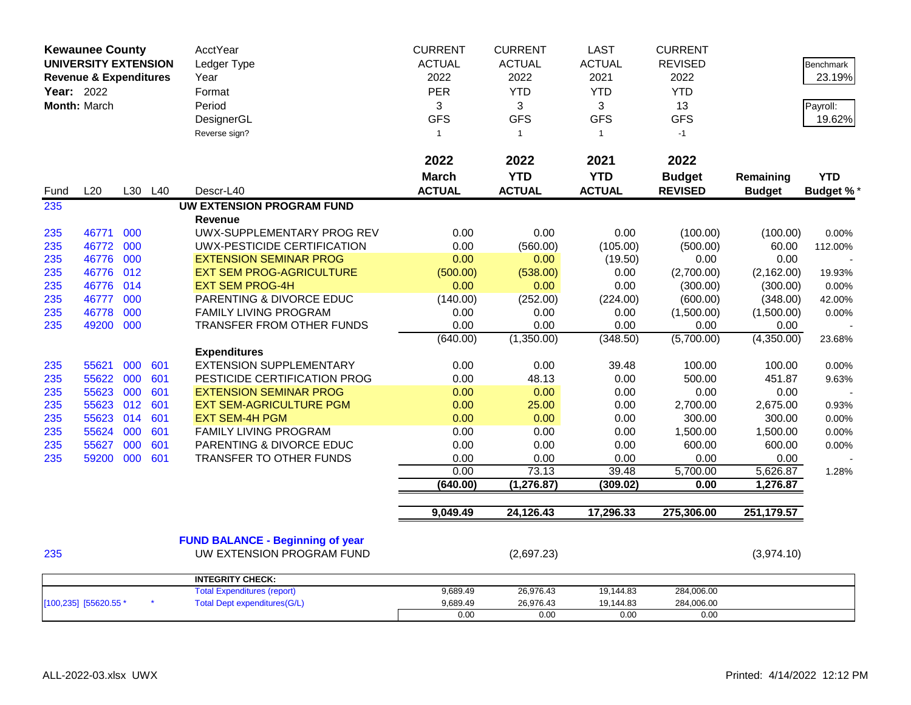**Kewaunee County**
**UNIVERSITY EXTENSION**
**Revenue & Expenditures**
**Year:** 2022
**Month:** March

| | | | | | CURRENT | CURRENT | LAST | CURRENT | | |
|---|---|---|---|---|---|---|---|---|---|---|
| | | | | AcctYear | ACTUAL | ACTUAL | ACTUAL | REVISED | | Benchmark |
| | | | | Ledger Type | 2022 | 2022 | 2021 | 2022 | | 23.19% |
| | | | | Year | PER | YTD | YTD | YTD | | |
| | | | | Format | 3 | 3 | 3 | 13 | | Payroll: |
| | | | | Period | GFS | GFS | GFS | GFS | | 19.62% |
| | | | | DesignerGL | 1 | 1 | 1 | -1 | | |
| | | | | Reverse sign? | | | | | | |

| Fund | L20 | L30 | L40 | Descr-L40 | 2022 March ACTUAL | 2022 YTD ACTUAL | 2021 YTD ACTUAL | 2022 Budget REVISED | Remaining Budget | YTD Budget % * |
|---|---|---|---|---|---|---|---|---|---|---|
| 235 | | | | **UW EXTENSION PROGRAM FUND** | | | | | | |
| | | | | **Revenue** | | | | | | |
| 235 | 46771 | 000 | | UWX-SUPPLEMENTARY PROG REV | 0.00 | 0.00 | 0.00 | (100.00) | (100.00) | 0.00% |
| 235 | 46772 | 000 | | UWX-PESTICIDE CERTIFICATION | 0.00 | (560.00) | (105.00) | (500.00) | 60.00 | 112.00% |
| 235 | 46776 | 000 | | EXTENSION SEMINAR PROG | 0.00 | 0.00 | (19.50) | 0.00 | 0.00 | - |
| 235 | 46776 | 012 | | EXT SEM PROG-AGRICULTURE | (500.00) | (538.00) | 0.00 | (2,700.00) | (2,162.00) | 19.93% |
| 235 | 46776 | 014 | | EXT SEM PROG-4H | 0.00 | 0.00 | 0.00 | (300.00) | (300.00) | 0.00% |
| 235 | 46777 | 000 | | PARENTING & DIVORCE EDUC | (140.00) | (252.00) | (224.00) | (600.00) | (348.00) | 42.00% |
| 235 | 46778 | 000 | | FAMILY LIVING PROGRAM | 0.00 | 0.00 | 0.00 | (1,500.00) | (1,500.00) | 0.00% |
| 235 | 49200 | 000 | | TRANSFER FROM OTHER FUNDS | 0.00 | 0.00 | 0.00 | 0.00 | 0.00 | - |
| | | | | | (640.00) | (1,350.00) | (348.50) | (5,700.00) | (4,350.00) | 23.68% |
| | | | | **Expenditures** | | | | | | |
| 235 | 55621 | 000 | 601 | EXTENSION SUPPLEMENTARY | 0.00 | 0.00 | 39.48 | 100.00 | 100.00 | 0.00% |
| 235 | 55622 | 000 | 601 | PESTICIDE CERTIFICATION PROG | 0.00 | 48.13 | 0.00 | 500.00 | 451.87 | 9.63% |
| 235 | 55623 | 000 | 601 | EXTENSION SEMINAR PROG | 0.00 | 0.00 | 0.00 | 0.00 | 0.00 | - |
| 235 | 55623 | 012 | 601 | EXT SEM-AGRICULTURE PGM | 0.00 | 25.00 | 0.00 | 2,700.00 | 2,675.00 | 0.93% |
| 235 | 55623 | 014 | 601 | EXT SEM-4H PGM | 0.00 | 0.00 | 0.00 | 300.00 | 300.00 | 0.00% |
| 235 | 55624 | 000 | 601 | FAMILY LIVING PROGRAM | 0.00 | 0.00 | 0.00 | 1,500.00 | 1,500.00 | 0.00% |
| 235 | 55627 | 000 | 601 | PARENTING & DIVORCE EDUC | 0.00 | 0.00 | 0.00 | 600.00 | 600.00 | 0.00% |
| 235 | 59200 | 000 | 601 | TRANSFER TO OTHER FUNDS | 0.00 | 0.00 | 0.00 | 0.00 | 0.00 | - |
| | | | | | 0.00 | 73.13 | 39.48 | 5,700.00 | 5,626.87 | 1.28% |
| | | | | | **(640.00)** | **(1,276.87)** | **(309.02)** | **0.00** | **1,276.87** | |
| | | | | | **9,049.49** | **24,126.43** | **17,296.33** | **275,306.00** | **251,179.57** | |

**FUND BALANCE - Beginning of year**

| Fund | Descr | 2022 YTD ACTUAL | Remaining Budget |
|---|---|---|---|
| 235 | UW EXTENSION PROGRAM FUND | (2,697.23) | (3,974.10) |

| | **INTEGRITY CHECK:** | | | | |
|---|---|---|---|---|---|
| | Total Expenditures (report) | 9,689.49 | 26,976.43 | 19,144.83 | 284,006.00 |
| [100,235] [55620.55 * * | Total Dept expenditures(G/L) | 9,689.49 | 26,976.43 | 19,144.83 | 284,006.00 |
| | | 0.00 | 0.00 | 0.00 | 0.00 |

ALL-2022-03.xlsx UWX — Printed: 4/14/2022 12:12 PM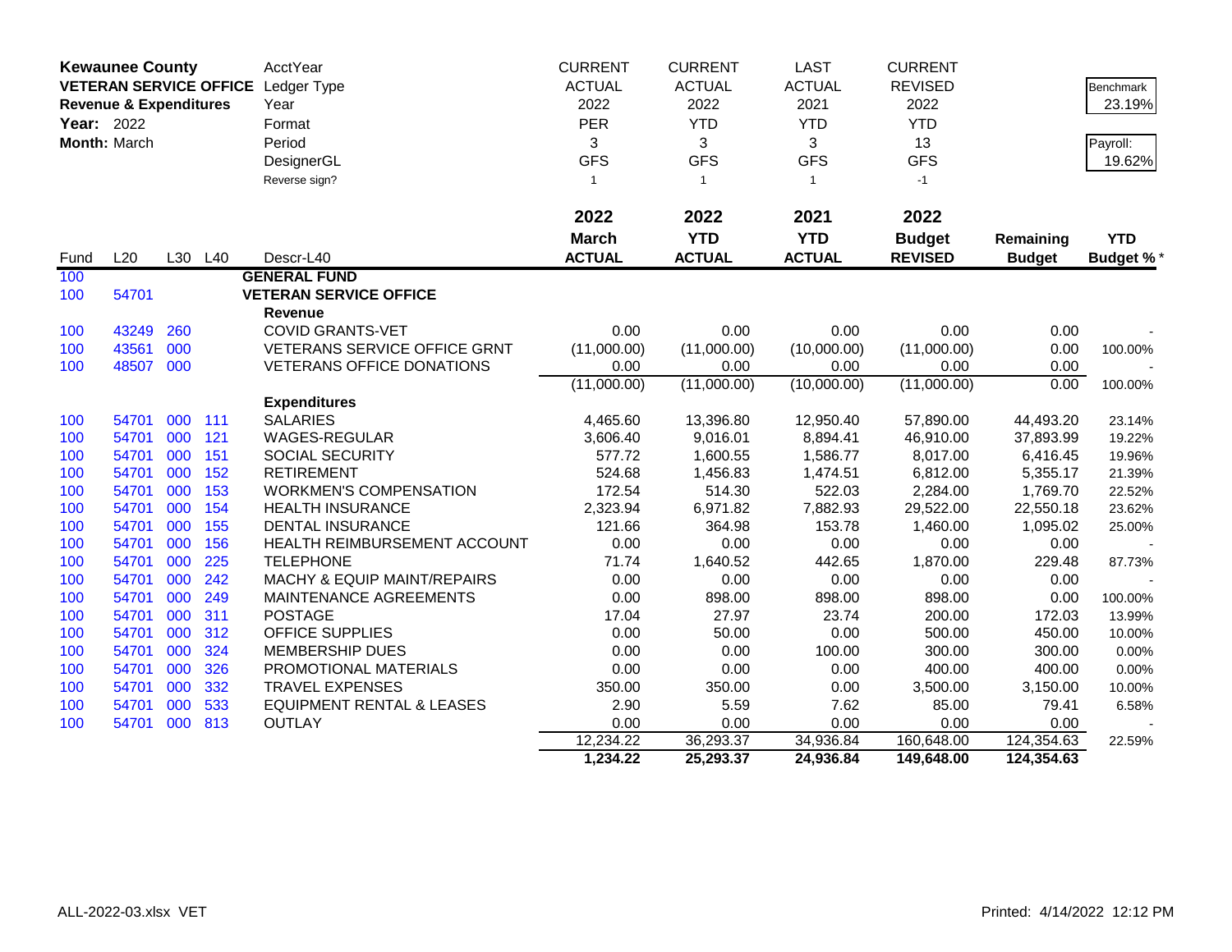| **Kewaunee County** | | | | AcctYear | CURRENT | CURRENT | LAST | CURRENT | | |
|---|---|---|---|---|---|---|---|---|---|---|
| **VETERAN SERVICE OFFICE** | | | | Ledger Type | ACTUAL | ACTUAL | ACTUAL | REVISED | | Benchmark |
| **Revenue & Expenditures** | | | | Year | 2022 | 2022 | 2021 | 2022 | | 23.19% |
| **Year:** 2022 | | | | Format | PER | YTD | YTD | YTD | | |
| **Month:** March | | | | Period | 3 | 3 | 3 | 13 | | Payroll: |
| | | | | DesignerGL | GFS | GFS | GFS | GFS | | 19.62% |
| | | | | Reverse sign? | 1 | 1 | 1 | -1 | | |
| | | | | | **2022** | **2022** | **2021** | **2022** | | |
| | | | | | **March** | **YTD** | **YTD** | **Budget** | **Remaining** | **YTD** |
| Fund | L20 | L30 | L40 | Descr-L40 | **ACTUAL** | **ACTUAL** | **ACTUAL** | **REVISED** | **Budget** | **Budget %*** |
| 100 | | | | **GENERAL FUND** | | | | | | |
| 100 | 54701 | | | **VETERAN SERVICE OFFICE** | | | | | | |
| | | | | **Revenue** | | | | | | |
| 100 | 43249 | 260 | | COVID GRANTS-VET | 0.00 | 0.00 | 0.00 | 0.00 | 0.00 | - |
| 100 | 43561 | 000 | | VETERANS SERVICE OFFICE GRNT | (11,000.00) | (11,000.00) | (10,000.00) | (11,000.00) | 0.00 | 100.00% |
| 100 | 48507 | 000 | | VETERANS OFFICE DONATIONS | 0.00 | 0.00 | 0.00 | 0.00 | 0.00 | - |
| | | | | | (11,000.00) | (11,000.00) | (10,000.00) | (11,000.00) | 0.00 | 100.00% |
| | | | | **Expenditures** | | | | | | |
| 100 | 54701 | 000 | 111 | SALARIES | 4,465.60 | 13,396.80 | 12,950.40 | 57,890.00 | 44,493.20 | 23.14% |
| 100 | 54701 | 000 | 121 | WAGES-REGULAR | 3,606.40 | 9,016.01 | 8,894.41 | 46,910.00 | 37,893.99 | 19.22% |
| 100 | 54701 | 000 | 151 | SOCIAL SECURITY | 577.72 | 1,600.55 | 1,586.77 | 8,017.00 | 6,416.45 | 19.96% |
| 100 | 54701 | 000 | 152 | RETIREMENT | 524.68 | 1,456.83 | 1,474.51 | 6,812.00 | 5,355.17 | 21.39% |
| 100 | 54701 | 000 | 153 | WORKMEN'S COMPENSATION | 172.54 | 514.30 | 522.03 | 2,284.00 | 1,769.70 | 22.52% |
| 100 | 54701 | 000 | 154 | HEALTH INSURANCE | 2,323.94 | 6,971.82 | 7,882.93 | 29,522.00 | 22,550.18 | 23.62% |
| 100 | 54701 | 000 | 155 | DENTAL INSURANCE | 121.66 | 364.98 | 153.78 | 1,460.00 | 1,095.02 | 25.00% |
| 100 | 54701 | 000 | 156 | HEALTH REIMBURSEMENT ACCOUNT | 0.00 | 0.00 | 0.00 | 0.00 | 0.00 | - |
| 100 | 54701 | 000 | 225 | TELEPHONE | 71.74 | 1,640.52 | 442.65 | 1,870.00 | 229.48 | 87.73% |
| 100 | 54701 | 000 | 242 | MACHY & EQUIP MAINT/REPAIRS | 0.00 | 0.00 | 0.00 | 0.00 | 0.00 | - |
| 100 | 54701 | 000 | 249 | MAINTENANCE AGREEMENTS | 0.00 | 898.00 | 898.00 | 898.00 | 0.00 | 100.00% |
| 100 | 54701 | 000 | 311 | POSTAGE | 17.04 | 27.97 | 23.74 | 200.00 | 172.03 | 13.99% |
| 100 | 54701 | 000 | 312 | OFFICE SUPPLIES | 0.00 | 50.00 | 0.00 | 500.00 | 450.00 | 10.00% |
| 100 | 54701 | 000 | 324 | MEMBERSHIP DUES | 0.00 | 0.00 | 100.00 | 300.00 | 300.00 | 0.00% |
| 100 | 54701 | 000 | 326 | PROMOTIONAL MATERIALS | 0.00 | 0.00 | 0.00 | 400.00 | 400.00 | 0.00% |
| 100 | 54701 | 000 | 332 | TRAVEL EXPENSES | 350.00 | 350.00 | 0.00 | 3,500.00 | 3,150.00 | 10.00% |
| 100 | 54701 | 000 | 533 | EQUIPMENT RENTAL & LEASES | 2.90 | 5.59 | 7.62 | 85.00 | 79.41 | 6.58% |
| 100 | 54701 | 000 | 813 | OUTLAY | 0.00 | 0.00 | 0.00 | 0.00 | 0.00 | - |
| | | | | | 12,234.22 | 36,293.37 | 34,936.84 | 160,648.00 | 124,354.63 | 22.59% |
| | | | | | **1,234.22** | **25,293.37** | **24,936.84** | **149,648.00** | **124,354.63** | |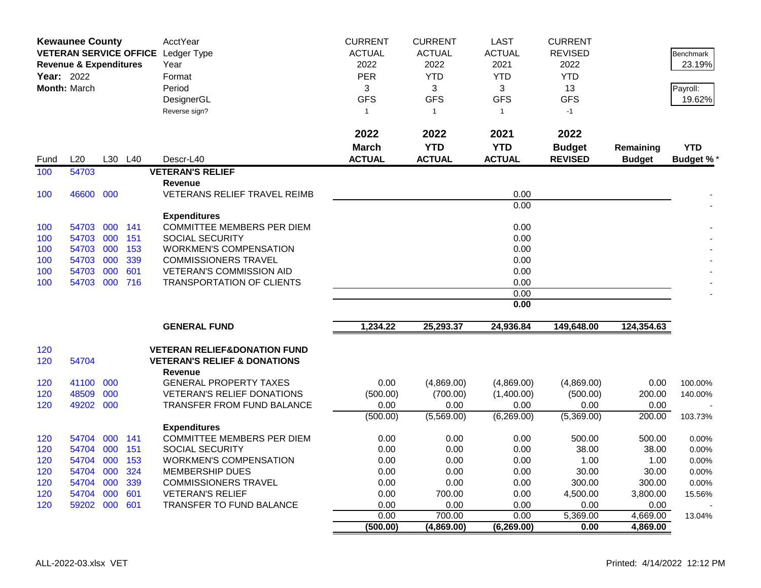**Kewaunee County**
**VETERAN SERVICE OFFICE**
**Revenue & Expenditures**
**Year:** 2022
**Month:** March

| | | | | AcctYear | CURRENT | CURRENT | LAST | CURRENT | | Benchmark |
|---|---|---|---|---|---|---|---|---|---|---|
| | | | | Ledger Type | ACTUAL | ACTUAL | ACTUAL | REVISED | | 23.19% |
| | | | | Year | 2022 | 2022 | 2021 | 2022 | | |
| | | | | Format | PER | YTD | YTD | YTD | | Payroll: |
| | | | | Period | 3 | 3 | 3 | 13 | | 19.62% |
| | | | | DesignerGL | GFS | GFS | GFS | GFS | | |
| | | | | Reverse sign? | 1 | 1 | 1 | -1 | | |
| | | | | | **2022** | **2022** | **2021** | **2022** | | |
| **Fund** | **L20** | **L30** | **L40** | **Descr-L40** | **March ACTUAL** | **YTD ACTUAL** | **YTD ACTUAL** | **Budget REVISED** | **Remaining Budget** | **YTD Budget %*** |
| 100 | 54703 | | | **VETERAN'S RELIEF** | | | | | | |
| | | | | **Revenue** | | | | | | |
| 100 | 46600 | 000 | | VETERANS RELIEF TRAVEL REIMB | | | 0.00 | | | - |
| | | | | | | | 0.00 | | | - |
| | | | | **Expenditures** | | | | | | |
| 100 | 54703 | 000 | 141 | COMMITTEE MEMBERS PER DIEM | | | 0.00 | | | - |
| 100 | 54703 | 000 | 151 | SOCIAL SECURITY | | | 0.00 | | | - |
| 100 | 54703 | 000 | 153 | WORKMEN'S COMPENSATION | | | 0.00 | | | - |
| 100 | 54703 | 000 | 339 | COMMISSIONERS TRAVEL | | | 0.00 | | | - |
| 100 | 54703 | 000 | 601 | VETERAN'S COMMISSION AID | | | 0.00 | | | - |
| 100 | 54703 | 000 | 716 | TRANSPORTATION OF CLIENTS | | | 0.00 | | | - |
| | | | | | | | 0.00 | | | - |
| | | | | | | | **0.00** | | | |
| | | | | **GENERAL FUND** | **1,234.22** | **25,293.37** | **24,936.84** | **149,648.00** | **124,354.63** | |
| 120 | | | | **VETERAN RELIEF&DONATION FUND** | | | | | | |
| 120 | 54704 | | | **VETERAN'S RELIEF & DONATIONS** | | | | | | |
| | | | | **Revenue** | | | | | | |
| 120 | 41100 | 000 | | GENERAL PROPERTY TAXES | 0.00 | (4,869.00) | (4,869.00) | (4,869.00) | 0.00 | 100.00% |
| 120 | 48509 | 000 | | VETERAN'S RELIEF DONATIONS | (500.00) | (700.00) | (1,400.00) | (500.00) | 200.00 | 140.00% |
| 120 | 49202 | 000 | | TRANSFER FROM FUND BALANCE | 0.00 | 0.00 | 0.00 | 0.00 | 0.00 | - |
| | | | | | (500.00) | (5,569.00) | (6,269.00) | (5,369.00) | 200.00 | 103.73% |
| | | | | **Expenditures** | | | | | | |
| 120 | 54704 | 000 | 141 | COMMITTEE MEMBERS PER DIEM | 0.00 | 0.00 | 0.00 | 500.00 | 500.00 | 0.00% |
| 120 | 54704 | 000 | 151 | SOCIAL SECURITY | 0.00 | 0.00 | 0.00 | 38.00 | 38.00 | 0.00% |
| 120 | 54704 | 000 | 153 | WORKMEN'S COMPENSATION | 0.00 | 0.00 | 0.00 | 1.00 | 1.00 | 0.00% |
| 120 | 54704 | 000 | 324 | MEMBERSHIP DUES | 0.00 | 0.00 | 0.00 | 30.00 | 30.00 | 0.00% |
| 120 | 54704 | 000 | 339 | COMMISSIONERS TRAVEL | 0.00 | 0.00 | 0.00 | 300.00 | 300.00 | 0.00% |
| 120 | 54704 | 000 | 601 | VETERAN'S RELIEF | 0.00 | 700.00 | 0.00 | 4,500.00 | 3,800.00 | 15.56% |
| 120 | 59202 | 000 | 601 | TRANSFER TO FUND BALANCE | 0.00 | 0.00 | 0.00 | 0.00 | 0.00 | - |
| | | | | | 0.00 | 700.00 | 0.00 | 5,369.00 | 4,669.00 | 13.04% |
| | | | | | **(500.00)** | **(4,869.00)** | **(6,269.00)** | **0.00** | **4,869.00** | |

ALL-2022-03.xlsx VET

Printed: 4/14/2022 12:12 PM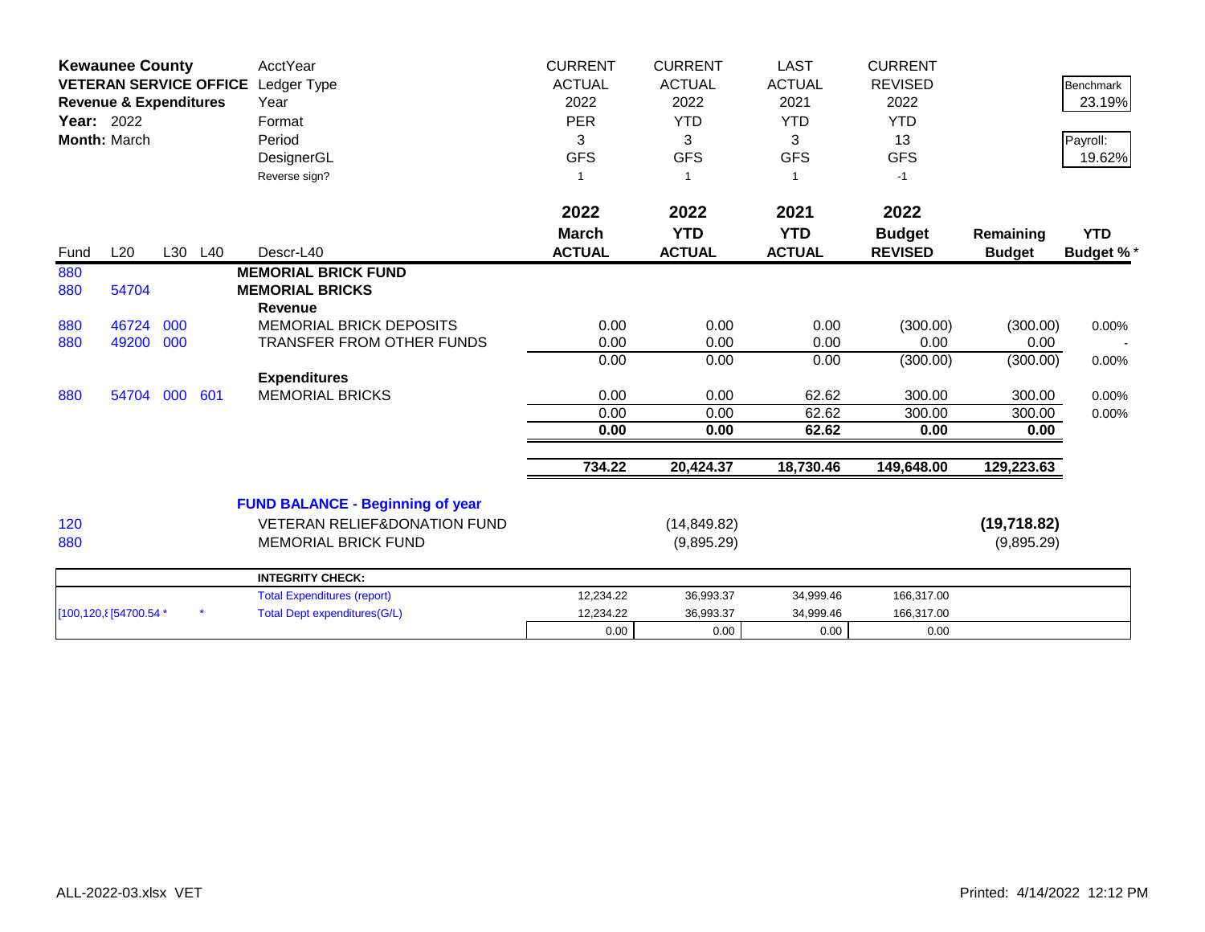**Kewaunee County**
**VETERAN SERVICE OFFICE**
**Revenue & Expenditures**
**Year:** 2022
**Month:** March

| | | | | AcctYear | CURRENT | CURRENT | LAST | CURRENT | | |
|---|---|---|---|---|---|---|---|---|---|---|
| | | | | Ledger Type | ACTUAL | ACTUAL | ACTUAL | REVISED | | Benchmark |
| | | | | Year | 2022 | 2022 | 2021 | 2022 | | 23.19% |
| | | | | Format | PER | YTD | YTD | YTD | | |
| | | | | Period | 3 | 3 | 3 | 13 | | Payroll: |
| | | | | DesignerGL | GFS | GFS | GFS | GFS | | 19.62% |
| | | | | Reverse sign? | 1 | 1 | 1 | -1 | | |
| | | | | | **2022** | **2022** | **2021** | **2022** | | |
| | | | | | **March** | **YTD** | **YTD** | **Budget** | **Remaining** | **YTD** |
| Fund | L20 | L30 | L40 | Descr-L40 | **ACTUAL** | **ACTUAL** | **ACTUAL** | **REVISED** | **Budget** | **Budget %*** |
| 880 | | | | **MEMORIAL BRICK FUND** | | | | | | |
| 880 | 54704 | | | **MEMORIAL BRICKS** | | | | | | |
| | | | | **Revenue** | | | | | | |
| 880 | 46724 | 000 | | MEMORIAL BRICK DEPOSITS | 0.00 | 0.00 | 0.00 | (300.00) | (300.00) | 0.00% |
| 880 | 49200 | 000 | | TRANSFER FROM OTHER FUNDS | 0.00 | 0.00 | 0.00 | 0.00 | 0.00 | - |
| | | | | | 0.00 | 0.00 | 0.00 | (300.00) | (300.00) | 0.00% |
| | | | | **Expenditures** | | | | | | |
| 880 | 54704 | 000 | 601 | MEMORIAL BRICKS | 0.00 | 0.00 | 62.62 | 300.00 | 300.00 | 0.00% |
| | | | | | 0.00 | 0.00 | 62.62 | 300.00 | 300.00 | 0.00% |
| | | | | | **0.00** | **0.00** | **62.62** | **0.00** | **0.00** | |
| | | | | | **734.22** | **20,424.37** | **18,730.46** | **149,648.00** | **129,223.63** | |
| | | | | **FUND BALANCE - Beginning of year** | | | | | | |
| 120 | | | | VETERAN RELIEF&DONATION FUND | | (14,849.82) | | | **(19,718.82)** | |
| 880 | | | | MEMORIAL BRICK FUND | | (9,895.29) | | | (9,895.29) | |

| | | | **INTEGRITY CHECK:** | | | | |
|---|---|---|---|---|---|---|---|
| | | | Total Expenditures (report) | 12,234.22 | 36,993.37 | 34,999.46 | 166,317.00 |
| [100,120,8 | [54700.54 * | * | Total Dept expenditures(G/L) | 12,234.22 | 36,993.37 | 34,999.46 | 166,317.00 |
| | | | | 0.00 | 0.00 | 0.00 | 0.00 |

ALL-2022-03.xlsx VET

Printed: 4/14/2022 12:12 PM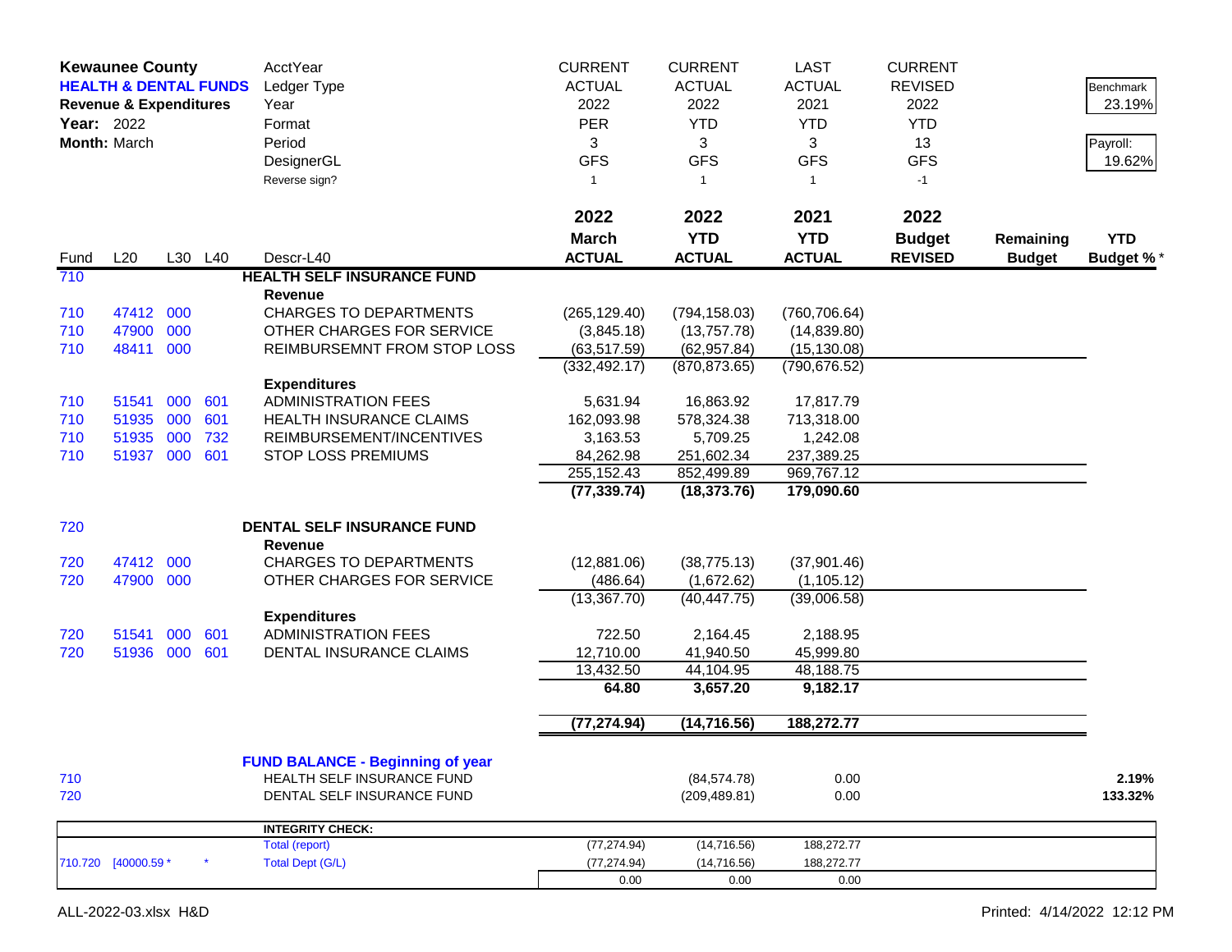**Kewaunee County**
**HEALTH & DENTAL FUNDS**
**Revenue & Expenditures**
**Year:** 2022
**Month:** March

| | | | | AcctYear | CURRENT | CURRENT | LAST | CURRENT | | |
|---|---|---|---|---|---|---|---|---|---|---|
| | | | | Ledger Type | ACTUAL | ACTUAL | ACTUAL | REVISED | | Benchmark |
| | | | | Year | 2022 | 2022 | 2021 | 2022 | | 23.19% |
| | | | | Format | PER | YTD | YTD | YTD | | |
| | | | | Period | 3 | 3 | 3 | 13 | | Payroll: |
| | | | | DesignerGL | GFS | GFS | GFS | GFS | | 19.62% |
| | | | | Reverse sign? | 1 | 1 | 1 | -1 | | |
| | | | | | **2022** | **2022** | **2021** | **2022** | | |
| | | | | | **March** | **YTD** | **YTD** | **Budget** | **Remaining** | **YTD** |
| Fund | L20 | L30 | L40 | Descr-L40 | **ACTUAL** | **ACTUAL** | **ACTUAL** | **REVISED** | **Budget** | **Budget %*** |
| 710 | | | | **HEALTH SELF INSURANCE FUND** | | | | | | |
| | | | | **Revenue** | | | | | | |
| 710 | 47412 | 000 | | CHARGES TO DEPARTMENTS | (265,129.40) | (794,158.03) | (760,706.64) | | | |
| 710 | 47900 | 000 | | OTHER CHARGES FOR SERVICE | (3,845.18) | (13,757.78) | (14,839.80) | | | |
| 710 | 48411 | 000 | | REIMBURSEMNT FROM STOP LOSS | (63,517.59) | (62,957.84) | (15,130.08) | | | |
| | | | | | (332,492.17) | (870,873.65) | (790,676.52) | | | |
| | | | | **Expenditures** | | | | | | |
| 710 | 51541 | 000 | 601 | ADMINISTRATION FEES | 5,631.94 | 16,863.92 | 17,817.79 | | | |
| 710 | 51935 | 000 | 601 | HEALTH INSURANCE CLAIMS | 162,093.98 | 578,324.38 | 713,318.00 | | | |
| 710 | 51935 | 000 | 732 | REIMBURSEMENT/INCENTIVES | 3,163.53 | 5,709.25 | 1,242.08 | | | |
| 710 | 51937 | 000 | 601 | STOP LOSS PREMIUMS | 84,262.98 | 251,602.34 | 237,389.25 | | | |
| | | | | | 255,152.43 | 852,499.89 | 969,767.12 | | | |
| | | | | | **(77,339.74)** | **(18,373.76)** | **179,090.60** | | | |
| 720 | | | | **DENTAL SELF INSURANCE FUND** | | | | | | |
| | | | | **Revenue** | | | | | | |
| 720 | 47412 | 000 | | CHARGES TO DEPARTMENTS | (12,881.06) | (38,775.13) | (37,901.46) | | | |
| 720 | 47900 | 000 | | OTHER CHARGES FOR SERVICE | (486.64) | (1,672.62) | (1,105.12) | | | |
| | | | | | (13,367.70) | (40,447.75) | (39,006.58) | | | |
| | | | | **Expenditures** | | | | | | |
| 720 | 51541 | 000 | 601 | ADMINISTRATION FEES | 722.50 | 2,164.45 | 2,188.95 | | | |
| 720 | 51936 | 000 | 601 | DENTAL INSURANCE CLAIMS | 12,710.00 | 41,940.50 | 45,999.80 | | | |
| | | | | | 13,432.50 | 44,104.95 | 48,188.75 | | | |
| | | | | | **64.80** | **3,657.20** | **9,182.17** | | | |
| | | | | | **(77,274.94)** | **(14,716.56)** | **188,272.77** | | | |
| | | | | **FUND BALANCE - Beginning of year** | | | | | | |
| 710 | | | | HEALTH SELF INSURANCE FUND | | (84,574.78) | 0.00 | | | **2.19%** |
| 720 | | | | DENTAL SELF INSURANCE FUND | | (209,489.81) | 0.00 | | | **133.32%** |

| | | | | | | |
|---|---|---|---|---|---|---|
| | | | **INTEGRITY CHECK:** | | | |
| | | | Total (report) | (77,274.94) | (14,716.56) | 188,272.77 |
| 710.720 | [40000.59 * | * | Total Dept (G/L) | (77,274.94) | (14,716.56) | 188,272.77 |
| | | | | 0.00 | 0.00 | 0.00 |

ALL-2022-03.xlsx H&D

Printed: 4/14/2022 12:12 PM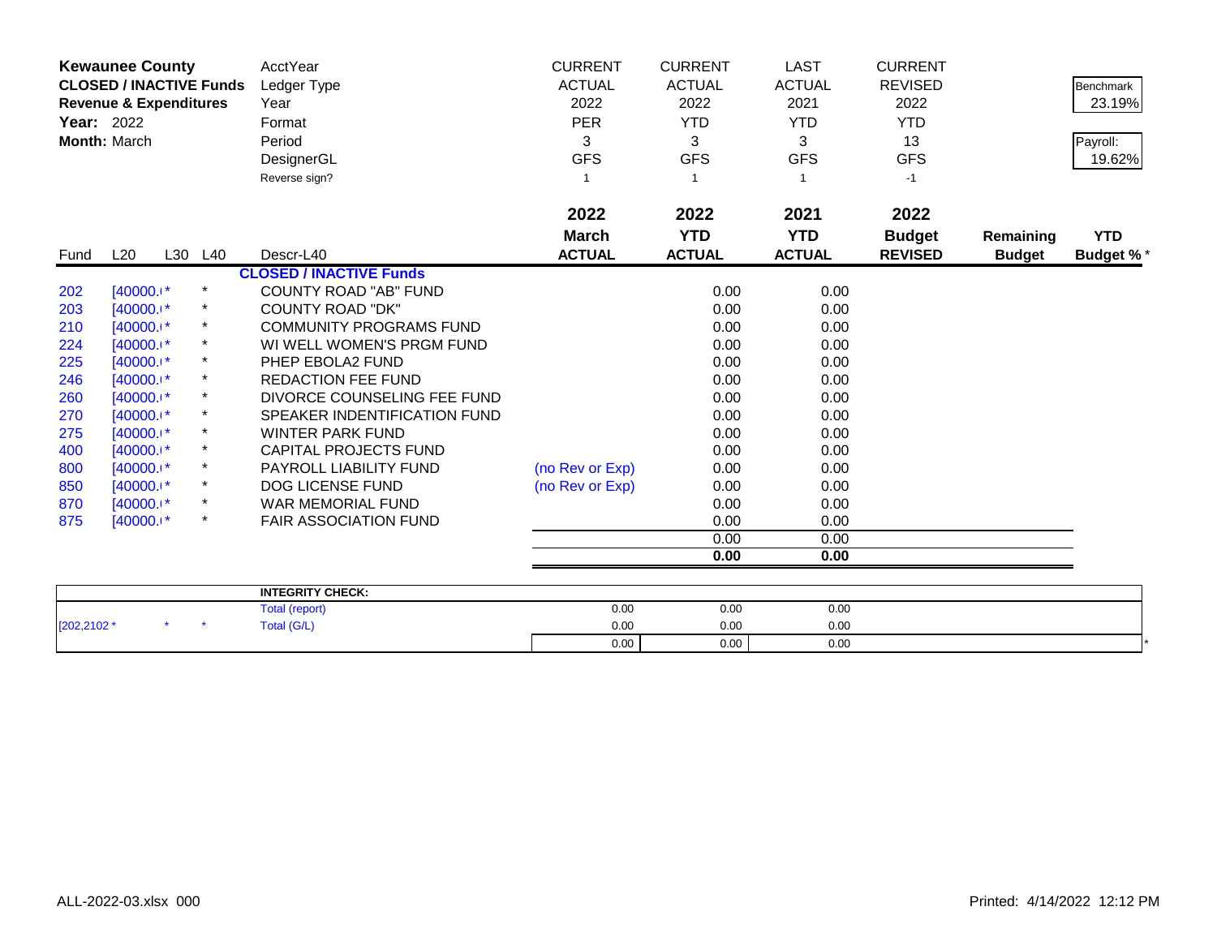**Kewaunee County**
**CLOSED / INACTIVE Funds**
**Revenue & Expenditures**
**Year:** 2022
**Month:** March

| | AcctYear | CURRENT | CURRENT | LAST | CURRENT | | |
|---|---|---|---|---|---|---|---|
| | Ledger Type | ACTUAL | ACTUAL | ACTUAL | REVISED | | Benchmark |
| | Year | 2022 | 2022 | 2021 | 2022 | | 23.19% |
| | Format | PER | YTD | YTD | YTD | | |
| | Period | 3 | 3 | 3 | 13 | | Payroll: |
| | DesignerGL | GFS | GFS | GFS | GFS | | 19.62% |
| | Reverse sign? | 1 | 1 | 1 | -1 | | |

| Fund | L20 | L30 | L40 | Descr-L40 | 2022 March ACTUAL | 2022 YTD ACTUAL | 2021 YTD ACTUAL | 2022 Budget REVISED | Remaining Budget | YTD Budget % * |
|---|---|---|---|---|---|---|---|---|---|---|
| | | | | **CLOSED / INACTIVE Funds** | | | | | | |
| 202 | [40000.I* | | * | COUNTY ROAD "AB" FUND | | 0.00 | 0.00 | | | |
| 203 | [40000.I* | | * | COUNTY ROAD "DK" | | 0.00 | 0.00 | | | |
| 210 | [40000.I* | | * | COMMUNITY PROGRAMS FUND | | 0.00 | 0.00 | | | |
| 224 | [40000.I* | | * | WI WELL WOMEN'S PRGM FUND | | 0.00 | 0.00 | | | |
| 225 | [40000.I* | | * | PHEP EBOLA2 FUND | | 0.00 | 0.00 | | | |
| 246 | [40000.I* | | * | REDACTION FEE FUND | | 0.00 | 0.00 | | | |
| 260 | [40000.I* | | * | DIVORCE COUNSELING FEE FUND | | 0.00 | 0.00 | | | |
| 270 | [40000.I* | | * | SPEAKER INDENTIFICATION FUND | | 0.00 | 0.00 | | | |
| 275 | [40000.I* | | * | WINTER PARK FUND | | 0.00 | 0.00 | | | |
| 400 | [40000.I* | | * | CAPITAL PROJECTS FUND | | 0.00 | 0.00 | | | |
| 800 | [40000.I* | | * | PAYROLL LIABILITY FUND | (no Rev or Exp) | 0.00 | 0.00 | | | |
| 850 | [40000.I* | | * | DOG LICENSE FUND | (no Rev or Exp) | 0.00 | 0.00 | | | |
| 870 | [40000.I* | | * | WAR MEMORIAL FUND | | 0.00 | 0.00 | | | |
| 875 | [40000.I* | | * | FAIR ASSOCIATION FUND | | 0.00 | 0.00 | | | |
| | | | | | | 0.00 | 0.00 | | | |
| | | | | | | **0.00** | **0.00** | | | |

| | | | | | | | | |
|---|---|---|---|---|---|---|---|---|
| | | | **INTEGRITY CHECK:** | | | | | |
| | | | Total (report) | 0.00 | 0.00 | 0.00 | | |
| [202,2102 * | * | * | Total (G/L) | 0.00 | 0.00 | 0.00 | | |
| | | | | 0.00 | 0.00 | 0.00 | | * |

ALL-2022-03.xlsx 000

Printed: 4/14/2022 12:12 PM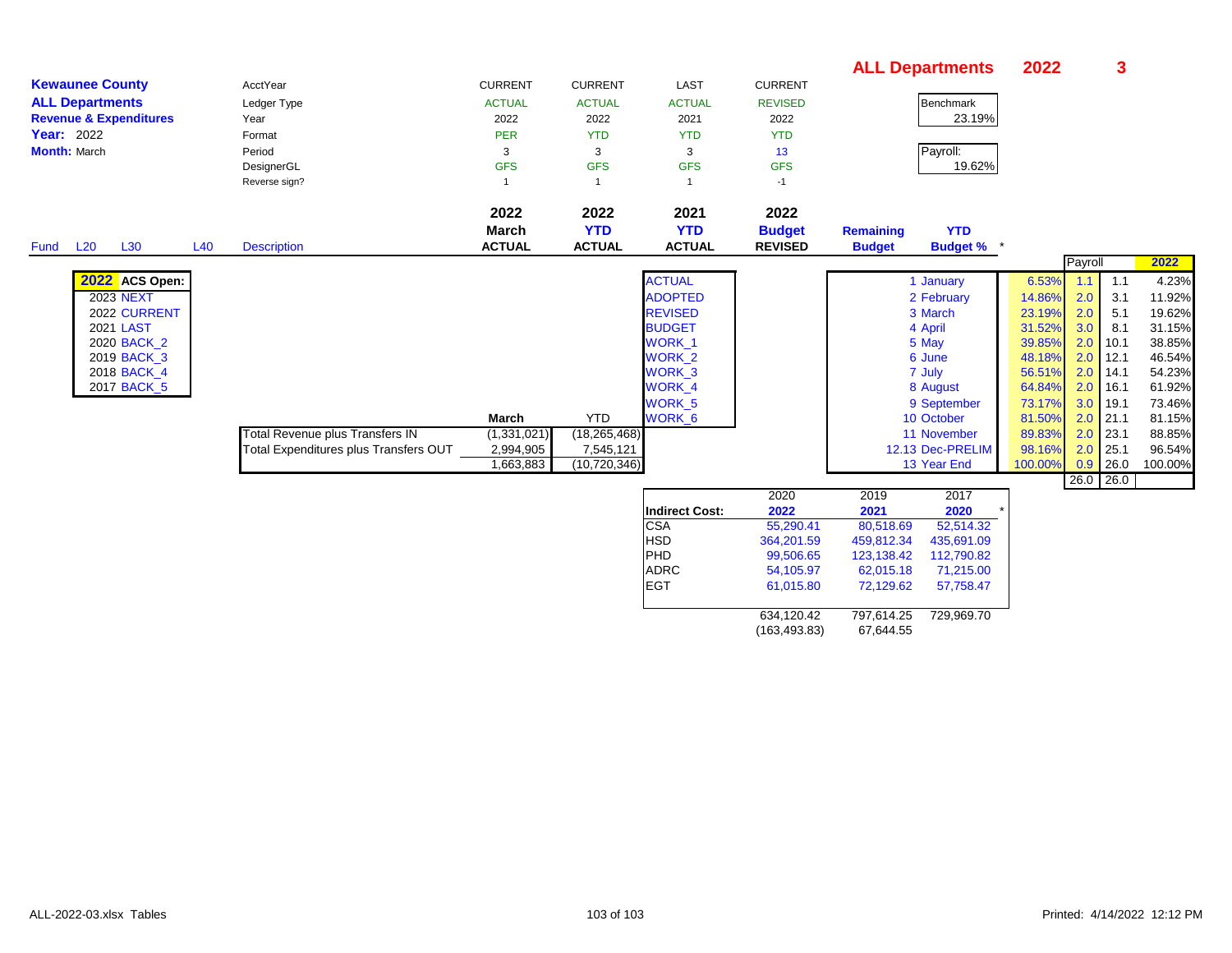**ALL Departments** **2022** **3**

**Kewaunee County**
**ALL Departments**
**Revenue & Expenditures**
**Year:** 2022
**Month:** March

| | | | | |
|---|---|---|---|---|
| AcctYear | CURRENT | CURRENT | LAST | CURRENT |
| Ledger Type | ACTUAL | ACTUAL | ACTUAL | REVISED |
| Year | 2022 | 2022 | 2021 | 2022 |
| Format | PER | YTD | YTD | YTD |
| Period | 3 | 3 | 3 | 13 |
| DesignerGL | GFS | GFS | GFS | GFS |
| Reverse sign? | 1 | 1 | 1 | -1 |

Benchmark 23.19%

Payroll: 19.62%

| Fund | L20 | L30 | L40 | Description | 2022 March ACTUAL | 2022 YTD ACTUAL | 2021 YTD ACTUAL | 2022 Budget REVISED | Remaining Budget | YTD Budget % * |
|---|---|---|---|---|---|---|---|---|---|---|

| **2022** | **ACS Open:** |
|---|---|
| 2023 | NEXT |
| 2022 | CURRENT |
| 2021 | LAST |
| 2020 | BACK_2 |
| 2019 | BACK_3 |
| 2018 | BACK_4 |
| 2017 | BACK_5 |

| | | |
|---|---|---|
| ACTUAL | | |
| ADOPTED | | |
| REVISED | | |
| BUDGET | | |
| WORK_1 | | |
| WORK_2 | | |
| WORK_3 | | |
| WORK_4 | | |
| WORK_5 | | |
| WORK_6 | | |

| | March | YTD |
|---|---|---|
| Total Revenue plus Transfers IN | (1,331,021) | (18,265,468) |
| Total Expenditures plus Transfers OUT | 2,994,905 | 7,545,121 |
| | 1,663,883 | (10,720,346) |

| | | Payroll | | 2022 |
|---|---|---|---|---|
| 1 January | 6.53% | 1.1 | 1.1 | 4.23% |
| 2 February | 14.86% | 2.0 | 3.1 | 11.92% |
| 3 March | 23.19% | 2.0 | 5.1 | 19.62% |
| 4 April | 31.52% | 3.0 | 8.1 | 31.15% |
| 5 May | 39.85% | 2.0 | 10.1 | 38.85% |
| 6 June | 48.18% | 2.0 | 12.1 | 46.54% |
| 7 July | 56.51% | 2.0 | 14.1 | 54.23% |
| 8 August | 64.84% | 2.0 | 16.1 | 61.92% |
| 9 September | 73.17% | 3.0 | 19.1 | 73.46% |
| 10 October | 81.50% | 2.0 | 21.1 | 81.15% |
| 11 November | 89.83% | 2.0 | 23.1 | 88.85% |
| 12.13 Dec-PRELIM | 98.16% | 2.0 | 25.1 | 96.54% |
| 13 Year End | 100.00% | 0.9 | 26.0 | 100.00% |
| | | 26.0 | 26.0 | |

| | 2020 | 2019 | 2017 |
|---|---|---|---|
| **Indirect Cost:** | **2022** | **2021** | **2020** * |
| CSA | 55,290.41 | 80,518.69 | 52,514.32 |
| HSD | 364,201.59 | 459,812.34 | 435,691.09 |
| PHD | 99,506.65 | 123,138.42 | 112,790.82 |
| ADRC | 54,105.97 | 62,015.18 | 71,215.00 |
| EGT | 61,015.80 | 72,129.62 | 57,758.47 |
| | 634,120.42 | 797,614.25 | 729,969.70 |
| | (163,493.83) | 67,644.55 | |

ALL-2022-03.xlsx Tables

Printed: 4/14/2022 12:12 PM